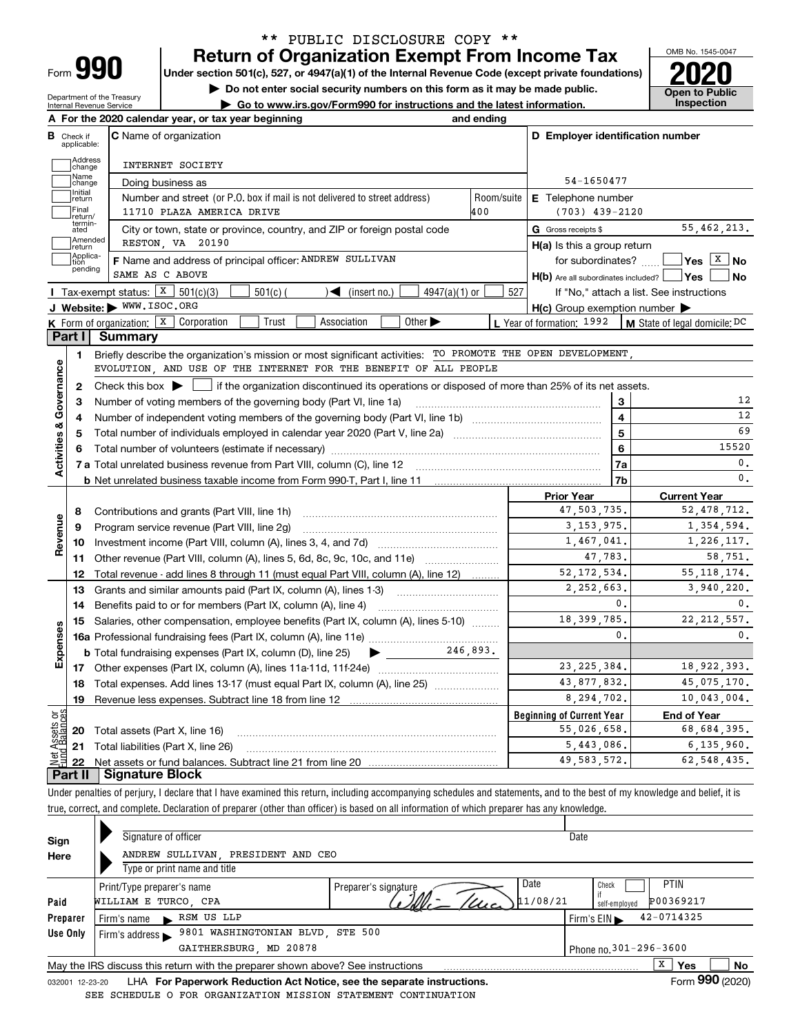\*\* PUBLIC DISCLOSURE COPY \*\*

# Form 990 — Return of Organization Exempt From Income Tax

Under section 501(c), 527, or 4947(a)(1) of the Internal Revenue Code (except private foundations)

▶ Do not enter social security numbers on this form as it may be made public.

▶ Go to www.irs.gov/Form990 for instructions and the latest information.

Department of the Treasury
Internal Revenue Service

OMB No. 1545-0047

**2020**

**Open to Public Inspection**

**A** For the 2020 calendar year, or tax year beginning and ending

**B** Check if applicable: Address change, Name change, Initial return, Final return/terminated, Amended return, Application pending

**C** Name of organization: INTERNET SOCIETY

Doing business as

Number and street (or P.O. box if mail is not delivered to street address): 11710 PLAZA AMERICA DRIVE — Room/suite: 400

City or town, state or province, country, and ZIP or foreign postal code: RESTON, VA 20190

**D** Employer identification number: 54-1650477

**E** Telephone number: (703) 439-2120

**G** Gross receipts $ 55,462,213.

**F** Name and address of principal officer: ANDREW SULLIVAN
SAME AS C ABOVE

**H(a)** Is this a group return for subordinates? ☐ Yes ☒ No

**H(b)** Are all subordinates included? ☐ Yes ☐ No
If "No," attach a list. See instructions

**H(c)** Group exemption number ▶

**I** Tax-exempt status: ☒ 501(c)(3) ☐ 501(c) ( ) ◀ (insert no.) ☐ 4947(a)(1) or ☐ 527

**J** Website: ▶ WWW.ISOC.ORG

**K** Form of organization: ☒ Corporation ☐ Trust ☐ Association ☐ Other ▶

**L** Year of formation: 1992 **M** State of legal domicile: DC

## Part I Summary

**Activities & Governance**

1 Briefly describe the organization's mission or most significant activities: TO PROMOTE THE OPEN DEVELOPMENT, EVOLUTION, AND USE OF THE INTERNET FOR THE BENEFIT OF ALL PEOPLE

2 Check this box ▶ ☐ if the organization discontinued its operations or disposed of more than 25% of its net assets.

| | | Line | |
|---|---|---|---|
| 3 | Number of voting members of the governing body (Part VI, line 1a) | 3 | 12 |
| 4 | Number of independent voting members of the governing body (Part VI, line 1b) | 4 | 12 |
| 5 | Total number of individuals employed in calendar year 2020 (Part V, line 2a) | 5 | 69 |
| 6 | Total number of volunteers (estimate if necessary) | 6 | 15520 |
| 7a | Total unrelated business revenue from Part VIII, column (C), line 12 | 7a | 0. |
| b | Net unrelated business taxable income from Form 990-T, Part I, line 11 | 7b | 0. |

| | | Prior Year | Current Year |
|---|---|---|---|
| **Revenue** | | | |
| 8 | Contributions and grants (Part VIII, line 1h) | 47,503,735. | 52,478,712. |
| 9 | Program service revenue (Part VIII, line 2g) | 3,153,975. | 1,354,594. |
| 10 | Investment income (Part VIII, column (A), lines 3, 4, and 7d) | 1,467,041. | 1,226,117. |
| 11 | Other revenue (Part VIII, column (A), lines 5, 6d, 8c, 9c, 10c, and 11e) | 47,783. | 58,751. |
| 12 | Total revenue - add lines 8 through 11 (must equal Part VIII, column (A), line 12) | 52,172,534. | 55,118,174. |
| **Expenses** | | | |
| 13 | Grants and similar amounts paid (Part IX, column (A), lines 1-3) | 2,252,663. | 3,940,220. |
| 14 | Benefits paid to or for members (Part IX, column (A), line 4) | 0. | 0. |
| 15 | Salaries, other compensation, employee benefits (Part IX, column (A), lines 5-10) | 18,399,785. | 22,212,557. |
| 16a | Professional fundraising fees (Part IX, column (A), line 11e) | 0. | 0. |
| b | Total fundraising expenses (Part IX, column (D), line 25) ▶ 246,893. | | |
| 17 | Other expenses (Part IX, column (A), lines 11a-11d, 11f-24e) | 23,225,384. | 18,922,393. |
| 18 | Total expenses. Add lines 13-17 (must equal Part IX, column (A), line 25) | 43,877,832. | 45,075,170. |
| 19 | Revenue less expenses. Subtract line 18 from line 12 | 8,294,702. | 10,043,004. |

| **Net Assets or Fund Balances** | | Beginning of Current Year | End of Year |
|---|---|---|---|
| 20 | Total assets (Part X, line 16) | 55,026,658. | 68,684,395. |
| 21 | Total liabilities (Part X, line 26) | 5,443,086. | 6,135,960. |
| 22 | Net assets or fund balances. Subtract line 21 from line 20 | 49,583,572. | 62,548,435. |

## Part II Signature Block

Under penalties of perjury, I declare that I have examined this return, including accompanying schedules and statements, and to the best of my knowledge and belief, it is true, correct, and complete. Declaration of preparer (other than officer) is based on all information of which preparer has any knowledge.

**Sign Here**

Signature of officer — Date

ANDREW SULLIVAN, PRESIDENT AND CEO
Type or print name and title

**Paid Preparer Use Only**

| Print/Type preparer's name | Preparer's signature | Date | Check ☐ if self-employed | PTIN |
|---|---|---|---|---|
| WILLIAM E TURCO, CPA | | 11/08/21 | | P00369217 |

Firm's name ▶ RSM US LLP — Firm's EIN ▶ 42-0714325

Firm's address ▶ 9801 WASHINGTONIAN BLVD, STE 500, GAITHERSBURG, MD 20878 — Phone no. 301-296-3600

May the IRS discuss this return with the preparer shown above? See instructions ☒ Yes ☐ No

032001 12-23-20 LHA For Paperwork Reduction Act Notice, see the separate instructions. Form **990** (2020)

SEE SCHEDULE O FOR ORGANIZATION MISSION STATEMENT CONTINUATION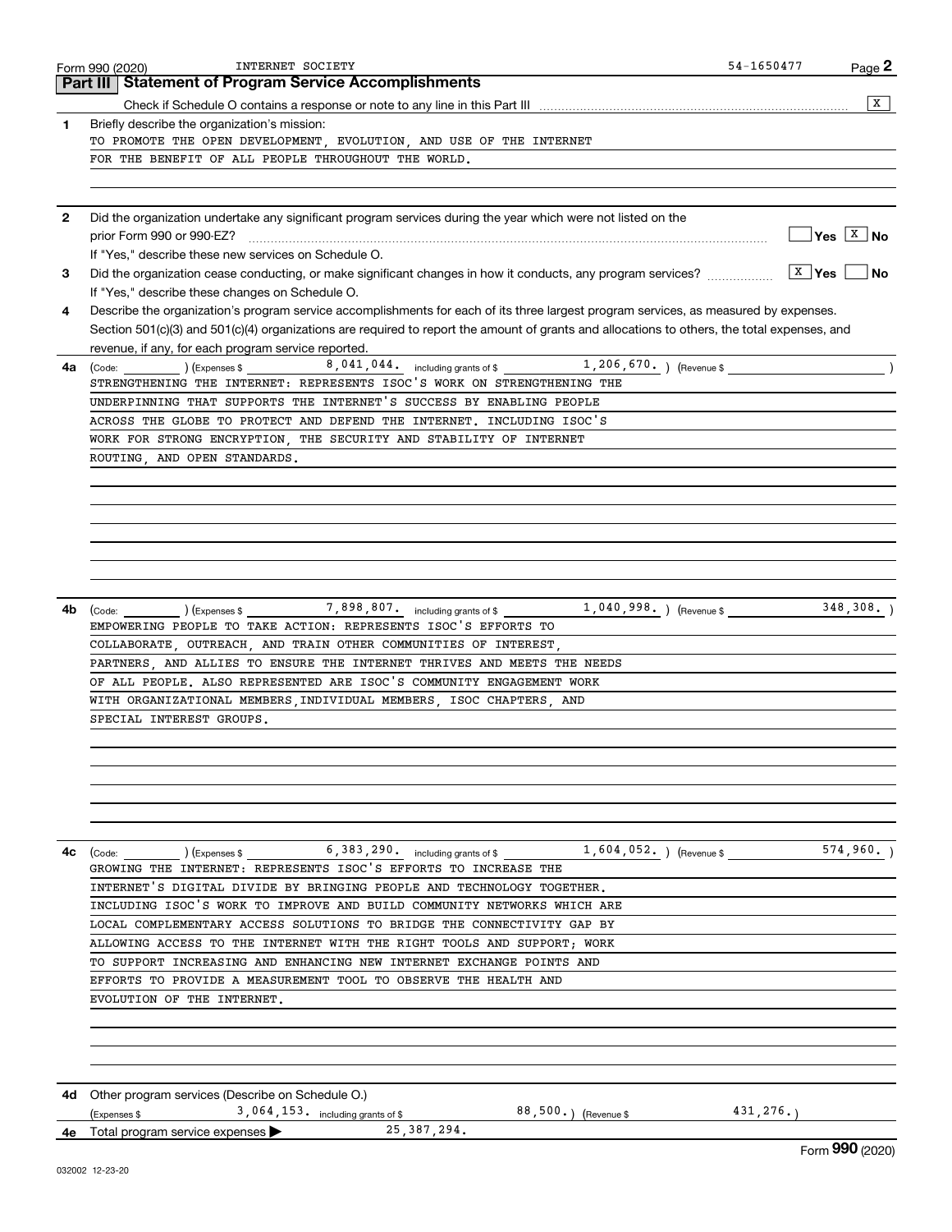Form 990 (2020) INTERNET SOCIETY 54-1650477

## Part III Statement of Program Service Accomplishments

Check if Schedule O contains a response or note to any line in this Part III [X]

**1** Briefly describe the organization's mission:

TO PROMOTE THE OPEN DEVELOPMENT, EVOLUTION, AND USE OF THE INTERNET FOR THE BENEFIT OF ALL PEOPLE THROUGHOUT THE WORLD.

**2** Did the organization undertake any significant program services during the year which were not listed on the prior Form 990 or 990-EZ? [ ] Yes [X] No

If "Yes," describe these new services on Schedule O.

**3** Did the organization cease conducting, or make significant changes in how it conducts, any program services? [X] Yes [ ] No

If "Yes," describe these changes on Schedule O.

**4** Describe the organization's program service accomplishments for each of its three largest program services, as measured by expenses. Section 501(c)(3) and 501(c)(4) organizations are required to report the amount of grants and allocations to others, the total expenses, and revenue, if any, for each program service reported.

**4a** (Code: ) (Expenses $ 8,041,044. including grants of $ 1,206,670. ) (Revenue $ )

STRENGTHENING THE INTERNET: REPRESENTS ISOC'S WORK ON STRENGTHENING THE UNDERPINNING THAT SUPPORTS THE INTERNET'S SUCCESS BY ENABLING PEOPLE ACROSS THE GLOBE TO PROTECT AND DEFEND THE INTERNET. INCLUDING ISOC'S WORK FOR STRONG ENCRYPTION, THE SECURITY AND STABILITY OF INTERNET ROUTING, AND OPEN STANDARDS.

**4b** (Code: ) (Expenses $ 7,898,807. including grants of $ 1,040,998. ) (Revenue $ 348,308. )

EMPOWERING PEOPLE TO TAKE ACTION: REPRESENTS ISOC'S EFFORTS TO COLLABORATE, OUTREACH, AND TRAIN OTHER COMMUNITIES OF INTEREST, PARTNERS, AND ALLIES TO ENSURE THE INTERNET THRIVES AND MEETS THE NEEDS OF ALL PEOPLE. ALSO REPRESENTED ARE ISOC'S COMMUNITY ENGAGEMENT WORK WITH ORGANIZATIONAL MEMBERS,INDIVIDUAL MEMBERS, ISOC CHAPTERS, AND SPECIAL INTEREST GROUPS.

**4c** (Code: ) (Expenses $ 6,383,290. including grants of $ 1,604,052. ) (Revenue $ 574,960. )

GROWING THE INTERNET: REPRESENTS ISOC'S EFFORTS TO INCREASE THE INTERNET'S DIGITAL DIVIDE BY BRINGING PEOPLE AND TECHNOLOGY TOGETHER. INCLUDING ISOC'S WORK TO IMPROVE AND BUILD COMMUNITY NETWORKS WHICH ARE LOCAL COMPLEMENTARY ACCESS SOLUTIONS TO BRIDGE THE CONNECTIVITY GAP BY ALLOWING ACCESS TO THE INTERNET WITH THE RIGHT TOOLS AND SUPPORT; WORK TO SUPPORT INCREASING AND ENHANCING NEW INTERNET EXCHANGE POINTS AND EFFORTS TO PROVIDE A MEASUREMENT TOOL TO OBSERVE THE HEALTH AND EVOLUTION OF THE INTERNET.

**4d** Other program services (Describe on Schedule O.)

(Expenses $ 3,064,153. including grants of $ 88,500. ) (Revenue $ 431,276. )

**4e** Total program service expenses ▶ 25,387,294.

Form **990** (2020)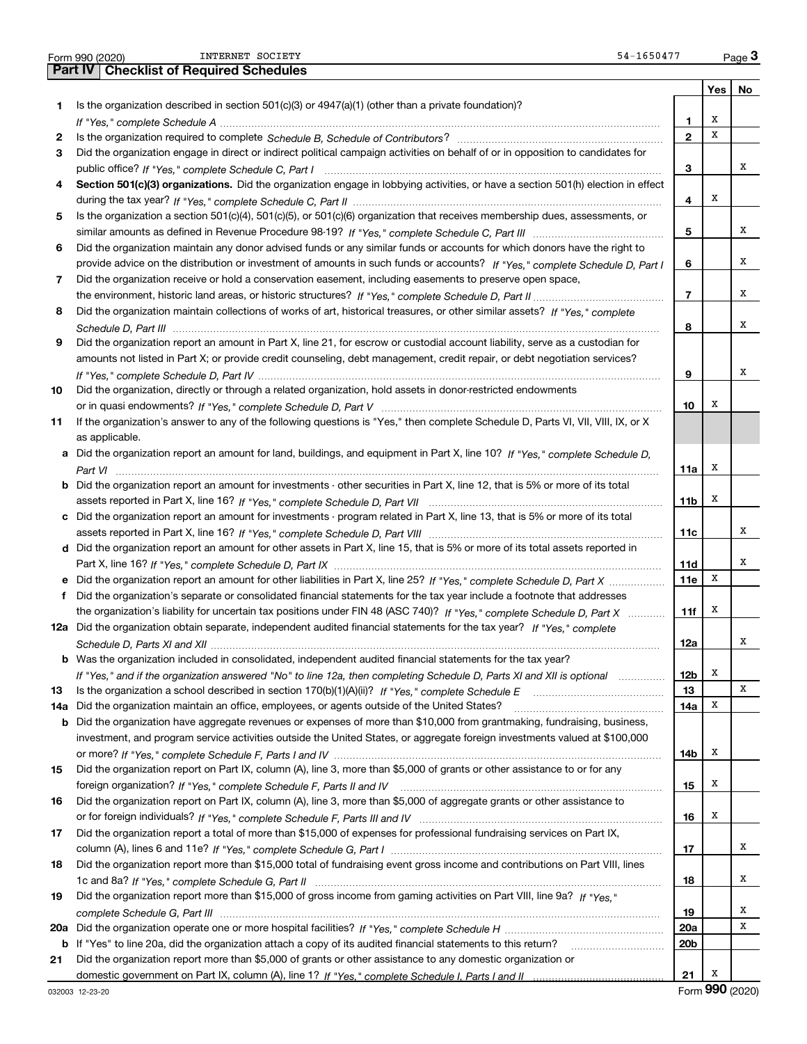Form 990 (2020) INTERNET SOCIETY 54-1650477

## Part IV | Checklist of Required Schedules

| | | | Yes | No |
|---|---|---|---|---|
| 1 | Is the organization described in section 501(c)(3) or 4947(a)(1) (other than a private foundation)? *If "Yes," complete Schedule A* | 1 | X | |
| 2 | Is the organization required to complete *Schedule B, Schedule of Contributors*? | 2 | X | |
| 3 | Did the organization engage in direct or indirect political campaign activities on behalf of or in opposition to candidates for public office? *If "Yes," complete Schedule C, Part I* | 3 | | X |
| 4 | **Section 501(c)(3) organizations.** Did the organization engage in lobbying activities, or have a section 501(h) election in effect during the tax year? *If "Yes," complete Schedule C, Part II* | 4 | X | |
| 5 | Is the organization a section 501(c)(4), 501(c)(5), or 501(c)(6) organization that receives membership dues, assessments, or similar amounts as defined in Revenue Procedure 98-19? *If "Yes," complete Schedule C, Part III* | 5 | | X |
| 6 | Did the organization maintain any donor advised funds or any similar funds or accounts for which donors have the right to provide advice on the distribution or investment of amounts in such funds or accounts? *If "Yes," complete Schedule D, Part I* | 6 | | X |
| 7 | Did the organization receive or hold a conservation easement, including easements to preserve open space, the environment, historic land areas, or historic structures? *If "Yes," complete Schedule D, Part II* | 7 | | X |
| 8 | Did the organization maintain collections of works of art, historical treasures, or other similar assets? *If "Yes," complete Schedule D, Part III* | 8 | | X |
| 9 | Did the organization report an amount in Part X, line 21, for escrow or custodial account liability, serve as a custodian for amounts not listed in Part X; or provide credit counseling, debt management, credit repair, or debt negotiation services? *If "Yes," complete Schedule D, Part IV* | 9 | | X |
| 10 | Did the organization, directly or through a related organization, hold assets in donor-restricted endowments or in quasi endowments? *If "Yes," complete Schedule D, Part V* | 10 | X | |
| 11 | If the organization's answer to any of the following questions is "Yes," then complete Schedule D, Parts VI, VII, VIII, IX, or X as applicable. | | | |
| a | Did the organization report an amount for land, buildings, and equipment in Part X, line 10? *If "Yes," complete Schedule D, Part VI* | 11a | X | |
| b | Did the organization report an amount for investments - other securities in Part X, line 12, that is 5% or more of its total assets reported in Part X, line 16? *If "Yes," complete Schedule D, Part VII* | 11b | X | |
| c | Did the organization report an amount for investments - program related in Part X, line 13, that is 5% or more of its total assets reported in Part X, line 16? *If "Yes," complete Schedule D, Part VIII* | 11c | | X |
| d | Did the organization report an amount for other assets in Part X, line 15, that is 5% or more of its total assets reported in Part X, line 16? *If "Yes," complete Schedule D, Part IX* | 11d | | X |
| e | Did the organization report an amount for other liabilities in Part X, line 25? *If "Yes," complete Schedule D, Part X* | 11e | X | |
| f | Did the organization's separate or consolidated financial statements for the tax year include a footnote that addresses the organization's liability for uncertain tax positions under FIN 48 (ASC 740)? *If "Yes," complete Schedule D, Part X* | 11f | X | |
| 12a | Did the organization obtain separate, independent audited financial statements for the tax year? *If "Yes," complete Schedule D, Parts XI and XII* | 12a | | X |
| b | Was the organization included in consolidated, independent audited financial statements for the tax year? *If "Yes," and if the organization answered "No" to line 12a, then completing Schedule D, Parts XI and XII is optional* | 12b | X | |
| 13 | Is the organization a school described in section 170(b)(1)(A)(ii)? *If "Yes," complete Schedule E* | 13 | | X |
| 14a | Did the organization maintain an office, employees, or agents outside of the United States? | 14a | X | |
| b | Did the organization have aggregate revenues or expenses of more than $10,000 from grantmaking, fundraising, business, investment, and program service activities outside the United States, or aggregate foreign investments valued at $100,000 or more? *If "Yes," complete Schedule F, Parts I and IV* | 14b | X | |
| 15 | Did the organization report on Part IX, column (A), line 3, more than $5,000 of grants or other assistance to or for any foreign organization? *If "Yes," complete Schedule F, Parts II and IV* | 15 | X | |
| 16 | Did the organization report on Part IX, column (A), line 3, more than $5,000 of aggregate grants or other assistance to or for foreign individuals? *If "Yes," complete Schedule F, Parts III and IV* | 16 | X | |
| 17 | Did the organization report a total of more than $15,000 of expenses for professional fundraising services on Part IX, column (A), lines 6 and 11e? *If "Yes," complete Schedule G, Part I* | 17 | | X |
| 18 | Did the organization report more than $15,000 total of fundraising event gross income and contributions on Part VIII, lines 1c and 8a? *If "Yes," complete Schedule G, Part II* | 18 | | X |
| 19 | Did the organization report more than $15,000 of gross income from gaming activities on Part VIII, line 9a? *If "Yes," complete Schedule G, Part III* | 19 | | X |
| 20a | Did the organization operate one or more hospital facilities? *If "Yes," complete Schedule H* | 20a | | X |
| b | If "Yes" to line 20a, did the organization attach a copy of its audited financial statements to this return? | 20b | | |
| 21 | Did the organization report more than $5,000 of grants or other assistance to any domestic organization or domestic government on Part IX, column (A), line 1? *If "Yes," complete Schedule I, Parts I and II* | 21 | X | |

032003 12-23-20 Form **990** (2020)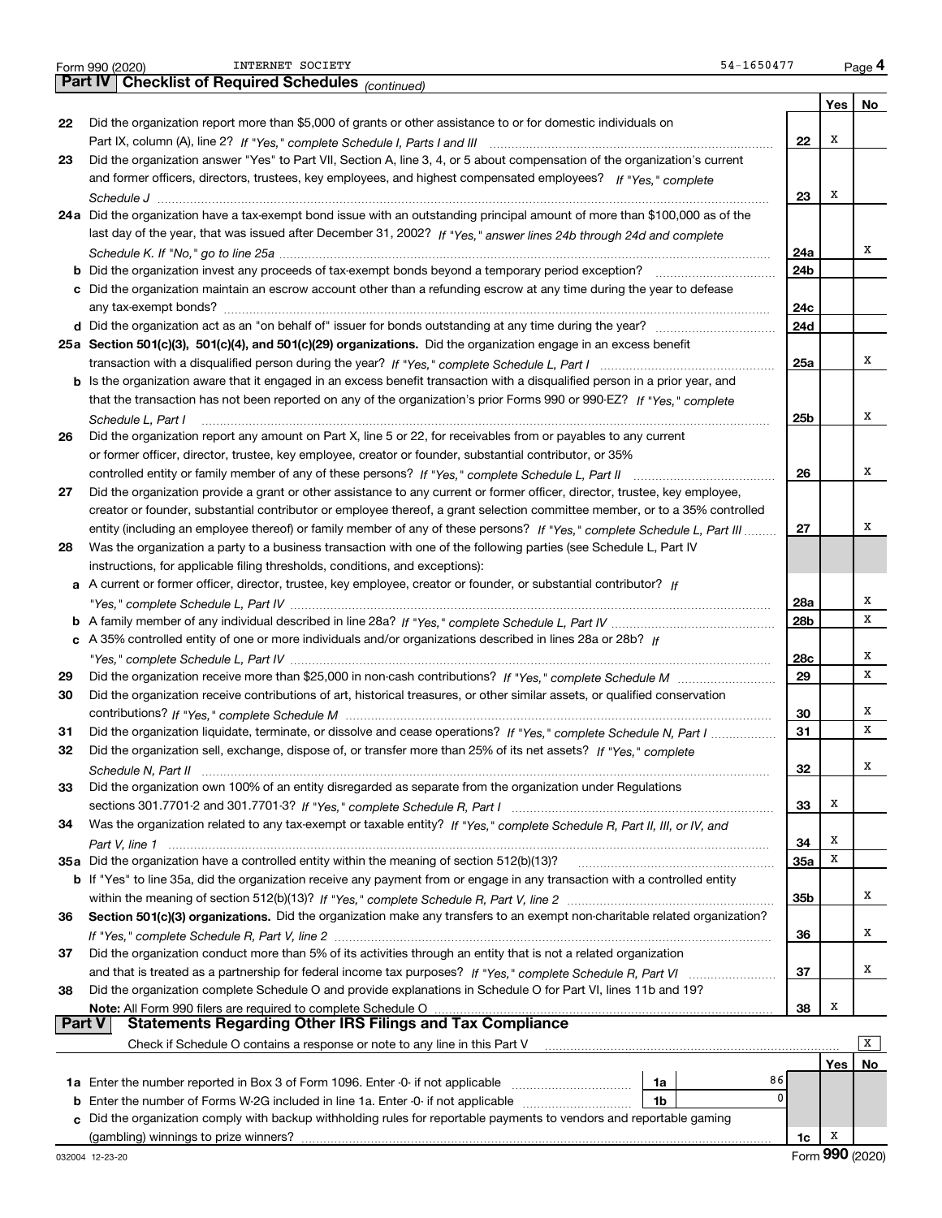Form 990 (2020) INTERNET SOCIETY 54-1650477 Page 4

## Part IV Checklist of Required Schedules *(continued)*

| | | | Yes | No |
|---|---|---|---|---|
| 22 | Did the organization report more than $5,000 of grants or other assistance to or for domestic individuals on Part IX, column (A), line 2? *If "Yes," complete Schedule I, Parts I and III* | 22 | X | |
| 23 | Did the organization answer "Yes" to Part VII, Section A, line 3, 4, or 5 about compensation of the organization's current and former officers, directors, trustees, key employees, and highest compensated employees? *If "Yes," complete Schedule J* | 23 | X | |
| 24a | Did the organization have a tax-exempt bond issue with an outstanding principal amount of more than $100,000 as of the last day of the year, that was issued after December 31, 2002? *If "Yes," answer lines 24b through 24d and complete Schedule K. If "No," go to line 25a* | 24a | | X |
| b | Did the organization invest any proceeds of tax-exempt bonds beyond a temporary period exception? | 24b | | |
| c | Did the organization maintain an escrow account other than a refunding escrow at any time during the year to defease any tax-exempt bonds? | 24c | | |
| d | Did the organization act as an "on behalf of" issuer for bonds outstanding at any time during the year? | 24d | | |
| 25a | **Section 501(c)(3), 501(c)(4), and 501(c)(29) organizations.** Did the organization engage in an excess benefit transaction with a disqualified person during the year? *If "Yes," complete Schedule L, Part I* | 25a | | X |
| b | Is the organization aware that it engaged in an excess benefit transaction with a disqualified person in a prior year, and that the transaction has not been reported on any of the organization's prior Forms 990 or 990-EZ? *If "Yes," complete Schedule L, Part I* | 25b | | X |
| 26 | Did the organization report any amount on Part X, line 5 or 22, for receivables from or payables to any current or former officer, director, trustee, key employee, creator or founder, substantial contributor, or 35% controlled entity or family member of any of these persons? *If "Yes," complete Schedule L, Part II* | 26 | | X |
| 27 | Did the organization provide a grant or other assistance to any current or former officer, director, trustee, key employee, creator or founder, substantial contributor or employee thereof, a grant selection committee member, or to a 35% controlled entity (including an employee thereof) or family member of any of these persons? *If "Yes," complete Schedule L, Part III* | 27 | | X |
| 28 | Was the organization a party to a business transaction with one of the following parties (see Schedule L, Part IV instructions, for applicable filing thresholds, conditions, and exceptions): | | | |
| a | A current or former officer, director, trustee, key employee, creator or founder, or substantial contributor? *If "Yes," complete Schedule L, Part IV* | 28a | | X |
| b | A family member of any individual described in line 28a? *If "Yes," complete Schedule L, Part IV* | 28b | | X |
| c | A 35% controlled entity of one or more individuals and/or organizations described in lines 28a or 28b? *If "Yes," complete Schedule L, Part IV* | 28c | | X |
| 29 | Did the organization receive more than $25,000 in non-cash contributions? *If "Yes," complete Schedule M* | 29 | | X |
| 30 | Did the organization receive contributions of art, historical treasures, or other similar assets, or qualified conservation contributions? *If "Yes," complete Schedule M* | 30 | | X |
| 31 | Did the organization liquidate, terminate, or dissolve and cease operations? *If "Yes," complete Schedule N, Part I* | 31 | | X |
| 32 | Did the organization sell, exchange, dispose of, or transfer more than 25% of its net assets? *If "Yes," complete Schedule N, Part II* | 32 | | X |
| 33 | Did the organization own 100% of an entity disregarded as separate from the organization under Regulations sections 301.7701-2 and 301.7701-3? *If "Yes," complete Schedule R, Part I* | 33 | X | |
| 34 | Was the organization related to any tax-exempt or taxable entity? *If "Yes," complete Schedule R, Part II, III, or IV, and Part V, line 1* | 34 | X | |
| 35a | Did the organization have a controlled entity within the meaning of section 512(b)(13)? | 35a | X | |
| b | If "Yes" to line 35a, did the organization receive any payment from or engage in any transaction with a controlled entity within the meaning of section 512(b)(13)? *If "Yes," complete Schedule R, Part V, line 2* | 35b | | X |
| 36 | **Section 501(c)(3) organizations.** Did the organization make any transfers to an exempt non-charitable related organization? *If "Yes," complete Schedule R, Part V, line 2* | 36 | | X |
| 37 | Did the organization conduct more than 5% of its activities through an entity that is not a related organization and that is treated as a partnership for federal income tax purposes? *If "Yes," complete Schedule R, Part VI* | 37 | | X |
| 38 | Did the organization complete Schedule O and provide explanations in Schedule O for Part VI, lines 11b and 19? **Note:** All Form 990 filers are required to complete Schedule O | 38 | X | |

## Part V Statements Regarding Other IRS Filings and Tax Compliance

Check if Schedule O contains a response or note to any line in this Part V [X]

| | | | | | Yes | No |
|---|---|---|---|---|---|---|
| 1a | Enter the number reported in Box 3 of Form 1096. Enter -0- if not applicable | 1a | 86 | | | |
| b | Enter the number of Forms W-2G included in line 1a. Enter -0- if not applicable | 1b | 0 | | | |
| c | Did the organization comply with backup withholding rules for reportable payments to vendors and reportable gaming (gambling) winnings to prize winners? | | | 1c | X | |

032004 12-23-20 Form **990** (2020)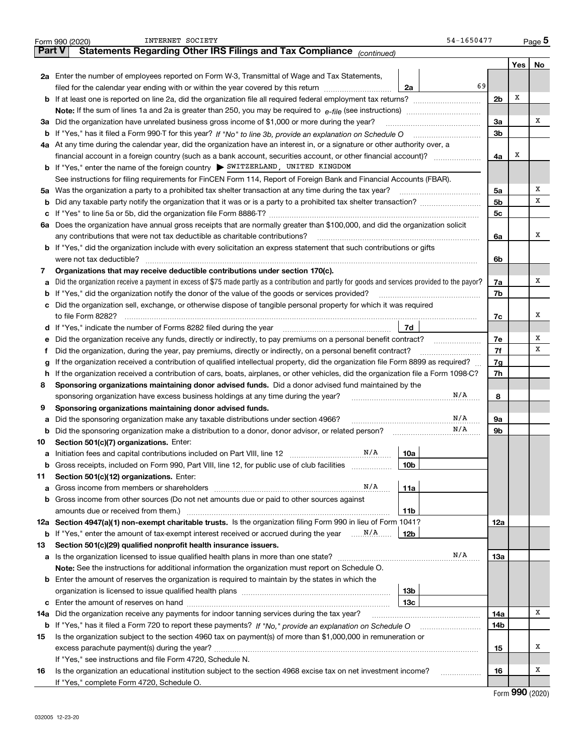Form 990 (2020) INTERNET SOCIETY 54-1650477

## Part V Statements Regarding Other IRS Filings and Tax Compliance *(continued)*

| | | | | | Yes | No |
|---|---|---|---|---|---|---|
| **2a** | Enter the number of employees reported on Form W-3, Transmittal of Wage and Tax Statements, filed for the calendar year ending with or within the year covered by this return | 2a | 69 | | | |
| **b** | If at least one is reported on line 2a, did the organization file all required federal employment tax returns? | | | 2b | X | |
| | **Note:** If the sum of lines 1a and 2a is greater than 250, you may be required to *e-file* (see instructions) | | | | | |
| **3a** | Did the organization have unrelated business gross income of $1,000 or more during the year? | | | 3a | | X |
| **b** | If "Yes," has it filed a Form 990-T for this year? *If "No" to line 3b, provide an explanation on Schedule O* | | | 3b | | |
| **4a** | At any time during the calendar year, did the organization have an interest in, or a signature or other authority over, a financial account in a foreign country (such as a bank account, securities account, or other financial account)? | | | 4a | X | |
| **b** | If "Yes," enter the name of the foreign country ▶ SWITZERLAND, UNITED KINGDOM | | | | | |
| | See instructions for filing requirements for FinCEN Form 114, Report of Foreign Bank and Financial Accounts (FBAR). | | | | | |
| **5a** | Was the organization a party to a prohibited tax shelter transaction at any time during the tax year? | | | 5a | | X |
| **b** | Did any taxable party notify the organization that it was or is a party to a prohibited tax shelter transaction? | | | 5b | | X |
| **c** | If "Yes" to line 5a or 5b, did the organization file Form 8886-T? | | | 5c | | |
| **6a** | Does the organization have annual gross receipts that are normally greater than $100,000, and did the organization solicit any contributions that were not tax deductible as charitable contributions? | | | 6a | | X |
| **b** | If "Yes," did the organization include with every solicitation an express statement that such contributions or gifts were not tax deductible? | | | 6b | | |
| **7** | **Organizations that may receive deductible contributions under section 170(c).** | | | | | |
| **a** | Did the organization receive a payment in excess of $75 made partly as a contribution and partly for goods and services provided to the payor? | | | 7a | | X |
| **b** | If "Yes," did the organization notify the donor of the value of the goods or services provided? | | | 7b | | |
| **c** | Did the organization sell, exchange, or otherwise dispose of tangible personal property for which it was required to file Form 8282? | | | 7c | | X |
| **d** | If "Yes," indicate the number of Forms 8282 filed during the year | 7d | | | | |
| **e** | Did the organization receive any funds, directly or indirectly, to pay premiums on a personal benefit contract? | | | 7e | | X |
| **f** | Did the organization, during the year, pay premiums, directly or indirectly, on a personal benefit contract? | | | 7f | | X |
| **g** | If the organization received a contribution of qualified intellectual property, did the organization file Form 8899 as required? | | | 7g | | |
| **h** | If the organization received a contribution of cars, boats, airplanes, or other vehicles, did the organization file a Form 1098-C? | | | 7h | | |
| **8** | **Sponsoring organizations maintaining donor advised funds.** Did a donor advised fund maintained by the sponsoring organization have excess business holdings at any time during the year? N/A | | | 8 | | |
| **9** | **Sponsoring organizations maintaining donor advised funds.** | | | | | |
| **a** | Did the sponsoring organization make any taxable distributions under section 4966? N/A | | | 9a | | |
| **b** | Did the sponsoring organization make a distribution to a donor, donor advisor, or related person? N/A | | | 9b | | |
| **10** | **Section 501(c)(7) organizations.** Enter: | | | | | |
| **a** | Initiation fees and capital contributions included on Part VIII, line 12 N/A | 10a | | | | |
| **b** | Gross receipts, included on Form 990, Part VIII, line 12, for public use of club facilities | 10b | | | | |
| **11** | **Section 501(c)(12) organizations.** Enter: | | | | | |
| **a** | Gross income from members or shareholders N/A | 11a | | | | |
| **b** | Gross income from other sources (Do not net amounts due or paid to other sources against amounts due or received from them.) | 11b | | | | |
| **12a** | **Section 4947(a)(1) non-exempt charitable trusts.** Is the organization filing Form 990 in lieu of Form 1041? | | | 12a | | |
| **b** | If "Yes," enter the amount of tax-exempt interest received or accrued during the year N/A | 12b | | | | |
| **13** | **Section 501(c)(29) qualified nonprofit health insurance issuers.** | | | | | |
| **a** | Is the organization licensed to issue qualified health plans in more than one state? N/A | | | 13a | | |
| | **Note:** See the instructions for additional information the organization must report on Schedule O. | | | | | |
| **b** | Enter the amount of reserves the organization is required to maintain by the states in which the organization is licensed to issue qualified health plans | 13b | | | | |
| **c** | Enter the amount of reserves on hand | 13c | | | | |
| **14a** | Did the organization receive any payments for indoor tanning services during the tax year? | | | 14a | | X |
| **b** | If "Yes," has it filed a Form 720 to report these payments? *If "No," provide an explanation on Schedule O* | | | 14b | | |
| **15** | Is the organization subject to the section 4960 tax on payment(s) of more than $1,000,000 in remuneration or excess parachute payment(s) during the year? | | | 15 | | X |
| | If "Yes," see instructions and file Form 4720, Schedule N. | | | | | |
| **16** | Is the organization an educational institution subject to the section 4968 excise tax on net investment income? | | | 16 | | X |
| | If "Yes," complete Form 4720, Schedule O. | | | | | |

Form **990** (2020)

032005 12-23-20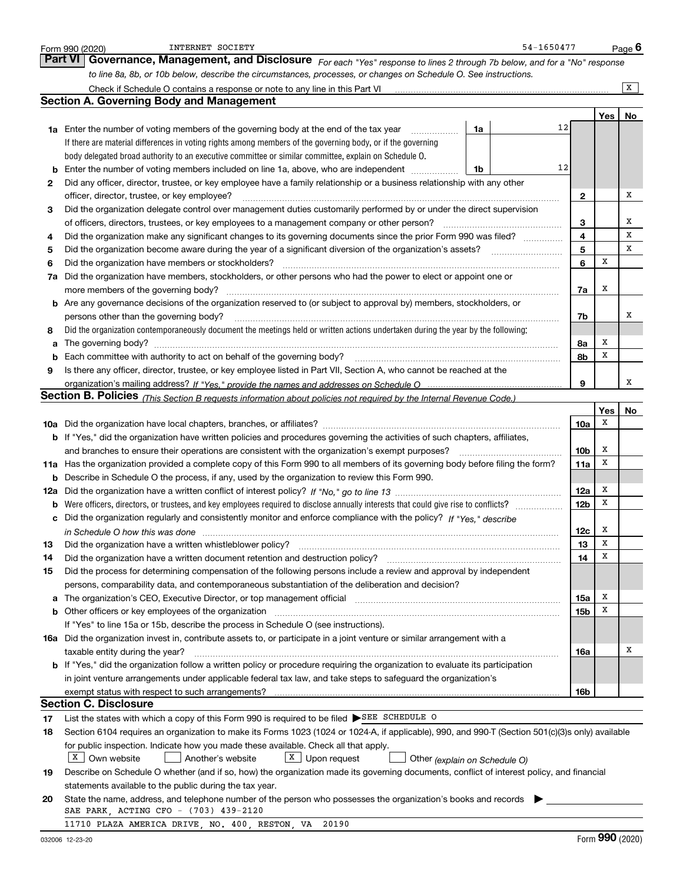Form 990 (2020) INTERNET SOCIETY 54-1650477

## Part VI Governance, Management, and Disclosure

*For each "Yes" response to lines 2 through 7b below, and for a "No" response to line 8a, 8b, or 10b below, describe the circumstances, processes, or changes on Schedule O. See instructions.*

Check if Schedule O contains a response or note to any line in this Part VI ..... [X]

### Section A. Governing Body and Management

| | | | | Yes | No |
|---|---|---|---|---|---|
| **1a** | Enter the number of voting members of the governing body at the end of the tax year (1a) | 12 | | | |
| | If there are material differences in voting rights among members of the governing body, or if the governing body delegated broad authority to an executive committee or similar committee, explain on Schedule O. | | | | |
| **b** | Enter the number of voting members included on line 1a, above, who are independent (1b) | 12 | | | |
| **2** | Did any officer, director, trustee, or key employee have a family relationship or a business relationship with any other officer, director, trustee, or key employee? | | 2 | | X |
| **3** | Did the organization delegate control over management duties customarily performed by or under the direct supervision of officers, directors, trustees, or key employees to a management company or other person? | | 3 | | X |
| **4** | Did the organization make any significant changes to its governing documents since the prior Form 990 was filed? | | 4 | | X |
| **5** | Did the organization become aware during the year of a significant diversion of the organization's assets? | | 5 | | X |
| **6** | Did the organization have members or stockholders? | | 6 | X | |
| **7a** | Did the organization have members, stockholders, or other persons who had the power to elect or appoint one or more members of the governing body? | | 7a | X | |
| **b** | Are any governance decisions of the organization reserved to (or subject to approval by) members, stockholders, or persons other than the governing body? | | 7b | | X |
| **8** | Did the organization contemporaneously document the meetings held or written actions undertaken during the year by the following: | | | | |
| **a** | The governing body? | | 8a | X | |
| **b** | Each committee with authority to act on behalf of the governing body? | | 8b | X | |
| **9** | Is there any officer, director, trustee, or key employee listed in Part VII, Section A, who cannot be reached at the organization's mailing address? *If "Yes," provide the names and addresses on Schedule O* | | 9 | | X |

### Section B. Policies *(This Section B requests information about policies not required by the Internal Revenue Code.)*

| | | | Yes | No |
|---|---|---|---|---|
| **10a** | Did the organization have local chapters, branches, or affiliates? | 10a | X | |
| **b** | If "Yes," did the organization have written policies and procedures governing the activities of such chapters, affiliates, and branches to ensure their operations are consistent with the organization's exempt purposes? | 10b | X | |
| **11a** | Has the organization provided a complete copy of this Form 990 to all members of its governing body before filing the form? | 11a | X | |
| **b** | Describe in Schedule O the process, if any, used by the organization to review this Form 990. | | | |
| **12a** | Did the organization have a written conflict of interest policy? *If "No," go to line 13* | 12a | X | |
| **b** | Were officers, directors, or trustees, and key employees required to disclose annually interests that could give rise to conflicts? | 12b | X | |
| **c** | Did the organization regularly and consistently monitor and enforce compliance with the policy? *If "Yes," describe in Schedule O how this was done* | 12c | X | |
| **13** | Did the organization have a written whistleblower policy? | 13 | X | |
| **14** | Did the organization have a written document retention and destruction policy? | 14 | X | |
| **15** | Did the process for determining compensation of the following persons include a review and approval by independent persons, comparability data, and contemporaneous substantiation of the deliberation and decision? | | | |
| **a** | The organization's CEO, Executive Director, or top management official | 15a | X | |
| **b** | Other officers or key employees of the organization | 15b | X | |
| | If "Yes" to line 15a or 15b, describe the process in Schedule O (see instructions). | | | |
| **16a** | Did the organization invest in, contribute assets to, or participate in a joint venture or similar arrangement with a taxable entity during the year? | 16a | | X |
| **b** | If "Yes," did the organization follow a written policy or procedure requiring the organization to evaluate its participation in joint venture arrangements under applicable federal tax law, and take steps to safeguard the organization's exempt status with respect to such arrangements? | 16b | | |

### Section C. Disclosure

**17** List the states with which a copy of this Form 990 is required to be filed ▶ SEE SCHEDULE O

**18** Section 6104 requires an organization to make its Forms 1023 (1024 or 1024-A, if applicable), 990, and 990-T (Section 501(c)(3)s only) available for public inspection. Indicate how you made these available. Check all that apply.

[X] Own website [ ] Another's website [X] Upon request [ ] Other *(explain on Schedule O)*

**19** Describe on Schedule O whether (and if so, how) the organization made its governing documents, conflict of interest policy, and financial statements available to the public during the tax year.

**20** State the name, address, and telephone number of the person who possesses the organization's books and records ▶

SAE PARK, ACTING CFO - (703) 439-2120

11710 PLAZA AMERICA DRIVE, NO. 400, RESTON, VA 20190

032006 12-23-20 Form **990** (2020)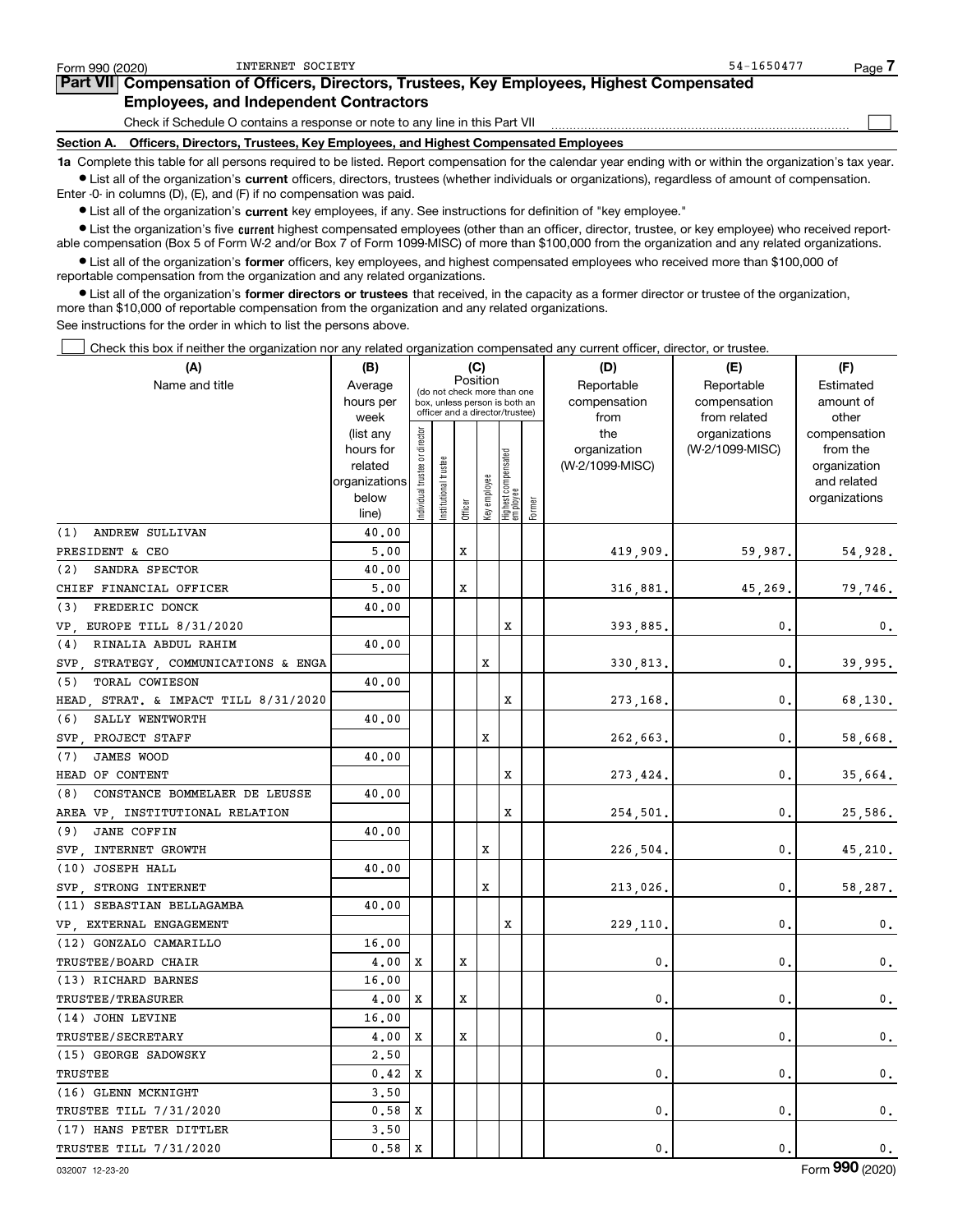Form 990 (2020) INTERNET SOCIETY 54-1650477

## Part VII Compensation of Officers, Directors, Trustees, Key Employees, Highest Compensated Employees, and Independent Contractors

Check if Schedule O contains a response or note to any line in this Part VII

### Section A. Officers, Directors, Trustees, Key Employees, and Highest Compensated Employees

**1a** Complete this table for all persons required to be listed. Report compensation for the calendar year ending with or within the organization's tax year.

- List all of the organization's **current** officers, directors, trustees (whether individuals or organizations), regardless of amount of compensation. Enter -0- in columns (D), (E), and (F) if no compensation was paid.
- List all of the organization's **current** key employees, if any. See instructions for definition of "key employee."
- List the organization's five **current** highest compensated employees (other than an officer, director, trustee, or key employee) who received reportable compensation (Box 5 of Form W-2 and/or Box 7 of Form 1099-MISC) of more than $100,000 from the organization and any related organizations.
- List all of the organization's **former** officers, key employees, and highest compensated employees who received more than $100,000 of reportable compensation from the organization and any related organizations.
- List all of the organization's **former directors or trustees** that received, in the capacity as a former director or trustee of the organization, more than $10,000 of reportable compensation from the organization and any related organizations.

See instructions for the order in which to list the persons above.

Check this box if neither the organization nor any related organization compensated any current officer, director, or trustee.

| (A) Name and title | (B) Average hours per week (list any hours for related organizations below line) | (C) Position: Individual trustee or director | Institutional trustee | Officer | Key employee | Highest compensated employee | Former | (D) Reportable compensation from the organization (W-2/1099-MISC) | (E) Reportable compensation from related organizations (W-2/1099-MISC) | (F) Estimated amount of other compensation from the organization and related organizations |
|---|---|---|---|---|---|---|---|---|---|---|
| (1) ANDREW SULLIVAN<br>PRESIDENT & CEO | 40.00<br>5.00 | | | X | | | | 419,909. | 59,987. | 54,928. |
| (2) SANDRA SPECTOR<br>CHIEF FINANCIAL OFFICER | 40.00<br>5.00 | | | X | | | | 316,881. | 45,269. | 79,746. |
| (3) FREDERIC DONCK<br>VP, EUROPE TILL 8/31/2020 | 40.00 | | | | | X | | 393,885. | 0. | 0. |
| (4) RINALIA ABDUL RAHIM<br>SVP, STRATEGY, COMMUNICATIONS & ENGA | 40.00 | | | | X | | | 330,813. | 0. | 39,995. |
| (5) TORAL COWIESON<br>HEAD, STRAT. & IMPACT TILL 8/31/2020 | 40.00 | | | | | X | | 273,168. | 0. | 68,130. |
| (6) SALLY WENTWORTH<br>SVP, PROJECT STAFF | 40.00 | | | | X | | | 262,663. | 0. | 58,668. |
| (7) JAMES WOOD<br>HEAD OF CONTENT | 40.00 | | | | | X | | 273,424. | 0. | 35,664. |
| (8) CONSTANCE BOMMELAER DE LEUSSE<br>AREA VP, INSTITUTIONAL RELATION | 40.00 | | | | | X | | 254,501. | 0. | 25,586. |
| (9) JANE COFFIN<br>SVP, INTERNET GROWTH | 40.00 | | | | X | | | 226,504. | 0. | 45,210. |
| (10) JOSEPH HALL<br>SVP, STRONG INTERNET | 40.00 | | | | X | | | 213,026. | 0. | 58,287. |
| (11) SEBASTIAN BELLAGAMBA<br>VP, EXTERNAL ENGAGEMENT | 40.00 | | | | | X | | 229,110. | 0. | 0. |
| (12) GONZALO CAMARILLO<br>TRUSTEE/BOARD CHAIR | 16.00<br>4.00 | X | | X | | | | 0. | 0. | 0. |
| (13) RICHARD BARNES<br>TRUSTEE/TREASURER | 16.00<br>4.00 | X | | X | | | | 0. | 0. | 0. |
| (14) JOHN LEVINE<br>TRUSTEE/SECRETARY | 16.00<br>4.00 | X | | X | | | | 0. | 0. | 0. |
| (15) GEORGE SADOWSKY<br>TRUSTEE | 2.50<br>0.42 | X | | | | | | 0. | 0. | 0. |
| (16) GLENN MCKNIGHT<br>TRUSTEE TILL 7/31/2020 | 3.50<br>0.58 | X | | | | | | 0. | 0. | 0. |
| (17) HANS PETER DITTLER<br>TRUSTEE TILL 7/31/2020 | 3.50<br>0.58 | X | | | | | | 0. | 0. | 0. |

032007 12-23-20 Form **990** (2020)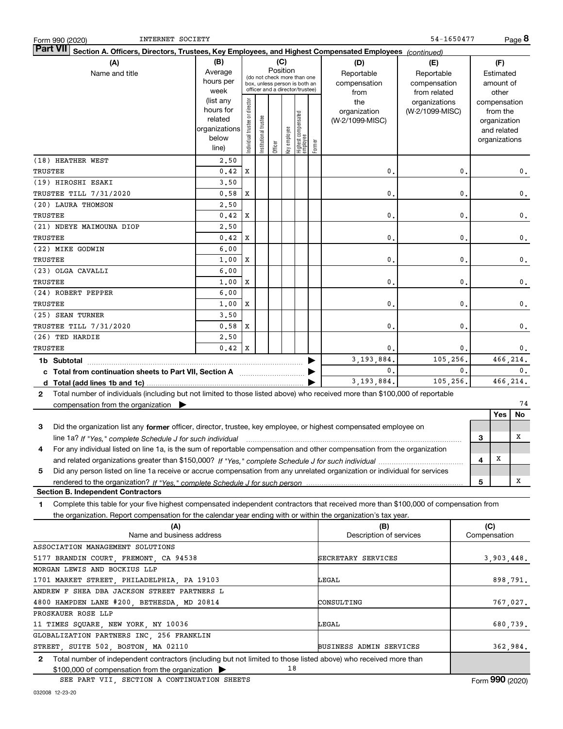Form 990 (2020) INTERNET SOCIETY 54-1650477

**Part VII Section A. Officers, Directors, Trustees, Key Employees, and Highest Compensated Employees** *(continued)*

| (A) Name and title | (B) Average hours per week (list any hours for related organizations below line) | (C) Position: Individual trustee or director | Institutional trustee | Officer | Key employee | Highest compensated employee | Former | (D) Reportable compensation from the organization (W-2/1099-MISC) | (E) Reportable compensation from related organizations (W-2/1099-MISC) | (F) Estimated amount of other compensation from the organization and related organizations |
|---|---|---|---|---|---|---|---|---|---|---|
| (18) HEATHER WEST<br>TRUSTEE | 2.50<br>0.42 | X | | | | | | 0. | 0. | 0. |
| (19) HIROSHI ESAKI<br>TRUSTEE TILL 7/31/2020 | 3.50<br>0.58 | X | | | | | | 0. | 0. | 0. |
| (20) LAURA THOMSON<br>TRUSTEE | 2.50<br>0.42 | X | | | | | | 0. | 0. | 0. |
| (21) NDEYE MAIMOUNA DIOP<br>TRUSTEE | 2.50<br>0.42 | X | | | | | | 0. | 0. | 0. |
| (22) MIKE GODWIN<br>TRUSTEE | 6.00<br>1.00 | X | | | | | | 0. | 0. | 0. |
| (23) OLGA CAVALLI<br>TRUSTEE | 6.00<br>1.00 | X | | | | | | 0. | 0. | 0. |
| (24) ROBERT PEPPER<br>TRUSTEE | 6.00<br>1.00 | X | | | | | | 0. | 0. | 0. |
| (25) SEAN TURNER<br>TRUSTEE TILL 7/31/2020 | 3.50<br>0.58 | X | | | | | | 0. | 0. | 0. |
| (26) TED HARDIE<br>TRUSTEE | 2.50<br>0.42 | X | | | | | | 0. | 0. | 0. |
| **1b Subtotal** | | | | | | | | 3,193,884. | 105,256. | 466,214. |
| **c Total from continuation sheets to Part VII, Section A** | | | | | | | | 0. | 0. | 0. |
| **d Total (add lines 1b and 1c)** | | | | | | | | 3,193,884. | 105,256. | 466,214. |

**2** Total number of individuals (including but not limited to those listed above) who received more than $100,000 of reportable compensation from the organization ▶ 74

| | | Yes | No |
|---|---|---|---|
| **3** Did the organization list any **former** officer, director, trustee, key employee, or highest compensated employee on line 1a? *If "Yes," complete Schedule J for such individual* | 3 | | X |
| **4** For any individual listed on line 1a, is the sum of reportable compensation and other compensation from the organization and related organizations greater than $150,000? *If "Yes," complete Schedule J for such individual* | 4 | X | |
| **5** Did any person listed on line 1a receive or accrue compensation from any unrelated organization or individual for services rendered to the organization? *If "Yes," complete Schedule J for such person* | 5 | | X |

**Section B. Independent Contractors**

**1** Complete this table for your five highest compensated independent contractors that received more than $100,000 of compensation from the organization. Report compensation for the calendar year ending with or within the organization's tax year.

| (A) Name and business address | (B) Description of services | (C) Compensation |
|---|---|---|
| ASSOCIATION MANAGEMENT SOLUTIONS<br>5177 BRANDIN COURT, FREMONT, CA 94538 | SECRETARY SERVICES | 3,903,448. |
| MORGAN LEWIS AND BOCKIUS LLP<br>1701 MARKET STREET, PHILADELPHIA, PA 19103 | LEGAL | 898,791. |
| ANDREW F SHEA DBA JACKSON STREET PARTNERS L<br>4800 HAMPDEN LANE #200, BETHESDA, MD 20814 | CONSULTING | 767,027. |
| PROSKAUER ROSE LLP<br>11 TIMES SQUARE, NEW YORK, NY 10036 | LEGAL | 680,739. |
| GLOBALIZATION PARTNERS INC, 256 FRANKLIN<br>STREET, SUITE 502, BOSTON, MA 02110 | BUSINESS ADMIN SERVICES | 362,984. |

**2** Total number of independent contractors (including but not limited to those listed above) who received more than $100,000 of compensation from the organization ▶ 18

SEE PART VII, SECTION A CONTINUATION SHEETS

Form **990** (2020)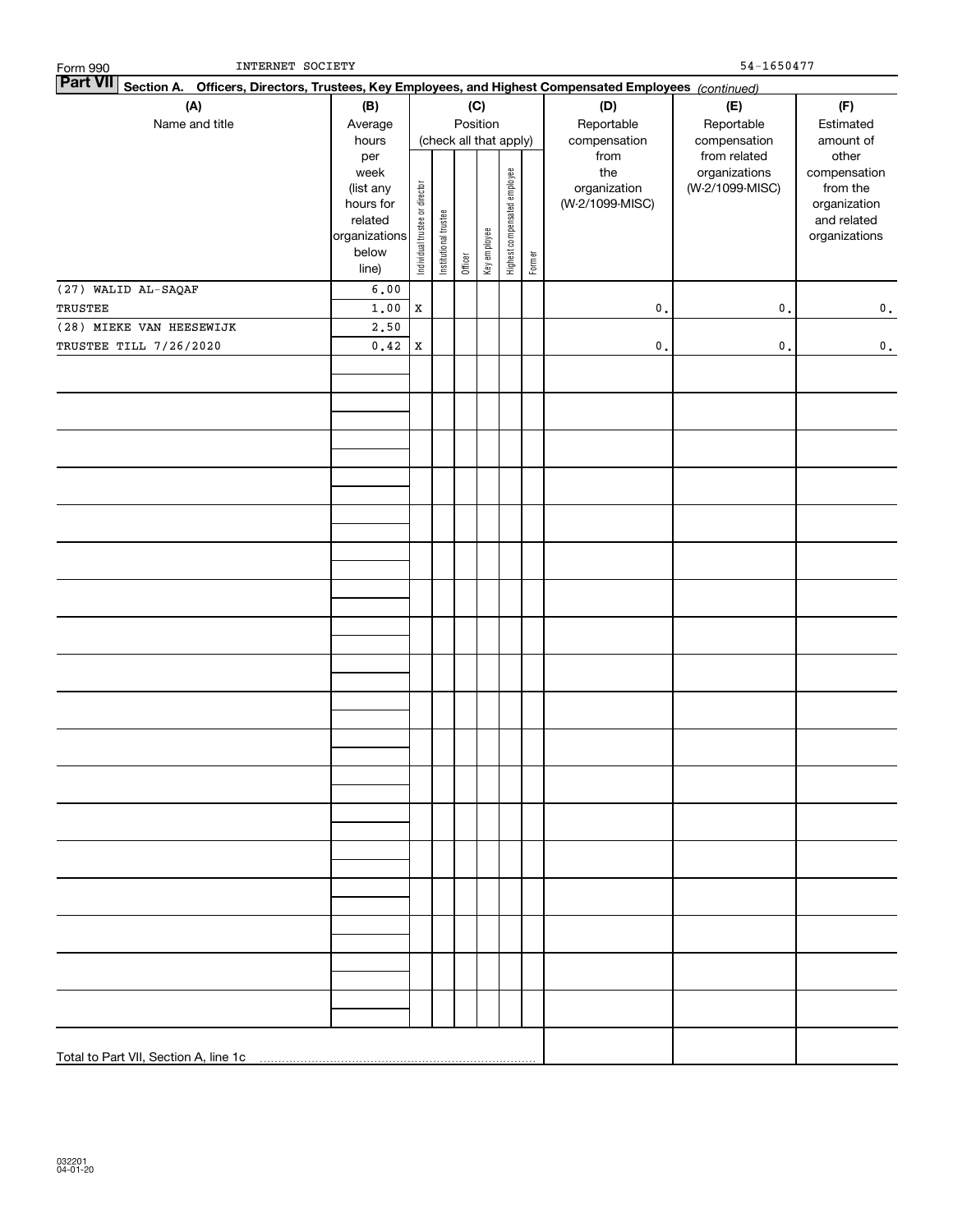Form 990 INTERNET SOCIETY 54-1650477

**Part VII** **Section A. Officers, Directors, Trustees, Key Employees, and Highest Compensated Employees** *(continued)*

| (A) Name and title | (B) Average hours per week (list any hours for related organizations below line) | (C) Position (check all that apply) Individual trustee or director | Institutional trustee | Officer | Key employee | Highest compensated employee | Former | (D) Reportable compensation from the organization (W-2/1099-MISC) | (E) Reportable compensation from related organizations (W-2/1099-MISC) | (F) Estimated amount of other compensation from the organization and related organizations |
|---|---|---|---|---|---|---|---|---|---|---|
| (27) WALID AL-SAQAF | 6.00 | | | | | | | | | |
| TRUSTEE | 1.00 | X | | | | | | 0. | 0. | 0. |
| (28) MIEKE VAN HEESEWIJK | 2.50 | | | | | | | | | |
| TRUSTEE TILL 7/26/2020 | 0.42 | X | | | | | | 0. | 0. | 0. |
| Total to Part VII, Section A, line 1c | | | | | | | | | | |

032201 04-01-20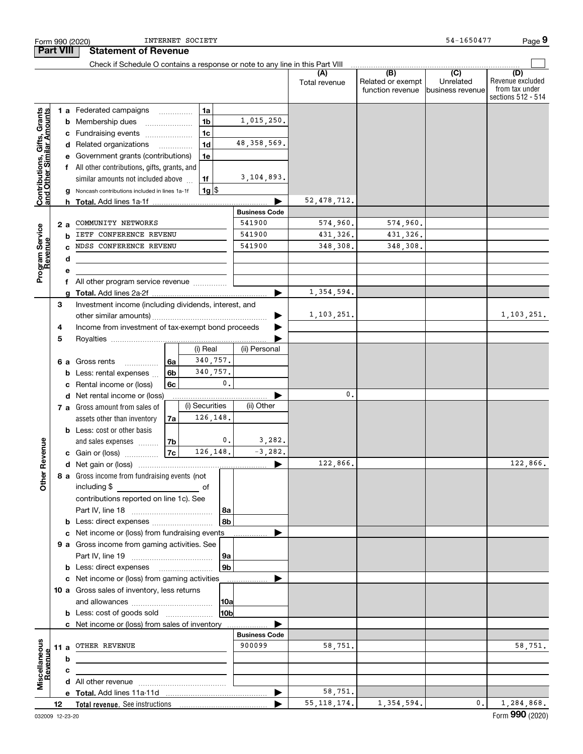Form 990 (2020) INTERNET SOCIETY 54-1650477

## Part VIII Statement of Revenue

Check if Schedule O contains a response or note to any line in this Part VIII ☐

| | | | | (A) Total revenue | (B) Related or exempt function revenue | (C) Unrelated business revenue | (D) Revenue excluded from tax under sections 512 - 514 |
|---|---|---|---|---|---|---|---|
| **Contributions, Gifts, Grants and Other Similar Amounts** | 1 a Federated campaigns | 1a | | | | | |
| | b Membership dues | 1b | 1,015,250. | | | | |
| | c Fundraising events | 1c | | | | | |
| | d Related organizations | 1d | 48,358,569. | | | | |
| | e Government grants (contributions) | 1e | | | | | |
| | f All other contributions, gifts, grants, and similar amounts not included above | 1f | 3,104,893. | | | | |
| | g Noncash contributions included in lines 1a-1f | 1g | $ | | | | |
| | h **Total.** Add lines 1a-1f | | ▶ | 52,478,712. | | | |
| **Program Service Revenue** | | | **Business Code** | | | | |
| | 2 a COMMUNITY NETWORKS | | 541900 | 574,960. | 574,960. | | |
| | b IETF CONFERENCE REVENU | | 541900 | 431,326. | 431,326. | | |
| | c NDSS CONFERENCE REVENU | | 541900 | 348,308. | 348,308. | | |
| | d | | | | | | |
| | e | | | | | | |
| | f All other program service revenue | | | | | | |
| | g **Total.** Add lines 2a-2f | | ▶ | 1,354,594. | | | |
| **Other Revenue** | 3 Investment income (including dividends, interest, and other similar amounts) | | ▶ | 1,103,251. | | | 1,103,251. |
| | 4 Income from investment of tax-exempt bond proceeds | | ▶ | | | | |
| | 5 Royalties | | ▶ | | | | |
| | | (i) Real | (ii) Personal | | | | |
| | 6 a Gross rents (6a) | 340,757. | | | | | |
| | b Less: rental expenses (6b) | 340,757. | | | | | |
| | c Rental income or (loss) (6c) | 0. | | | | | |
| | d Net rental income or (loss) | | ▶ | 0. | | | |
| | | (i) Securities | (ii) Other | | | | |
| | 7 a Gross amount from sales of assets other than inventory (7a) | 126,148. | | | | | |
| | b Less: cost or other basis and sales expenses (7b) | 0. | 3,282. | | | | |
| | c Gain or (loss) (7c) | 126,148. | -3,282. | | | | |
| | d Net gain or (loss) | | ▶ | 122,866. | | | 122,866. |
| | 8 a Gross income from fundraising events (not including $ ______ of contributions reported on line 1c). See Part IV, line 18 | 8a | | | | | |
| | b Less: direct expenses | 8b | | | | | |
| | c Net income or (loss) from fundraising events | | ▶ | | | | |
| | 9 a Gross income from gaming activities. See Part IV, line 19 | 9a | | | | | |
| | b Less: direct expenses | 9b | | | | | |
| | c Net income or (loss) from gaming activities | | ▶ | | | | |
| | 10 a Gross sales of inventory, less returns and allowances | 10a | | | | | |
| | b Less: cost of goods sold | 10b | | | | | |
| | c Net income or (loss) from sales of inventory | | ▶ | | | | |
| **Miscellaneous Revenue** | | | **Business Code** | | | | |
| | 11 a OTHER REVENUE | | 900099 | 58,751. | | | 58,751. |
| | b | | | | | | |
| | c | | | | | | |
| | d All other revenue | | | | | | |
| | e **Total.** Add lines 11a-11d | | ▶ | 58,751. | | | |
| | 12 **Total revenue.** See instructions | | ▶ | 55,118,174. | 1,354,594. | 0. | 1,284,868. |

032009 12-23-20 Form **990** (2020)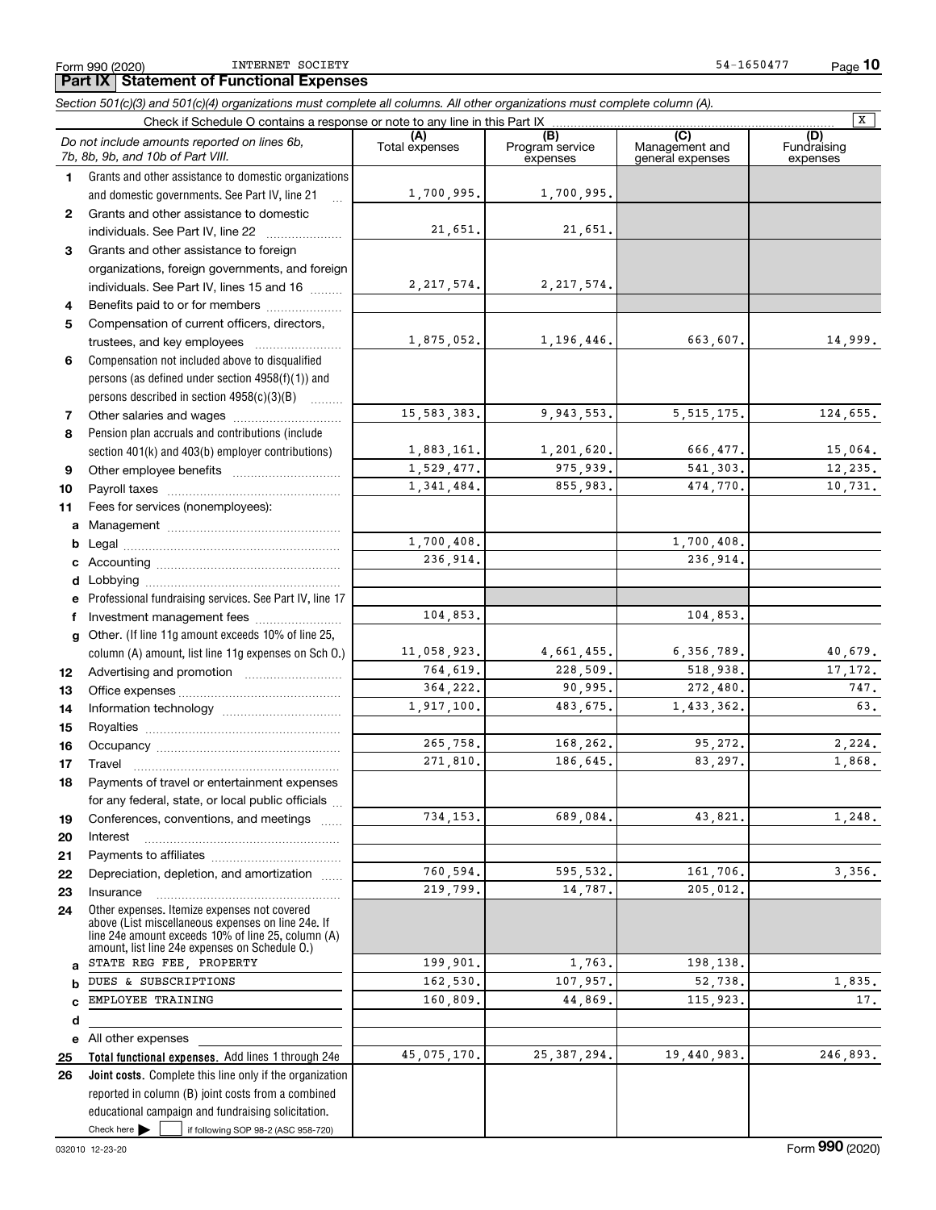Form 990 (2020) INTERNET SOCIETY 54-1650477

## Part IX Statement of Functional Expenses

*Section 501(c)(3) and 501(c)(4) organizations must complete all columns. All other organizations must complete column (A).*

Check if Schedule O contains a response or note to any line in this Part IX [X]

| *Do not include amounts reported on lines 6b, 7b, 8b, 9b, and 10b of Part VIII.* | (A) Total expenses | (B) Program service expenses | (C) Management and general expenses | (D) Fundraising expenses |
|---|---|---|---|---|
| 1 Grants and other assistance to domestic organizations and domestic governments. See Part IV, line 21 | 1,700,995. | 1,700,995. | | |
| 2 Grants and other assistance to domestic individuals. See Part IV, line 22 | 21,651. | 21,651. | | |
| 3 Grants and other assistance to foreign organizations, foreign governments, and foreign individuals. See Part IV, lines 15 and 16 | 2,217,574. | 2,217,574. | | |
| 4 Benefits paid to or for members | | | | |
| 5 Compensation of current officers, directors, trustees, and key employees | 1,875,052. | 1,196,446. | 663,607. | 14,999. |
| 6 Compensation not included above to disqualified persons (as defined under section 4958(f)(1)) and persons described in section 4958(c)(3)(B) | | | | |
| 7 Other salaries and wages | 15,583,383. | 9,943,553. | 5,515,175. | 124,655. |
| 8 Pension plan accruals and contributions (include section 401(k) and 403(b) employer contributions) | 1,883,161. | 1,201,620. | 666,477. | 15,064. |
| 9 Other employee benefits | 1,529,477. | 975,939. | 541,303. | 12,235. |
| 10 Payroll taxes | 1,341,484. | 855,983. | 474,770. | 10,731. |
| 11 Fees for services (nonemployees): | | | | |
| a Management | | | | |
| b Legal | 1,700,408. | | 1,700,408. | |
| c Accounting | 236,914. | | 236,914. | |
| d Lobbying | | | | |
| e Professional fundraising services. See Part IV, line 17 | | | | |
| f Investment management fees | 104,853. | | 104,853. | |
| g Other. (If line 11g amount exceeds 10% of line 25, column (A) amount, list line 11g expenses on Sch O.) | 11,058,923. | 4,661,455. | 6,356,789. | 40,679. |
| 12 Advertising and promotion | 764,619. | 228,509. | 518,938. | 17,172. |
| 13 Office expenses | 364,222. | 90,995. | 272,480. | 747. |
| 14 Information technology | 1,917,100. | 483,675. | 1,433,362. | 63. |
| 15 Royalties | | | | |
| 16 Occupancy | 265,758. | 168,262. | 95,272. | 2,224. |
| 17 Travel | 271,810. | 186,645. | 83,297. | 1,868. |
| 18 Payments of travel or entertainment expenses for any federal, state, or local public officials | | | | |
| 19 Conferences, conventions, and meetings | 734,153. | 689,084. | 43,821. | 1,248. |
| 20 Interest | | | | |
| 21 Payments to affiliates | | | | |
| 22 Depreciation, depletion, and amortization | 760,594. | 595,532. | 161,706. | 3,356. |
| 23 Insurance | 219,799. | 14,787. | 205,012. | |
| 24 Other expenses. Itemize expenses not covered above (List miscellaneous expenses on line 24e. If line 24e amount exceeds 10% of line 25, column (A) amount, list line 24e expenses on Schedule O.) | | | | |
| a STATE REG FEE, PROPERTY | 199,901. | 1,763. | 198,138. | |
| b DUES & SUBSCRIPTIONS | 162,530. | 107,957. | 52,738. | 1,835. |
| c EMPLOYEE TRAINING | 160,809. | 44,869. | 115,923. | 17. |
| d | | | | |
| e All other expenses | | | | |
| **25 Total functional expenses.** Add lines 1 through 24e | 45,075,170. | 25,387,294. | 19,440,983. | 246,893. |
| **26 Joint costs.** Complete this line only if the organization reported in column (B) joint costs from a combined educational campaign and fundraising solicitation. Check here [ ] if following SOP 98-2 (ASC 958-720) | | | | |

032010 12-23-20 Form **990** (2020)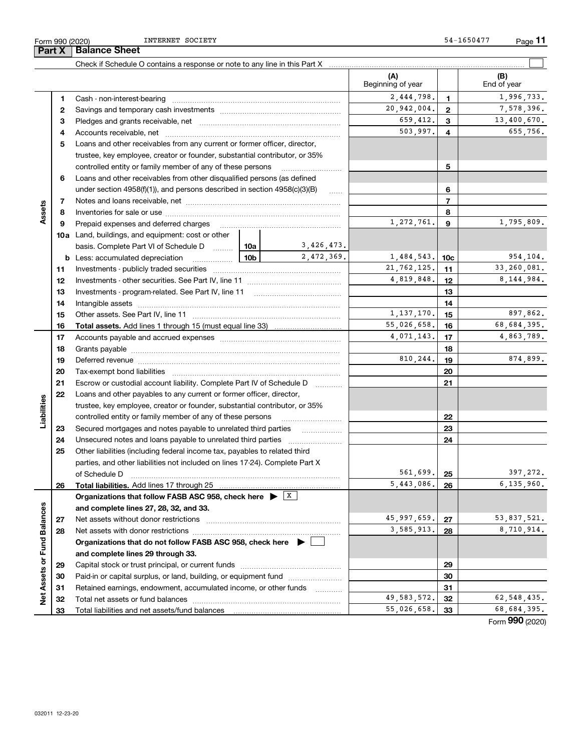Form 990 (2020) INTERNET SOCIETY 54-1650477

## Part X Balance Sheet

Check if Schedule O contains a response or note to any line in this Part X ☐

| | | | | (A) Beginning of year | | (B) End of year |
|---|---|---|---|---|---|---|
| **Assets** | 1 | Cash - non-interest-bearing | | 2,444,798. | 1 | 1,996,733. |
| | 2 | Savings and temporary cash investments | | 20,942,004. | 2 | 7,578,396. |
| | 3 | Pledges and grants receivable, net | | 659,412. | 3 | 13,400,670. |
| | 4 | Accounts receivable, net | | 503,997. | 4 | 655,756. |
| | 5 | Loans and other receivables from any current or former officer, director, trustee, key employee, creator or founder, substantial contributor, or 35% controlled entity or family member of any of these persons | | | 5 | |
| | 6 | Loans and other receivables from other disqualified persons (as defined under section 4958(f)(1)), and persons described in section 4958(c)(3)(B) | | | 6 | |
| | 7 | Notes and loans receivable, net | | | 7 | |
| | 8 | Inventories for sale or use | | | 8 | |
| | 9 | Prepaid expenses and deferred charges | | 1,272,761. | 9 | 1,795,809. |
| | 10a | Land, buildings, and equipment: cost or other basis. Complete Part VI of Schedule D | 10a 3,426,473. | | | |
| | b | Less: accumulated depreciation | 10b 2,472,369. | 1,484,543. | 10c | 954,104. |
| | 11 | Investments - publicly traded securities | | 21,762,125. | 11 | 33,260,081. |
| | 12 | Investments - other securities. See Part IV, line 11 | | 4,819,848. | 12 | 8,144,984. |
| | 13 | Investments - program-related. See Part IV, line 11 | | | 13 | |
| | 14 | Intangible assets | | | 14 | |
| | 15 | Other assets. See Part IV, line 11 | | 1,137,170. | 15 | 897,862. |
| | 16 | **Total assets.** Add lines 1 through 15 (must equal line 33) | | 55,026,658. | 16 | 68,684,395. |
| **Liabilities** | 17 | Accounts payable and accrued expenses | | 4,071,143. | 17 | 4,863,789. |
| | 18 | Grants payable | | | 18 | |
| | 19 | Deferred revenue | | 810,244. | 19 | 874,899. |
| | 20 | Tax-exempt bond liabilities | | | 20 | |
| | 21 | Escrow or custodial account liability. Complete Part IV of Schedule D | | | 21 | |
| | 22 | Loans and other payables to any current or former officer, director, trustee, key employee, creator or founder, substantial contributor, or 35% controlled entity or family member of any of these persons | | | 22 | |
| | 23 | Secured mortgages and notes payable to unrelated third parties | | | 23 | |
| | 24 | Unsecured notes and loans payable to unrelated third parties | | | 24 | |
| | 25 | Other liabilities (including federal income tax, payables to related third parties, and other liabilities not included on lines 17-24). Complete Part X of Schedule D | | 561,699. | 25 | 397,272. |
| | 26 | **Total liabilities.** Add lines 17 through 25 | | 5,443,086. | 26 | 6,135,960. |
| **Net Assets or Fund Balances** | | **Organizations that follow FASB ASC 958, check here** ▶ ☒ **and complete lines 27, 28, 32, and 33.** | | | | |
| | 27 | Net assets without donor restrictions | | 45,997,659. | 27 | 53,837,521. |
| | 28 | Net assets with donor restrictions | | 3,585,913. | 28 | 8,710,914. |
| | | **Organizations that do not follow FASB ASC 958, check here** ▶ ☐ **and complete lines 29 through 33.** | | | | |
| | 29 | Capital stock or trust principal, or current funds | | | 29 | |
| | 30 | Paid-in or capital surplus, or land, building, or equipment fund | | | 30 | |
| | 31 | Retained earnings, endowment, accumulated income, or other funds | | | 31 | |
| | 32 | Total net assets or fund balances | | 49,583,572. | 32 | 62,548,435. |
| | 33 | Total liabilities and net assets/fund balances | | 55,026,658. | 33 | 68,684,395. |

Form **990** (2020)

032011 12-23-20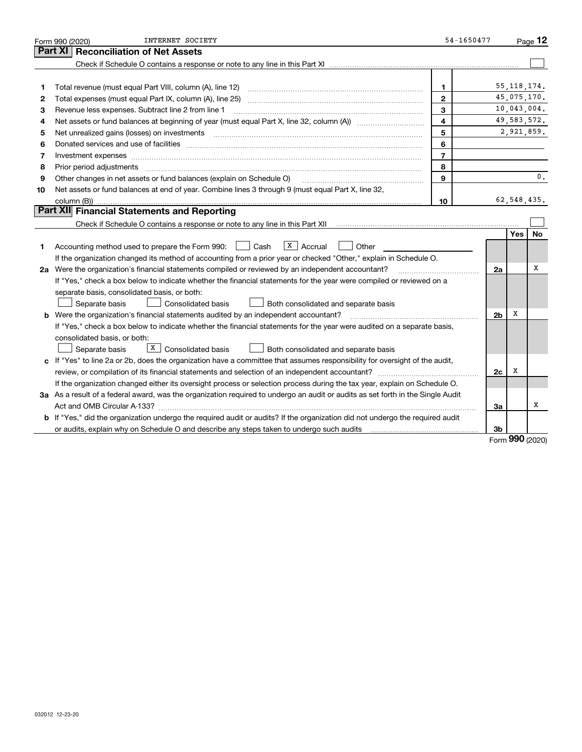Form 990 (2020) INTERNET SOCIETY 54-1650477 Page **12**

## Part XI Reconciliation of Net Assets

Check if Schedule O contains a response or note to any line in this Part XI ☐

| | | | |
|---|---|---|---|
| 1 | Total revenue (must equal Part VIII, column (A), line 12) | 1 | 55,118,174. |
| 2 | Total expenses (must equal Part IX, column (A), line 25) | 2 | 45,075,170. |
| 3 | Revenue less expenses. Subtract line 2 from line 1 | 3 | 10,043,004. |
| 4 | Net assets or fund balances at beginning of year (must equal Part X, line 32, column (A)) | 4 | 49,583,572. |
| 5 | Net unrealized gains (losses) on investments | 5 | 2,921,859. |
| 6 | Donated services and use of facilities | 6 | |
| 7 | Investment expenses | 7 | |
| 8 | Prior period adjustments | 8 | |
| 9 | Other changes in net assets or fund balances (explain on Schedule O) | 9 | 0. |
| 10 | Net assets or fund balances at end of year. Combine lines 3 through 9 (must equal Part X, line 32, column (B)) | 10 | 62,548,435. |

## Part XII Financial Statements and Reporting

Check if Schedule O contains a response or note to any line in this Part XII ☐

| | | | Yes | No |
|---|---|---|---|---|
| 1 | Accounting method used to prepare the Form 990: ☐ Cash ☒ Accrual ☐ Other<br>If the organization changed its method of accounting from a prior year or checked "Other," explain in Schedule O. | | | |
| 2a | Were the organization's financial statements compiled or reviewed by an independent accountant?<br>If "Yes," check a box below to indicate whether the financial statements for the year were compiled or reviewed on a separate basis, consolidated basis, or both:<br>☐ Separate basis ☐ Consolidated basis ☐ Both consolidated and separate basis | 2a | | X |
| b | Were the organization's financial statements audited by an independent accountant?<br>If "Yes," check a box below to indicate whether the financial statements for the year were audited on a separate basis, consolidated basis, or both:<br>☐ Separate basis ☒ Consolidated basis ☐ Both consolidated and separate basis | 2b | X | |
| c | If "Yes" to line 2a or 2b, does the organization have a committee that assumes responsibility for oversight of the audit, review, or compilation of its financial statements and selection of an independent accountant?<br>If the organization changed either its oversight process or selection process during the tax year, explain on Schedule O. | 2c | X | |
| 3a | As a result of a federal award, was the organization required to undergo an audit or audits as set forth in the Single Audit Act and OMB Circular A-133? | 3a | | X |
| b | If "Yes," did the organization undergo the required audit or audits? If the organization did not undergo the required audit or audits, explain why on Schedule O and describe any steps taken to undergo such audits | 3b | | |

Form **990** (2020)

032012 12-23-20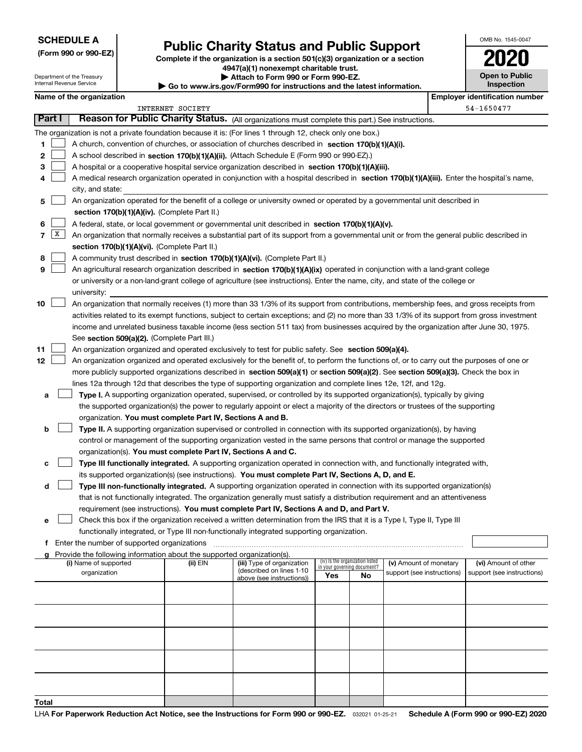**SCHEDULE A**
**(Form 990 or 990-EZ)**

Department of the Treasury
Internal Revenue Service

# Public Charity Status and Public Support

**Complete if the organization is a section 501(c)(3) organization or a section 4947(a)(1) nonexempt charitable trust.**
**▶ Attach to Form 990 or Form 990-EZ.**
**▶ Go to www.irs.gov/Form990 for instructions and the latest information.**

OMB No. 1545-0047

**2020**

**Open to Public Inspection**

**Name of the organization**
INTERNET SOCIETY

**Employer identification number**
54-1650477

**Part I** **Reason for Public Charity Status.** (All organizations must complete this part.) See instructions.

The organization is not a private foundation because it is: (For lines 1 through 12, check only one box.)

1 ☐ A church, convention of churches, or association of churches described in **section 170(b)(1)(A)(i).**

2 ☐ A school described in **section 170(b)(1)(A)(ii).** (Attach Schedule E (Form 990 or 990-EZ).)

3 ☐ A hospital or a cooperative hospital service organization described in **section 170(b)(1)(A)(iii).**

4 ☐ A medical research organization operated in conjunction with a hospital described in **section 170(b)(1)(A)(iii).** Enter the hospital's name, city, and state:

5 ☐ An organization operated for the benefit of a college or university owned or operated by a governmental unit described in **section 170(b)(1)(A)(iv).** (Complete Part II.)

6 ☐ A federal, state, or local government or governmental unit described in **section 170(b)(1)(A)(v).**

7 ☒ An organization that normally receives a substantial part of its support from a governmental unit or from the general public described in **section 170(b)(1)(A)(vi).** (Complete Part II.)

8 ☐ A community trust described in **section 170(b)(1)(A)(vi).** (Complete Part II.)

9 ☐ An agricultural research organization described in **section 170(b)(1)(A)(ix)** operated in conjunction with a land-grant college or university or a non-land-grant college of agriculture (see instructions). Enter the name, city, and state of the college or university:

10 ☐ An organization that normally receives (1) more than 33 1/3% of its support from contributions, membership fees, and gross receipts from activities related to its exempt functions, subject to certain exceptions; and (2) no more than 33 1/3% of its support from gross investment income and unrelated business taxable income (less section 511 tax) from businesses acquired by the organization after June 30, 1975. See **section 509(a)(2).** (Complete Part III.)

11 ☐ An organization organized and operated exclusively to test for public safety. See **section 509(a)(4).**

12 ☐ An organization organized and operated exclusively for the benefit of, to perform the functions of, or to carry out the purposes of one or more publicly supported organizations described in **section 509(a)(1)** or **section 509(a)(2)**. See **section 509(a)(3).** Check the box in lines 12a through 12d that describes the type of supporting organization and complete lines 12e, 12f, and 12g.

a ☐ **Type I.** A supporting organization operated, supervised, or controlled by its supported organization(s), typically by giving the supported organization(s) the power to regularly appoint or elect a majority of the directors or trustees of the supporting organization. **You must complete Part IV, Sections A and B.**

b ☐ **Type II.** A supporting organization supervised or controlled in connection with its supported organization(s), by having control or management of the supporting organization vested in the same persons that control or manage the supported organization(s). **You must complete Part IV, Sections A and C.**

c ☐ **Type III functionally integrated.** A supporting organization operated in connection with, and functionally integrated with, its supported organization(s) (see instructions). **You must complete Part IV, Sections A, D, and E.**

d ☐ **Type III non-functionally integrated.** A supporting organization operated in connection with its supported organization(s) that is not functionally integrated. The organization generally must satisfy a distribution requirement and an attentiveness requirement (see instructions). **You must complete Part IV, Sections A and D, and Part V.**

e ☐ Check this box if the organization received a written determination from the IRS that it is a Type I, Type II, Type III functionally integrated, or Type III non-functionally integrated supporting organization.

f Enter the number of supported organizations

g Provide the following information about the supported organization(s).

| (i) Name of supported organization | (ii) EIN | (iii) Type of organization (described on lines 1-10 above (see instructions)) | (iv) Is the organization listed in your governing document? | | (v) Amount of monetary support (see instructions) | (vi) Amount of other support (see instructions) |
|---|---|---|---|---|---|---|
| | | | Yes | No | | |
| | | | | | | |
| | | | | | | |
| | | | | | | |
| | | | | | | |
| | | | | | | |
| **Total** | | | | | | |

LHA **For Paperwork Reduction Act Notice, see the Instructions for Form 990 or 990-EZ.** 032021 01-25-21 **Schedule A (Form 990 or 990-EZ) 2020**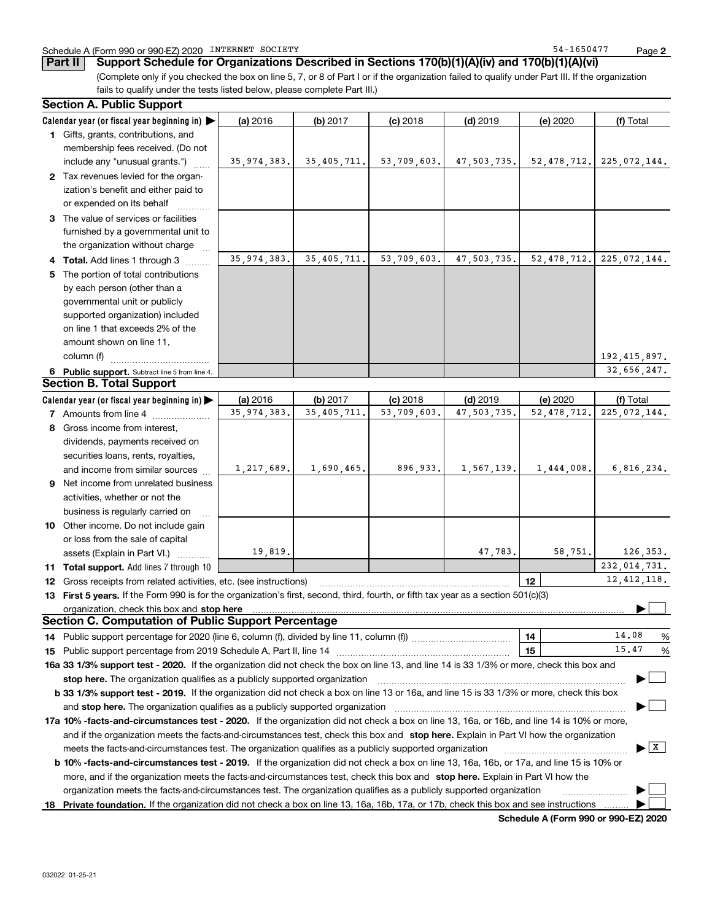Schedule A (Form 990 or 990-EZ) 2020 INTERNET SOCIETY 54-1650477

## Part II Support Schedule for Organizations Described in Sections 170(b)(1)(A)(iv) and 170(b)(1)(A)(vi)

(Complete only if you checked the box on line 5, 7, or 8 of Part I or if the organization failed to qualify under Part III. If the organization fails to qualify under the tests listed below, please complete Part III.)

### Section A. Public Support

| Calendar year (or fiscal year beginning in) | (a) 2016 | (b) 2017 | (c) 2018 | (d) 2019 | (e) 2020 | (f) Total |
|---|---|---|---|---|---|---|
| 1 Gifts, grants, contributions, and membership fees received. (Do not include any "unusual grants.") | 35,974,383. | 35,405,711. | 53,709,603. | 47,503,735. | 52,478,712. | 225,072,144. |
| 2 Tax revenues levied for the organization's benefit and either paid to or expended on its behalf | | | | | | |
| 3 The value of services or facilities furnished by a governmental unit to the organization without charge | | | | | | |
| 4 Total. Add lines 1 through 3 | 35,974,383. | 35,405,711. | 53,709,603. | 47,503,735. | 52,478,712. | 225,072,144. |
| 5 The portion of total contributions by each person (other than a governmental unit or publicly supported organization) included on line 1 that exceeds 2% of the amount shown on line 11, column (f) | | | | | | 192,415,897. |
| 6 Public support. Subtract line 5 from line 4. | | | | | | 32,656,247. |

### Section B. Total Support

| Calendar year (or fiscal year beginning in) | (a) 2016 | (b) 2017 | (c) 2018 | (d) 2019 | (e) 2020 | (f) Total |
|---|---|---|---|---|---|---|
| 7 Amounts from line 4 | 35,974,383. | 35,405,711. | 53,709,603. | 47,503,735. | 52,478,712. | 225,072,144. |
| 8 Gross income from interest, dividends, payments received on securities loans, rents, royalties, and income from similar sources | 1,217,689. | 1,690,465. | 896,933. | 1,567,139. | 1,444,008. | 6,816,234. |
| 9 Net income from unrelated business activities, whether or not the business is regularly carried on | | | | | | |
| 10 Other income. Do not include gain or loss from the sale of capital assets (Explain in Part VI.) | 19,819. | | | 47,783. | 58,751. | 126,353. |
| 11 Total support. Add lines 7 through 10 | | | | | | 232,014,731. |

12 Gross receipts from related activities, etc. (see instructions) — 12 — 12,412,118.

13 **First 5 years.** If the Form 990 is for the organization's first, second, third, fourth, or fifth tax year as a section 501(c)(3) organization, check this box and **stop here** ☐

### Section C. Computation of Public Support Percentage

14 Public support percentage for 2020 (line 6, column (f), divided by line 11, column (f)) — 14 — 14.08 %

15 Public support percentage from 2019 Schedule A, Part II, line 14 — 15 — 15.47 %

**16a 33 1/3% support test - 2020.** If the organization did not check the box on line 13, and line 14 is 33 1/3% or more, check this box and **stop here.** The organization qualifies as a publicly supported organization ☐

**b 33 1/3% support test - 2019.** If the organization did not check a box on line 13 or 16a, and line 15 is 33 1/3% or more, check this box and **stop here.** The organization qualifies as a publicly supported organization ☐

**17a 10% -facts-and-circumstances test - 2020.** If the organization did not check a box on line 13, 16a, or 16b, and line 14 is 10% or more, and if the organization meets the facts-and-circumstances test, check this box and **stop here.** Explain in Part VI how the organization meets the facts-and-circumstances test. The organization qualifies as a publicly supported organization ☒

**b 10% -facts-and-circumstances test - 2019.** If the organization did not check a box on line 13, 16a, 16b, or 17a, and line 15 is 10% or more, and if the organization meets the facts-and-circumstances test, check this box and **stop here.** Explain in Part VI how the organization meets the facts-and-circumstances test. The organization qualifies as a publicly supported organization ☐

**18 Private foundation.** If the organization did not check a box on line 13, 16a, 16b, 17a, or 17b, check this box and see instructions ☐

**Schedule A (Form 990 or 990-EZ) 2020**

032022 01-25-21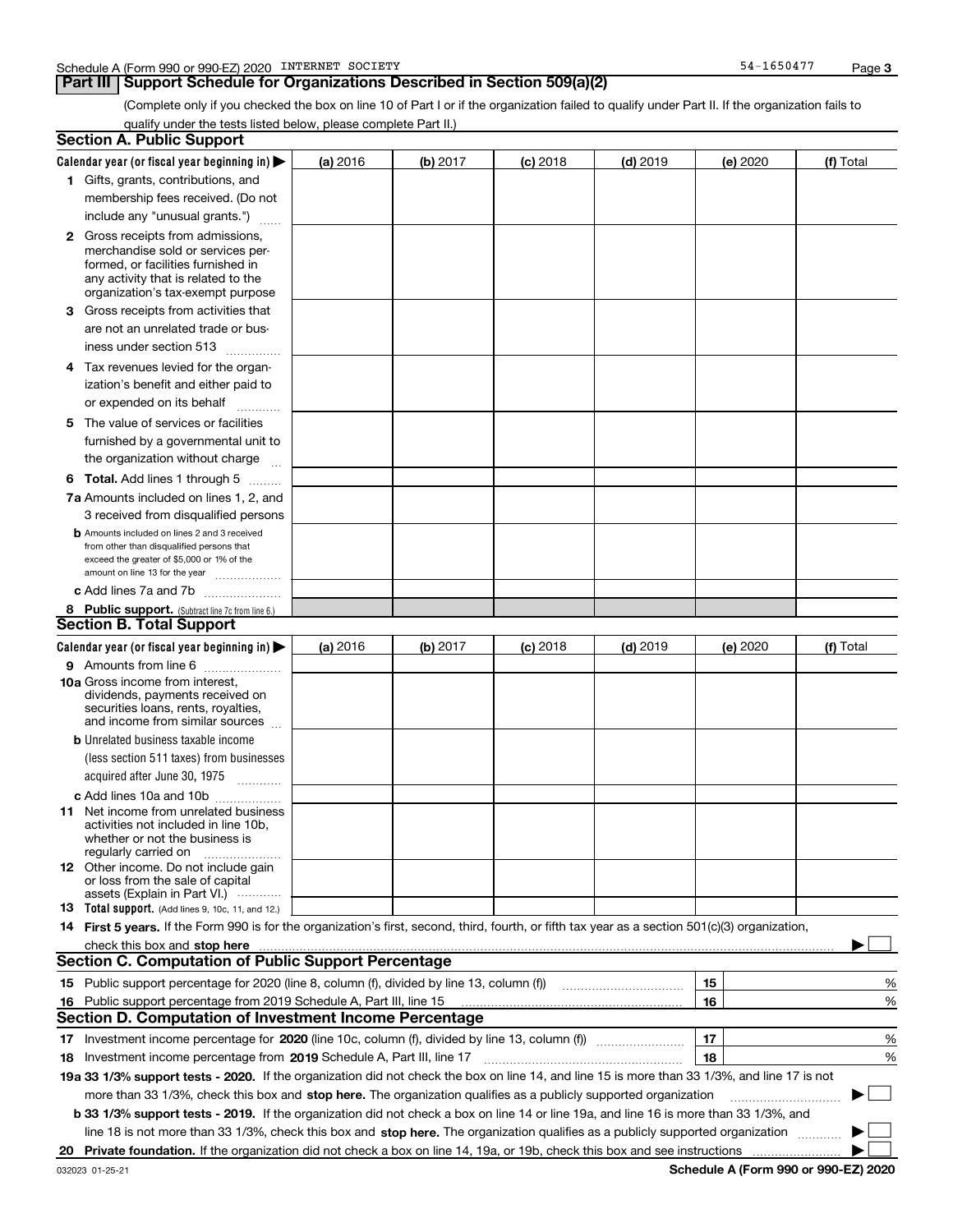Schedule A (Form 990 or 990-EZ) 2020 INTERNET SOCIETY 54-1650477

## Part III Support Schedule for Organizations Described in Section 509(a)(2)

(Complete only if you checked the box on line 10 of Part I or if the organization failed to qualify under Part II. If the organization fails to qualify under the tests listed below, please complete Part II.)

### Section A. Public Support

| Calendar year (or fiscal year beginning in) ▶ | (a) 2016 | (b) 2017 | (c) 2018 | (d) 2019 | (e) 2020 | (f) Total |
|---|---|---|---|---|---|---|
| **1** Gifts, grants, contributions, and membership fees received. (Do not include any "unusual grants.") | | | | | | |
| **2** Gross receipts from admissions, merchandise sold or services performed, or facilities furnished in any activity that is related to the organization's tax-exempt purpose | | | | | | |
| **3** Gross receipts from activities that are not an unrelated trade or business under section 513 | | | | | | |
| **4** Tax revenues levied for the organization's benefit and either paid to or expended on its behalf | | | | | | |
| **5** The value of services or facilities furnished by a governmental unit to the organization without charge | | | | | | |
| **6 Total.** Add lines 1 through 5 | | | | | | |
| **7a** Amounts included on lines 1, 2, and 3 received from disqualified persons | | | | | | |
| **b** Amounts included on lines 2 and 3 received from other than disqualified persons that exceed the greater of $5,000 or 1% of the amount on line 13 for the year | | | | | | |
| **c** Add lines 7a and 7b | | | | | | |
| **8 Public support.** (Subtract line 7c from line 6.) | | | | | | |

### Section B. Total Support

| Calendar year (or fiscal year beginning in) ▶ | (a) 2016 | (b) 2017 | (c) 2018 | (d) 2019 | (e) 2020 | (f) Total |
|---|---|---|---|---|---|---|
| **9** Amounts from line 6 | | | | | | |
| **10a** Gross income from interest, dividends, payments received on securities loans, rents, royalties, and income from similar sources | | | | | | |
| **b** Unrelated business taxable income (less section 511 taxes) from businesses acquired after June 30, 1975 | | | | | | |
| **c** Add lines 10a and 10b | | | | | | |
| **11** Net income from unrelated business activities not included in line 10b, whether or not the business is regularly carried on | | | | | | |
| **12** Other income. Do not include gain or loss from the sale of capital assets (Explain in Part VI.) | | | | | | |
| **13 Total support.** (Add lines 9, 10c, 11, and 12.) | | | | | | |

**14 First 5 years.** If the Form 990 is for the organization's first, second, third, fourth, or fifth tax year as a section 501(c)(3) organization, check this box and **stop here** ▶ ☐

### Section C. Computation of Public Support Percentage

| | | | |
|---|---|---|---|
| **15** | Public support percentage for 2020 (line 8, column (f), divided by line 13, column (f)) | 15 | % |
| **16** | Public support percentage from 2019 Schedule A, Part III, line 15 | 16 | % |

### Section D. Computation of Investment Income Percentage

| | | | |
|---|---|---|---|
| **17** | Investment income percentage for **2020** (line 10c, column (f), divided by line 13, column (f)) | 17 | % |
| **18** | Investment income percentage from **2019** Schedule A, Part III, line 17 | 18 | % |

**19a 33 1/3% support tests - 2020.** If the organization did not check the box on line 14, and line 15 is more than 33 1/3%, and line 17 is not more than 33 1/3%, check this box and **stop here.** The organization qualifies as a publicly supported organization ▶ ☐

**b 33 1/3% support tests - 2019.** If the organization did not check a box on line 14 or line 19a, and line 16 is more than 33 1/3%, and line 18 is not more than 33 1/3%, check this box and **stop here.** The organization qualifies as a publicly supported organization ▶ ☐

**20 Private foundation.** If the organization did not check a box on line 14, 19a, or 19b, check this box and see instructions ▶ ☐

032023 01-25-21 **Schedule A (Form 990 or 990-EZ) 2020**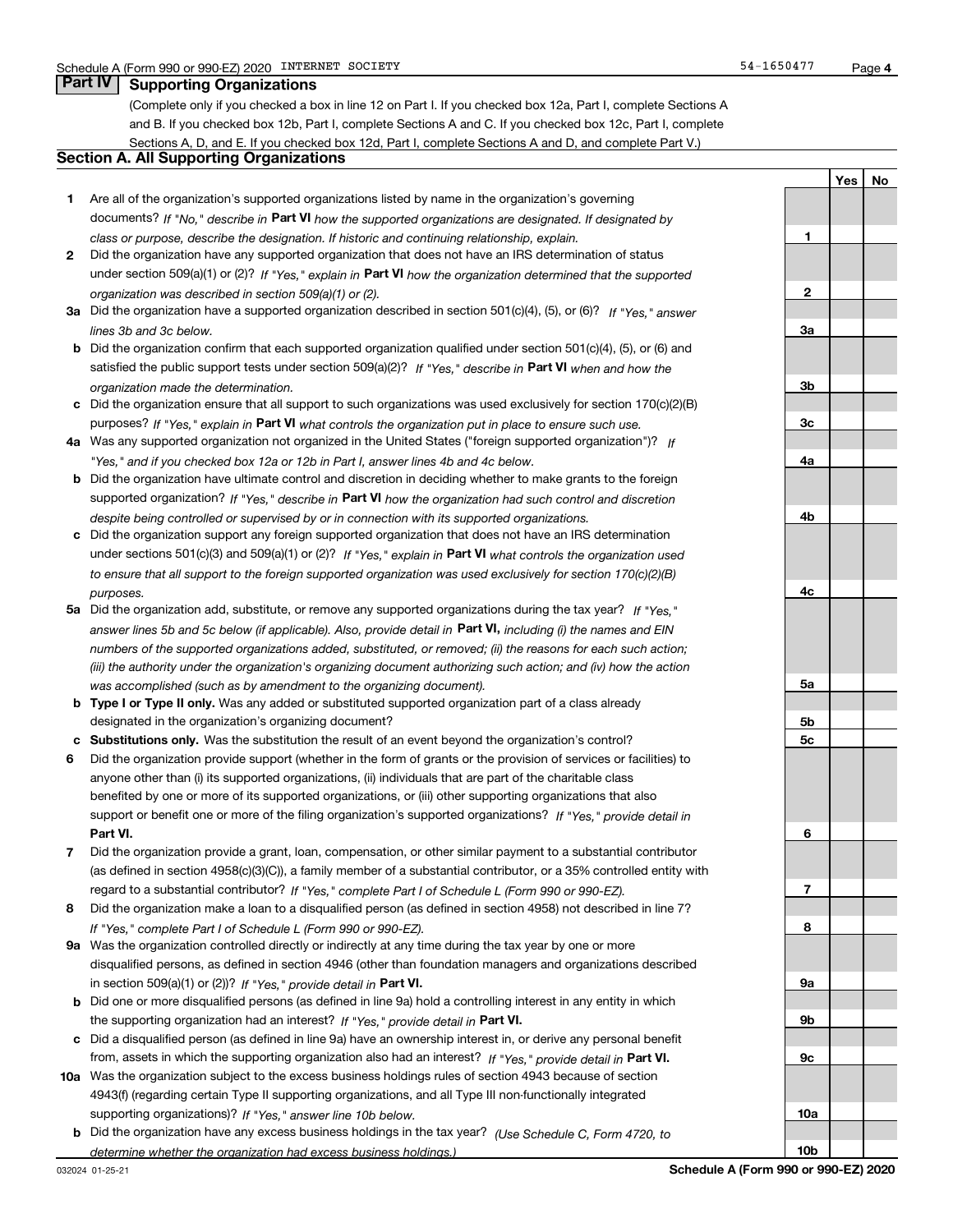Schedule A (Form 990 or 990-EZ) 2020 INTERNET SOCIETY 54-1650477 Page **4**

## Part IV Supporting Organizations

(Complete only if you checked a box in line 12 on Part I. If you checked box 12a, Part I, complete Sections A and B. If you checked box 12b, Part I, complete Sections A and C. If you checked box 12c, Part I, complete Sections A, D, and E. If you checked box 12d, Part I, complete Sections A and D, and complete Part V.)

### Section A. All Supporting Organizations

| | | Line | Yes | No |
|---|---|---|---|---|
| **1** | Are all of the organization's supported organizations listed by name in the organization's governing documents? *If "No," describe in* **Part VI** *how the supported organizations are designated. If designated by class or purpose, describe the designation. If historic and continuing relationship, explain.* | **1** | | |
| **2** | Did the organization have any supported organization that does not have an IRS determination of status under section 509(a)(1) or (2)? *If "Yes," explain in* **Part VI** *how the organization determined that the supported organization was described in section 509(a)(1) or (2).* | **2** | | |
| **3a** | Did the organization have a supported organization described in section 501(c)(4), (5), or (6)? *If "Yes," answer lines 3b and 3c below.* | **3a** | | |
| **b** | Did the organization confirm that each supported organization qualified under section 501(c)(4), (5), or (6) and satisfied the public support tests under section 509(a)(2)? *If "Yes," describe in* **Part VI** *when and how the organization made the determination.* | **3b** | | |
| **c** | Did the organization ensure that all support to such organizations was used exclusively for section 170(c)(2)(B) purposes? *If "Yes," explain in* **Part VI** *what controls the organization put in place to ensure such use.* | **3c** | | |
| **4a** | Was any supported organization not organized in the United States ("foreign supported organization")? *If "Yes," and if you checked box 12a or 12b in Part I, answer lines 4b and 4c below.* | **4a** | | |
| **b** | Did the organization have ultimate control and discretion in deciding whether to make grants to the foreign supported organization? *If "Yes," describe in* **Part VI** *how the organization had such control and discretion despite being controlled or supervised by or in connection with its supported organizations.* | **4b** | | |
| **c** | Did the organization support any foreign supported organization that does not have an IRS determination under sections 501(c)(3) and 509(a)(1) or (2)? *If "Yes," explain in* **Part VI** *what controls the organization used to ensure that all support to the foreign supported organization was used exclusively for section 170(c)(2)(B) purposes.* | **4c** | | |
| **5a** | Did the organization add, substitute, or remove any supported organizations during the tax year? *If "Yes," answer lines 5b and 5c below (if applicable). Also, provide detail in* **Part VI,** *including (i) the names and EIN numbers of the supported organizations added, substituted, or removed; (ii) the reasons for each such action; (iii) the authority under the organization's organizing document authorizing such action; and (iv) how the action was accomplished (such as by amendment to the organizing document).* | **5a** | | |
| **b** | **Type I or Type II only.** Was any added or substituted supported organization part of a class already designated in the organization's organizing document? | **5b** | | |
| **c** | **Substitutions only.** Was the substitution the result of an event beyond the organization's control? | **5c** | | |
| **6** | Did the organization provide support (whether in the form of grants or the provision of services or facilities) to anyone other than (i) its supported organizations, (ii) individuals that are part of the charitable class benefited by one or more of its supported organizations, or (iii) other supporting organizations that also support or benefit one or more of the filing organization's supported organizations? *If "Yes," provide detail in* **Part VI.** | **6** | | |
| **7** | Did the organization provide a grant, loan, compensation, or other similar payment to a substantial contributor (as defined in section 4958(c)(3)(C)), a family member of a substantial contributor, or a 35% controlled entity with regard to a substantial contributor? *If "Yes," complete Part I of Schedule L (Form 990 or 990-EZ).* | **7** | | |
| **8** | Did the organization make a loan to a disqualified person (as defined in section 4958) not described in line 7? *If "Yes," complete Part I of Schedule L (Form 990 or 990-EZ).* | **8** | | |
| **9a** | Was the organization controlled directly or indirectly at any time during the tax year by one or more disqualified persons, as defined in section 4946 (other than foundation managers and organizations described in section 509(a)(1) or (2))? *If "Yes," provide detail in* **Part VI.** | **9a** | | |
| **b** | Did one or more disqualified persons (as defined in line 9a) hold a controlling interest in any entity in which the supporting organization had an interest? *If "Yes," provide detail in* **Part VI.** | **9b** | | |
| **c** | Did a disqualified person (as defined in line 9a) have an ownership interest in, or derive any personal benefit from, assets in which the supporting organization also had an interest? *If "Yes," provide detail in* **Part VI.** | **9c** | | |
| **10a** | Was the organization subject to the excess business holdings rules of section 4943 because of section 4943(f) (regarding certain Type II supporting organizations, and all Type III non-functionally integrated supporting organizations)? *If "Yes," answer line 10b below.* | **10a** | | |
| **b** | Did the organization have any excess business holdings in the tax year? *(Use Schedule C, Form 4720, to determine whether the organization had excess business holdings.)* | **10b** | | |

032024 01-25-21 **Schedule A (Form 990 or 990-EZ) 2020**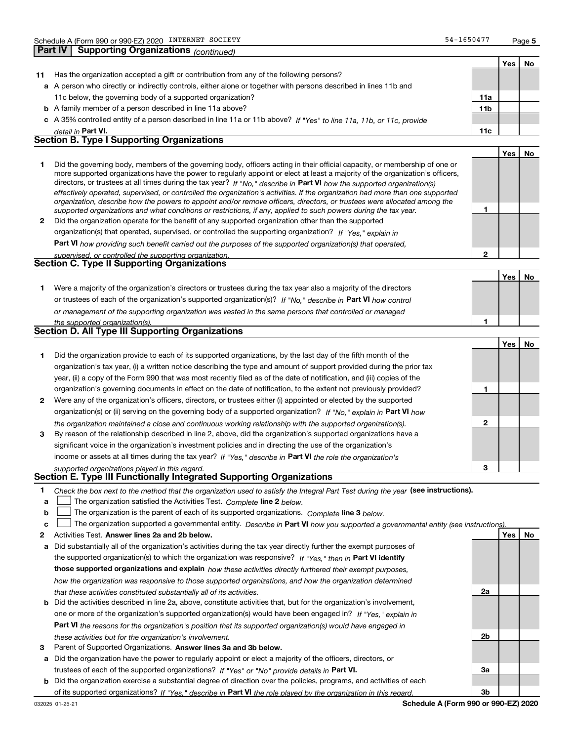## Part IV Supporting Organizations *(continued)*

| | | | Yes | No |
|---|---|---|---|---|
| **11** | Has the organization accepted a gift or contribution from any of the following persons? | | | |
| **a** | A person who directly or indirectly controls, either alone or together with persons described in lines 11b and 11c below, the governing body of a supported organization? | **11a** | | |
| **b** | A family member of a person described in line 11a above? | **11b** | | |
| **c** | A 35% controlled entity of a person described in line 11a or 11b above? *If "Yes" to line 11a, 11b, or 11c, provide detail in* **Part VI.** | **11c** | | |

## Section B. Type I Supporting Organizations

| | | | Yes | No |
|---|---|---|---|---|
| **1** | Did the governing body, members of the governing body, officers acting in their official capacity, or membership of one or more supported organizations have the power to regularly appoint or elect at least a majority of the organization's officers, directors, or trustees at all times during the tax year? *If "No," describe in* **Part VI** *how the supported organization(s) effectively operated, supervised, or controlled the organization's activities. If the organization had more than one supported organization, describe how the powers to appoint and/or remove officers, directors, or trustees were allocated among the supported organizations and what conditions or restrictions, if any, applied to such powers during the tax year.* | **1** | | |
| **2** | Did the organization operate for the benefit of any supported organization other than the supported organization(s) that operated, supervised, or controlled the supporting organization? *If "Yes," explain in* **Part VI** *how providing such benefit carried out the purposes of the supported organization(s) that operated, supervised, or controlled the supporting organization.* | **2** | | |

## Section C. Type II Supporting Organizations

| | | | Yes | No |
|---|---|---|---|---|
| **1** | Were a majority of the organization's directors or trustees during the tax year also a majority of the directors or trustees of each of the organization's supported organization(s)? *If "No," describe in* **Part VI** *how control or management of the supporting organization was vested in the same persons that controlled or managed the supported organization(s).* | **1** | | |

## Section D. All Type III Supporting Organizations

| | | | Yes | No |
|---|---|---|---|---|
| **1** | Did the organization provide to each of its supported organizations, by the last day of the fifth month of the organization's tax year, (i) a written notice describing the type and amount of support provided during the prior tax year, (ii) a copy of the Form 990 that was most recently filed as of the date of notification, and (iii) copies of the organization's governing documents in effect on the date of notification, to the extent not previously provided? | **1** | | |
| **2** | Were any of the organization's officers, directors, or trustees either (i) appointed or elected by the supported organization(s) or (ii) serving on the governing body of a supported organization? *If "No," explain in* **Part VI** *how the organization maintained a close and continuous working relationship with the supported organization(s).* | **2** | | |
| **3** | By reason of the relationship described in line 2, above, did the organization's supported organizations have a significant voice in the organization's investment policies and in directing the use of the organization's income or assets at all times during the tax year? *If "Yes," describe in* **Part VI** *the role the organization's supported organizations played in this regard.* | **3** | | |

## Section E. Type III Functionally Integrated Supporting Organizations

**1** *Check the box next to the method that the organization used to satisfy the Integral Part Test during the year* **(see instructions).**

**a** ☐ The organization satisfied the Activities Test. *Complete* **line 2** *below.*

**b** ☐ The organization is the parent of each of its supported organizations. *Complete* **line 3** *below.*

**c** ☐ The organization supported a governmental entity. *Describe in* **Part VI** *how you supported a governmental entity (see instructions).*

| | | | Yes | No |
|---|---|---|---|---|
| **2** | Activities Test. **Answer lines 2a and 2b below.** | | | |
| **a** | Did substantially all of the organization's activities during the tax year directly further the exempt purposes of the supported organization(s) to which the organization was responsive? *If "Yes," then in* **Part VI identify those supported organizations and explain** *how these activities directly furthered their exempt purposes, how the organization was responsive to those supported organizations, and how the organization determined that these activities constituted substantially all of its activities.* | **2a** | | |
| **b** | Did the activities described in line 2a, above, constitute activities that, but for the organization's involvement, one or more of the organization's supported organization(s) would have been engaged in? *If "Yes," explain in* **Part VI** *the reasons for the organization's position that its supported organization(s) would have engaged in these activities but for the organization's involvement.* | **2b** | | |
| **3** | Parent of Supported Organizations. **Answer lines 3a and 3b below.** | | | |
| **a** | Did the organization have the power to regularly appoint or elect a majority of the officers, directors, or trustees of each of the supported organizations? *If "Yes" or "No" provide details in* **Part VI.** | **3a** | | |
| **b** | Did the organization exercise a substantial degree of direction over the policies, programs, and activities of each of its supported organizations? *If "Yes," describe in* **Part VI** *the role played by the organization in this regard.* | **3b** | | |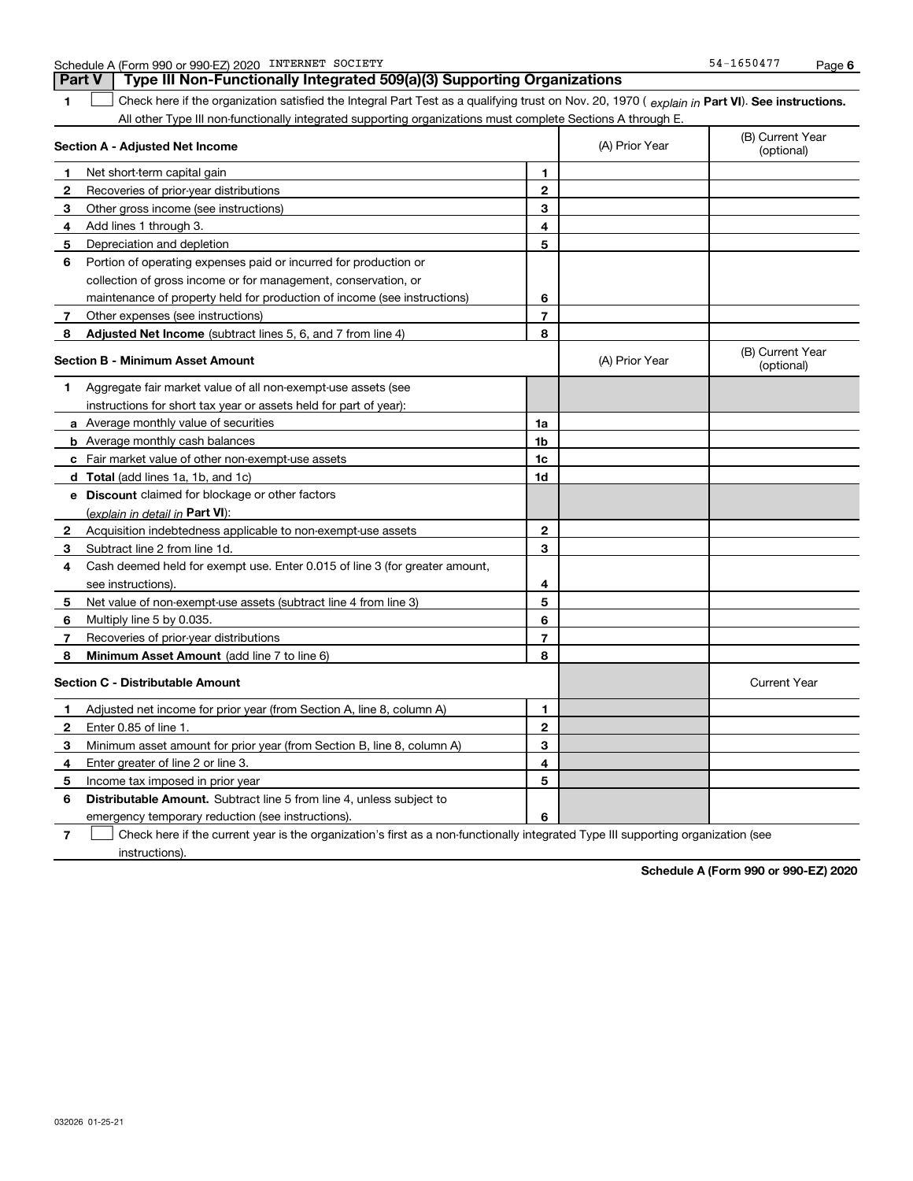Schedule A (Form 990 or 990-EZ) 2020 INTERNET SOCIETY 54-1650477

## Part V Type III Non-Functionally Integrated 509(a)(3) Supporting Organizations

**1** ☐ Check here if the organization satisfied the Integral Part Test as a qualifying trust on Nov. 20, 1970 ( *explain in* **Part VI**). **See instructions.** All other Type III non-functionally integrated supporting organizations must complete Sections A through E.

| Section A - Adjusted Net Income | | | (A) Prior Year | (B) Current Year (optional) |
|---|---|---|---|---|
| **1** | Net short-term capital gain | **1** | | |
| **2** | Recoveries of prior-year distributions | **2** | | |
| **3** | Other gross income (see instructions) | **3** | | |
| **4** | Add lines 1 through 3. | **4** | | |
| **5** | Depreciation and depletion | **5** | | |
| **6** | Portion of operating expenses paid or incurred for production or collection of gross income or for management, conservation, or maintenance of property held for production of income (see instructions) | **6** | | |
| **7** | Other expenses (see instructions) | **7** | | |
| **8** | **Adjusted Net Income** (subtract lines 5, 6, and 7 from line 4) | **8** | | |

| Section B - Minimum Asset Amount | | | (A) Prior Year | (B) Current Year (optional) |
|---|---|---|---|---|
| **1** | Aggregate fair market value of all non-exempt-use assets (see instructions for short tax year or assets held for part of year): | | | |
| **a** | Average monthly value of securities | **1a** | | |
| **b** | Average monthly cash balances | **1b** | | |
| **c** | Fair market value of other non-exempt-use assets | **1c** | | |
| **d** | **Total** (add lines 1a, 1b, and 1c) | **1d** | | |
| **e** | **Discount** claimed for blockage or other factors (*explain in detail in* **Part VI**): | | | |
| **2** | Acquisition indebtedness applicable to non-exempt-use assets | **2** | | |
| **3** | Subtract line 2 from line 1d. | **3** | | |
| **4** | Cash deemed held for exempt use. Enter 0.015 of line 3 (for greater amount, see instructions). | **4** | | |
| **5** | Net value of non-exempt-use assets (subtract line 4 from line 3) | **5** | | |
| **6** | Multiply line 5 by 0.035. | **6** | | |
| **7** | Recoveries of prior-year distributions | **7** | | |
| **8** | **Minimum Asset Amount** (add line 7 to line 6) | **8** | | |

| Section C - Distributable Amount | | | | Current Year |
|---|---|---|---|---|
| **1** | Adjusted net income for prior year (from Section A, line 8, column A) | **1** | | |
| **2** | Enter 0.85 of line 1. | **2** | | |
| **3** | Minimum asset amount for prior year (from Section B, line 8, column A) | **3** | | |
| **4** | Enter greater of line 2 or line 3. | **4** | | |
| **5** | Income tax imposed in prior year | **5** | | |
| **6** | **Distributable Amount.** Subtract line 5 from line 4, unless subject to emergency temporary reduction (see instructions). | **6** | | |

**7** ☐ Check here if the current year is the organization's first as a non-functionally integrated Type III supporting organization (see instructions).

**Schedule A (Form 990 or 990-EZ) 2020**

032026 01-25-21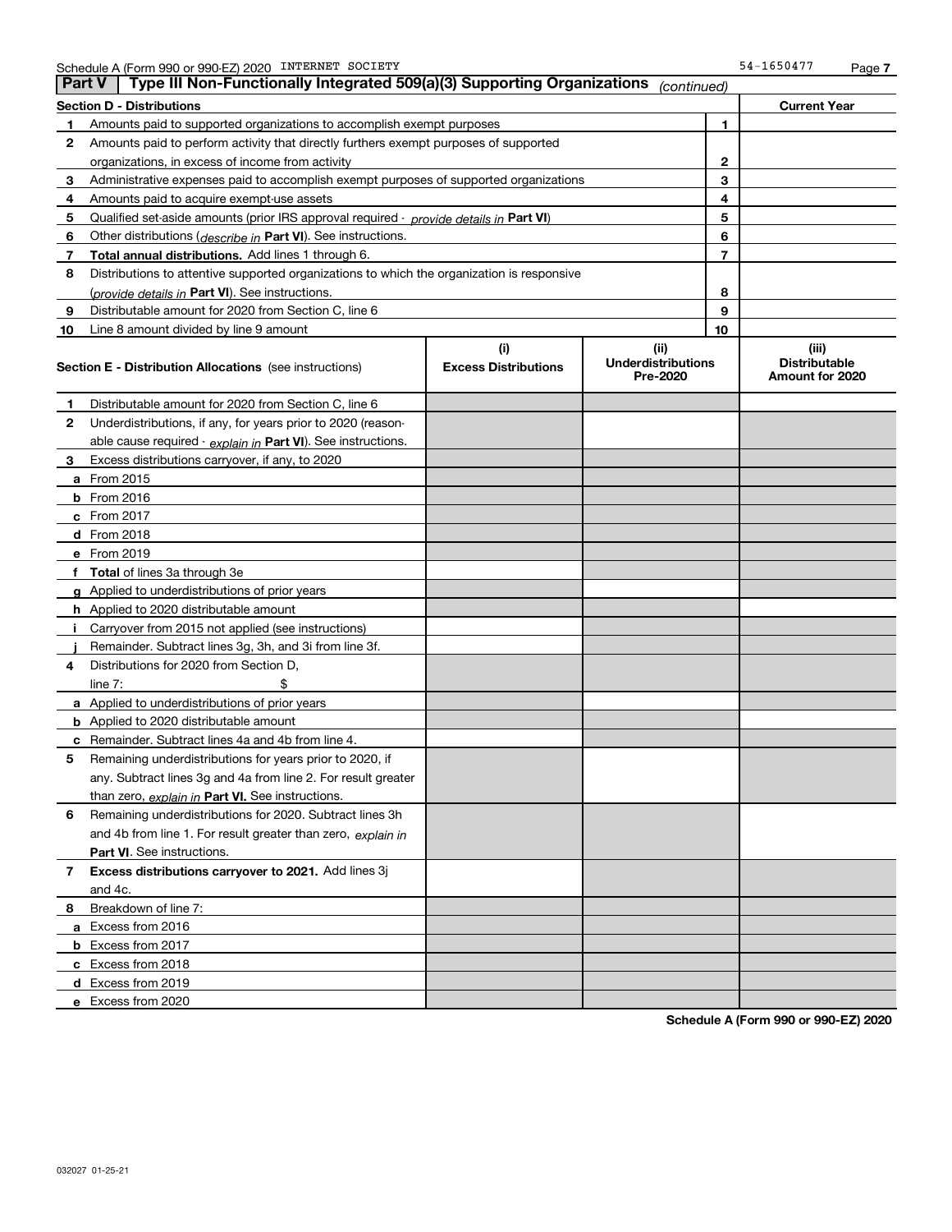Schedule A (Form 990 or 990-EZ) 2020 INTERNET SOCIETY 54-1650477

## Part V Type III Non-Functionally Integrated 509(a)(3) Supporting Organizations *(continued)*

| Section D - Distributions | | | Current Year |
|---|---|---|---|
| 1 | Amounts paid to supported organizations to accomplish exempt purposes | 1 | |
| 2 | Amounts paid to perform activity that directly furthers exempt purposes of supported organizations, in excess of income from activity | 2 | |
| 3 | Administrative expenses paid to accomplish exempt purposes of supported organizations | 3 | |
| 4 | Amounts paid to acquire exempt-use assets | 4 | |
| 5 | Qualified set-aside amounts (prior IRS approval required - *provide details in* **Part VI**) | 5 | |
| 6 | Other distributions (*describe in* **Part VI**). See instructions. | 6 | |
| 7 | **Total annual distributions.** Add lines 1 through 6. | 7 | |
| 8 | Distributions to attentive supported organizations to which the organization is responsive (*provide details in* **Part VI**). See instructions. | 8 | |
| 9 | Distributable amount for 2020 from Section C, line 6 | 9 | |
| 10 | Line 8 amount divided by line 9 amount | 10 | |

| **Section E - Distribution Allocations** (see instructions) | (i) Excess Distributions | (ii) Underdistributions Pre-2020 | (iii) Distributable Amount for 2020 |
|---|---|---|---|
| **1** Distributable amount for 2020 from Section C, line 6 | | | |
| **2** Underdistributions, if any, for years prior to 2020 (reasonable cause required - *explain in* **Part VI**). See instructions. | | | |
| **3** Excess distributions carryover, if any, to 2020 | | | |
| **a** From 2015 | | | |
| **b** From 2016 | | | |
| **c** From 2017 | | | |
| **d** From 2018 | | | |
| **e** From 2019 | | | |
| **f** **Total** of lines 3a through 3e | | | |
| **g** Applied to underdistributions of prior years | | | |
| **h** Applied to 2020 distributable amount | | | |
| **i** Carryover from 2015 not applied (see instructions) | | | |
| **j** Remainder. Subtract lines 3g, 3h, and 3i from line 3f. | | | |
| **4** Distributions for 2020 from Section D, line 7: $ | | | |
| **a** Applied to underdistributions of prior years | | | |
| **b** Applied to 2020 distributable amount | | | |
| **c** Remainder. Subtract lines 4a and 4b from line 4. | | | |
| **5** Remaining underdistributions for years prior to 2020, if any. Subtract lines 3g and 4a from line 2. For result greater than zero, *explain in* **Part VI.** See instructions. | | | |
| **6** Remaining underdistributions for 2020. Subtract lines 3h and 4b from line 1. For result greater than zero, *explain in* **Part VI**. See instructions. | | | |
| **7** **Excess distributions carryover to 2021.** Add lines 3j and 4c. | | | |
| **8** Breakdown of line 7: | | | |
| **a** Excess from 2016 | | | |
| **b** Excess from 2017 | | | |
| **c** Excess from 2018 | | | |
| **d** Excess from 2019 | | | |
| **e** Excess from 2020 | | | |

**Schedule A (Form 990 or 990-EZ) 2020**

032027 01-25-21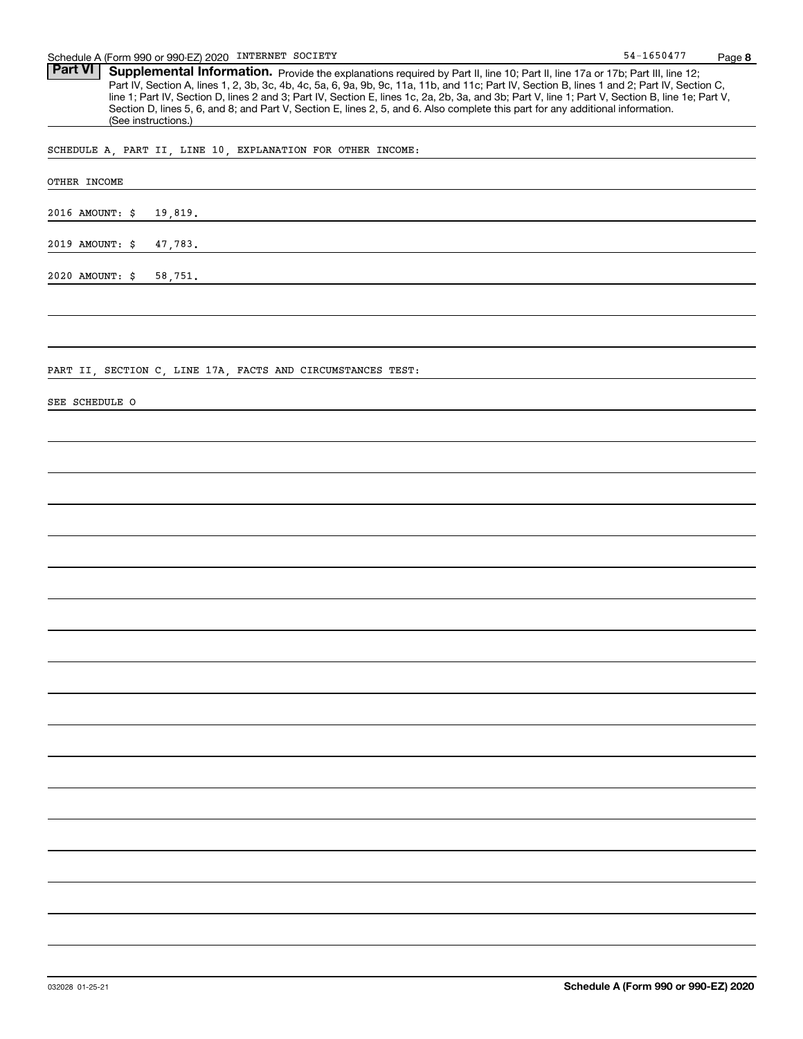**Part VI** **Supplemental Information.** Provide the explanations required by Part II, line 10; Part II, line 17a or 17b; Part III, line 12; Part IV, Section A, lines 1, 2, 3b, 3c, 4b, 4c, 5a, 6, 9a, 9b, 9c, 11a, 11b, and 11c; Part IV, Section B, lines 1 and 2; Part IV, Section C, line 1; Part IV, Section D, lines 2 and 3; Part IV, Section E, lines 1c, 2a, 2b, 3a, and 3b; Part V, line 1; Part V, Section B, line 1e; Part V, Section D, lines 5, 6, and 8; and Part V, Section E, lines 2, 5, and 6. Also complete this part for any additional information. (See instructions.)

SCHEDULE A, PART II, LINE 10, EXPLANATION FOR OTHER INCOME:

OTHER INCOME

2016 AMOUNT: $ 19,819.

2019 AMOUNT: $ 47,783.

2020 AMOUNT: $ 58,751.

PART II, SECTION C, LINE 17A, FACTS AND CIRCUMSTANCES TEST:

SEE SCHEDULE O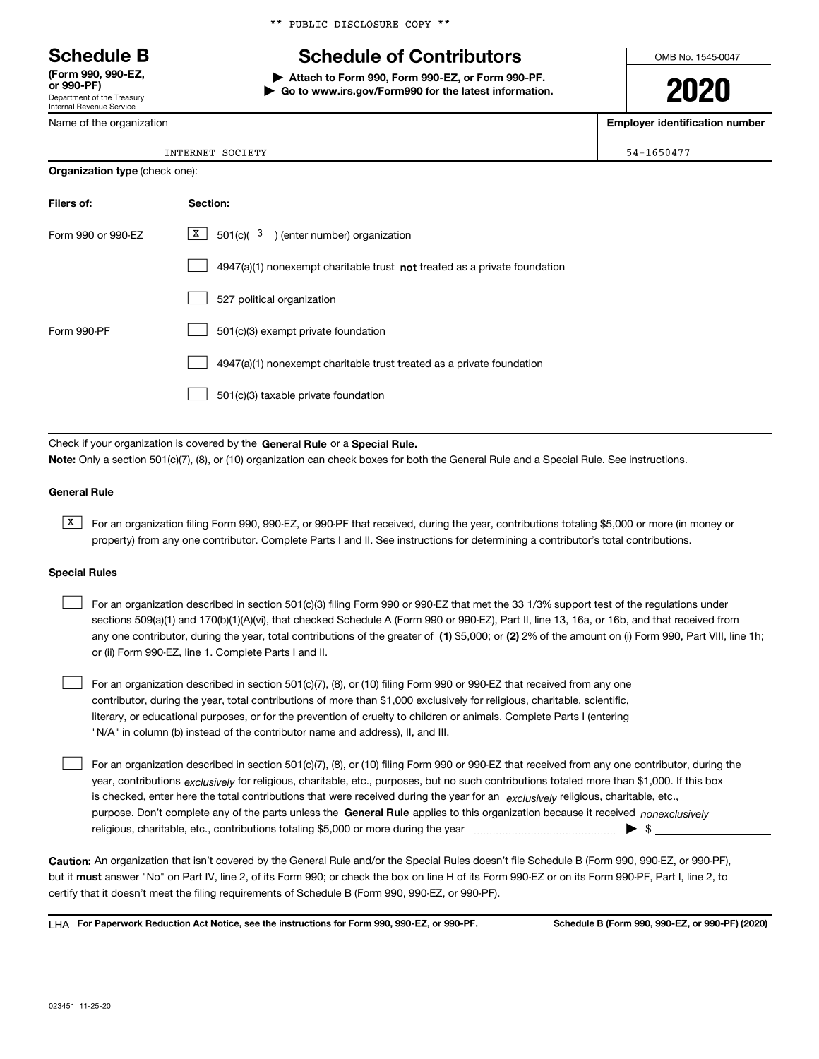** PUBLIC DISCLOSURE COPY **

# Schedule B

**(Form 990, 990-EZ, or 990-PF)**
Department of the Treasury
Internal Revenue Service

## Schedule of Contributors

▶ **Attach to Form 990, Form 990-EZ, or Form 990-PF.**
▶ **Go to www.irs.gov/Form990 for the latest information.**

OMB No. 1545-0047

**2020**

| Name of the organization | Employer identification number |
|---|---|
| INTERNET SOCIETY | 54-1650477 |

**Organization type** (check one):

| Filers of: | Section: |
|---|---|
| Form 990 or 990-EZ | [X] 501(c)( 3 ) (enter number) organization |
| | [ ] 4947(a)(1) nonexempt charitable trust **not** treated as a private foundation |
| | [ ] 527 political organization |
| Form 990-PF | [ ] 501(c)(3) exempt private foundation |
| | [ ] 4947(a)(1) nonexempt charitable trust treated as a private foundation |
| | [ ] 501(c)(3) taxable private foundation |

Check if your organization is covered by the **General Rule** or a **Special Rule.**

**Note:** Only a section 501(c)(7), (8), or (10) organization can check boxes for both the General Rule and a Special Rule. See instructions.

### General Rule

[X] For an organization filing Form 990, 990-EZ, or 990-PF that received, during the year, contributions totaling $5,000 or more (in money or property) from any one contributor. Complete Parts I and II. See instructions for determining a contributor's total contributions.

### Special Rules

[ ] For an organization described in section 501(c)(3) filing Form 990 or 990-EZ that met the 33 1/3% support test of the regulations under sections 509(a)(1) and 170(b)(1)(A)(vi), that checked Schedule A (Form 990 or 990-EZ), Part II, line 13, 16a, or 16b, and that received from any one contributor, during the year, total contributions of the greater of **(1)** $5,000; or **(2)** 2% of the amount on (i) Form 990, Part VIII, line 1h; or (ii) Form 990-EZ, line 1. Complete Parts I and II.

[ ] For an organization described in section 501(c)(7), (8), or (10) filing Form 990 or 990-EZ that received from any one contributor, during the year, total contributions of more than $1,000 exclusively for religious, charitable, scientific, literary, or educational purposes, or for the prevention of cruelty to children or animals. Complete Parts I (entering "N/A" in column (b) instead of the contributor name and address), II, and III.

[ ] For an organization described in section 501(c)(7), (8), or (10) filing Form 990 or 990-EZ that received from any one contributor, during the year, contributions *exclusively* for religious, charitable, etc., purposes, but no such contributions totaled more than $1,000. If this box is checked, enter here the total contributions that were received during the year for an *exclusively* religious, charitable, etc., purpose. Don't complete any of the parts unless the **General Rule** applies to this organization because it received *nonexclusively* religious, charitable, etc., contributions totaling $5,000 or more during the year ▶ $ ______

**Caution:** An organization that isn't covered by the General Rule and/or the Special Rules doesn't file Schedule B (Form 990, 990-EZ, or 990-PF), but it **must** answer "No" on Part IV, line 2, of its Form 990; or check the box on line H of its Form 990-EZ or on its Form 990-PF, Part I, line 2, to certify that it doesn't meet the filing requirements of Schedule B (Form 990, 990-EZ, or 990-PF).

LHA **For Paperwork Reduction Act Notice, see the instructions for Form 990, 990-EZ, or 990-PF.** **Schedule B (Form 990, 990-EZ, or 990-PF) (2020)**

023451 11-25-20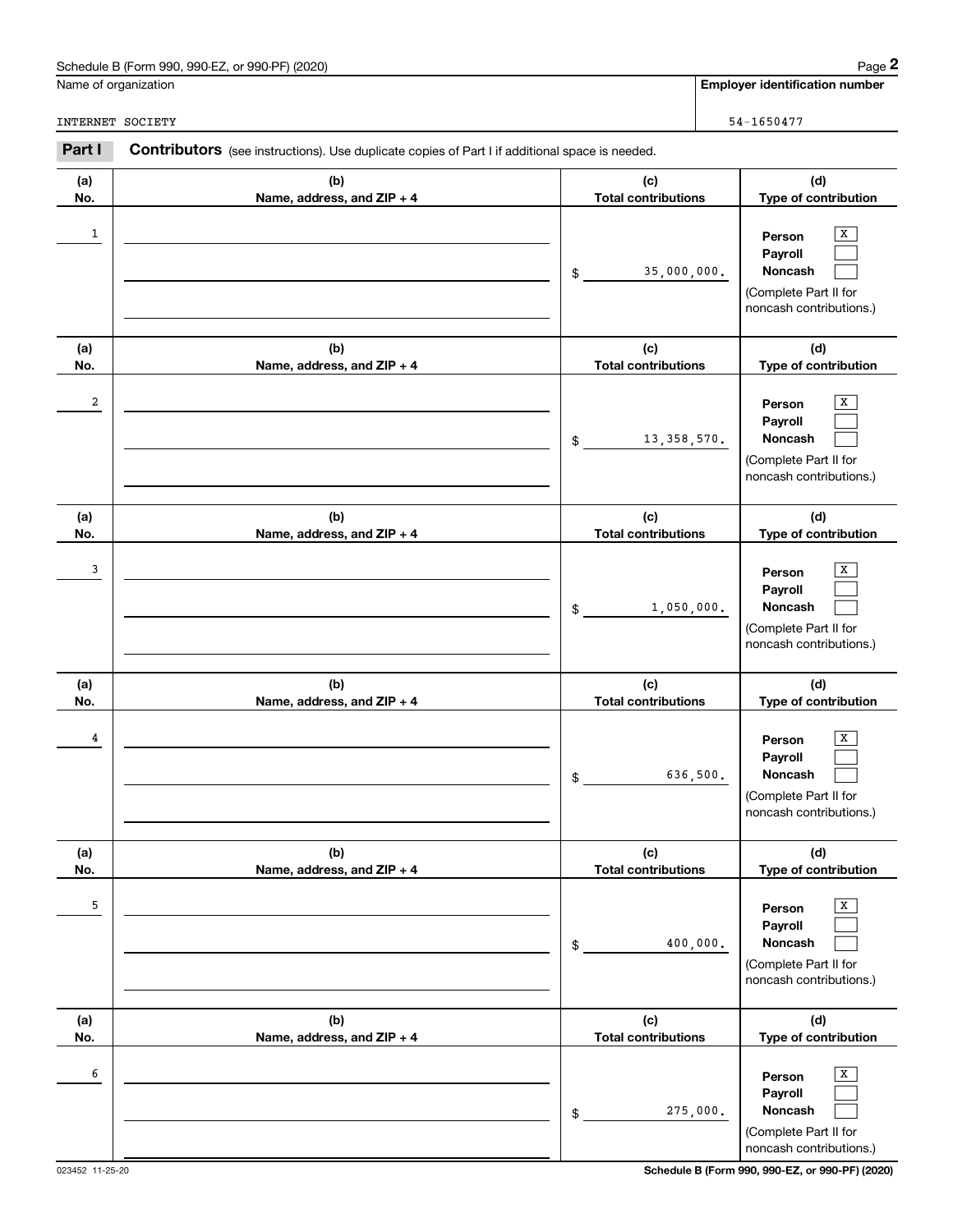Schedule B (Form 990, 990-EZ, or 990-PF) (2020)

Name of organization: INTERNET SOCIETY

**Employer identification number:** 54-1650477

**Part I — Contributors** (see instructions). Use duplicate copies of Part I if additional space is needed.

| (a) No. | (b) Name, address, and ZIP + 4 | (c) Total contributions | (d) Type of contribution |
|---|---|---|---|
| 1 | | $ 35,000,000. | Person [X] Payroll [ ] Noncash [ ] (Complete Part II for noncash contributions.) |
| 2 | | $ 13,358,570. | Person [X] Payroll [ ] Noncash [ ] (Complete Part II for noncash contributions.) |
| 3 | | $ 1,050,000. | Person [X] Payroll [ ] Noncash [ ] (Complete Part II for noncash contributions.) |
| 4 | | $ 636,500. | Person [X] Payroll [ ] Noncash [ ] (Complete Part II for noncash contributions.) |
| 5 | | $ 400,000. | Person [X] Payroll [ ] Noncash [ ] (Complete Part II for noncash contributions.) |
| 6 | | $ 275,000. | Person [X] Payroll [ ] Noncash [ ] (Complete Part II for noncash contributions.) |

023452 11-25-20

Schedule B (Form 990, 990-EZ, or 990-PF) (2020)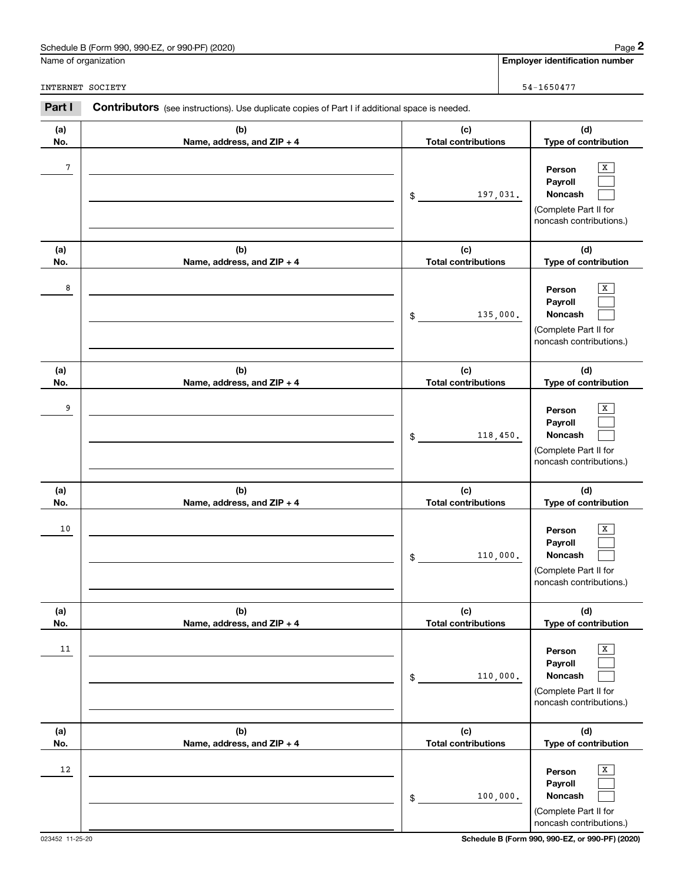Schedule B (Form 990, 990-EZ, or 990-PF) (2020)

Name of organization

INTERNET SOCIETY

**Employer identification number**

54-1650477

**Part I** **Contributors** (see instructions). Use duplicate copies of Part I if additional space is needed.

| (a) No. | (b) Name, address, and ZIP + 4 | (c) Total contributions | (d) Type of contribution |
|---|---|---|---|
| 7 | | $ 197,031. | Person [X] Payroll [ ] Noncash [ ] (Complete Part II for noncash contributions.) |
| 8 | | $ 135,000. | Person [X] Payroll [ ] Noncash [ ] (Complete Part II for noncash contributions.) |
| 9 | | $ 118,450. | Person [X] Payroll [ ] Noncash [ ] (Complete Part II for noncash contributions.) |
| 10 | | $ 110,000. | Person [X] Payroll [ ] Noncash [ ] (Complete Part II for noncash contributions.) |
| 11 | | $ 110,000. | Person [X] Payroll [ ] Noncash [ ] (Complete Part II for noncash contributions.) |
| 12 | | $ 100,000. | Person [X] Payroll [ ] Noncash [ ] (Complete Part II for noncash contributions.) |

023452 11-25-20

**Schedule B (Form 990, 990-EZ, or 990-PF) (2020)**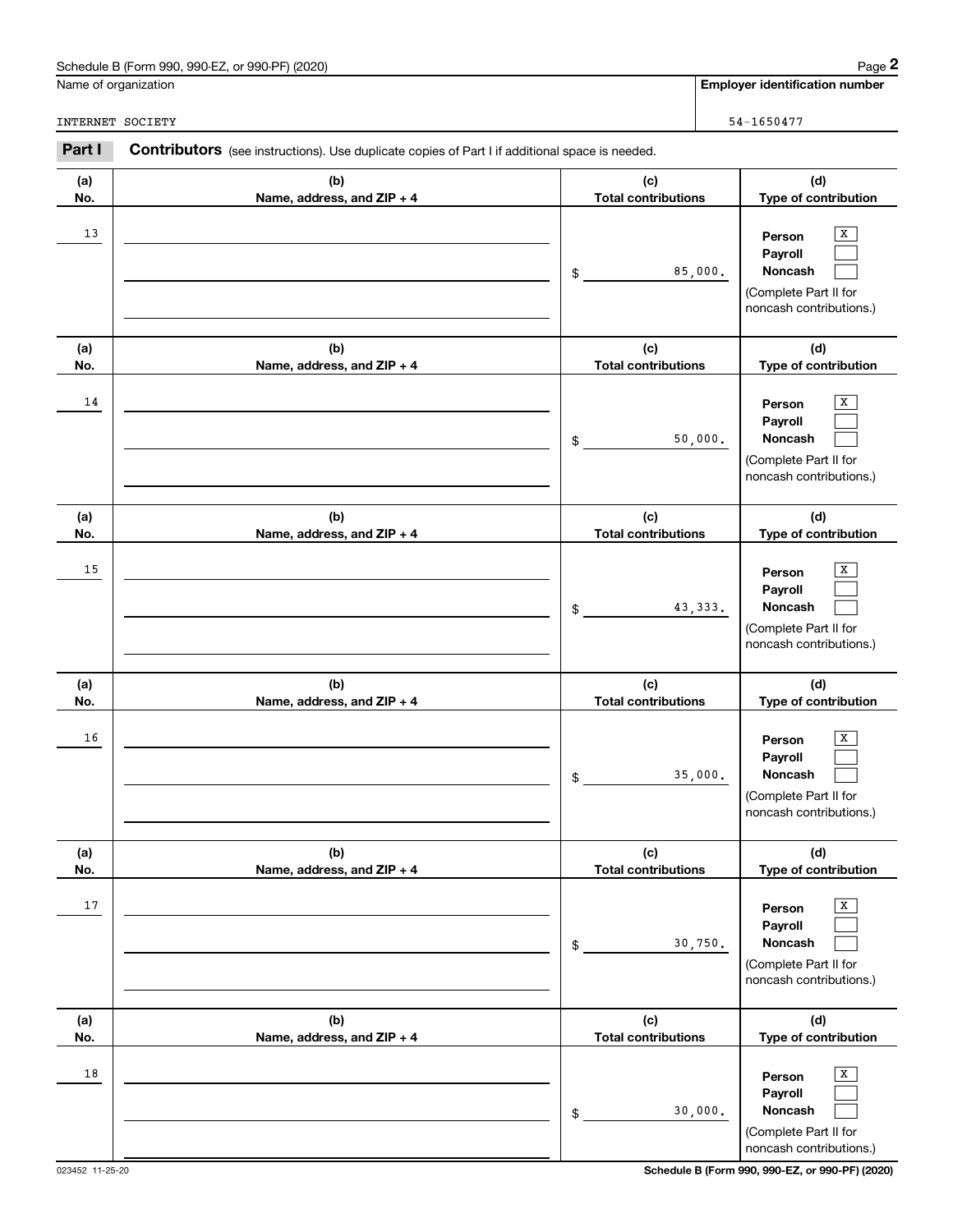Schedule B (Form 990, 990-EZ, or 990-PF) (2020)

Name of organization: INTERNET SOCIETY

**Employer identification number:** 54-1650477

## Part I Contributors (see instructions). Use duplicate copies of Part I if additional space is needed.

| (a) No. | (b) Name, address, and ZIP + 4 | (c) Total contributions | (d) Type of contribution |
|---|---|---|---|
| 13 | | $ 85,000. | Person [X] Payroll [ ] Noncash [ ] (Complete Part II for noncash contributions.) |
| 14 | | $ 50,000. | Person [X] Payroll [ ] Noncash [ ] (Complete Part II for noncash contributions.) |
| 15 | | $ 43,333. | Person [X] Payroll [ ] Noncash [ ] (Complete Part II for noncash contributions.) |
| 16 | | $ 35,000. | Person [X] Payroll [ ] Noncash [ ] (Complete Part II for noncash contributions.) |
| 17 | | $ 30,750. | Person [X] Payroll [ ] Noncash [ ] (Complete Part II for noncash contributions.) |
| 18 | | $ 30,000. | Person [X] Payroll [ ] Noncash [ ] (Complete Part II for noncash contributions.) |

023452 11-25-20

Schedule B (Form 990, 990-EZ, or 990-PF) (2020)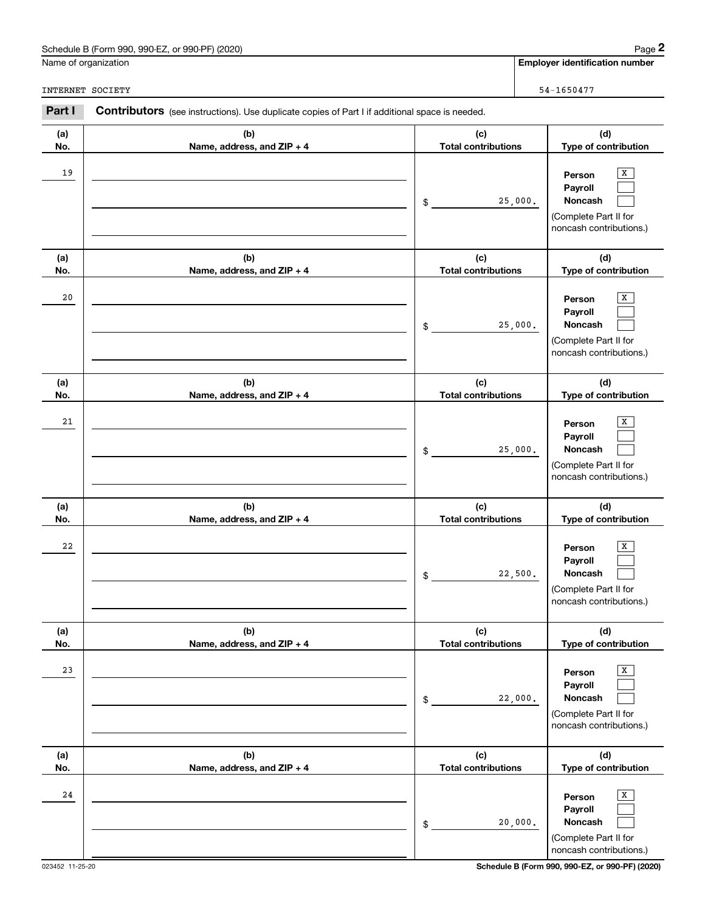Name of organization

INTERNET SOCIETY

**Employer identification number**

54-1650477

**Part I** **Contributors** (see instructions). Use duplicate copies of Part I if additional space is needed.

| (a) No. | (b) Name, address, and ZIP + 4 | (c) Total contributions | (d) Type of contribution |
|---|---|---|---|
| 19 | | $ 25,000. | Person [X] Payroll [ ] Noncash [ ] (Complete Part II for noncash contributions.) |
| 20 | | $ 25,000. | Person [X] Payroll [ ] Noncash [ ] (Complete Part II for noncash contributions.) |
| 21 | | $ 25,000. | Person [X] Payroll [ ] Noncash [ ] (Complete Part II for noncash contributions.) |
| 22 | | $ 22,500. | Person [X] Payroll [ ] Noncash [ ] (Complete Part II for noncash contributions.) |
| 23 | | $ 22,000. | Person [X] Payroll [ ] Noncash [ ] (Complete Part II for noncash contributions.) |
| 24 | | $ 20,000. | Person [X] Payroll [ ] Noncash [ ] (Complete Part II for noncash contributions.) |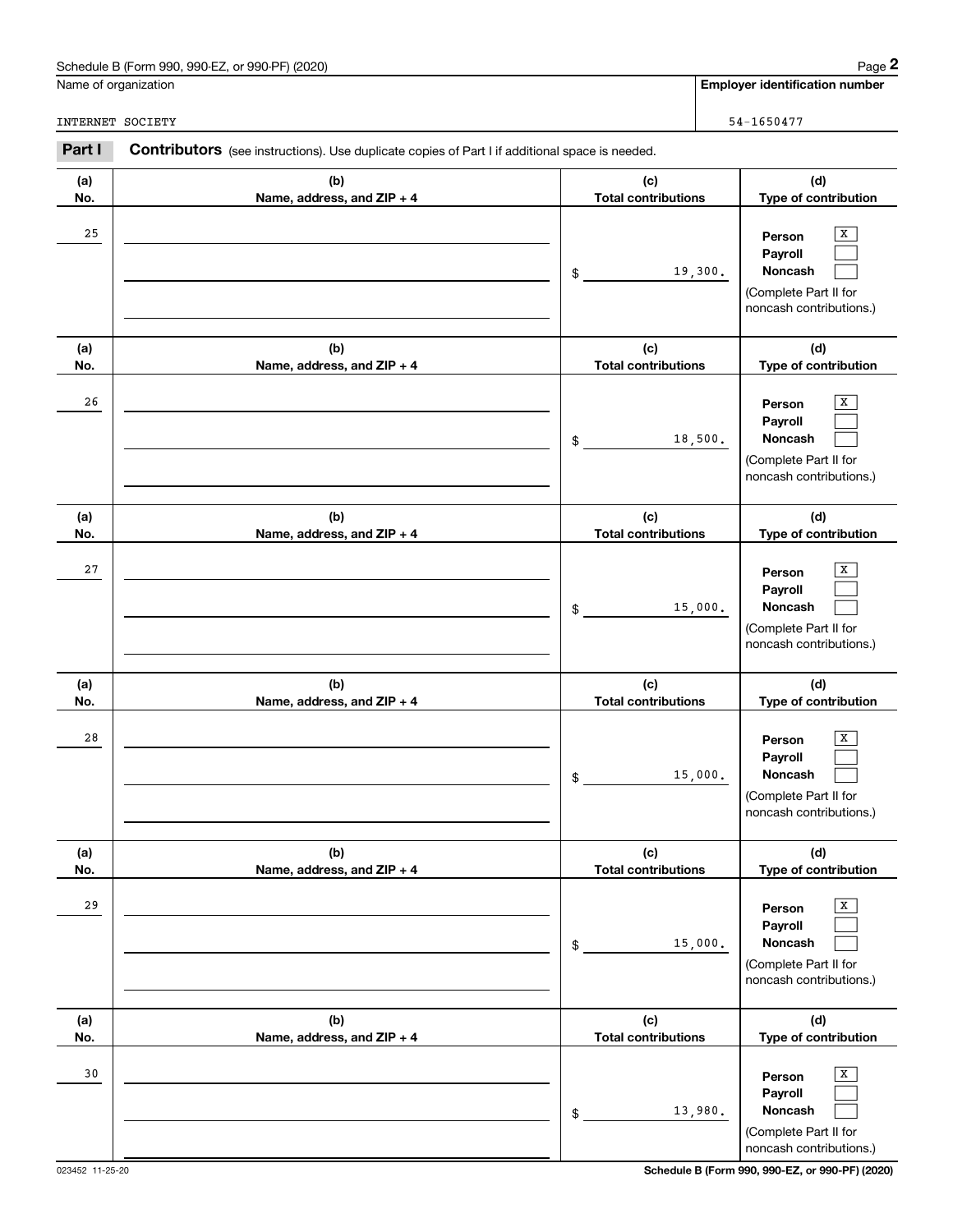Name of organization

INTERNET SOCIETY

**Employer identification number**

54-1650477

**Part I** **Contributors** (see instructions). Use duplicate copies of Part I if additional space is needed.

| (a) No. | (b) Name, address, and ZIP + 4 | (c) Total contributions | (d) Type of contribution |
|---|---|---|---|
| 25 | | $ 19,300. | Person [X] Payroll [ ] Noncash [ ] (Complete Part II for noncash contributions.) |
| 26 | | $ 18,500. | Person [X] Payroll [ ] Noncash [ ] (Complete Part II for noncash contributions.) |
| 27 | | $ 15,000. | Person [X] Payroll [ ] Noncash [ ] (Complete Part II for noncash contributions.) |
| 28 | | $ 15,000. | Person [X] Payroll [ ] Noncash [ ] (Complete Part II for noncash contributions.) |
| 29 | | $ 15,000. | Person [X] Payroll [ ] Noncash [ ] (Complete Part II for noncash contributions.) |
| 30 | | $ 13,980. | Person [X] Payroll [ ] Noncash [ ] (Complete Part II for noncash contributions.) |

023452 11-25-20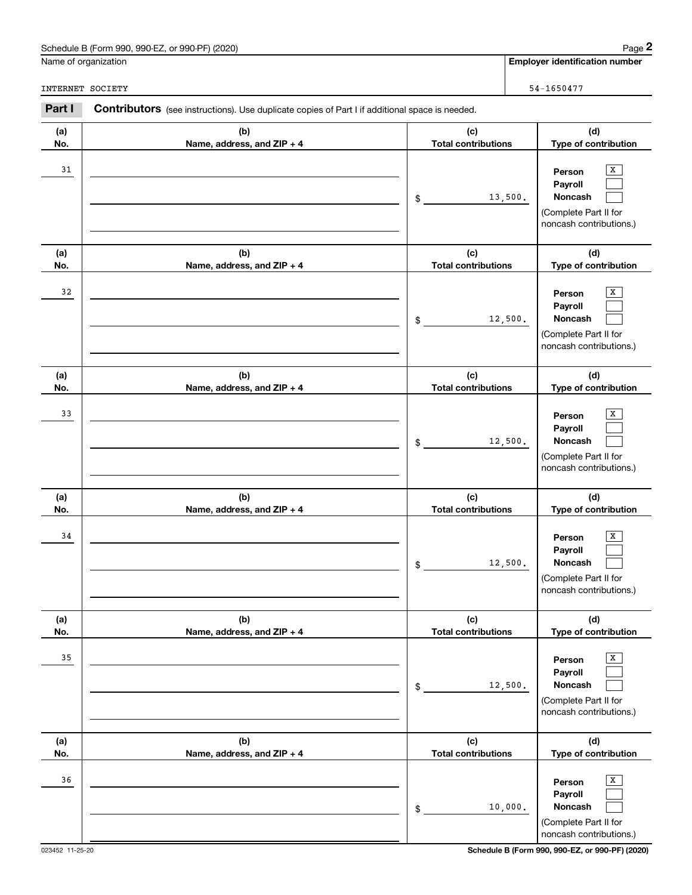Name of organization

INTERNET SOCIETY

**Employer identification number**

54-1650477

**Part I** **Contributors** (see instructions). Use duplicate copies of Part I if additional space is needed.

| (a) No. | (b) Name, address, and ZIP + 4 | (c) Total contributions | (d) Type of contribution |
|---|---|---|---|
| 31 | | $ 13,500. | Person [X] Payroll [ ] Noncash [ ] (Complete Part II for noncash contributions.) |
| 32 | | $ 12,500. | Person [X] Payroll [ ] Noncash [ ] (Complete Part II for noncash contributions.) |
| 33 | | $ 12,500. | Person [X] Payroll [ ] Noncash [ ] (Complete Part II for noncash contributions.) |
| 34 | | $ 12,500. | Person [X] Payroll [ ] Noncash [ ] (Complete Part II for noncash contributions.) |
| 35 | | $ 12,500. | Person [X] Payroll [ ] Noncash [ ] (Complete Part II for noncash contributions.) |
| 36 | | $ 10,000. | Person [X] Payroll [ ] Noncash [ ] (Complete Part II for noncash contributions.) |

023452 11-25-20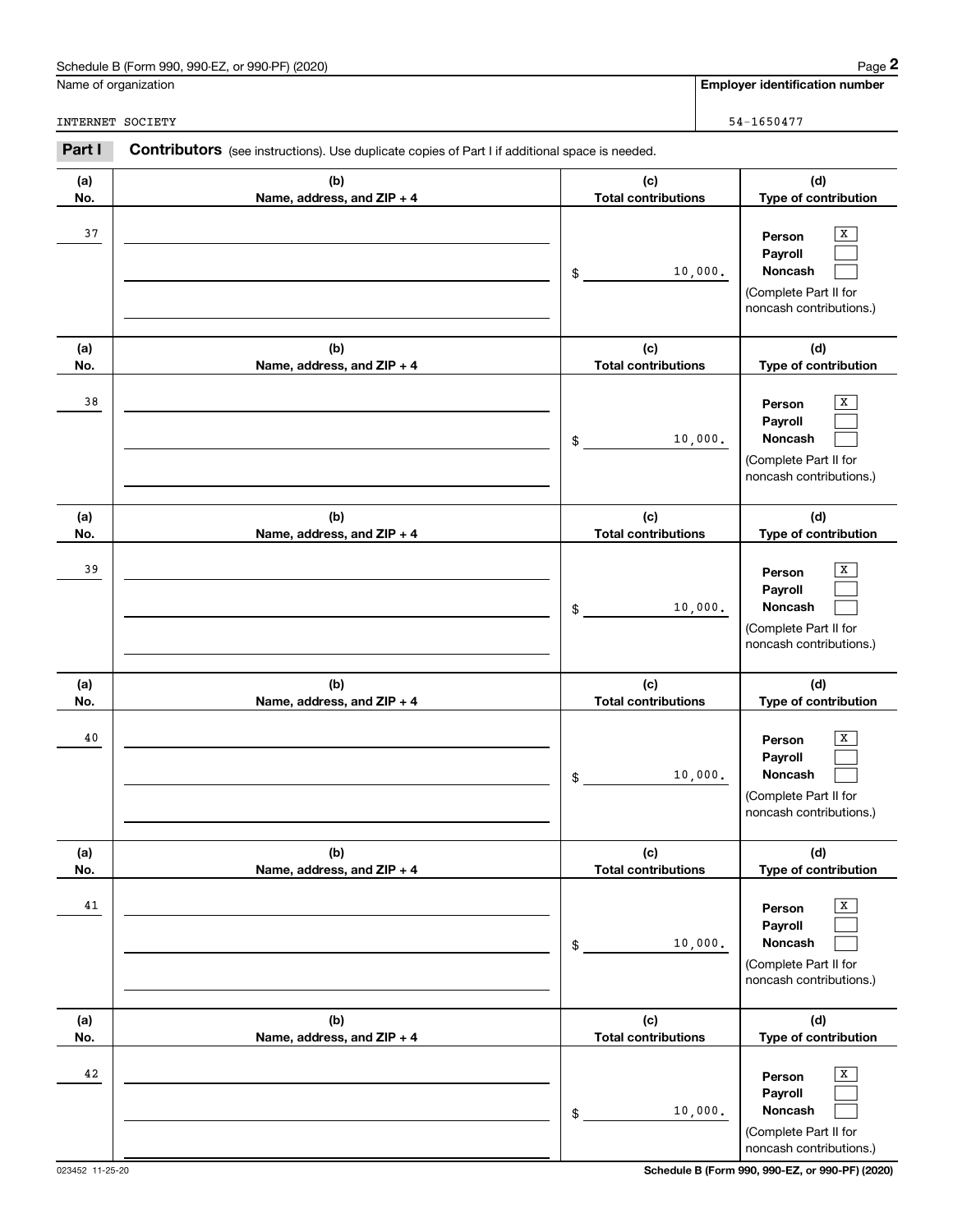Name of organization

INTERNET SOCIETY

**Employer identification number**

54-1650477

**Part I** **Contributors** (see instructions). Use duplicate copies of Part I if additional space is needed.

| (a) No. | (b) Name, address, and ZIP + 4 | (c) Total contributions | (d) Type of contribution |
|---|---|---|---|
| 37 | | $ 10,000. | Person [X] Payroll [ ] Noncash [ ] (Complete Part II for noncash contributions.) |
| 38 | | $ 10,000. | Person [X] Payroll [ ] Noncash [ ] (Complete Part II for noncash contributions.) |
| 39 | | $ 10,000. | Person [X] Payroll [ ] Noncash [ ] (Complete Part II for noncash contributions.) |
| 40 | | $ 10,000. | Person [X] Payroll [ ] Noncash [ ] (Complete Part II for noncash contributions.) |
| 41 | | $ 10,000. | Person [X] Payroll [ ] Noncash [ ] (Complete Part II for noncash contributions.) |
| 42 | | $ 10,000. | Person [X] Payroll [ ] Noncash [ ] (Complete Part II for noncash contributions.) |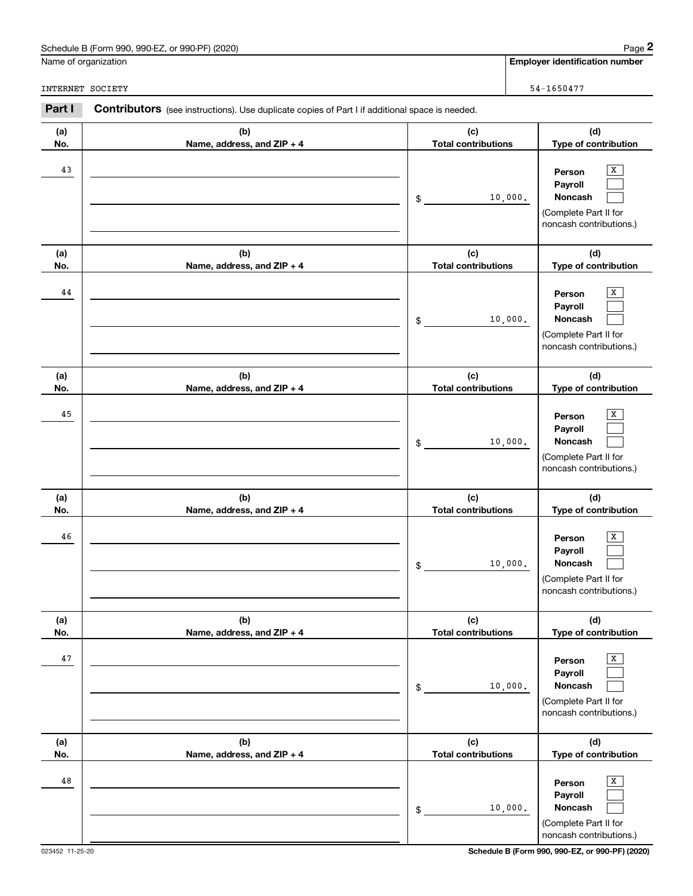Name of organization

INTERNET SOCIETY

**Employer identification number**

54-1650477

**Part I** **Contributors** (see instructions). Use duplicate copies of Part I if additional space is needed.

| (a) No. | (b) Name, address, and ZIP + 4 | (c) Total contributions | (d) Type of contribution |
|---|---|---|---|
| 43 | | $ 10,000. | Person [X] Payroll [ ] Noncash [ ] (Complete Part II for noncash contributions.) |
| 44 | | $ 10,000. | Person [X] Payroll [ ] Noncash [ ] (Complete Part II for noncash contributions.) |
| 45 | | $ 10,000. | Person [X] Payroll [ ] Noncash [ ] (Complete Part II for noncash contributions.) |
| 46 | | $ 10,000. | Person [X] Payroll [ ] Noncash [ ] (Complete Part II for noncash contributions.) |
| 47 | | $ 10,000. | Person [X] Payroll [ ] Noncash [ ] (Complete Part II for noncash contributions.) |
| 48 | | $ 10,000. | Person [X] Payroll [ ] Noncash [ ] (Complete Part II for noncash contributions.) |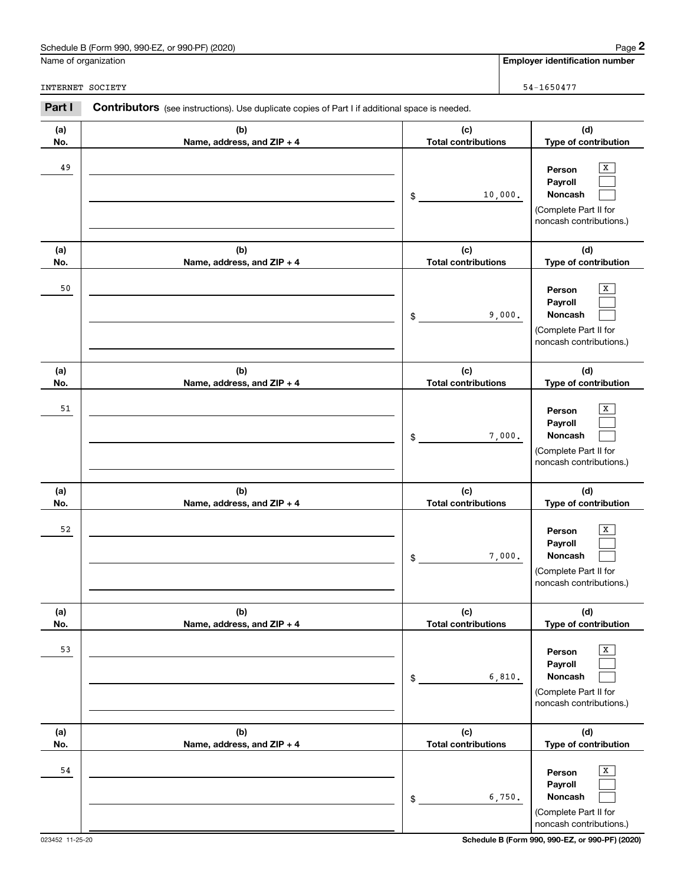Schedule B (Form 990, 990-EZ, or 990-PF) (2020)

Name of organization: INTERNET SOCIETY

**Employer identification number:** 54-1650477

**Part I** **Contributors** (see instructions). Use duplicate copies of Part I if additional space is needed.

| (a) No. | (b) Name, address, and ZIP + 4 | (c) Total contributions | (d) Type of contribution |
|---|---|---|---|
| 49 | | $ 10,000. | Person [X] Payroll [ ] Noncash [ ] (Complete Part II for noncash contributions.) |
| 50 | | $ 9,000. | Person [X] Payroll [ ] Noncash [ ] (Complete Part II for noncash contributions.) |
| 51 | | $ 7,000. | Person [X] Payroll [ ] Noncash [ ] (Complete Part II for noncash contributions.) |
| 52 | | $ 7,000. | Person [X] Payroll [ ] Noncash [ ] (Complete Part II for noncash contributions.) |
| 53 | | $ 6,810. | Person [X] Payroll [ ] Noncash [ ] (Complete Part II for noncash contributions.) |
| 54 | | $ 6,750. | Person [X] Payroll [ ] Noncash [ ] (Complete Part II for noncash contributions.) |

023452 11-25-20

Schedule B (Form 990, 990-EZ, or 990-PF) (2020)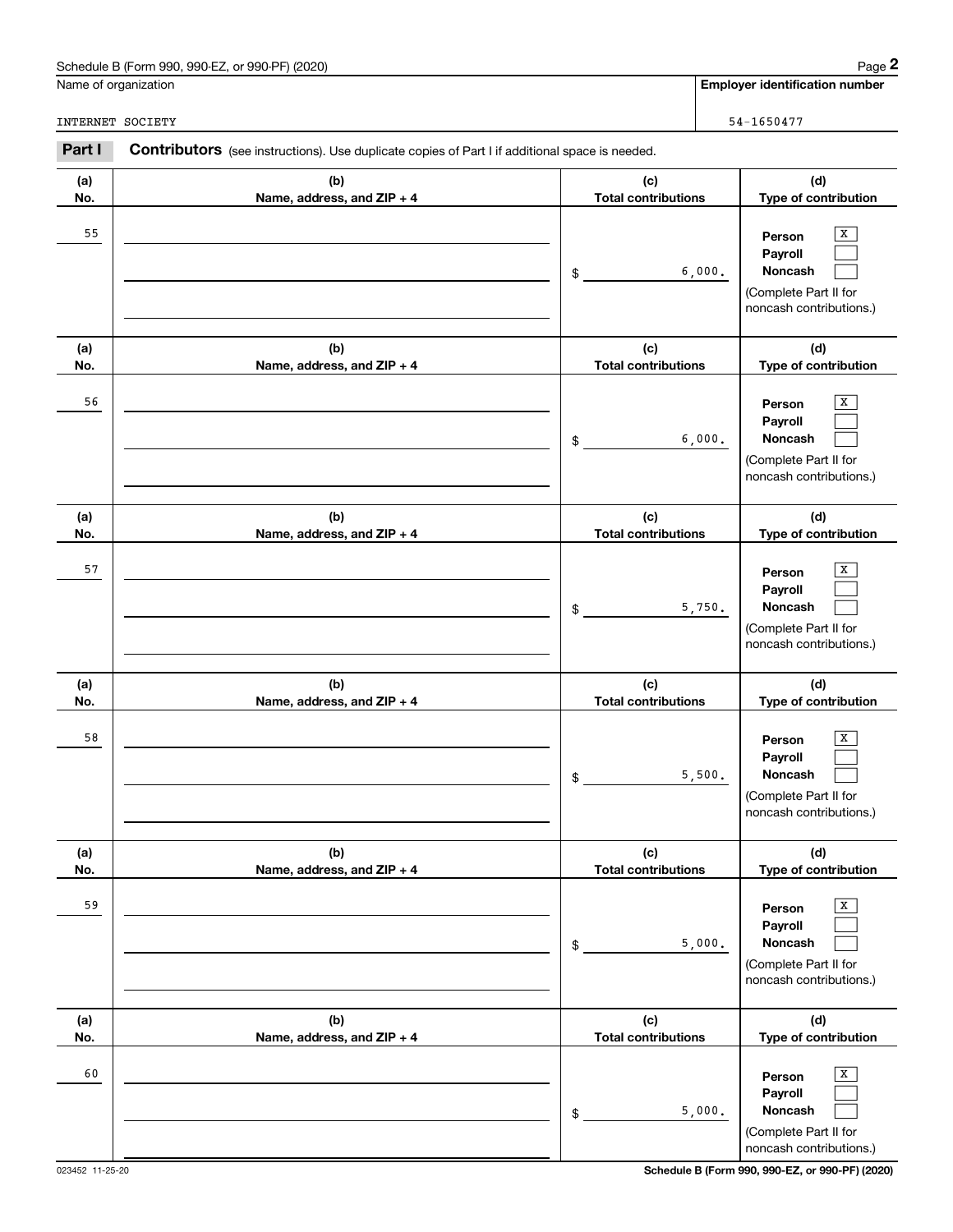Schedule B (Form 990, 990-EZ, or 990-PF) (2020)

Name of organization: INTERNET SOCIETY

Employer identification number: 54-1650477

**Part I** **Contributors** (see instructions). Use duplicate copies of Part I if additional space is needed.

| (a) No. | (b) Name, address, and ZIP + 4 | (c) Total contributions | (d) Type of contribution |
|---|---|---|---|
| 55 | | $ 6,000. | Person [X] Payroll [ ] Noncash [ ] (Complete Part II for noncash contributions.) |
| 56 | | $ 6,000. | Person [X] Payroll [ ] Noncash [ ] (Complete Part II for noncash contributions.) |
| 57 | | $ 5,750. | Person [X] Payroll [ ] Noncash [ ] (Complete Part II for noncash contributions.) |
| 58 | | $ 5,500. | Person [X] Payroll [ ] Noncash [ ] (Complete Part II for noncash contributions.) |
| 59 | | $ 5,000. | Person [X] Payroll [ ] Noncash [ ] (Complete Part II for noncash contributions.) |
| 60 | | $ 5,000. | Person [X] Payroll [ ] Noncash [ ] (Complete Part II for noncash contributions.) |

023452 11-25-20

Schedule B (Form 990, 990-EZ, or 990-PF) (2020)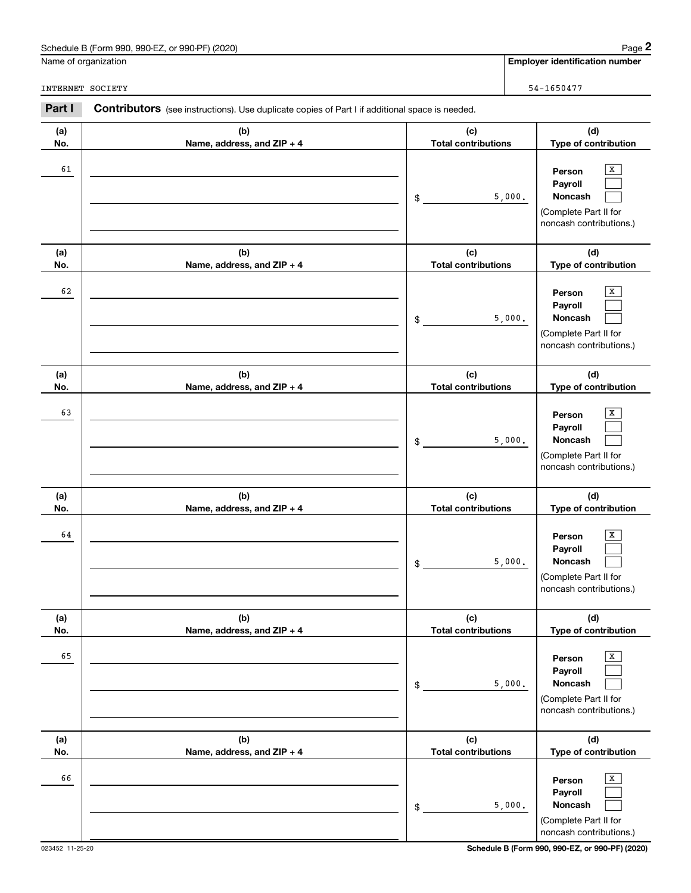Schedule B (Form 990, 990-EZ, or 990-PF) (2020)

Name of organization: INTERNET SOCIETY

Employer identification number: 54-1650477

**Part I** **Contributors** (see instructions). Use duplicate copies of Part I if additional space is needed.

| (a) No. | (b) Name, address, and ZIP + 4 | (c) Total contributions | (d) Type of contribution |
|---|---|---|---|
| 61 | | $ 5,000. | Person [X] Payroll [ ] Noncash [ ] (Complete Part II for noncash contributions.) |
| 62 | | $ 5,000. | Person [X] Payroll [ ] Noncash [ ] (Complete Part II for noncash contributions.) |
| 63 | | $ 5,000. | Person [X] Payroll [ ] Noncash [ ] (Complete Part II for noncash contributions.) |
| 64 | | $ 5,000. | Person [X] Payroll [ ] Noncash [ ] (Complete Part II for noncash contributions.) |
| 65 | | $ 5,000. | Person [X] Payroll [ ] Noncash [ ] (Complete Part II for noncash contributions.) |
| 66 | | $ 5,000. | Person [X] Payroll [ ] Noncash [ ] (Complete Part II for noncash contributions.) |

023452 11-25-20

Schedule B (Form 990, 990-EZ, or 990-PF) (2020)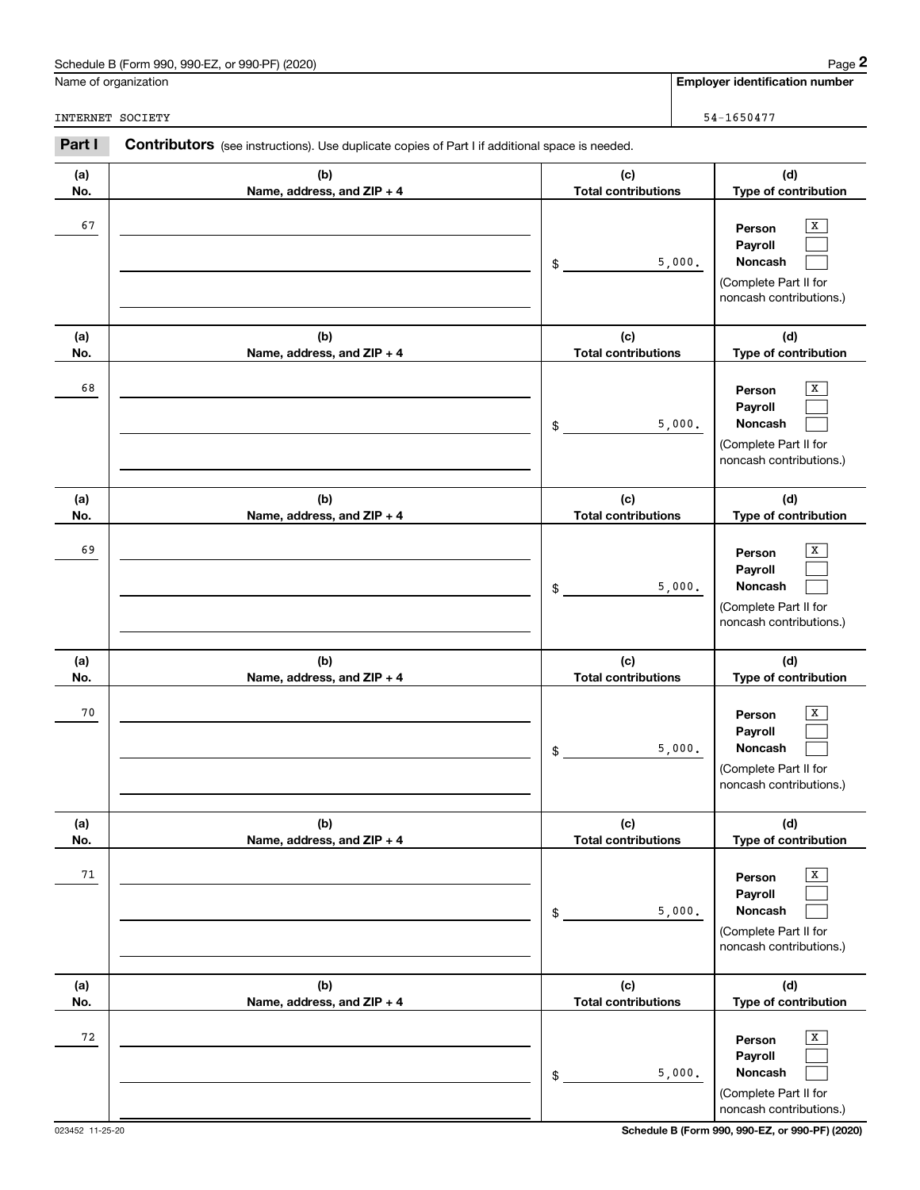Schedule B (Form 990, 990-EZ, or 990-PF) (2020)

Name of organization: INTERNET SOCIETY

Employer identification number: 54-1650477

**Part I** **Contributors** (see instructions). Use duplicate copies of Part I if additional space is needed.

| (a) No. | (b) Name, address, and ZIP + 4 | (c) Total contributions | (d) Type of contribution |
|---|---|---|---|
| 67 | | $ 5,000. | Person [X] Payroll [ ] Noncash [ ] (Complete Part II for noncash contributions.) |
| 68 | | $ 5,000. | Person [X] Payroll [ ] Noncash [ ] (Complete Part II for noncash contributions.) |
| 69 | | $ 5,000. | Person [X] Payroll [ ] Noncash [ ] (Complete Part II for noncash contributions.) |
| 70 | | $ 5,000. | Person [X] Payroll [ ] Noncash [ ] (Complete Part II for noncash contributions.) |
| 71 | | $ 5,000. | Person [X] Payroll [ ] Noncash [ ] (Complete Part II for noncash contributions.) |
| 72 | | $ 5,000. | Person [X] Payroll [ ] Noncash [ ] (Complete Part II for noncash contributions.) |

023452 11-25-20

Schedule B (Form 990, 990-EZ, or 990-PF) (2020)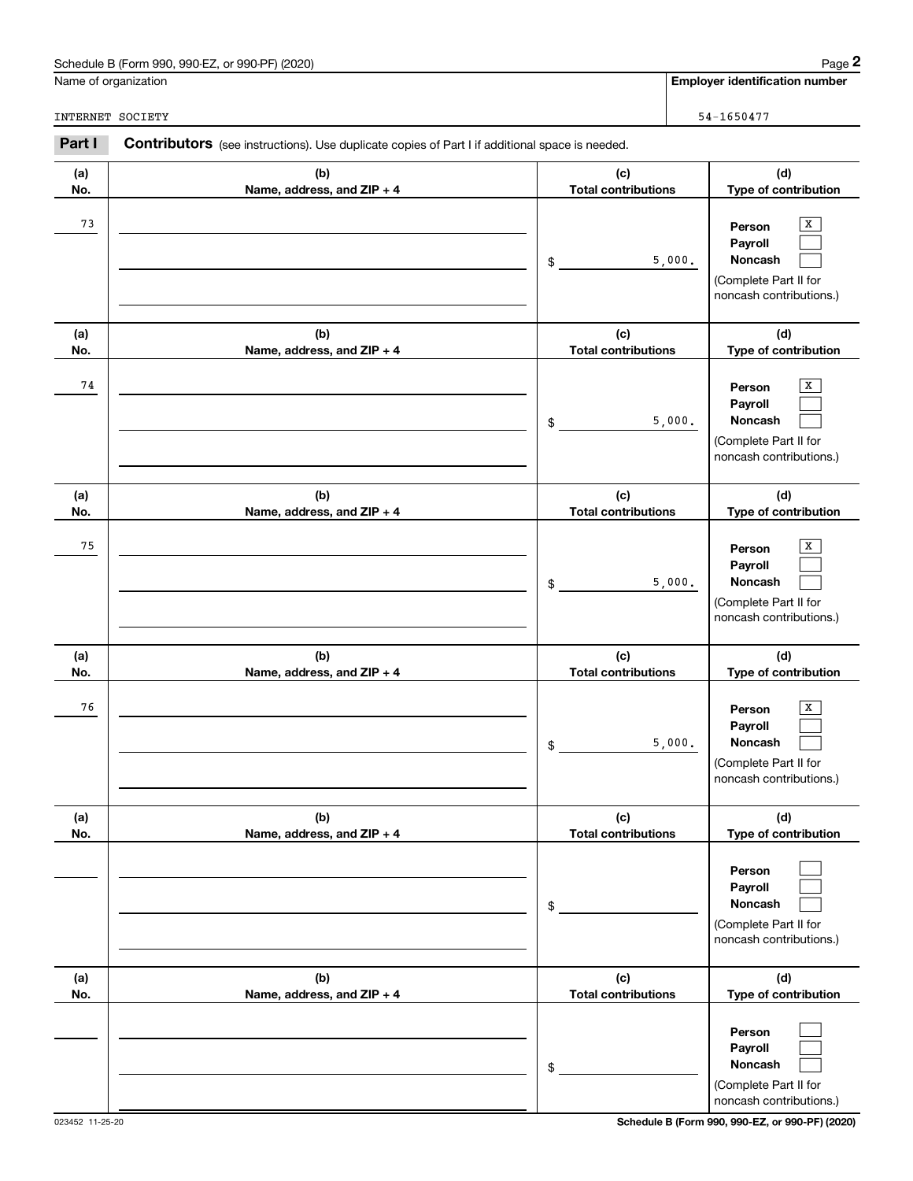Name of organization

INTERNET SOCIETY

**Employer identification number**

54-1650477

**Part I** **Contributors** (see instructions). Use duplicate copies of Part I if additional space is needed.

| (a) No. | (b) Name, address, and ZIP + 4 | (c) Total contributions | (d) Type of contribution |
|---|---|---|---|
| 73 | | $ 5,000. | Person [X] Payroll [ ] Noncash [ ] (Complete Part II for noncash contributions.) |
| 74 | | $ 5,000. | Person [X] Payroll [ ] Noncash [ ] (Complete Part II for noncash contributions.) |
| 75 | | $ 5,000. | Person [X] Payroll [ ] Noncash [ ] (Complete Part II for noncash contributions.) |
| 76 | | $ 5,000. | Person [X] Payroll [ ] Noncash [ ] (Complete Part II for noncash contributions.) |
| | | $ | Person [ ] Payroll [ ] Noncash [ ] (Complete Part II for noncash contributions.) |
| | | $ | Person [ ] Payroll [ ] Noncash [ ] (Complete Part II for noncash contributions.) |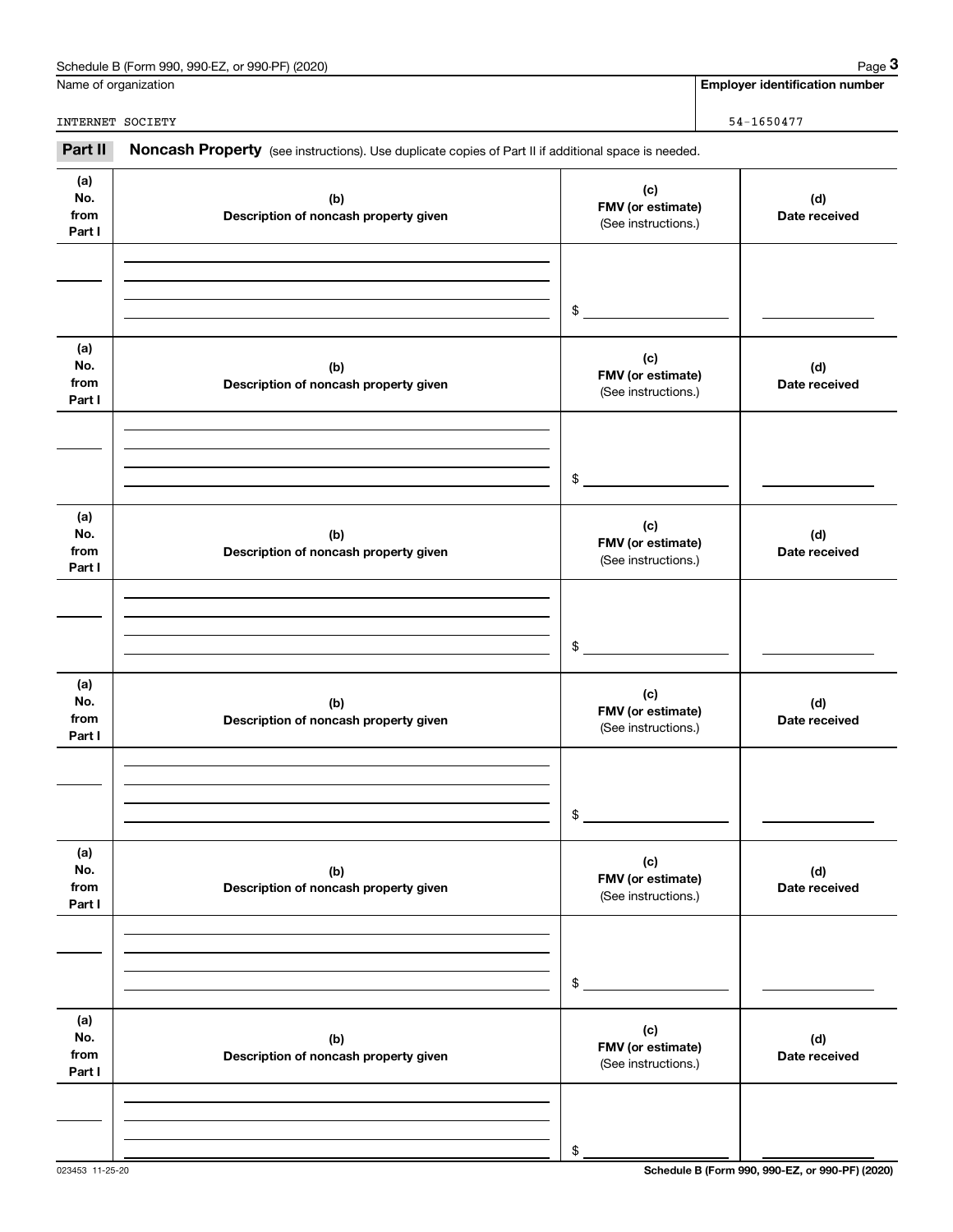Name of organization

INTERNET SOCIETY

**Employer identification number**

54-1650477

**Part II** **Noncash Property** (see instructions). Use duplicate copies of Part II if additional space is needed.

| (a) No. from Part I | (b) Description of noncash property given | (c) FMV (or estimate) (See instructions.) | (d) Date received |
|---|---|---|---|
| | | $ | |

| (a) No. from Part I | (b) Description of noncash property given | (c) FMV (or estimate) (See instructions.) | (d) Date received |
|---|---|---|---|
| | | $ | |

| (a) No. from Part I | (b) Description of noncash property given | (c) FMV (or estimate) (See instructions.) | (d) Date received |
|---|---|---|---|
| | | $ | |

| (a) No. from Part I | (b) Description of noncash property given | (c) FMV (or estimate) (See instructions.) | (d) Date received |
|---|---|---|---|
| | | $ | |

| (a) No. from Part I | (b) Description of noncash property given | (c) FMV (or estimate) (See instructions.) | (d) Date received |
|---|---|---|---|
| | | $ | |

| (a) No. from Part I | (b) Description of noncash property given | (c) FMV (or estimate) (See instructions.) | (d) Date received |
|---|---|---|---|
| | | $ | |

023453 11-25-20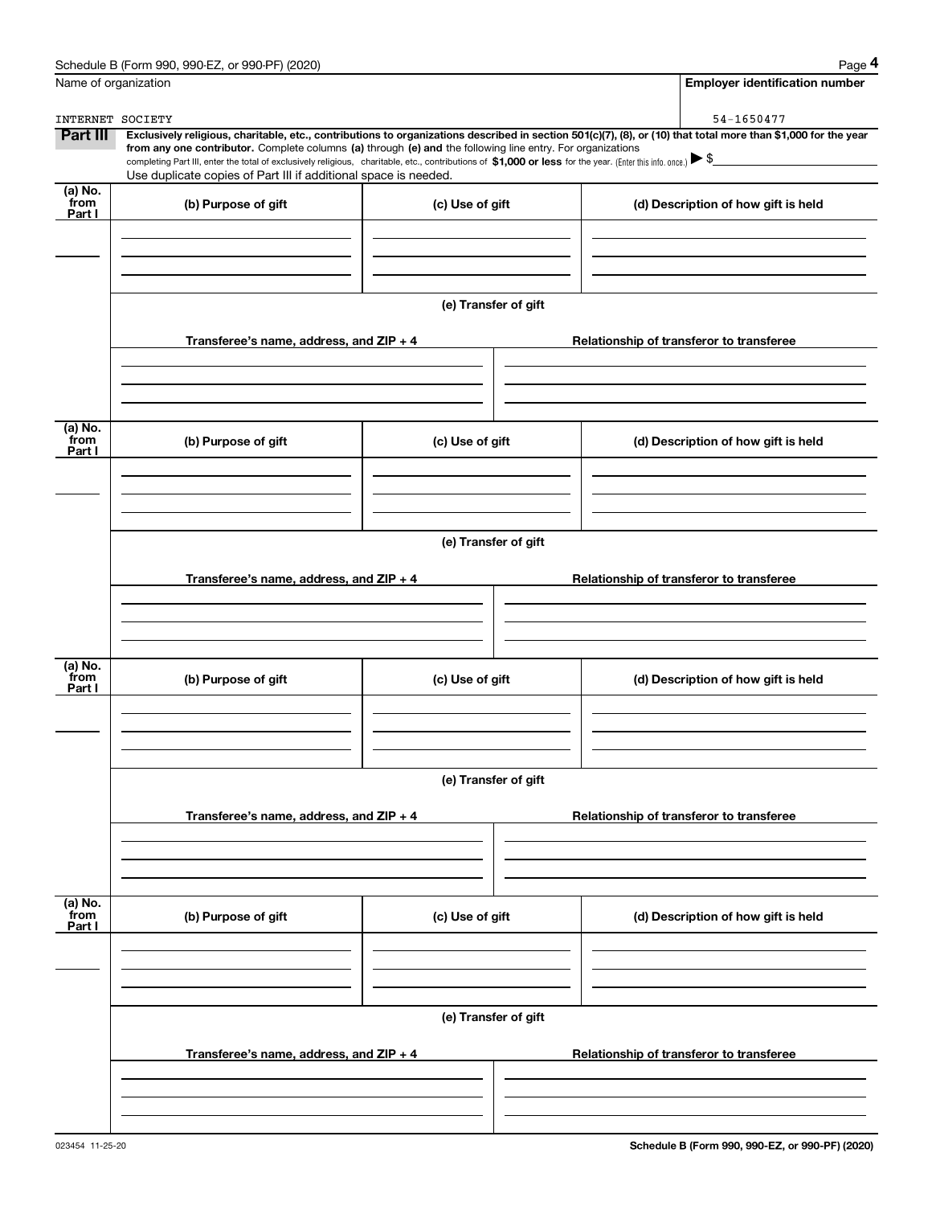Name of organization

INTERNET SOCIETY

**Employer identification number**

54-1650477

**Part III** **Exclusively religious, charitable, etc., contributions to organizations described in section 501(c)(7), (8), or (10) that total more than $1,000 for the year from any one contributor.** Complete columns **(a)** through **(e) and** the following line entry. For organizations completing Part III, enter the total of exclusively religious, charitable, etc., contributions of **$1,000 or less** for the year. (Enter this info. once.) ▶ $

Use duplicate copies of Part III if additional space is needed.

| (a) No. from Part I | (b) Purpose of gift | (c) Use of gift | (d) Description of how gift is held |
|---|---|---|---|
| | | | |

**(e) Transfer of gift**

| Transferee's name, address, and ZIP + 4 | Relationship of transferor to transferee |
|---|---|
| | |

| (a) No. from Part I | (b) Purpose of gift | (c) Use of gift | (d) Description of how gift is held |
|---|---|---|---|
| | | | |

**(e) Transfer of gift**

| Transferee's name, address, and ZIP + 4 | Relationship of transferor to transferee |
|---|---|
| | |

| (a) No. from Part I | (b) Purpose of gift | (c) Use of gift | (d) Description of how gift is held |
|---|---|---|---|
| | | | |

**(e) Transfer of gift**

| Transferee's name, address, and ZIP + 4 | Relationship of transferor to transferee |
|---|---|
| | |

| (a) No. from Part I | (b) Purpose of gift | (c) Use of gift | (d) Description of how gift is held |
|---|---|---|---|
| | | | |

**(e) Transfer of gift**

| Transferee's name, address, and ZIP + 4 | Relationship of transferor to transferee |
|---|---|
| | |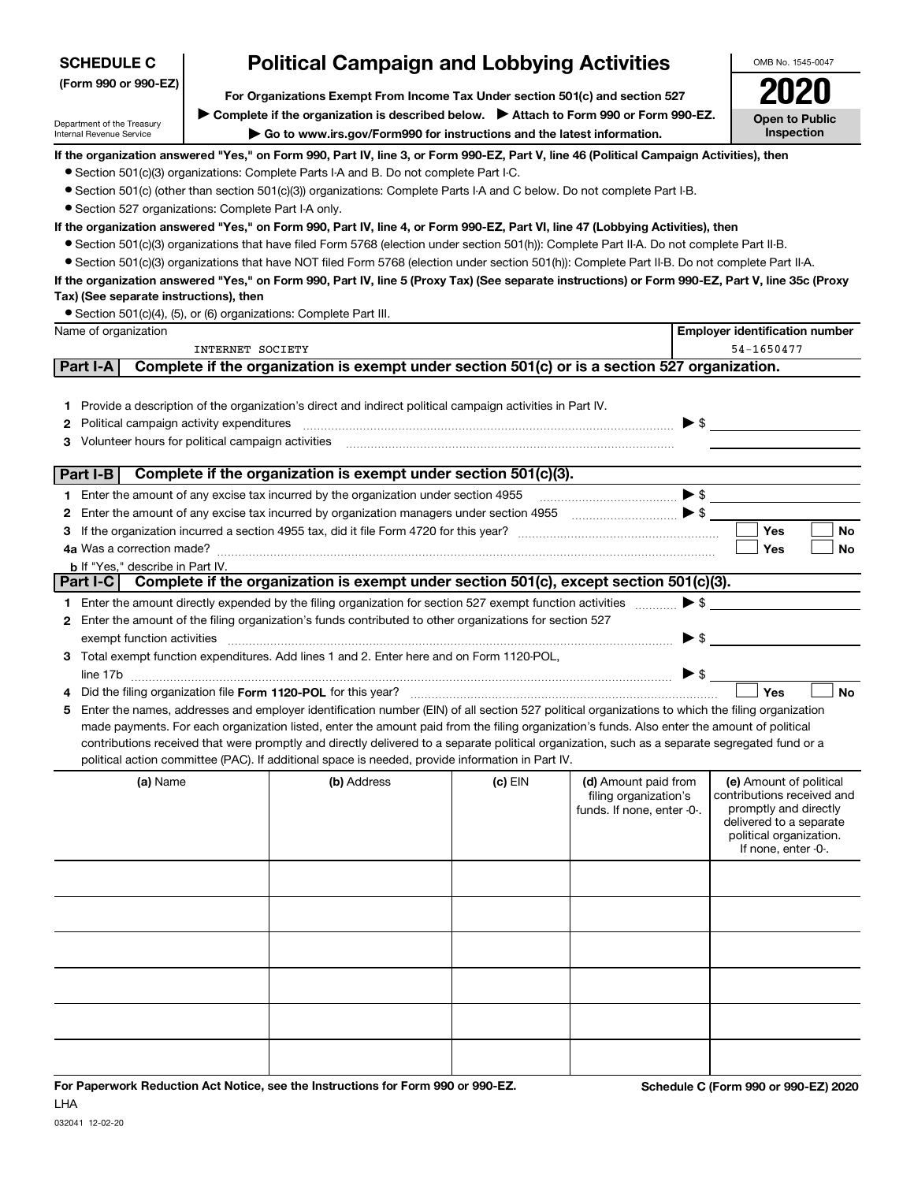**SCHEDULE C**
**(Form 990 or 990-EZ)**

Department of the Treasury
Internal Revenue Service

# Political Campaign and Lobbying Activities

**For Organizations Exempt From Income Tax Under section 501(c) and section 527**

▶ **Complete if the organization is described below.** ▶ **Attach to Form 990 or Form 990-EZ.**

▶ **Go to www.irs.gov/Form990 for instructions and the latest information.**

OMB No. 1545-0047

**2020**

**Open to Public Inspection**

**If the organization answered "Yes," on Form 990, Part IV, line 3, or Form 990-EZ, Part V, line 46 (Political Campaign Activities), then**

- Section 501(c)(3) organizations: Complete Parts I-A and B. Do not complete Part I-C.
- Section 501(c) (other than section 501(c)(3)) organizations: Complete Parts I-A and C below. Do not complete Part I-B.
- Section 527 organizations: Complete Part I-A only.

**If the organization answered "Yes," on Form 990, Part IV, line 4, or Form 990-EZ, Part VI, line 47 (Lobbying Activities), then**

- Section 501(c)(3) organizations that have filed Form 5768 (election under section 501(h)): Complete Part II-A. Do not complete Part II-B.
- Section 501(c)(3) organizations that have NOT filed Form 5768 (election under section 501(h)): Complete Part II-B. Do not complete Part II-A.

**If the organization answered "Yes," on Form 990, Part IV, line 5 (Proxy Tax) (See separate instructions) or Form 990-EZ, Part V, line 35c (Proxy Tax) (See separate instructions), then**

- Section 501(c)(4), (5), or (6) organizations: Complete Part III.

| Name of organization | Employer identification number |
|---|---|
| INTERNET SOCIETY | 54-1650477 |

## Part I-A Complete if the organization is exempt under section 501(c) or is a section 527 organization.

1. Provide a description of the organization's direct and indirect political campaign activities in Part IV.
2. Political campaign activity expenditures ▶ $
3. Volunteer hours for political campaign activities

## Part I-B Complete if the organization is exempt under section 501(c)(3).

1. Enter the amount of any excise tax incurred by the organization under section 4955 ▶ $
2. Enter the amount of any excise tax incurred by organization managers under section 4955 ▶ $
3. If the organization incurred a section 4955 tax, did it file Form 4720 for this year? ☐ Yes ☐ No

4a. Was a correction made? ☐ Yes ☐ No

b. If "Yes," describe in Part IV.

## Part I-C Complete if the organization is exempt under section 501(c), except section 501(c)(3).

1. Enter the amount directly expended by the filing organization for section 527 exempt function activities ▶ $
2. Enter the amount of the filing organization's funds contributed to other organizations for section 527 exempt function activities ▶ $
3. Total exempt function expenditures. Add lines 1 and 2. Enter here and on Form 1120-POL, line 17b ▶ $
4. Did the filing organization file **Form 1120-POL** for this year? ☐ Yes ☐ No
5. Enter the names, addresses and employer identification number (EIN) of all section 527 political organizations to which the filing organization made payments. For each organization listed, enter the amount paid from the filing organization's funds. Also enter the amount of political contributions received that were promptly and directly delivered to a separate political organization, such as a separate segregated fund or a political action committee (PAC). If additional space is needed, provide information in Part IV.

| (a) Name | (b) Address | (c) EIN | (d) Amount paid from filing organization's funds. If none, enter -0-. | (e) Amount of political contributions received and promptly and directly delivered to a separate political organization. If none, enter -0-. |
|---|---|---|---|---|
| | | | | |
| | | | | |
| | | | | |
| | | | | |
| | | | | |
| | | | | |

**For Paperwork Reduction Act Notice, see the Instructions for Form 990 or 990-EZ.**

**Schedule C (Form 990 or 990-EZ) 2020**

LHA

032041 12-02-20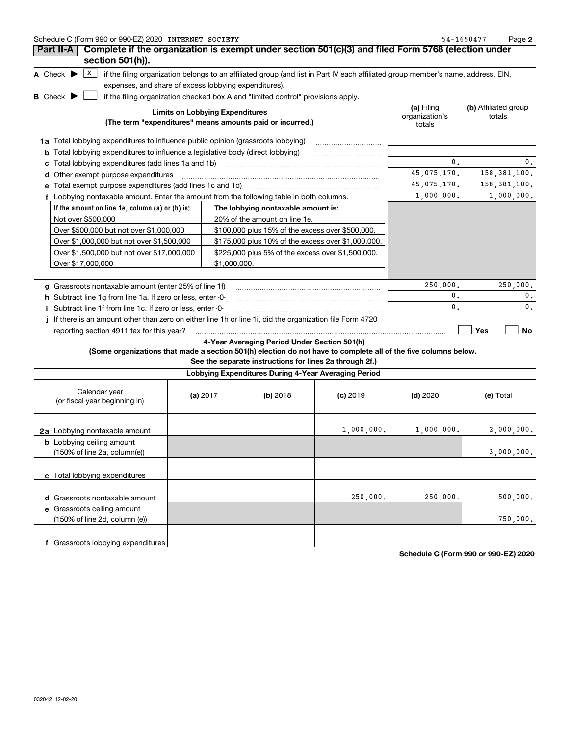## Part II-A Complete if the organization is exempt under section 501(c)(3) and filed Form 5768 (election under section 501(h)).

**A** Check ▶ [X] if the filing organization belongs to an affiliated group (and list in Part IV each affiliated group member's name, address, EIN, expenses, and share of excess lobbying expenditures).

**B** Check ▶ [ ] if the filing organization checked box A and "limited control" provisions apply.

| Limits on Lobbying Expenditures (The term "expenditures" means amounts paid or incurred.) | (a) Filing organization's totals | (b) Affiliated group totals |
|---|---|---|
| **1a** Total lobbying expenditures to influence public opinion (grassroots lobbying) | | |
| **b** Total lobbying expenditures to influence a legislative body (direct lobbying) | | |
| **c** Total lobbying expenditures (add lines 1a and 1b) | 0. | 0. |
| **d** Other exempt purpose expenditures | 45,075,170. | 158,381,100. |
| **e** Total exempt purpose expenditures (add lines 1c and 1d) | 45,075,170. | 158,381,100. |
| **f** Lobbying nontaxable amount. Enter the amount from the following table in both columns. | 1,000,000. | 1,000,000. |

| If the amount on line 1e, column (a) or (b) is: | The lobbying nontaxable amount is: |
|---|---|
| Not over $500,000 | 20% of the amount on line 1e. |
| Over $500,000 but not over $1,000,000 | $100,000 plus 15% of the excess over $500,000. |
| Over $1,000,000 but not over $1,500,000 | $175,000 plus 10% of the excess over $1,000,000. |
| Over $1,500,000 but not over $17,000,000 | $225,000 plus 5% of the excess over $1,500,000. |
| Over $17,000,000 | $1,000,000. |

| | (a) Filing organization's totals | (b) Affiliated group totals |
|---|---|---|
| **g** Grassroots nontaxable amount (enter 25% of line 1f) | 250,000. | 250,000. |
| **h** Subtract line 1g from line 1a. If zero or less, enter -0- | 0. | 0. |
| **i** Subtract line 1f from line 1c. If zero or less, enter -0- | 0. | 0. |

**j** If there is an amount other than zero on either line 1h or line 1i, did the organization file Form 4720 reporting section 4911 tax for this year? [ ] Yes [ ] No

### 4-Year Averaging Period Under Section 501(h)

**(Some organizations that made a section 501(h) election do not have to complete all of the five columns below. See the separate instructions for lines 2a through 2f.)**

**Lobbying Expenditures During 4-Year Averaging Period**

| Calendar year (or fiscal year beginning in) | (a) 2017 | (b) 2018 | (c) 2019 | (d) 2020 | (e) Total |
|---|---|---|---|---|---|
| **2a** Lobbying nontaxable amount | | | 1,000,000. | 1,000,000. | 2,000,000. |
| **b** Lobbying ceiling amount (150% of line 2a, column(e)) | | | | | 3,000,000. |
| **c** Total lobbying expenditures | | | | | |
| **d** Grassroots nontaxable amount | | | 250,000. | 250,000. | 500,000. |
| **e** Grassroots ceiling amount (150% of line 2d, column (e)) | | | | | 750,000. |
| **f** Grassroots lobbying expenditures | | | | | |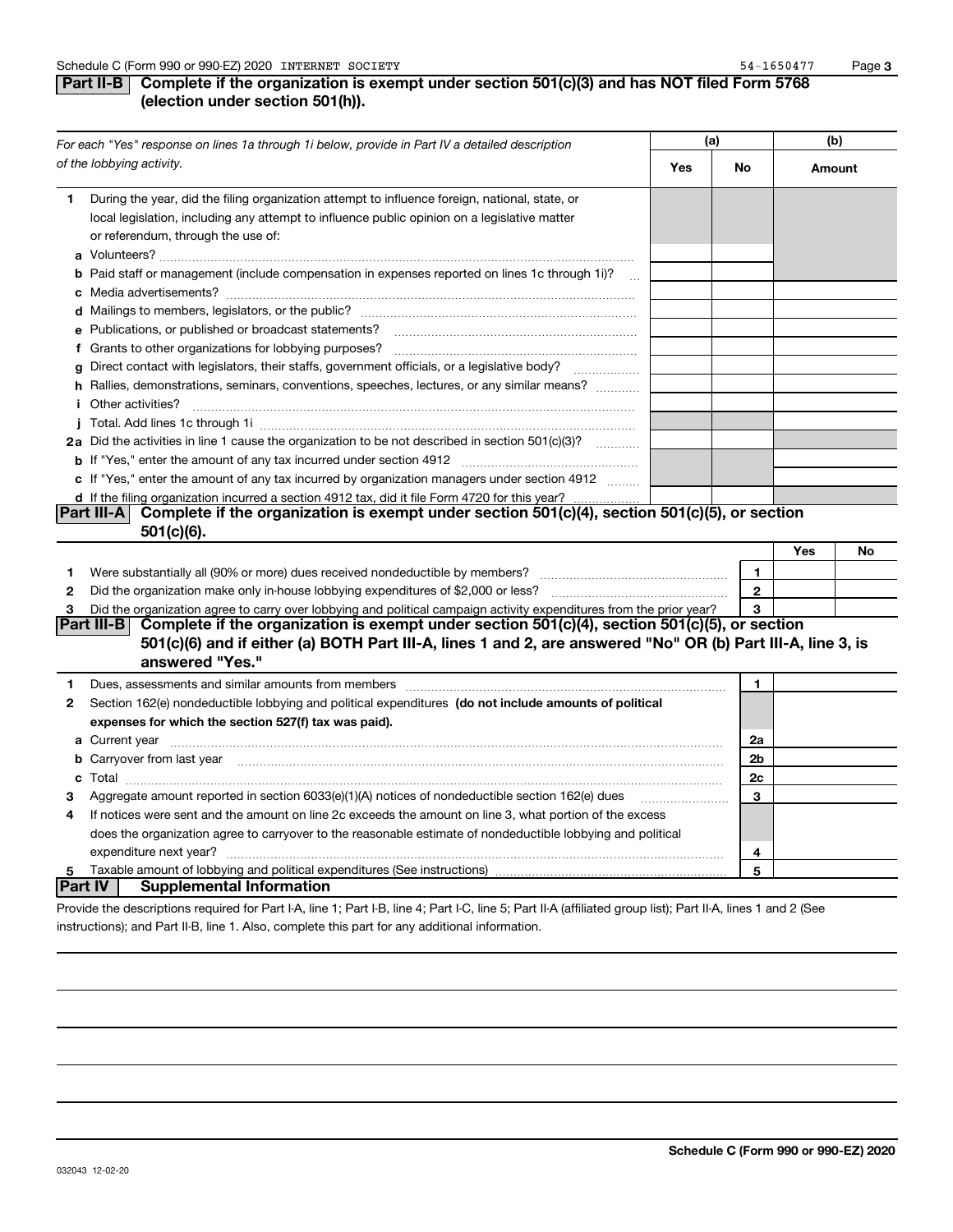## Part II-B Complete if the organization is exempt under section 501(c)(3) and has NOT filed Form 5768 (election under section 501(h)).

| For each "Yes" response on lines 1a through 1i below, provide in Part IV a detailed description of the lobbying activity. | (a) Yes | (a) No | (b) Amount |
|---|---|---|---|
| **1** During the year, did the filing organization attempt to influence foreign, national, state, or local legislation, including any attempt to influence public opinion on a legislative matter or referendum, through the use of: | | | |
| **a** Volunteers? | | | |
| **b** Paid staff or management (include compensation in expenses reported on lines 1c through 1i)? | | | |
| **c** Media advertisements? | | | |
| **d** Mailings to members, legislators, or the public? | | | |
| **e** Publications, or published or broadcast statements? | | | |
| **f** Grants to other organizations for lobbying purposes? | | | |
| **g** Direct contact with legislators, their staffs, government officials, or a legislative body? | | | |
| **h** Rallies, demonstrations, seminars, conventions, speeches, lectures, or any similar means? | | | |
| **i** Other activities? | | | |
| **j** Total. Add lines 1c through 1i | | | |
| **2a** Did the activities in line 1 cause the organization to be not described in section 501(c)(3)? | | | |
| **b** If "Yes," enter the amount of any tax incurred under section 4912 | | | |
| **c** If "Yes," enter the amount of any tax incurred by organization managers under section 4912 | | | |
| **d** If the filing organization incurred a section 4912 tax, did it file Form 4720 for this year? | | | |

## Part III-A Complete if the organization is exempt under section 501(c)(4), section 501(c)(5), or section 501(c)(6).

| | | | Yes | No |
|---|---|---|---|---|
| **1** | Were substantially all (90% or more) dues received nondeductible by members? | 1 | | |
| **2** | Did the organization make only in-house lobbying expenditures of $2,000 or less? | 2 | | |
| **3** | Did the organization agree to carry over lobbying and political campaign activity expenditures from the prior year? | 3 | | |

## Part III-B Complete if the organization is exempt under section 501(c)(4), section 501(c)(5), or section 501(c)(6) and if either (a) BOTH Part III-A, lines 1 and 2, are answered "No" OR (b) Part III-A, line 3, is answered "Yes."

| | | | |
|---|---|---|---|
| **1** | Dues, assessments and similar amounts from members | 1 | |
| **2** | Section 162(e) nondeductible lobbying and political expenditures **(do not include amounts of political expenses for which the section 527(f) tax was paid).** | | |
| **a** | Current year | 2a | |
| **b** | Carryover from last year | 2b | |
| **c** | Total | 2c | |
| **3** | Aggregate amount reported in section 6033(e)(1)(A) notices of nondeductible section 162(e) dues | 3 | |
| **4** | If notices were sent and the amount on line 2c exceeds the amount on line 3, what portion of the excess does the organization agree to carryover to the reasonable estimate of nondeductible lobbying and political expenditure next year? | 4 | |
| **5** | Taxable amount of lobbying and political expenditures (See instructions) | 5 | |

## Part IV Supplemental Information

Provide the descriptions required for Part I-A, line 1; Part I-B, line 4; Part I-C, line 5; Part II-A (affiliated group list); Part II-A, lines 1 and 2 (See instructions); and Part II-B, line 1. Also, complete this part for any additional information.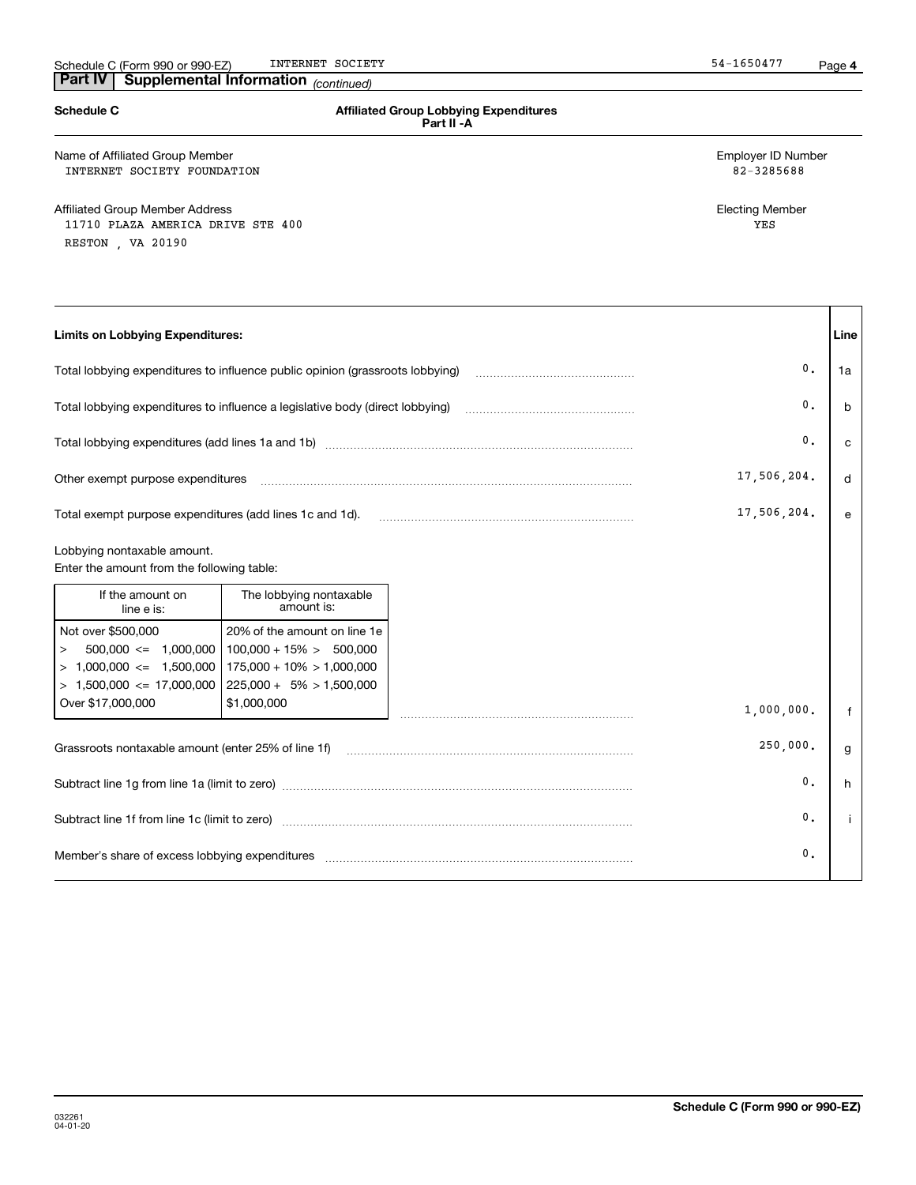**Part IV | Supplemental Information** *(continued)*

**Schedule C** — **Affiliated Group Lobbying Expenditures Part II -A**

Name of Affiliated Group Member: INTERNET SOCIETY FOUNDATION

Employer ID Number: 82-3285688

Affiliated Group Member Address:
11710 PLAZA AMERICA DRIVE STE 400
RESTON , VA 20190

Electing Member: YES

| Limits on Lobbying Expenditures: | | Line |
|---|---|---|
| Total lobbying expenditures to influence public opinion (grassroots lobbying) | 0. | 1a |
| Total lobbying expenditures to influence a legislative body (direct lobbying) | 0. | b |
| Total lobbying expenditures (add lines 1a and 1b) | 0. | c |
| Other exempt purpose expenditures | 17,506,204. | d |
| Total exempt purpose expenditures (add lines 1c and 1d). | 17,506,204. | e |
| Lobbying nontaxable amount. Enter the amount from the following table: | 1,000,000. | f |
| Grassroots nontaxable amount (enter 25% of line 1f) | 250,000. | g |
| Subtract line 1g from line 1a (limit to zero) | 0. | h |
| Subtract line 1f from line 1c (limit to zero) | 0. | i |
| Member's share of excess lobbying expenditures | 0. | |

| If the amount on line e is: | The lobbying nontaxable amount is: |
|---|---|
| Not over $500,000 | 20% of the amount on line 1e |
| > 500,000 <= 1,000,000 | 100,000 + 15% > 500,000 |
| > 1,000,000 <= 1,500,000 | 175,000 + 10% > 1,000,000 |
| > 1,500,000 <= 17,000,000 | 225,000 + 5% > 1,500,000 |
| Over $17,000,000 | $1,000,000 |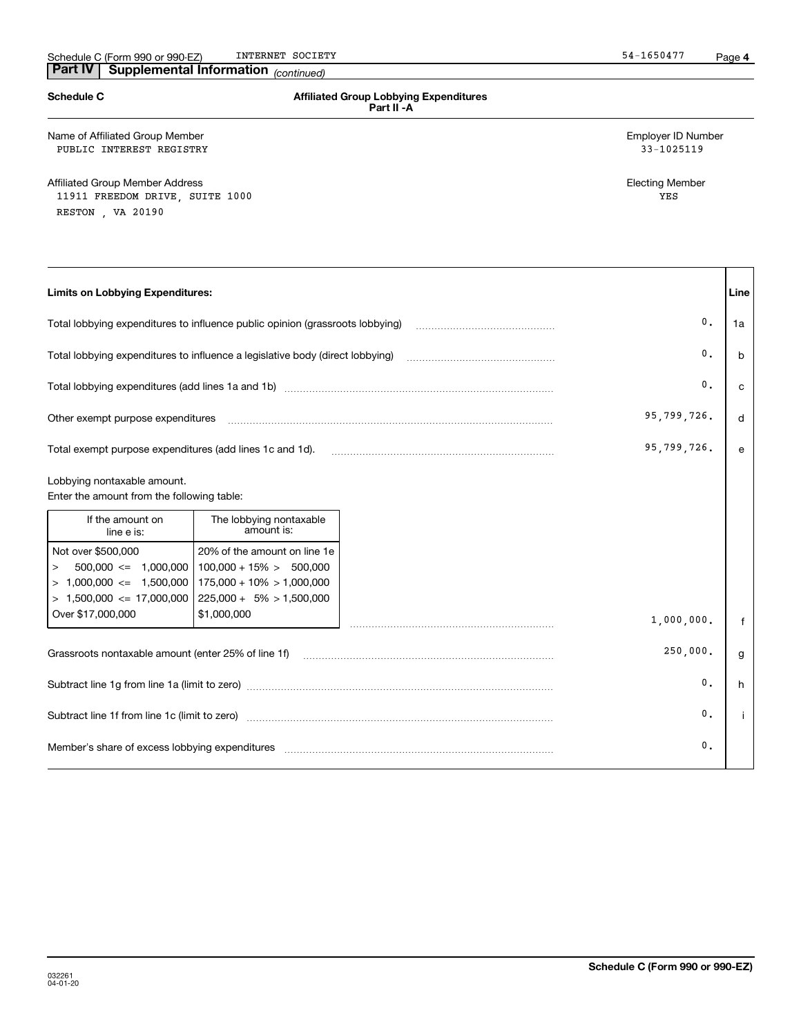**Part IV | Supplemental Information** *(continued)*

**Schedule C** — **Affiliated Group Lobbying Expenditures Part II -A**

Name of Affiliated Group Member: PUBLIC INTEREST REGISTRY

Employer ID Number: 33-1025119

Affiliated Group Member Address:
11911 FREEDOM DRIVE, SUITE 1000
RESTON , VA 20190

Electing Member: YES

| **Limits on Lobbying Expenditures:** | | **Line** |
|---|---|---|
| Total lobbying expenditures to influence public opinion (grassroots lobbying) | 0. | 1a |
| Total lobbying expenditures to influence a legislative body (direct lobbying) | 0. | b |
| Total lobbying expenditures (add lines 1a and 1b) | 0. | c |
| Other exempt purpose expenditures | 95,799,726. | d |
| Total exempt purpose expenditures (add lines 1c and 1d). | 95,799,726. | e |
| Lobbying nontaxable amount. Enter the amount from the following table: | 1,000,000. | f |
| Grassroots nontaxable amount (enter 25% of line 1f) | 250,000. | g |
| Subtract line 1g from line 1a (limit to zero) | 0. | h |
| Subtract line 1f from line 1c (limit to zero) | 0. | i |
| Member's share of excess lobbying expenditures | 0. | |

| If the amount on line e is: | The lobbying nontaxable amount is: |
|---|---|
| Not over $500,000 | 20% of the amount on line 1e |
| > 500,000 <= 1,000,000 | 100,000 + 15% > 500,000 |
| > 1,000,000 <= 1,500,000 | 175,000 + 10% > 1,000,000 |
| > 1,500,000 <= 17,000,000 | 225,000 + 5% > 1,500,000 |
| Over $17,000,000 | $1,000,000 |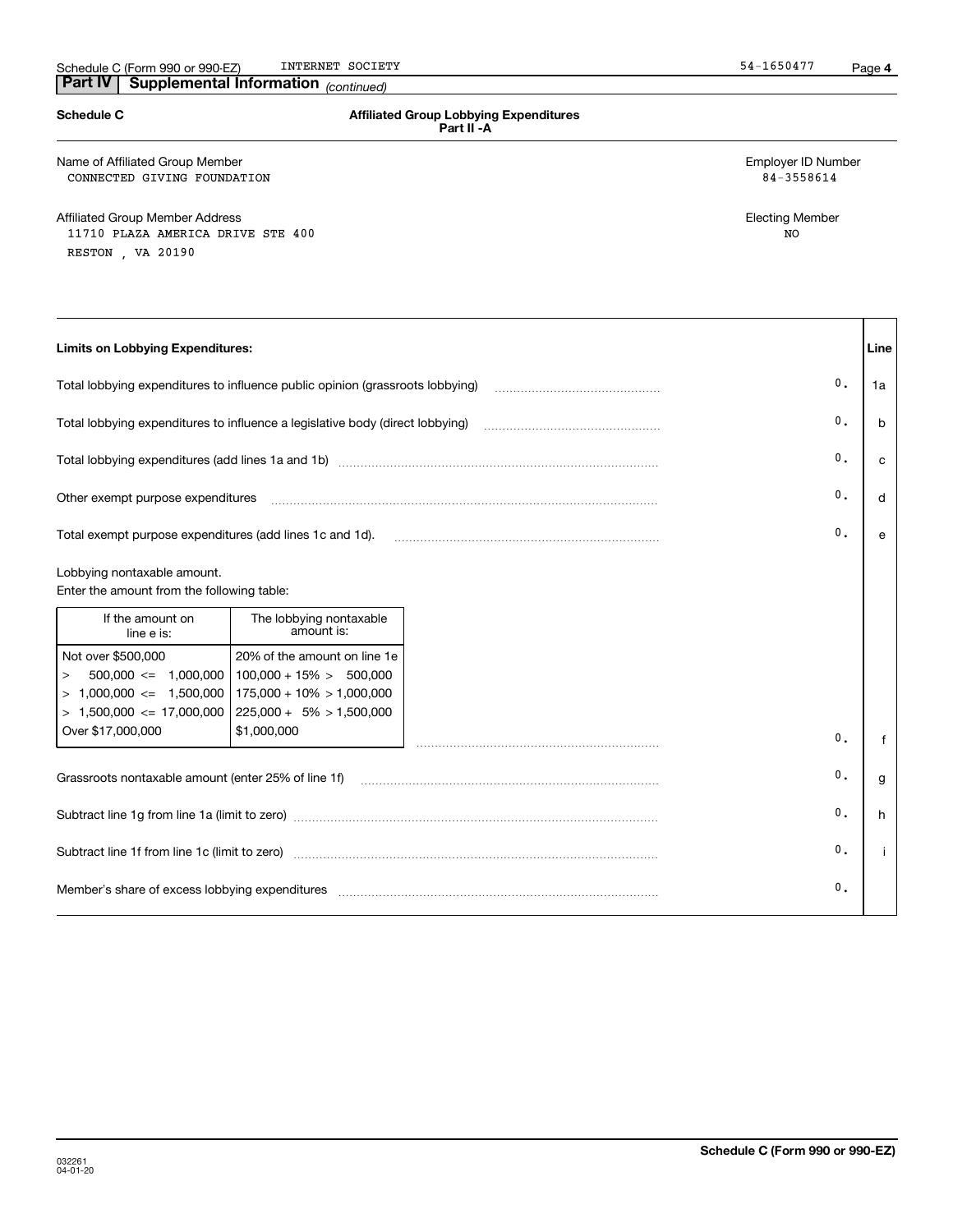## Part IV Supplemental Information *(continued)*

**Schedule C** — **Affiliated Group Lobbying Expenditures Part II -A**

Name of Affiliated Group Member
CONNECTED GIVING FOUNDATION

Employer ID Number
84-3558614

Affiliated Group Member Address
11710 PLAZA AMERICA DRIVE STE 400
RESTON , VA 20190

Electing Member
NO

| **Limits on Lobbying Expenditures:** | | **Line** |
|---|---|---|
| Total lobbying expenditures to influence public opinion (grassroots lobbying) | 0. | 1a |
| Total lobbying expenditures to influence a legislative body (direct lobbying) | 0. | b |
| Total lobbying expenditures (add lines 1a and 1b) | 0. | c |
| Other exempt purpose expenditures | 0. | d |
| Total exempt purpose expenditures (add lines 1c and 1d). | 0. | e |
| Lobbying nontaxable amount. Enter the amount from the following table: | | |

| If the amount on line e is: | The lobbying nontaxable amount is: |
|---|---|
| Not over $500,000 | 20% of the amount on line 1e |
| > 500,000 <= 1,000,000 | 100,000 + 15% > 500,000 |
| > 1,000,000 <= 1,500,000 | 175,000 + 10% > 1,000,000 |
| > 1,500,000 <= 17,000,000 | 225,000 + 5% > 1,500,000 |
| Over $17,000,000 | $1,000,000 |

| | | |
|---|---|---|
| Lobbying nontaxable amount (from table above) | 0. | f |
| Grassroots nontaxable amount (enter 25% of line 1f) | 0. | g |
| Subtract line 1g from line 1a (limit to zero) | 0. | h |
| Subtract line 1f from line 1c (limit to zero) | 0. | i |
| Member's share of excess lobbying expenditures | 0. | |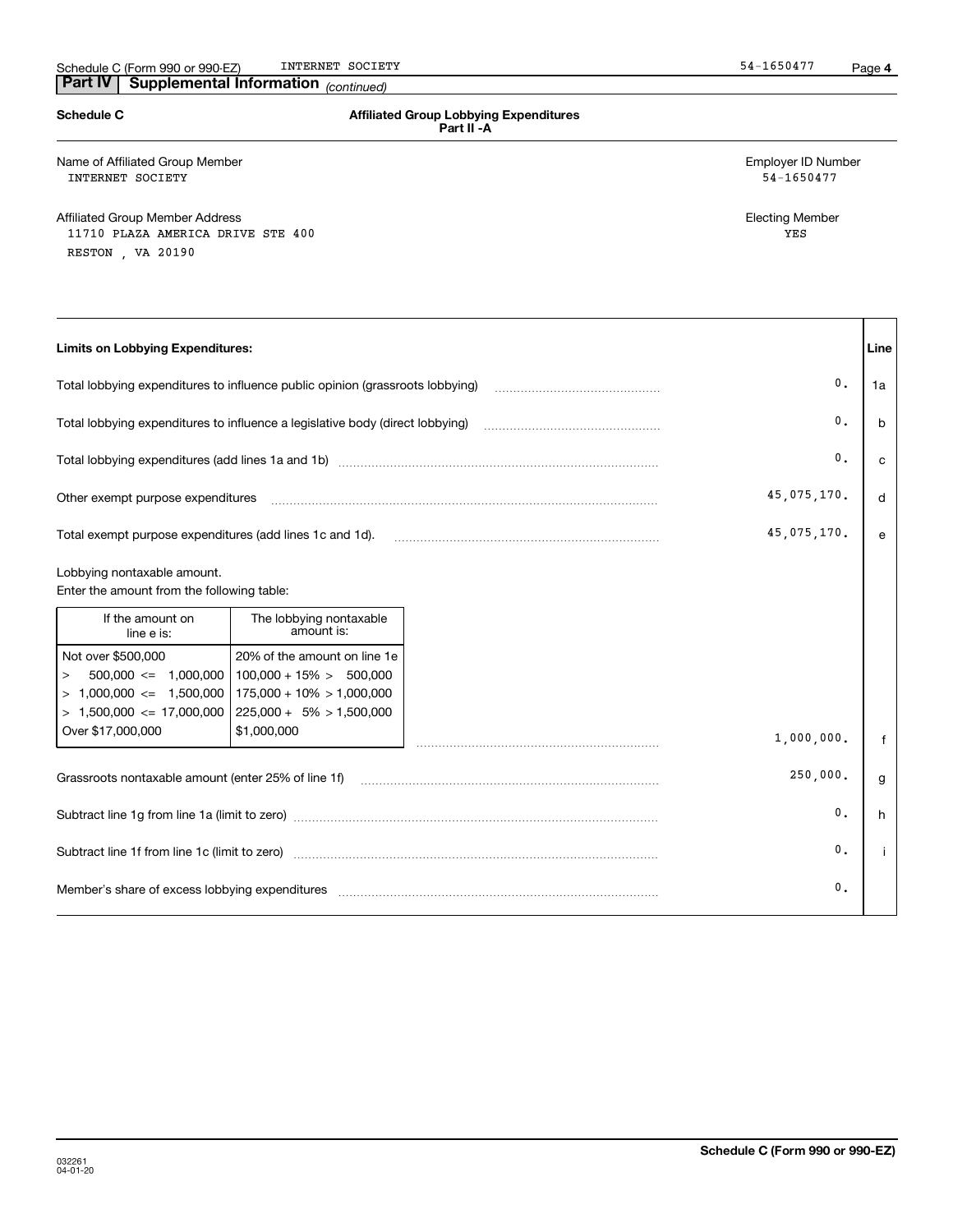## Part IV Supplemental Information *(continued)*

**Schedule C** — **Affiliated Group Lobbying Expenditures**
**Part II -A**

Name of Affiliated Group Member: INTERNET SOCIETY
Employer ID Number: 54-1650477

Affiliated Group Member Address: 11710 PLAZA AMERICA DRIVE STE 400, RESTON , VA 20190
Electing Member: YES

**Limits on Lobbying Expenditures:**

| Description | Amount | Line |
|---|---|---|
| Total lobbying expenditures to influence public opinion (grassroots lobbying) | 0. | 1a |
| Total lobbying expenditures to influence a legislative body (direct lobbying) | 0. | b |
| Total lobbying expenditures (add lines 1a and 1b) | 0. | c |
| Other exempt purpose expenditures | 45,075,170. | d |
| Total exempt purpose expenditures (add lines 1c and 1d). | 45,075,170. | e |
| Lobbying nontaxable amount. Enter the amount from the following table: | 1,000,000. | f |
| Grassroots nontaxable amount (enter 25% of line 1f) | 250,000. | g |
| Subtract line 1g from line 1a (limit to zero) | 0. | h |
| Subtract line 1f from line 1c (limit to zero) | 0. | i |
| Member's share of excess lobbying expenditures | 0. | |

| If the amount on line e is: | The lobbying nontaxable amount is: |
|---|---|
| Not over $500,000 | 20% of the amount on line 1e |
| > 500,000 <= 1,000,000 | 100,000 + 15% > 500,000 |
| > 1,000,000 <= 1,500,000 | 175,000 + 10% > 1,000,000 |
| > 1,500,000 <= 17,000,000 | 225,000 + 5% > 1,500,000 |
| Over $17,000,000 | $1,000,000 |

**Schedule C (Form 990 or 990-EZ)**

032261
04-01-20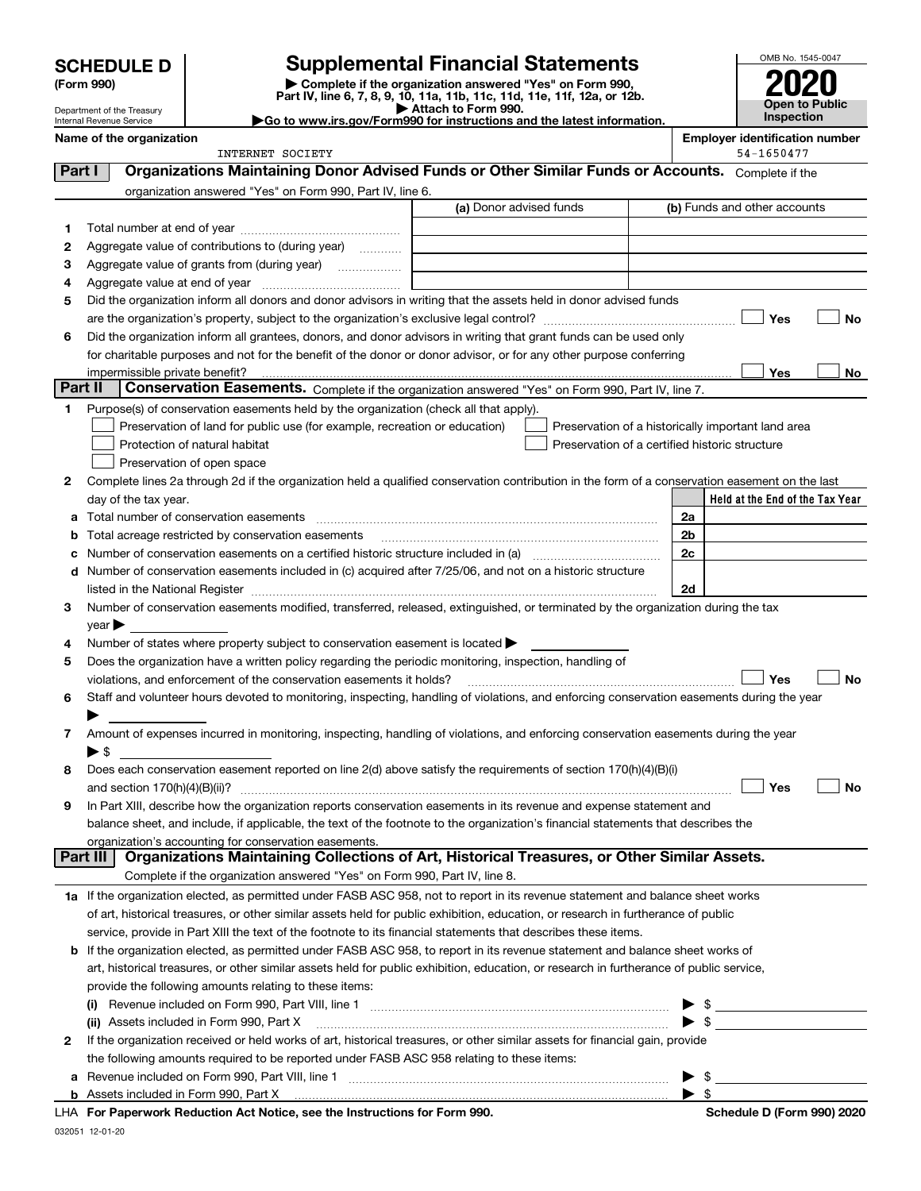# SCHEDULE D (Form 990)

Department of the Treasury
Internal Revenue Service

## Supplemental Financial Statements

▶ Complete if the organization answered "Yes" on Form 990, Part IV, line 6, 7, 8, 9, 10, 11a, 11b, 11c, 11d, 11e, 11f, 12a, or 12b.
▶ Attach to Form 990.
▶Go to www.irs.gov/Form990 for instructions and the latest information.

OMB No. 1545-0047
**2020**
**Open to Public Inspection**

**Name of the organization:** INTERNET SOCIETY
**Employer identification number:** 54-1650477

### Part I — Organizations Maintaining Donor Advised Funds or Other Similar Funds or Accounts.

Complete if the organization answered "Yes" on Form 990, Part IV, line 6.

| | | (a) Donor advised funds | (b) Funds and other accounts |
|---|---|---|---|
| 1 | Total number at end of year | | |
| 2 | Aggregate value of contributions to (during year) | | |
| 3 | Aggregate value of grants from (during year) | | |
| 4 | Aggregate value at end of year | | |

5 Did the organization inform all donors and donor advisors in writing that the assets held in donor advised funds are the organization's property, subject to the organization's exclusive legal control? ☐ Yes ☐ No

6 Did the organization inform all grantees, donors, and donor advisors in writing that grant funds can be used only for charitable purposes and not for the benefit of the donor or donor advisor, or for any other purpose conferring impermissible private benefit? ☐ Yes ☐ No

### Part II — Conservation Easements.

Complete if the organization answered "Yes" on Form 990, Part IV, line 7.

1 Purpose(s) of conservation easements held by the organization (check all that apply).

- ☐ Preservation of land for public use (for example, recreation or education)
- ☐ Protection of natural habitat
- ☐ Preservation of open space
- ☐ Preservation of a historically important land area
- ☐ Preservation of a certified historic structure

2 Complete lines 2a through 2d if the organization held a qualified conservation contribution in the form of a conservation easement on the last day of the tax year.

| | | | Held at the End of the Tax Year |
|---|---|---|---|
| a | Total number of conservation easements | 2a | |
| b | Total acreage restricted by conservation easements | 2b | |
| c | Number of conservation easements on a certified historic structure included in (a) | 2c | |
| d | Number of conservation easements included in (c) acquired after 7/25/06, and not on a historic structure listed in the National Register | 2d | |

3 Number of conservation easements modified, transferred, released, extinguished, or terminated by the organization during the tax year ▶

4 Number of states where property subject to conservation easement is located ▶

5 Does the organization have a written policy regarding the periodic monitoring, inspection, handling of violations, and enforcement of the conservation easements it holds? ☐ Yes ☐ No

6 Staff and volunteer hours devoted to monitoring, inspecting, handling of violations, and enforcing conservation easements during the year ▶

7 Amount of expenses incurred in monitoring, inspecting, handling of violations, and enforcing conservation easements during the year ▶ $

8 Does each conservation easement reported on line 2(d) above satisfy the requirements of section 170(h)(4)(B)(i) and section 170(h)(4)(B)(ii)? ☐ Yes ☐ No

9 In Part XIII, describe how the organization reports conservation easements in its revenue and expense statement and balance sheet, and include, if applicable, the text of the footnote to the organization's financial statements that describes the organization's accounting for conservation easements.

### Part III — Organizations Maintaining Collections of Art, Historical Treasures, or Other Similar Assets.

Complete if the organization answered "Yes" on Form 990, Part IV, line 8.

1a If the organization elected, as permitted under FASB ASC 958, not to report in its revenue statement and balance sheet works of art, historical treasures, or other similar assets held for public exhibition, education, or research in furtherance of public service, provide in Part XIII the text of the footnote to its financial statements that describes these items.

b If the organization elected, as permitted under FASB ASC 958, to report in its revenue statement and balance sheet works of art, historical treasures, or other similar assets held for public exhibition, education, or research in furtherance of public service, provide the following amounts relating to these items:

(i) Revenue included on Form 990, Part VIII, line 1 ▶ $

(ii) Assets included in Form 990, Part X ▶ $

2 If the organization received or held works of art, historical treasures, or other similar assets for financial gain, provide the following amounts required to be reported under FASB ASC 958 relating to these items:

a Revenue included on Form 990, Part VIII, line 1 ▶ $

b Assets included in Form 990, Part X ▶ $

LHA For Paperwork Reduction Act Notice, see the Instructions for Form 990. Schedule D (Form 990) 2020

032051 12-01-20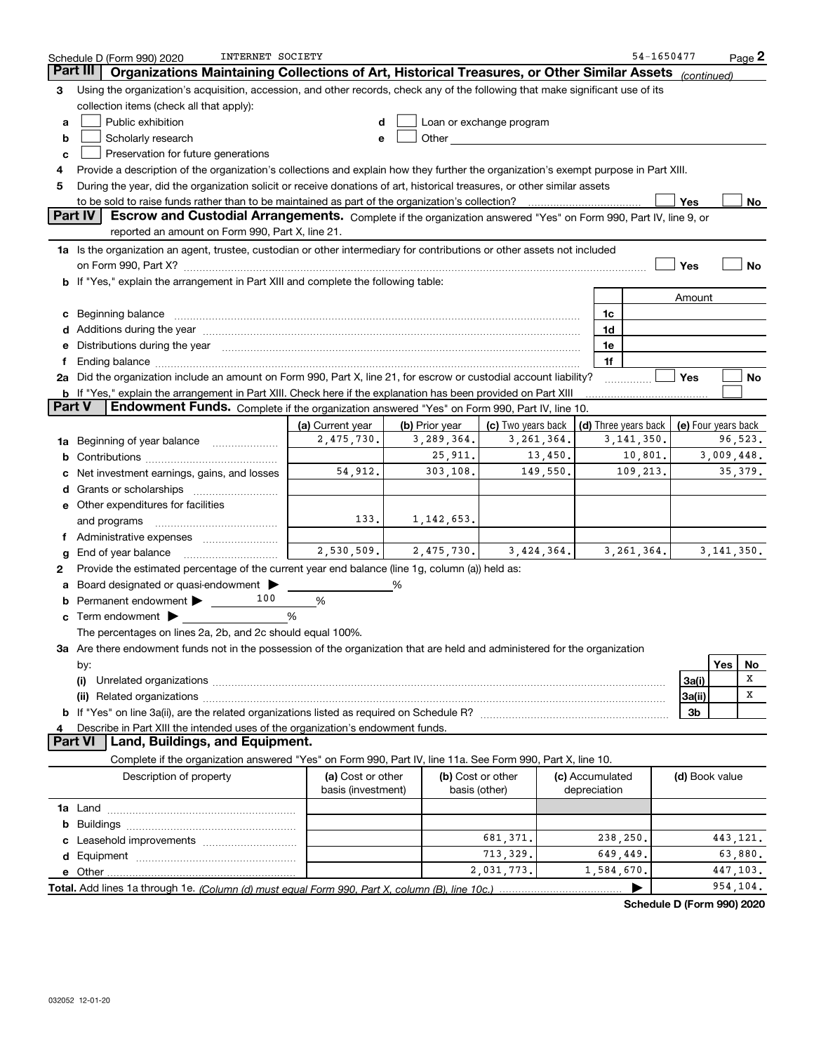Schedule D (Form 990) 2020 INTERNET SOCIETY 54-1650477

## Part III Organizations Maintaining Collections of Art, Historical Treasures, or Other Similar Assets *(continued)*

**3** Using the organization's acquisition, accession, and other records, check any of the following that make significant use of its collection items (check all that apply):

- **a** ☐ Public exhibition
- **b** ☐ Scholarly research
- **c** ☐ Preservation for future generations
- **d** ☐ Loan or exchange program
- **e** ☐ Other

**4** Provide a description of the organization's collections and explain how they further the organization's exempt purpose in Part XIII.

**5** During the year, did the organization solicit or receive donations of art, historical treasures, or other similar assets to be sold to raise funds rather than to be maintained as part of the organization's collection? ☐ Yes ☐ No

## Part IV Escrow and Custodial Arrangements.

Complete if the organization answered "Yes" on Form 990, Part IV, line 9, or reported an amount on Form 990, Part X, line 21.

**1a** Is the organization an agent, trustee, custodian or other intermediary for contributions or other assets not included on Form 990, Part X? ☐ Yes ☐ No

**b** If "Yes," explain the arrangement in Part XIII and complete the following table:

| | | Amount |
|---|---|---|
| **c** Beginning balance | 1c | |
| **d** Additions during the year | 1d | |
| **e** Distributions during the year | 1e | |
| **f** Ending balance | 1f | |

**2a** Did the organization include an amount on Form 990, Part X, line 21, for escrow or custodial account liability? ☐ Yes ☐ No

**b** If "Yes," explain the arrangement in Part XIII. Check here if the explanation has been provided on Part XIII ☐

## Part V Endowment Funds.

Complete if the organization answered "Yes" on Form 990, Part IV, line 10.

| | (a) Current year | (b) Prior year | (c) Two years back | (d) Three years back | (e) Four years back |
|---|---|---|---|---|---|
| **1a** Beginning of year balance | 2,475,730. | 3,289,364. | 3,261,364. | 3,141,350. | 96,523. |
| **b** Contributions | | 25,911. | 13,450. | 10,801. | 3,009,448. |
| **c** Net investment earnings, gains, and losses | 54,912. | 303,108. | 149,550. | 109,213. | 35,379. |
| **d** Grants or scholarships | | | | | |
| **e** Other expenditures for facilities and programs | 133. | 1,142,653. | | | |
| **f** Administrative expenses | | | | | |
| **g** End of year balance | 2,530,509. | 2,475,730. | 3,424,364. | 3,261,364. | 3,141,350. |

**2** Provide the estimated percentage of the current year end balance (line 1g, column (a)) held as:

- **a** Board designated or quasi-endowment ▶ ______ %
- **b** Permanent endowment ▶ 100 %
- **c** Term endowment ▶ ______ %

The percentages on lines 2a, 2b, and 2c should equal 100%.

**3a** Are there endowment funds not in the possession of the organization that are held and administered for the organization by:

| | | Yes | No |
|---|---|---|---|
| **(i)** Unrelated organizations | 3a(i) | | X |
| **(ii)** Related organizations | 3a(ii) | | X |
| **b** If "Yes" on line 3a(ii), are the related organizations listed as required on Schedule R? | 3b | | |

**4** Describe in Part XIII the intended uses of the organization's endowment funds.

## Part VI Land, Buildings, and Equipment.

Complete if the organization answered "Yes" on Form 990, Part IV, line 11a. See Form 990, Part X, line 10.

| Description of property | (a) Cost or other basis (investment) | (b) Cost or other basis (other) | (c) Accumulated depreciation | (d) Book value |
|---|---|---|---|---|
| **1a** Land | | | | |
| **b** Buildings | | | | |
| **c** Leasehold improvements | | 681,371. | 238,250. | 443,121. |
| **d** Equipment | | 713,329. | 649,449. | 63,880. |
| **e** Other | | 2,031,773. | 1,584,670. | 447,103. |
| **Total.** Add lines 1a through 1e. *(Column (d) must equal Form 990, Part X, column (B), line 10c.)* | | | ▶ | 954,104. |

**Schedule D (Form 990) 2020**

032052 12-01-20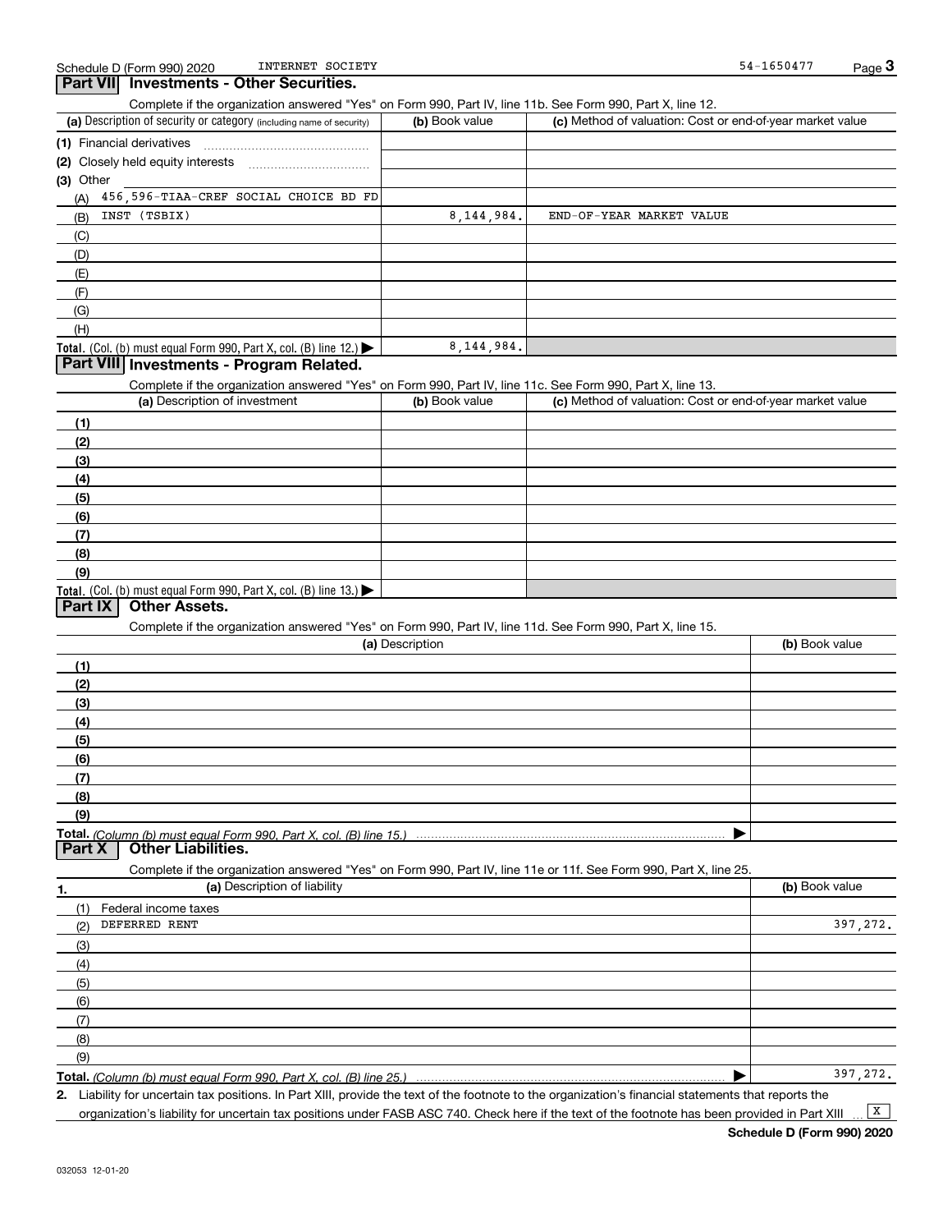Schedule D (Form 990) 2020 INTERNET SOCIETY 54-1650477

## Part VII Investments - Other Securities.

Complete if the organization answered "Yes" on Form 990, Part IV, line 11b. See Form 990, Part X, line 12.

| (a) Description of security or category (including name of security) | (b) Book value | (c) Method of valuation: Cost or end-of-year market value |
|---|---|---|
| (1) Financial derivatives | | |
| (2) Closely held equity interests | | |
| (3) Other | | |
| (A) 456,596-TIAA-CREF SOCIAL CHOICE BD FD | | |
| (B) INST (TSBIX) | 8,144,984. | END-OF-YEAR MARKET VALUE |
| (C) | | |
| (D) | | |
| (E) | | |
| (F) | | |
| (G) | | |
| (H) | | |
| **Total.** (Col. (b) must equal Form 990, Part X, col. (B) line 12.) ▶ | 8,144,984. | |

## Part VIII Investments - Program Related.

Complete if the organization answered "Yes" on Form 990, Part IV, line 11c. See Form 990, Part X, line 13.

| (a) Description of investment | (b) Book value | (c) Method of valuation: Cost or end-of-year market value |
|---|---|---|
| (1) | | |
| (2) | | |
| (3) | | |
| (4) | | |
| (5) | | |
| (6) | | |
| (7) | | |
| (8) | | |
| (9) | | |
| **Total.** (Col. (b) must equal Form 990, Part X, col. (B) line 13.) ▶ | | |

## Part IX Other Assets.

Complete if the organization answered "Yes" on Form 990, Part IV, line 11d. See Form 990, Part X, line 15.

| (a) Description | (b) Book value |
|---|---|
| (1) | |
| (2) | |
| (3) | |
| (4) | |
| (5) | |
| (6) | |
| (7) | |
| (8) | |
| (9) | |
| **Total.** *(Column (b) must equal Form 990, Part X, col. (B) line 15.)* ▶ | |

## Part X Other Liabilities.

Complete if the organization answered "Yes" on Form 990, Part IV, line 11e or 11f. See Form 990, Part X, line 25.

| 1. (a) Description of liability | (b) Book value |
|---|---|
| (1) Federal income taxes | |
| (2) DEFERRED RENT | 397,272. |
| (3) | |
| (4) | |
| (5) | |
| (6) | |
| (7) | |
| (8) | |
| (9) | |
| **Total.** *(Column (b) must equal Form 990, Part X, col. (B) line 25.)* ▶ | 397,272. |

2. Liability for uncertain tax positions. In Part XIII, provide the text of the footnote to the organization's financial statements that reports the organization's liability for uncertain tax positions under FASB ASC 740. Check here if the text of the footnote has been provided in Part XIII ... [X]

Schedule D (Form 990) 2020

032053 12-01-20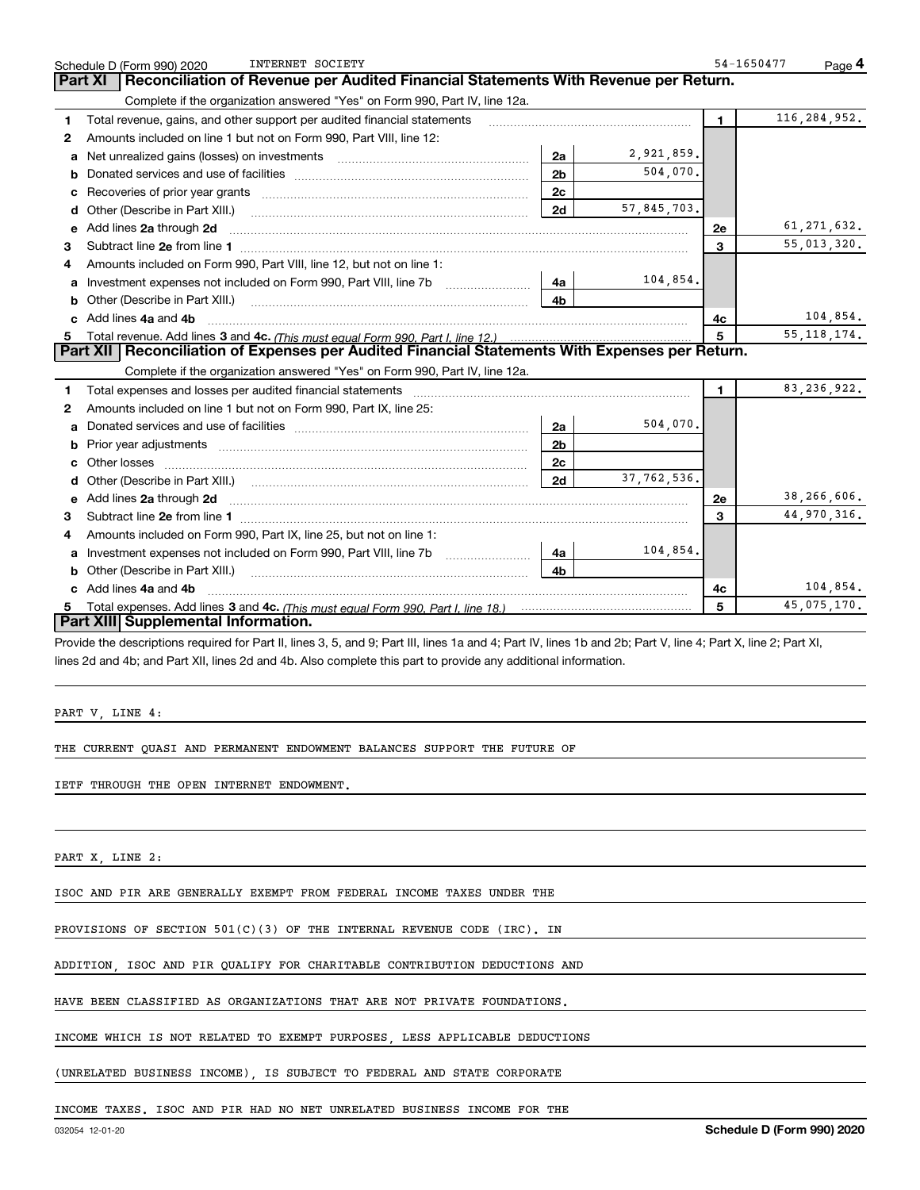Schedule D (Form 990) 2020 INTERNET SOCIETY 54-1650477 Page 4

## Part XI Reconciliation of Revenue per Audited Financial Statements With Revenue per Return.

Complete if the organization answered "Yes" on Form 990, Part IV, line 12a.

| | | | | | |
|---|---|---|---|---|---|
| 1 | Total revenue, gains, and other support per audited financial statements | | | 1 | 116,284,952. |
| 2 | Amounts included on line 1 but not on Form 990, Part VIII, line 12: | | | | |
| a | Net unrealized gains (losses) on investments | 2a | 2,921,859. | | |
| b | Donated services and use of facilities | 2b | 504,070. | | |
| c | Recoveries of prior year grants | 2c | | | |
| d | Other (Describe in Part XIII.) | 2d | 57,845,703. | | |
| e | Add lines **2a** through **2d** | | | 2e | 61,271,632. |
| 3 | Subtract line **2e** from line **1** | | | 3 | 55,013,320. |
| 4 | Amounts included on Form 990, Part VIII, line 12, but not on line 1: | | | | |
| a | Investment expenses not included on Form 990, Part VIII, line 7b | 4a | 104,854. | | |
| b | Other (Describe in Part XIII.) | 4b | | | |
| c | Add lines **4a** and **4b** | | | 4c | 104,854. |
| 5 | Total revenue. Add lines **3** and **4c.** *(This must equal Form 990, Part I, line 12.)* | | | 5 | 55,118,174. |

## Part XII Reconciliation of Expenses per Audited Financial Statements With Expenses per Return.

Complete if the organization answered "Yes" on Form 990, Part IV, line 12a.

| | | | | | |
|---|---|---|---|---|---|
| 1 | Total expenses and losses per audited financial statements | | | 1 | 83,236,922. |
| 2 | Amounts included on line 1 but not on Form 990, Part IX, line 25: | | | | |
| a | Donated services and use of facilities | 2a | 504,070. | | |
| b | Prior year adjustments | 2b | | | |
| c | Other losses | 2c | | | |
| d | Other (Describe in Part XIII.) | 2d | 37,762,536. | | |
| e | Add lines **2a** through **2d** | | | 2e | 38,266,606. |
| 3 | Subtract line **2e** from line **1** | | | 3 | 44,970,316. |
| 4 | Amounts included on Form 990, Part IX, line 25, but not on line 1: | | | | |
| a | Investment expenses not included on Form 990, Part VIII, line 7b | 4a | 104,854. | | |
| b | Other (Describe in Part XIII.) | 4b | | | |
| c | Add lines **4a** and **4b** | | | 4c | 104,854. |
| 5 | Total expenses. Add lines **3** and **4c.** *(This must equal Form 990, Part I, line 18.)* | | | 5 | 45,075,170. |

## Part XIII Supplemental Information.

Provide the descriptions required for Part II, lines 3, 5, and 9; Part III, lines 1a and 4; Part IV, lines 1b and 2b; Part V, line 4; Part X, line 2; Part XI, lines 2d and 4b; and Part XII, lines 2d and 4b. Also complete this part to provide any additional information.

PART V, LINE 4:

THE CURRENT QUASI AND PERMANENT ENDOWMENT BALANCES SUPPORT THE FUTURE OF IETF THROUGH THE OPEN INTERNET ENDOWMENT.

PART X, LINE 2:

ISOC AND PIR ARE GENERALLY EXEMPT FROM FEDERAL INCOME TAXES UNDER THE PROVISIONS OF SECTION 501(C)(3) OF THE INTERNAL REVENUE CODE (IRC). IN ADDITION, ISOC AND PIR QUALIFY FOR CHARITABLE CONTRIBUTION DEDUCTIONS AND HAVE BEEN CLASSIFIED AS ORGANIZATIONS THAT ARE NOT PRIVATE FOUNDATIONS. INCOME WHICH IS NOT RELATED TO EXEMPT PURPOSES, LESS APPLICABLE DEDUCTIONS (UNRELATED BUSINESS INCOME), IS SUBJECT TO FEDERAL AND STATE CORPORATE INCOME TAXES. ISOC AND PIR HAD NO NET UNRELATED BUSINESS INCOME FOR THE

032054 12-01-20 Schedule D (Form 990) 2020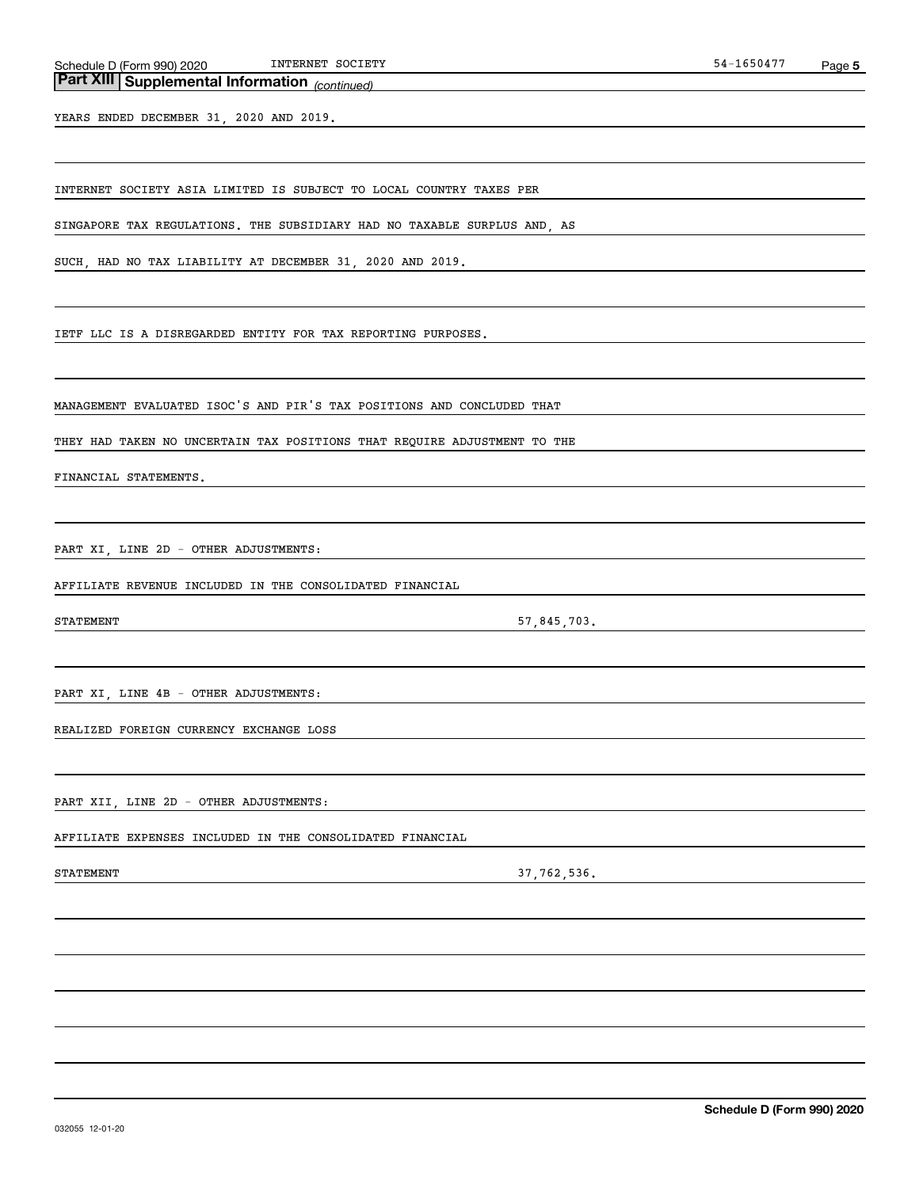## Part XIII Supplemental Information *(continued)*

YEARS ENDED DECEMBER 31, 2020 AND 2019.

INTERNET SOCIETY ASIA LIMITED IS SUBJECT TO LOCAL COUNTRY TAXES PER SINGAPORE TAX REGULATIONS. THE SUBSIDIARY HAD NO TAXABLE SURPLUS AND, AS SUCH, HAD NO TAX LIABILITY AT DECEMBER 31, 2020 AND 2019.

IETF LLC IS A DISREGARDED ENTITY FOR TAX REPORTING PURPOSES.

MANAGEMENT EVALUATED ISOC'S AND PIR'S TAX POSITIONS AND CONCLUDED THAT THEY HAD TAKEN NO UNCERTAIN TAX POSITIONS THAT REQUIRE ADJUSTMENT TO THE FINANCIAL STATEMENTS.

PART XI, LINE 2D - OTHER ADJUSTMENTS:

AFFILIATE REVENUE INCLUDED IN THE CONSOLIDATED FINANCIAL STATEMENT 57,845,703.

PART XI, LINE 4B - OTHER ADJUSTMENTS:

REALIZED FOREIGN CURRENCY EXCHANGE LOSS

PART XII, LINE 2D - OTHER ADJUSTMENTS:

AFFILIATE EXPENSES INCLUDED IN THE CONSOLIDATED FINANCIAL STATEMENT 37,762,536.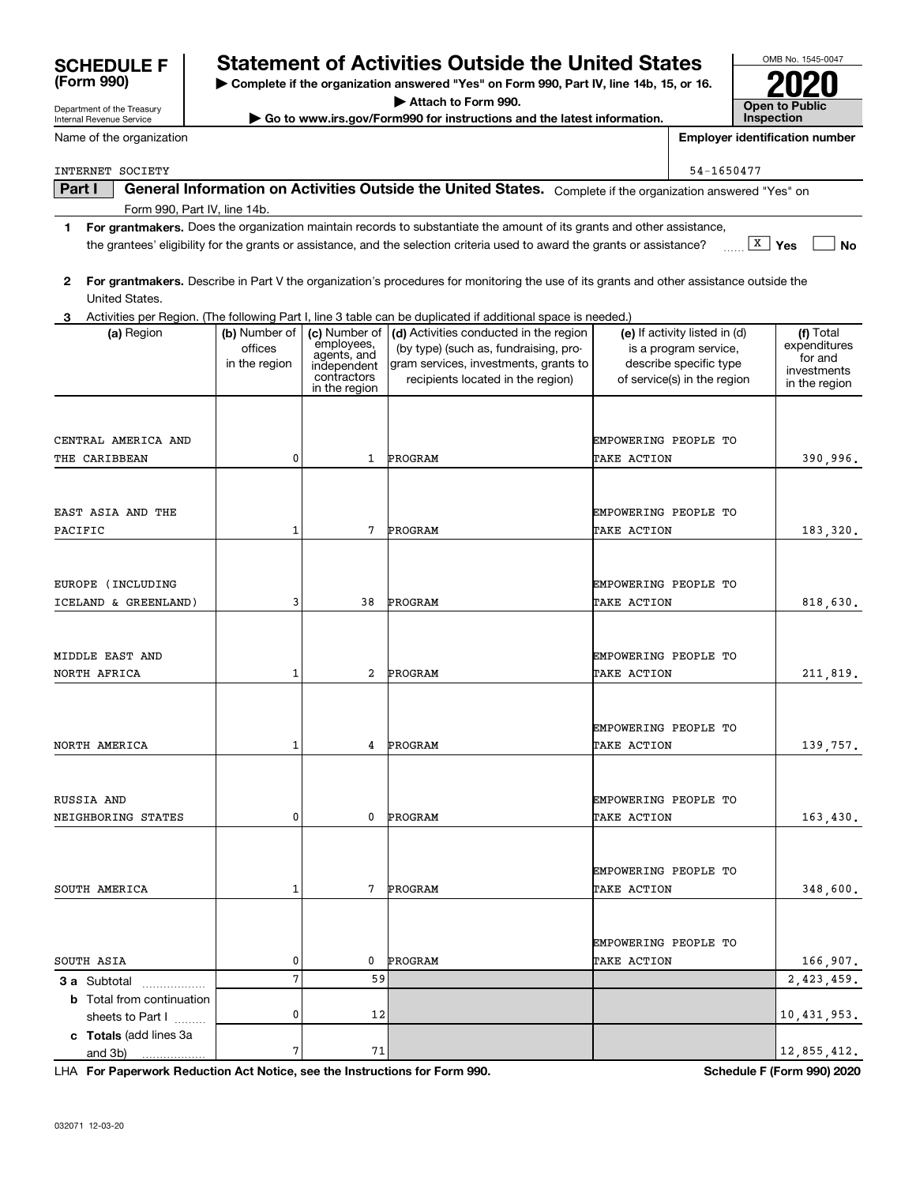**SCHEDULE F (Form 990)**

Department of the Treasury
Internal Revenue Service

# Statement of Activities Outside the United States

▶ Complete if the organization answered "Yes" on Form 990, Part IV, line 14b, 15, or 16.
▶ Attach to Form 990.
▶ Go to www.irs.gov/Form990 for instructions and the latest information.

OMB No. 1545-0047

**2020**

**Open to Public Inspection**

Name of the organization: INTERNET SOCIETY

Employer identification number: 54-1650477

**Part I** **General Information on Activities Outside the United States.** Complete if the organization answered "Yes" on Form 990, Part IV, line 14b.

1 **For grantmakers.** Does the organization maintain records to substantiate the amount of its grants and other assistance, the grantees' eligibility for the grants or assistance, and the selection criteria used to award the grants or assistance? [X] Yes [ ] No

2 **For grantmakers.** Describe in Part V the organization's procedures for monitoring the use of its grants and other assistance outside the United States.

3 Activities per Region. (The following Part I, line 3 table can be duplicated if additional space is needed.)

| (a) Region | (b) Number of offices in the region | (c) Number of employees, agents, and independent contractors in the region | (d) Activities conducted in the region (by type) (such as, fundraising, program services, investments, grants to recipients located in the region) | (e) If activity listed in (d) is a program service, describe specific type of service(s) in the region | (f) Total expenditures for and investments in the region |
|---|---|---|---|---|---|
| CENTRAL AMERICA AND THE CARIBBEAN | 0 | 1 | PROGRAM | EMPOWERING PEOPLE TO TAKE ACTION | 390,996. |
| EAST ASIA AND THE PACIFIC | 1 | 7 | PROGRAM | EMPOWERING PEOPLE TO TAKE ACTION | 183,320. |
| EUROPE (INCLUDING ICELAND & GREENLAND) | 3 | 38 | PROGRAM | EMPOWERING PEOPLE TO TAKE ACTION | 818,630. |
| MIDDLE EAST AND NORTH AFRICA | 1 | 2 | PROGRAM | EMPOWERING PEOPLE TO TAKE ACTION | 211,819. |
| NORTH AMERICA | 1 | 4 | PROGRAM | EMPOWERING PEOPLE TO TAKE ACTION | 139,757. |
| RUSSIA AND NEIGHBORING STATES | 0 | 0 | PROGRAM | EMPOWERING PEOPLE TO TAKE ACTION | 163,430. |
| SOUTH AMERICA | 1 | 7 | PROGRAM | EMPOWERING PEOPLE TO TAKE ACTION | 348,600. |
| SOUTH ASIA | 0 | 0 | PROGRAM | EMPOWERING PEOPLE TO TAKE ACTION | 166,907. |
| **3 a** Subtotal | 7 | 59 | | | 2,423,459. |
| **b** Total from continuation sheets to Part I | 0 | 12 | | | 10,431,953. |
| **c Totals** (add lines 3a and 3b) | 7 | 71 | | | 12,855,412. |

LHA **For Paperwork Reduction Act Notice, see the Instructions for Form 990.** **Schedule F (Form 990) 2020**

032071 12-03-20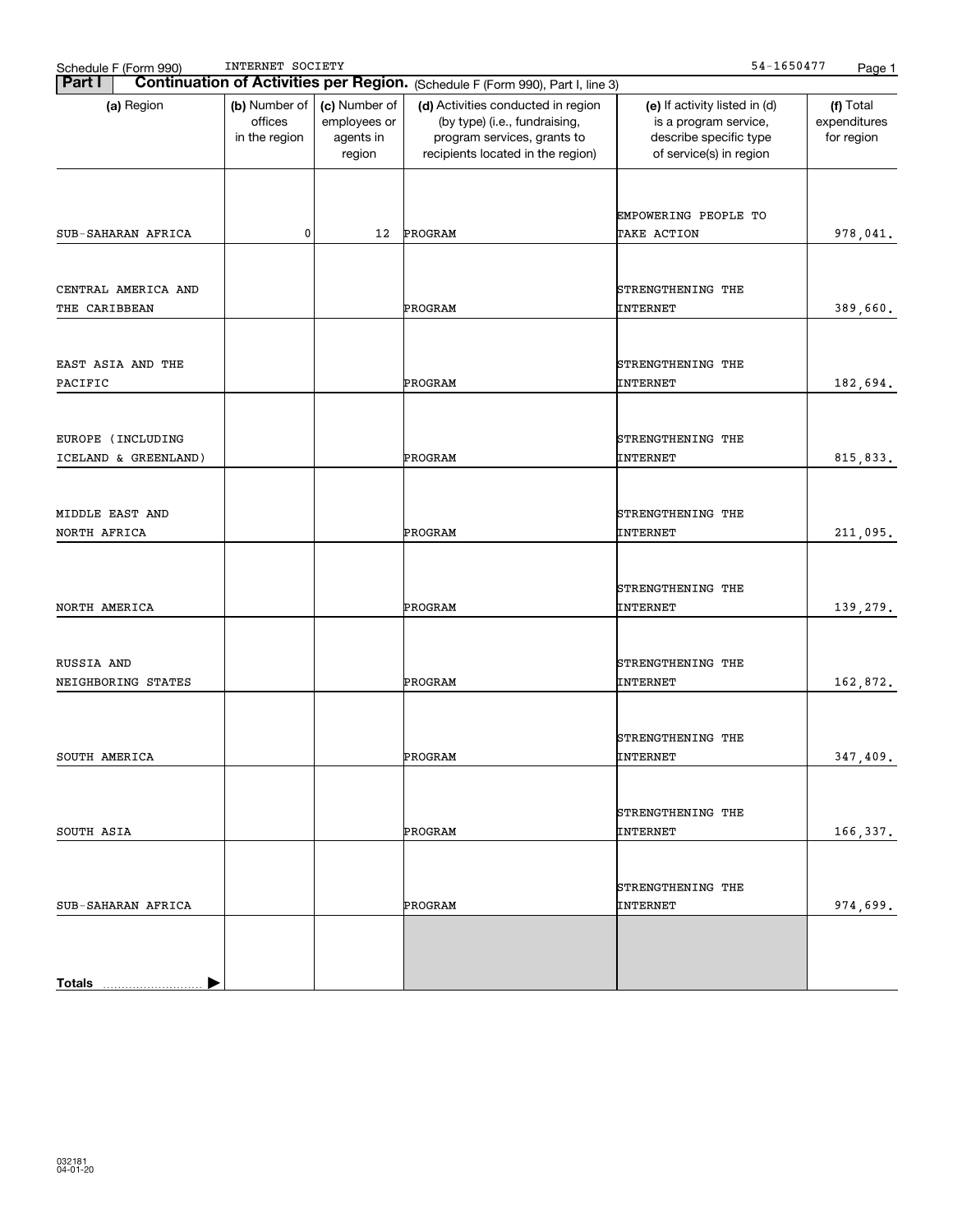Schedule F (Form 990) INTERNET SOCIETY 54-1650477

## Part I Continuation of Activities per Region. (Schedule F (Form 990), Part I, line 3)

| (a) Region | (b) Number of offices in the region | (c) Number of employees or agents in region | (d) Activities conducted in region (by type) (i.e., fundraising, program services, grants to recipients located in the region) | (e) If activity listed in (d) is a program service, describe specific type of service(s) in region | (f) Total expenditures for region |
|---|---|---|---|---|---|
| SUB-SAHARAN AFRICA | 0 | 12 | PROGRAM | EMPOWERING PEOPLE TO TAKE ACTION | 978,041. |
| CENTRAL AMERICA AND THE CARIBBEAN | | | PROGRAM | STRENGTHENING THE INTERNET | 389,660. |
| EAST ASIA AND THE PACIFIC | | | PROGRAM | STRENGTHENING THE INTERNET | 182,694. |
| EUROPE (INCLUDING ICELAND & GREENLAND) | | | PROGRAM | STRENGTHENING THE INTERNET | 815,833. |
| MIDDLE EAST AND NORTH AFRICA | | | PROGRAM | STRENGTHENING THE INTERNET | 211,095. |
| NORTH AMERICA | | | PROGRAM | STRENGTHENING THE INTERNET | 139,279. |
| RUSSIA AND NEIGHBORING STATES | | | PROGRAM | STRENGTHENING THE INTERNET | 162,872. |
| SOUTH AMERICA | | | PROGRAM | STRENGTHENING THE INTERNET | 347,409. |
| SOUTH ASIA | | | PROGRAM | STRENGTHENING THE INTERNET | 166,337. |
| SUB-SAHARAN AFRICA | | | PROGRAM | STRENGTHENING THE INTERNET | 974,699. |
| **Totals** | | | | | |

032181 04-01-20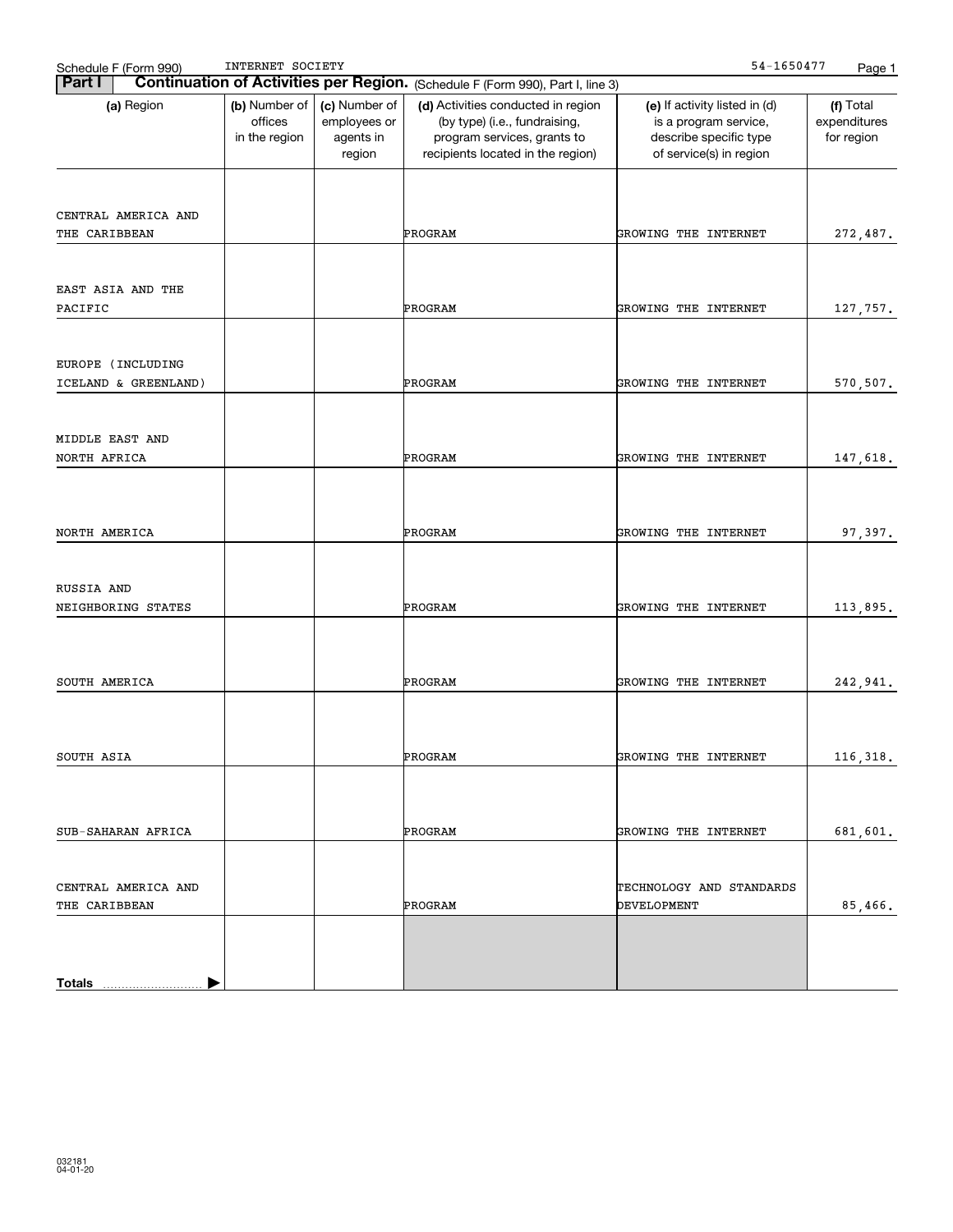Schedule F (Form 990) INTERNET SOCIETY 54-1650477

## Part I Continuation of Activities per Region. (Schedule F (Form 990), Part I, line 3)

| (a) Region | (b) Number of offices in the region | (c) Number of employees or agents in region | (d) Activities conducted in region (by type) (i.e., fundraising, program services, grants to recipients located in the region) | (e) If activity listed in (d) is a program service, describe specific type of service(s) in region | (f) Total expenditures for region |
|---|---|---|---|---|---|
| CENTRAL AMERICA AND THE CARIBBEAN | | | PROGRAM | GROWING THE INTERNET | 272,487. |
| EAST ASIA AND THE PACIFIC | | | PROGRAM | GROWING THE INTERNET | 127,757. |
| EUROPE (INCLUDING ICELAND & GREENLAND) | | | PROGRAM | GROWING THE INTERNET | 570,507. |
| MIDDLE EAST AND NORTH AFRICA | | | PROGRAM | GROWING THE INTERNET | 147,618. |
| NORTH AMERICA | | | PROGRAM | GROWING THE INTERNET | 97,397. |
| RUSSIA AND NEIGHBORING STATES | | | PROGRAM | GROWING THE INTERNET | 113,895. |
| SOUTH AMERICA | | | PROGRAM | GROWING THE INTERNET | 242,941. |
| SOUTH ASIA | | | PROGRAM | GROWING THE INTERNET | 116,318. |
| SUB-SAHARAN AFRICA | | | PROGRAM | GROWING THE INTERNET | 681,601. |
| CENTRAL AMERICA AND THE CARIBBEAN | | | PROGRAM | TECHNOLOGY AND STANDARDS DEVELOPMENT | 85,466. |
| **Totals** | | | | | |

032181
04-01-20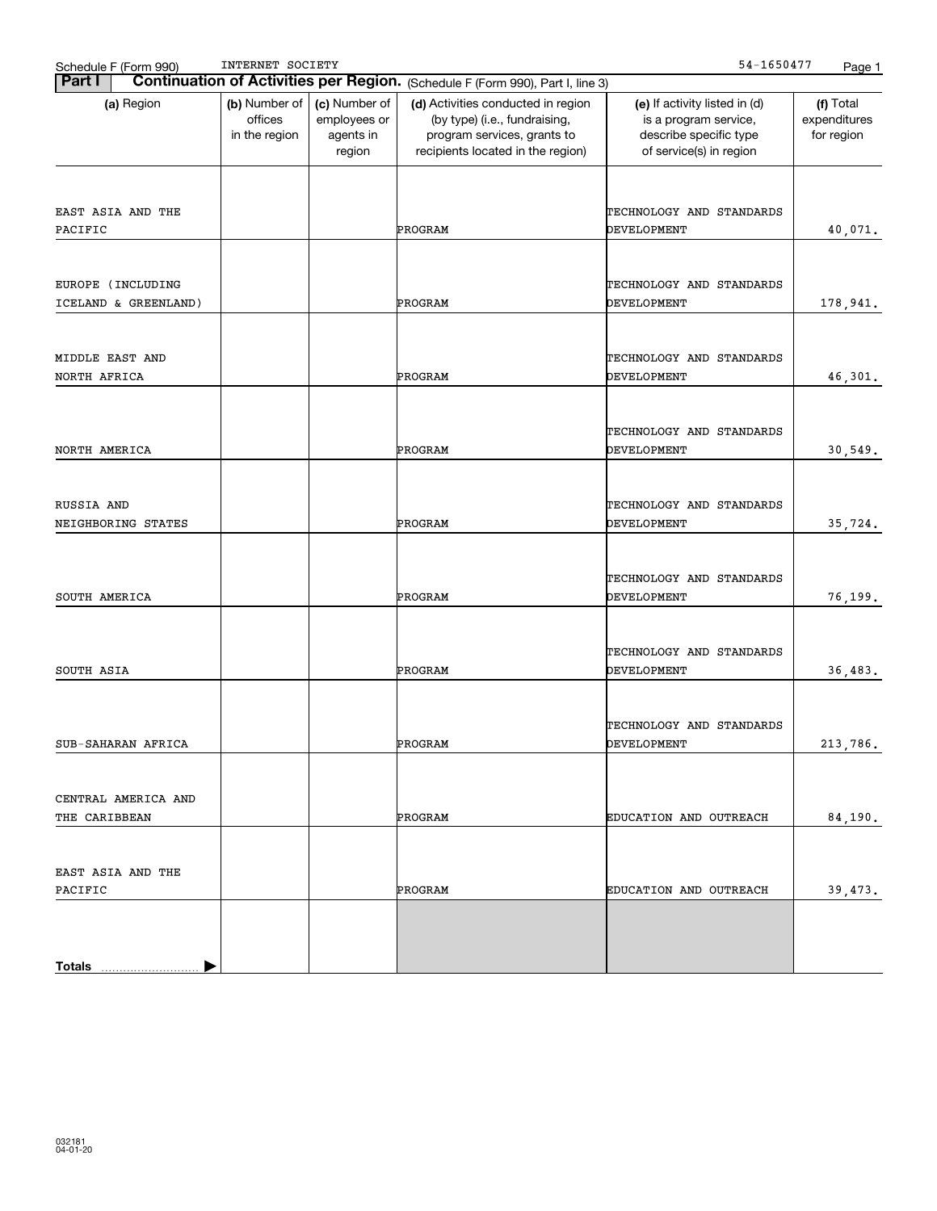Schedule F (Form 990) INTERNET SOCIETY 54-1650477

## Part I Continuation of Activities per Region. (Schedule F (Form 990), Part I, line 3)

| (a) Region | (b) Number of offices in the region | (c) Number of employees or agents in region | (d) Activities conducted in region (by type) (i.e., fundraising, program services, grants to recipients located in the region) | (e) If activity listed in (d) is a program service, describe specific type of service(s) in region | (f) Total expenditures for region |
|---|---|---|---|---|---|
| EAST ASIA AND THE PACIFIC | | | PROGRAM | TECHNOLOGY AND STANDARDS DEVELOPMENT | 40,071. |
| EUROPE (INCLUDING ICELAND & GREENLAND) | | | PROGRAM | TECHNOLOGY AND STANDARDS DEVELOPMENT | 178,941. |
| MIDDLE EAST AND NORTH AFRICA | | | PROGRAM | TECHNOLOGY AND STANDARDS DEVELOPMENT | 46,301. |
| NORTH AMERICA | | | PROGRAM | TECHNOLOGY AND STANDARDS DEVELOPMENT | 30,549. |
| RUSSIA AND NEIGHBORING STATES | | | PROGRAM | TECHNOLOGY AND STANDARDS DEVELOPMENT | 35,724. |
| SOUTH AMERICA | | | PROGRAM | TECHNOLOGY AND STANDARDS DEVELOPMENT | 76,199. |
| SOUTH ASIA | | | PROGRAM | TECHNOLOGY AND STANDARDS DEVELOPMENT | 36,483. |
| SUB-SAHARAN AFRICA | | | PROGRAM | TECHNOLOGY AND STANDARDS DEVELOPMENT | 213,786. |
| CENTRAL AMERICA AND THE CARIBBEAN | | | PROGRAM | EDUCATION AND OUTREACH | 84,190. |
| EAST ASIA AND THE PACIFIC | | | PROGRAM | EDUCATION AND OUTREACH | 39,473. |
| Totals | | | | | |

032181 04-01-20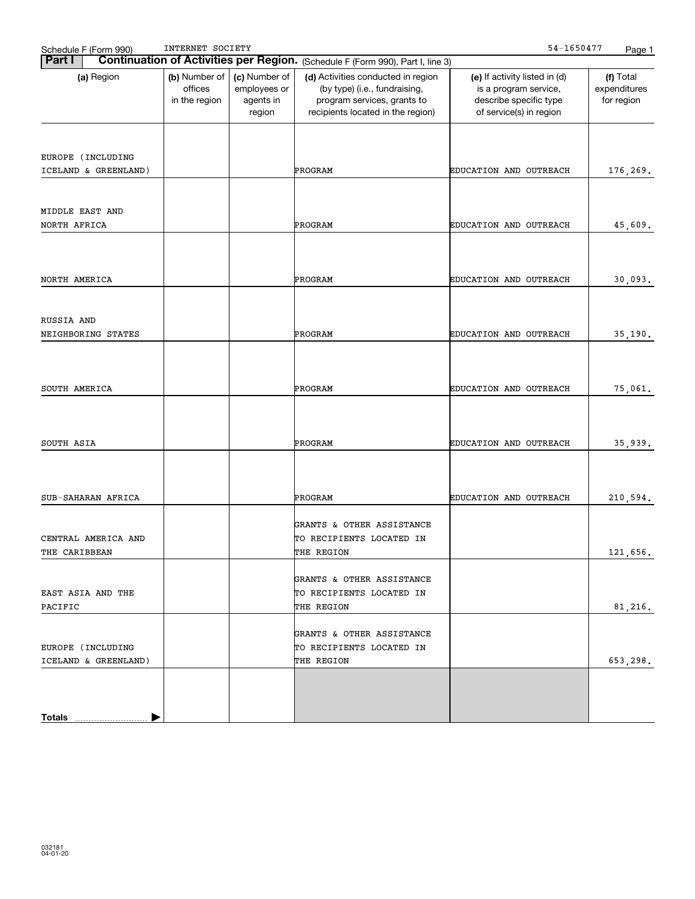Schedule F (Form 990) INTERNET SOCIETY 54-1650477

**Part I** **Continuation of Activities per Region.** (Schedule F (Form 990), Part I, line 3)

| (a) Region | (b) Number of offices in the region | (c) Number of employees or agents in region | (d) Activities conducted in region (by type) (i.e., fundraising, program services, grants to recipients located in the region) | (e) If activity listed in (d) is a program service, describe specific type of service(s) in region | (f) Total expenditures for region |
|---|---|---|---|---|---|
| EUROPE (INCLUDING ICELAND & GREENLAND) | | | PROGRAM | EDUCATION AND OUTREACH | 176,269. |
| MIDDLE EAST AND NORTH AFRICA | | | PROGRAM | EDUCATION AND OUTREACH | 45,609. |
| NORTH AMERICA | | | PROGRAM | EDUCATION AND OUTREACH | 30,093. |
| RUSSIA AND NEIGHBORING STATES | | | PROGRAM | EDUCATION AND OUTREACH | 35,190. |
| SOUTH AMERICA | | | PROGRAM | EDUCATION AND OUTREACH | 75,061. |
| SOUTH ASIA | | | PROGRAM | EDUCATION AND OUTREACH | 35,939. |
| SUB-SAHARAN AFRICA | | | PROGRAM | EDUCATION AND OUTREACH | 210,594. |
| CENTRAL AMERICA AND THE CARIBBEAN | | | GRANTS & OTHER ASSISTANCE TO RECIPIENTS LOCATED IN THE REGION | | 121,656. |
| EAST ASIA AND THE PACIFIC | | | GRANTS & OTHER ASSISTANCE TO RECIPIENTS LOCATED IN THE REGION | | 81,216. |
| EUROPE (INCLUDING ICELAND & GREENLAND) | | | GRANTS & OTHER ASSISTANCE TO RECIPIENTS LOCATED IN THE REGION | | 653,298. |
| **Totals** | | | | | |

032181
04-01-20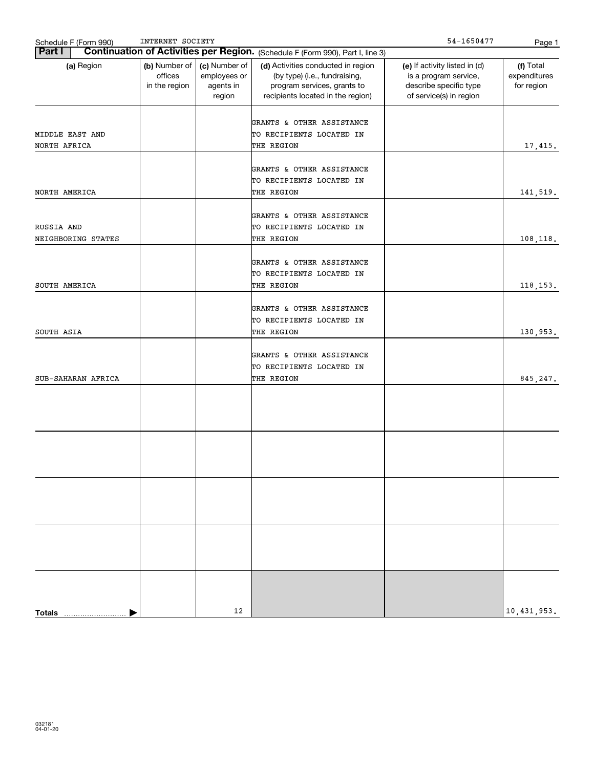Schedule F (Form 990) INTERNET SOCIETY 54-1650477

**Part I** **Continuation of Activities per Region.** (Schedule F (Form 990), Part I, line 3)

| (a) Region | (b) Number of offices in the region | (c) Number of employees or agents in region | (d) Activities conducted in region (by type) (i.e., fundraising, program services, grants to recipients located in the region) | (e) If activity listed in (d) is a program service, describe specific type of service(s) in region | (f) Total expenditures for region |
|---|---|---|---|---|---|
| MIDDLE EAST AND NORTH AFRICA | | | GRANTS & OTHER ASSISTANCE TO RECIPIENTS LOCATED IN THE REGION | | 17,415. |
| NORTH AMERICA | | | GRANTS & OTHER ASSISTANCE TO RECIPIENTS LOCATED IN THE REGION | | 141,519. |
| RUSSIA AND NEIGHBORING STATES | | | GRANTS & OTHER ASSISTANCE TO RECIPIENTS LOCATED IN THE REGION | | 108,118. |
| SOUTH AMERICA | | | GRANTS & OTHER ASSISTANCE TO RECIPIENTS LOCATED IN THE REGION | | 118,153. |
| SOUTH ASIA | | | GRANTS & OTHER ASSISTANCE TO RECIPIENTS LOCATED IN THE REGION | | 130,953. |
| SUB-SAHARAN AFRICA | | | GRANTS & OTHER ASSISTANCE TO RECIPIENTS LOCATED IN THE REGION | | 845,247. |
| | | | | | |
| | | | | | |
| | | | | | |
| | | | | | |
| **Totals** | | 12 | | | 10,431,953. |

032181
04-01-20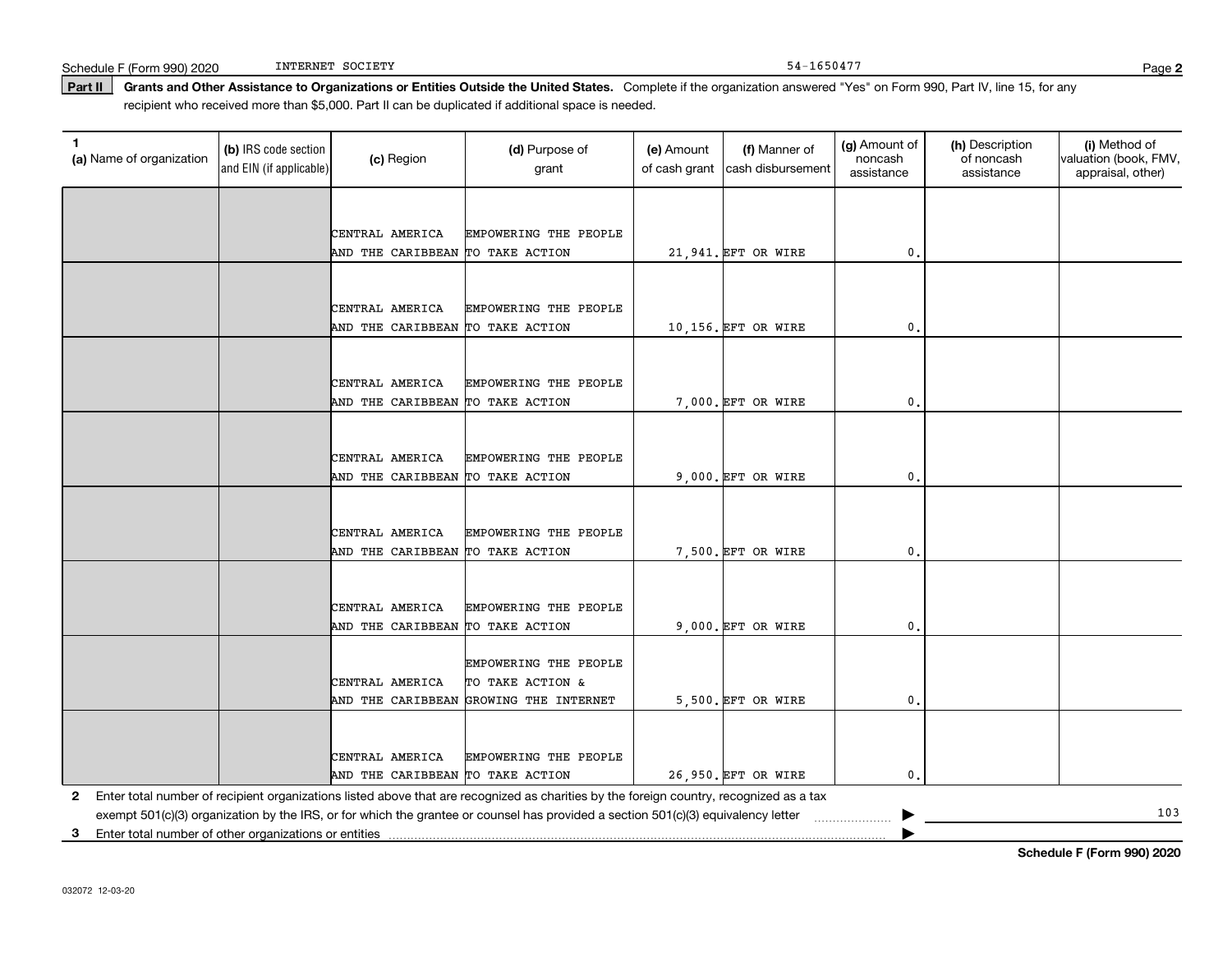Schedule F (Form 990) 2020 INTERNET SOCIETY 54-1650477

**Part II** **Grants and Other Assistance to Organizations or Entities Outside the United States.** Complete if the organization answered "Yes" on Form 990, Part IV, line 15, for any recipient who received more than $5,000. Part II can be duplicated if additional space is needed.

| 1 (a) Name of organization | (b) IRS code section and EIN (if applicable) | (c) Region | (d) Purpose of grant | (e) Amount of cash grant | (f) Manner of cash disbursement | (g) Amount of noncash assistance | (h) Description of noncash assistance | (i) Method of valuation (book, FMV, appraisal, other) |
|---|---|---|---|---|---|---|---|---|
| | | CENTRAL AMERICA AND THE CARIBBEAN | EMPOWERING THE PEOPLE TO TAKE ACTION | 21,941. | EFT OR WIRE | 0. | | |
| | | CENTRAL AMERICA AND THE CARIBBEAN | EMPOWERING THE PEOPLE TO TAKE ACTION | 10,156. | EFT OR WIRE | 0. | | |
| | | CENTRAL AMERICA AND THE CARIBBEAN | EMPOWERING THE PEOPLE TO TAKE ACTION | 7,000. | EFT OR WIRE | 0. | | |
| | | CENTRAL AMERICA AND THE CARIBBEAN | EMPOWERING THE PEOPLE TO TAKE ACTION | 9,000. | EFT OR WIRE | 0. | | |
| | | CENTRAL AMERICA AND THE CARIBBEAN | EMPOWERING THE PEOPLE TO TAKE ACTION | 7,500. | EFT OR WIRE | 0. | | |
| | | CENTRAL AMERICA AND THE CARIBBEAN | EMPOWERING THE PEOPLE TO TAKE ACTION | 9,000. | EFT OR WIRE | 0. | | |
| | | CENTRAL AMERICA AND THE CARIBBEAN | EMPOWERING THE PEOPLE TO TAKE ACTION & GROWING THE INTERNET | 5,500. | EFT OR WIRE | 0. | | |
| | | CENTRAL AMERICA AND THE CARIBBEAN | EMPOWERING THE PEOPLE TO TAKE ACTION | 26,950. | EFT OR WIRE | 0. | | |

**2** Enter total number of recipient organizations listed above that are recognized as charities by the foreign country, recognized as a tax exempt 501(c)(3) organization by the IRS, or for which the grantee or counsel has provided a section 501(c)(3) equivalency letter ▶ 103

**3** Enter total number of other organizations or entities ▶

**Schedule F (Form 990) 2020**

032072 12-03-20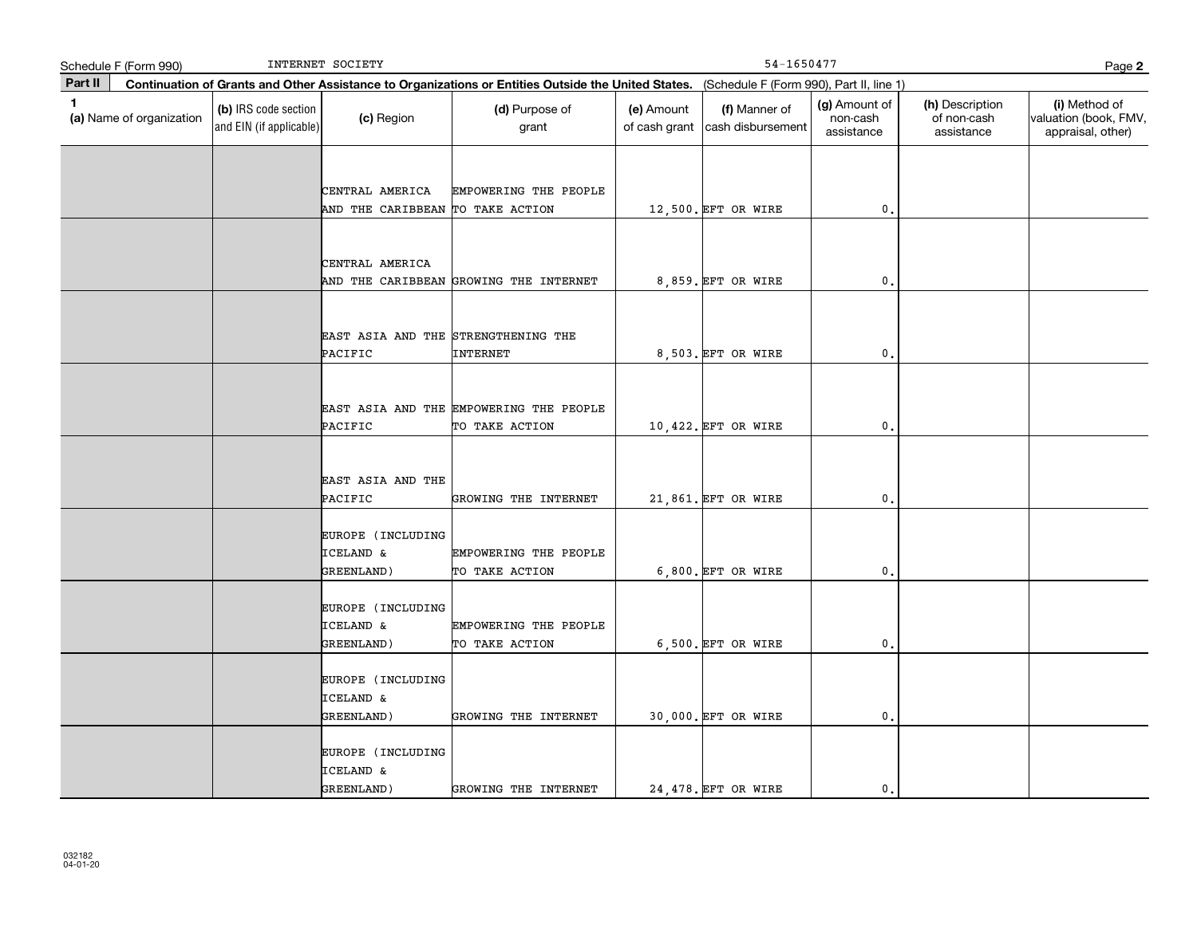Schedule F (Form 990) INTERNET SOCIETY 54-1650477

**Part II** **Continuation of Grants and Other Assistance to Organizations or Entities Outside the United States.** (Schedule F (Form 990), Part II, line 1)

| 1 (a) Name of organization | (b) IRS code section and EIN (if applicable) | (c) Region | (d) Purpose of grant | (e) Amount of cash grant | (f) Manner of cash disbursement | (g) Amount of non-cash assistance | (h) Description of non-cash assistance | (i) Method of valuation (book, FMV, appraisal, other) |
|---|---|---|---|---|---|---|---|---|
| | | CENTRAL AMERICA AND THE CARIBBEAN | EMPOWERING THE PEOPLE TO TAKE ACTION | 12,500. | EFT OR WIRE | 0. | | |
| | | CENTRAL AMERICA AND THE CARIBBEAN | GROWING THE INTERNET | 8,859. | EFT OR WIRE | 0. | | |
| | | EAST ASIA AND THE PACIFIC | STRENGTHENING THE INTERNET | 8,503. | EFT OR WIRE | 0. | | |
| | | EAST ASIA AND THE PACIFIC | EMPOWERING THE PEOPLE TO TAKE ACTION | 10,422. | EFT OR WIRE | 0. | | |
| | | EAST ASIA AND THE PACIFIC | GROWING THE INTERNET | 21,861. | EFT OR WIRE | 0. | | |
| | | EUROPE (INCLUDING ICELAND & GREENLAND) | EMPOWERING THE PEOPLE TO TAKE ACTION | 6,800. | EFT OR WIRE | 0. | | |
| | | EUROPE (INCLUDING ICELAND & GREENLAND) | EMPOWERING THE PEOPLE TO TAKE ACTION | 6,500. | EFT OR WIRE | 0. | | |
| | | EUROPE (INCLUDING ICELAND & GREENLAND) | GROWING THE INTERNET | 30,000. | EFT OR WIRE | 0. | | |
| | | EUROPE (INCLUDING ICELAND & GREENLAND) | GROWING THE INTERNET | 24,478. | EFT OR WIRE | 0. | | |

032182 04-01-20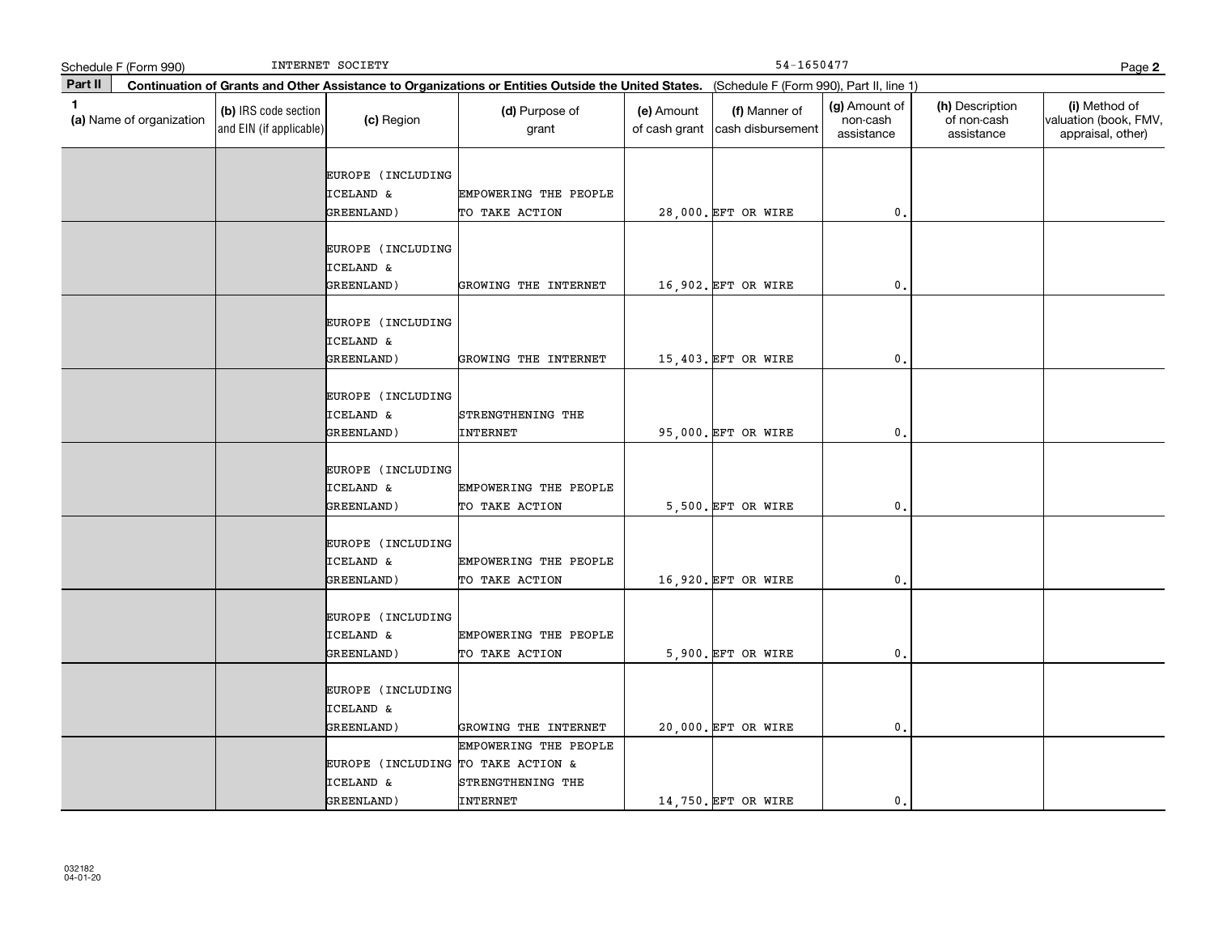Schedule F (Form 990) INTERNET SOCIETY 54-1650477

**Part II** **Continuation of Grants and Other Assistance to Organizations or Entities Outside the United States.** (Schedule F (Form 990), Part II, line 1)

| 1 (a) Name of organization | (b) IRS code section and EIN (if applicable) | (c) Region | (d) Purpose of grant | (e) Amount of cash grant | (f) Manner of cash disbursement | (g) Amount of non-cash assistance | (h) Description of non-cash assistance | (i) Method of valuation (book, FMV, appraisal, other) |
|---|---|---|---|---|---|---|---|---|
| | | EUROPE (INCLUDING ICELAND & GREENLAND) | EMPOWERING THE PEOPLE TO TAKE ACTION | 28,000. | EFT OR WIRE | 0. | | |
| | | EUROPE (INCLUDING ICELAND & GREENLAND) | GROWING THE INTERNET | 16,902. | EFT OR WIRE | 0. | | |
| | | EUROPE (INCLUDING ICELAND & GREENLAND) | GROWING THE INTERNET | 15,403. | EFT OR WIRE | 0. | | |
| | | EUROPE (INCLUDING ICELAND & GREENLAND) | STRENGTHENING THE INTERNET | 95,000. | EFT OR WIRE | 0. | | |
| | | EUROPE (INCLUDING ICELAND & GREENLAND) | EMPOWERING THE PEOPLE TO TAKE ACTION | 5,500. | EFT OR WIRE | 0. | | |
| | | EUROPE (INCLUDING ICELAND & GREENLAND) | EMPOWERING THE PEOPLE TO TAKE ACTION | 16,920. | EFT OR WIRE | 0. | | |
| | | EUROPE (INCLUDING ICELAND & GREENLAND) | EMPOWERING THE PEOPLE TO TAKE ACTION | 5,900. | EFT OR WIRE | 0. | | |
| | | EUROPE (INCLUDING ICELAND & GREENLAND) | GROWING THE INTERNET | 20,000. | EFT OR WIRE | 0. | | |
| | | EUROPE (INCLUDING ICELAND & GREENLAND) | EMPOWERING THE PEOPLE TO TAKE ACTION & STRENGTHENING THE INTERNET | 14,750. | EFT OR WIRE | 0. | | |

032182 04-01-20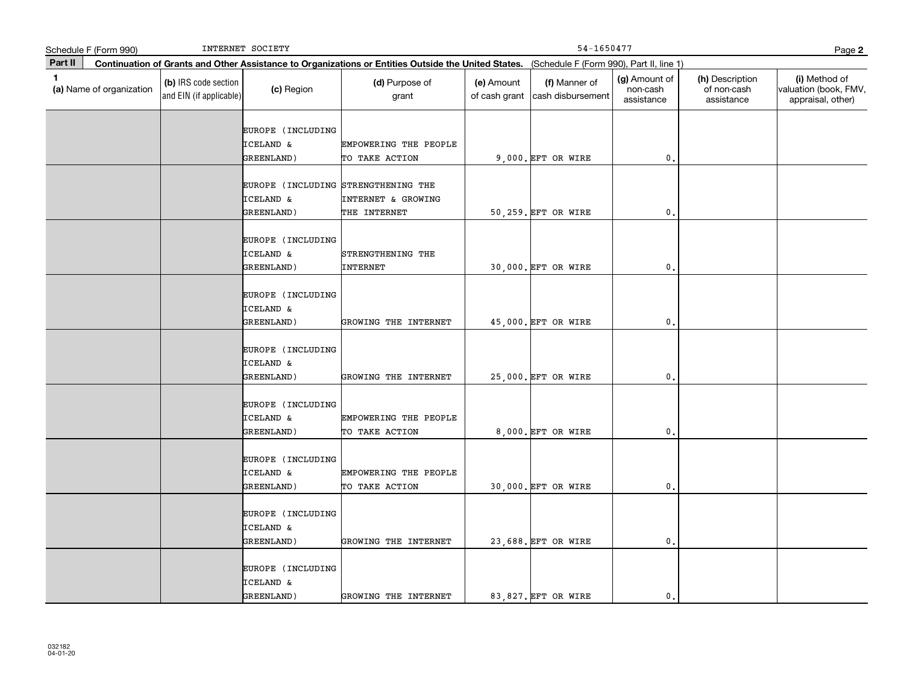Schedule F (Form 990) INTERNET SOCIETY 54-1650477

**Part II** **Continuation of Grants and Other Assistance to Organizations or Entities Outside the United States.** (Schedule F (Form 990), Part II, line 1)

| 1 (a) Name of organization | (b) IRS code section and EIN (if applicable) | (c) Region | (d) Purpose of grant | (e) Amount of cash grant | (f) Manner of cash disbursement | (g) Amount of non-cash assistance | (h) Description of non-cash assistance | (i) Method of valuation (book, FMV, appraisal, other) |
|---|---|---|---|---|---|---|---|---|
| | | EUROPE (INCLUDING ICELAND & GREENLAND) | EMPOWERING THE PEOPLE TO TAKE ACTION | 9,000. | EFT OR WIRE | 0. | | |
| | | EUROPE (INCLUDING ICELAND & GREENLAND) | STRENGTHENING THE INTERNET & GROWING THE INTERNET | 50,259. | EFT OR WIRE | 0. | | |
| | | EUROPE (INCLUDING ICELAND & GREENLAND) | STRENGTHENING THE INTERNET | 30,000. | EFT OR WIRE | 0. | | |
| | | EUROPE (INCLUDING ICELAND & GREENLAND) | GROWING THE INTERNET | 45,000. | EFT OR WIRE | 0. | | |
| | | EUROPE (INCLUDING ICELAND & GREENLAND) | GROWING THE INTERNET | 25,000. | EFT OR WIRE | 0. | | |
| | | EUROPE (INCLUDING ICELAND & GREENLAND) | EMPOWERING THE PEOPLE TO TAKE ACTION | 8,000. | EFT OR WIRE | 0. | | |
| | | EUROPE (INCLUDING ICELAND & GREENLAND) | EMPOWERING THE PEOPLE TO TAKE ACTION | 30,000. | EFT OR WIRE | 0. | | |
| | | EUROPE (INCLUDING ICELAND & GREENLAND) | GROWING THE INTERNET | 23,688. | EFT OR WIRE | 0. | | |
| | | EUROPE (INCLUDING ICELAND & GREENLAND) | GROWING THE INTERNET | 83,827. | EFT OR WIRE | 0. | | |

032182 04-01-20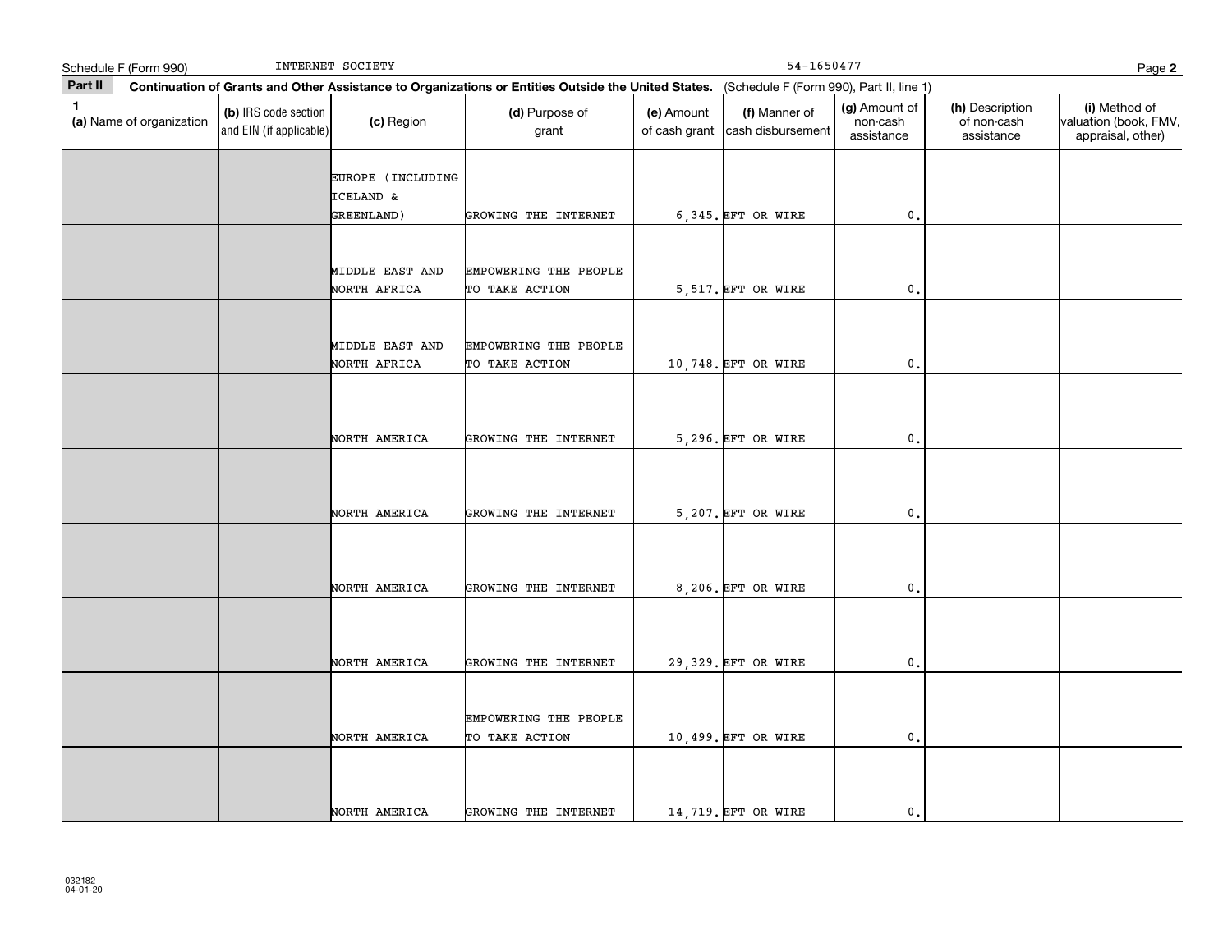Schedule F (Form 990) INTERNET SOCIETY 54-1650477

**Part II** **Continuation of Grants and Other Assistance to Organizations or Entities Outside the United States.** (Schedule F (Form 990), Part II, line 1)

| 1 (a) Name of organization | (b) IRS code section and EIN (if applicable) | (c) Region | (d) Purpose of grant | (e) Amount of cash grant | (f) Manner of cash disbursement | (g) Amount of non-cash assistance | (h) Description of non-cash assistance | (i) Method of valuation (book, FMV, appraisal, other) |
|---|---|---|---|---|---|---|---|---|
| | | EUROPE (INCLUDING ICELAND & GREENLAND) | GROWING THE INTERNET | 6,345. | EFT OR WIRE | 0. | | |
| | | MIDDLE EAST AND NORTH AFRICA | EMPOWERING THE PEOPLE TO TAKE ACTION | 5,517. | EFT OR WIRE | 0. | | |
| | | MIDDLE EAST AND NORTH AFRICA | EMPOWERING THE PEOPLE TO TAKE ACTION | 10,748. | EFT OR WIRE | 0. | | |
| | | NORTH AMERICA | GROWING THE INTERNET | 5,296. | EFT OR WIRE | 0. | | |
| | | NORTH AMERICA | GROWING THE INTERNET | 5,207. | EFT OR WIRE | 0. | | |
| | | NORTH AMERICA | GROWING THE INTERNET | 8,206. | EFT OR WIRE | 0. | | |
| | | NORTH AMERICA | GROWING THE INTERNET | 29,329. | EFT OR WIRE | 0. | | |
| | | NORTH AMERICA | EMPOWERING THE PEOPLE TO TAKE ACTION | 10,499. | EFT OR WIRE | 0. | | |
| | | NORTH AMERICA | GROWING THE INTERNET | 14,719. | EFT OR WIRE | 0. | | |

032182
04-01-20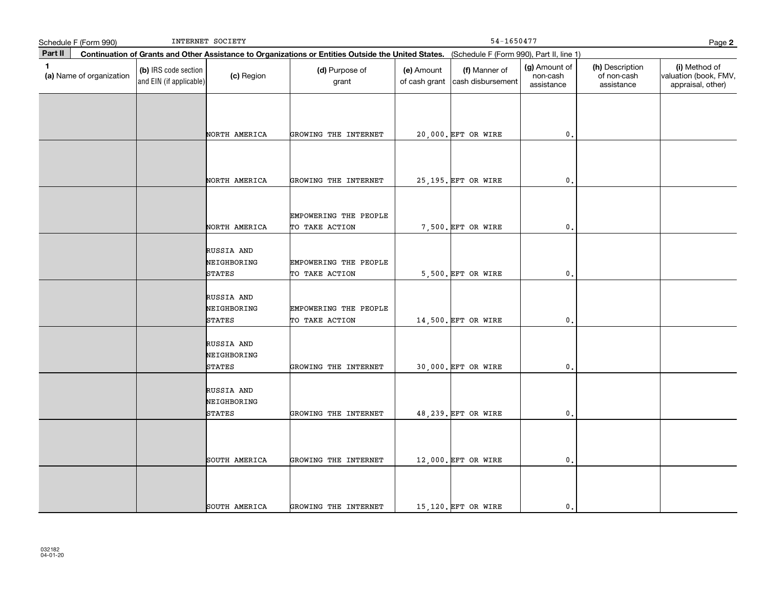Schedule F (Form 990) INTERNET SOCIETY 54-1650477

**Part II** **Continuation of Grants and Other Assistance to Organizations or Entities Outside the United States.** (Schedule F (Form 990), Part II, line 1)

| 1 (a) Name of organization | (b) IRS code section and EIN (if applicable) | (c) Region | (d) Purpose of grant | (e) Amount of cash grant | (f) Manner of cash disbursement | (g) Amount of non-cash assistance | (h) Description of non-cash assistance | (i) Method of valuation (book, FMV, appraisal, other) |
|---|---|---|---|---|---|---|---|---|
| | | NORTH AMERICA | GROWING THE INTERNET | 20,000. | EFT OR WIRE | 0. | | |
| | | NORTH AMERICA | GROWING THE INTERNET | 25,195. | EFT OR WIRE | 0. | | |
| | | NORTH AMERICA | EMPOWERING THE PEOPLE TO TAKE ACTION | 7,500. | EFT OR WIRE | 0. | | |
| | | RUSSIA AND NEIGHBORING STATES | EMPOWERING THE PEOPLE TO TAKE ACTION | 5,500. | EFT OR WIRE | 0. | | |
| | | RUSSIA AND NEIGHBORING STATES | EMPOWERING THE PEOPLE TO TAKE ACTION | 14,500. | EFT OR WIRE | 0. | | |
| | | RUSSIA AND NEIGHBORING STATES | GROWING THE INTERNET | 30,000. | EFT OR WIRE | 0. | | |
| | | RUSSIA AND NEIGHBORING STATES | GROWING THE INTERNET | 48,239. | EFT OR WIRE | 0. | | |
| | | SOUTH AMERICA | GROWING THE INTERNET | 12,000. | EFT OR WIRE | 0. | | |
| | | SOUTH AMERICA | GROWING THE INTERNET | 15,120. | EFT OR WIRE | 0. | | |

032182 04-01-20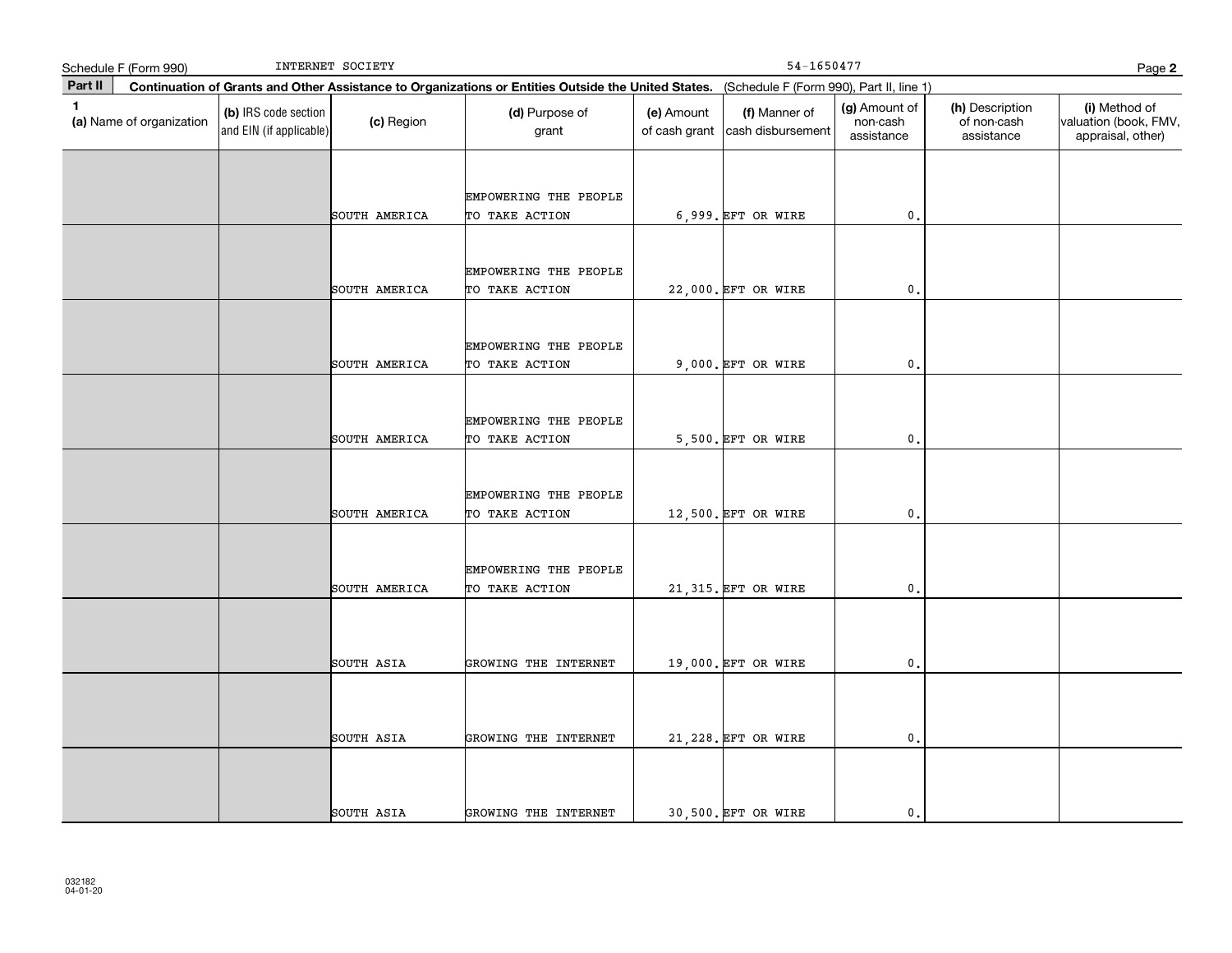Schedule F (Form 990) INTERNET SOCIETY 54-1650477

**Part II** **Continuation of Grants and Other Assistance to Organizations or Entities Outside the United States.** (Schedule F (Form 990), Part II, line 1)

| 1 (a) Name of organization | (b) IRS code section and EIN (if applicable) | (c) Region | (d) Purpose of grant | (e) Amount of cash grant | (f) Manner of cash disbursement | (g) Amount of non-cash assistance | (h) Description of non-cash assistance | (i) Method of valuation (book, FMV, appraisal, other) |
|---|---|---|---|---|---|---|---|---|
| | | SOUTH AMERICA | EMPOWERING THE PEOPLE TO TAKE ACTION | 6,999. | EFT OR WIRE | 0. | | |
| | | SOUTH AMERICA | EMPOWERING THE PEOPLE TO TAKE ACTION | 22,000. | EFT OR WIRE | 0. | | |
| | | SOUTH AMERICA | EMPOWERING THE PEOPLE TO TAKE ACTION | 9,000. | EFT OR WIRE | 0. | | |
| | | SOUTH AMERICA | EMPOWERING THE PEOPLE TO TAKE ACTION | 5,500. | EFT OR WIRE | 0. | | |
| | | SOUTH AMERICA | EMPOWERING THE PEOPLE TO TAKE ACTION | 12,500. | EFT OR WIRE | 0. | | |
| | | SOUTH AMERICA | EMPOWERING THE PEOPLE TO TAKE ACTION | 21,315. | EFT OR WIRE | 0. | | |
| | | SOUTH ASIA | GROWING THE INTERNET | 19,000. | EFT OR WIRE | 0. | | |
| | | SOUTH ASIA | GROWING THE INTERNET | 21,228. | EFT OR WIRE | 0. | | |
| | | SOUTH ASIA | GROWING THE INTERNET | 30,500. | EFT OR WIRE | 0. | | |

032182
04-01-20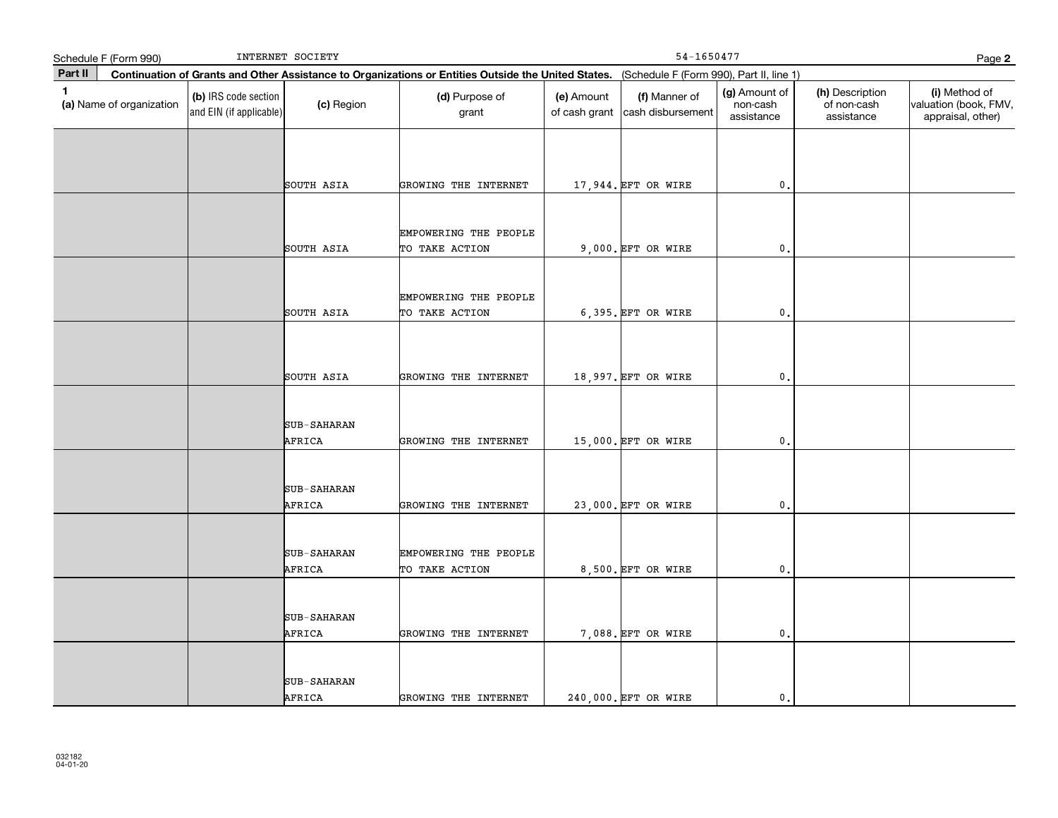Schedule F (Form 990) INTERNET SOCIETY 54-1650477

**Part II** **Continuation of Grants and Other Assistance to Organizations or Entities Outside the United States.** (Schedule F (Form 990), Part II, line 1)

| 1 (a) Name of organization | (b) IRS code section and EIN (if applicable) | (c) Region | (d) Purpose of grant | (e) Amount of cash grant | (f) Manner of cash disbursement | (g) Amount of non-cash assistance | (h) Description of non-cash assistance | (i) Method of valuation (book, FMV, appraisal, other) |
|---|---|---|---|---|---|---|---|---|
| | | SOUTH ASIA | GROWING THE INTERNET | 17,944. | EFT OR WIRE | 0. | | |
| | | SOUTH ASIA | EMPOWERING THE PEOPLE TO TAKE ACTION | 9,000. | EFT OR WIRE | 0. | | |
| | | SOUTH ASIA | EMPOWERING THE PEOPLE TO TAKE ACTION | 6,395. | EFT OR WIRE | 0. | | |
| | | SOUTH ASIA | GROWING THE INTERNET | 18,997. | EFT OR WIRE | 0. | | |
| | | SUB-SAHARAN AFRICA | GROWING THE INTERNET | 15,000. | EFT OR WIRE | 0. | | |
| | | SUB-SAHARAN AFRICA | GROWING THE INTERNET | 23,000. | EFT OR WIRE | 0. | | |
| | | SUB-SAHARAN AFRICA | EMPOWERING THE PEOPLE TO TAKE ACTION | 8,500. | EFT OR WIRE | 0. | | |
| | | SUB-SAHARAN AFRICA | GROWING THE INTERNET | 7,088. | EFT OR WIRE | 0. | | |
| | | SUB-SAHARAN AFRICA | GROWING THE INTERNET | 240,000. | EFT OR WIRE | 0. | | |

032182 04-01-20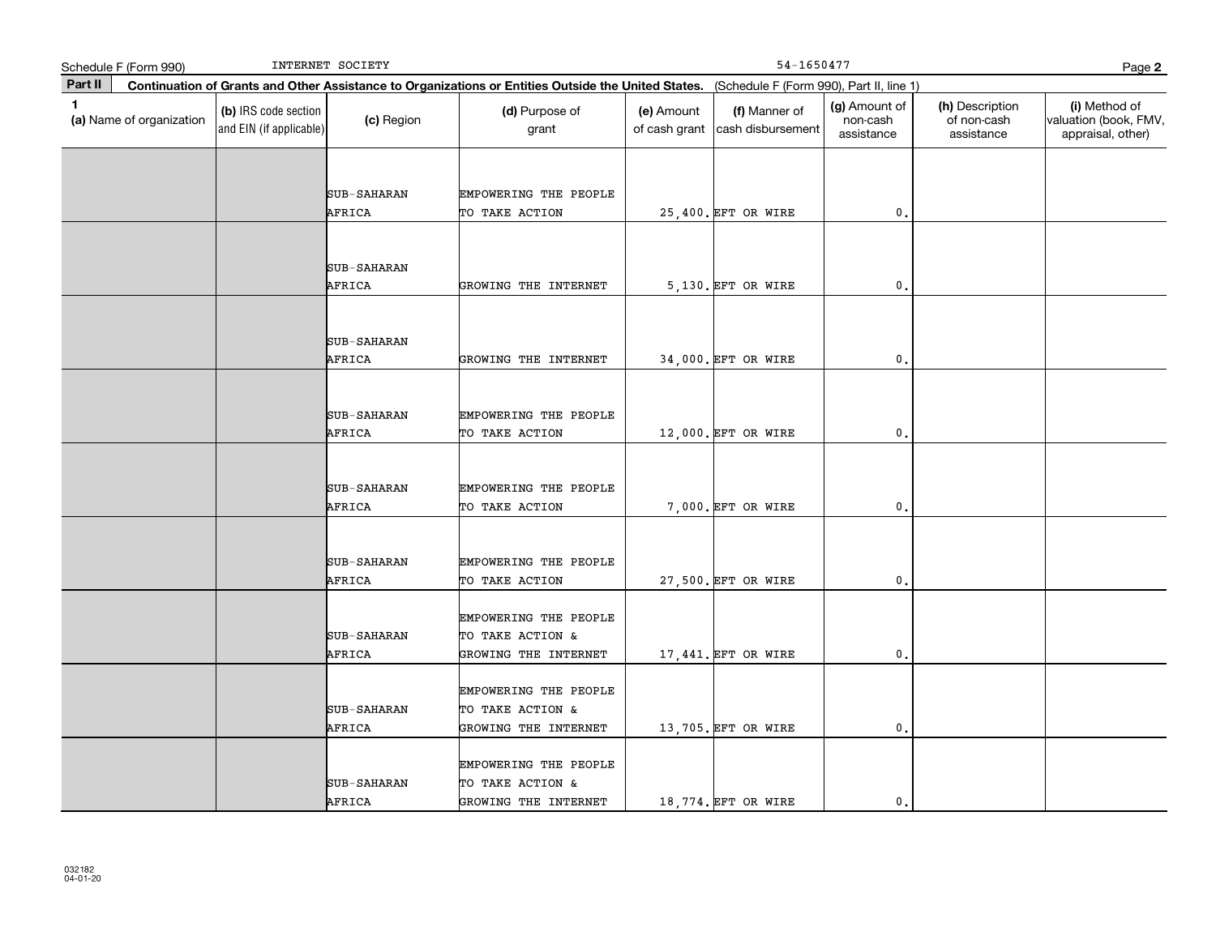Schedule F (Form 990) INTERNET SOCIETY 54-1650477 Page **2**

**Part II** **Continuation of Grants and Other Assistance to Organizations or Entities Outside the United States.** (Schedule F (Form 990), Part II, line 1)

| 1 (a) Name of organization | (b) IRS code section and EIN (if applicable) | (c) Region | (d) Purpose of grant | (e) Amount of cash grant | (f) Manner of cash disbursement | (g) Amount of non-cash assistance | (h) Description of non-cash assistance | (i) Method of valuation (book, FMV, appraisal, other) |
|---|---|---|---|---|---|---|---|---|
| | | SUB-SAHARAN AFRICA | EMPOWERING THE PEOPLE TO TAKE ACTION | 25,400. | EFT OR WIRE | 0. | | |
| | | SUB-SAHARAN AFRICA | GROWING THE INTERNET | 5,130. | EFT OR WIRE | 0. | | |
| | | SUB-SAHARAN AFRICA | GROWING THE INTERNET | 34,000. | EFT OR WIRE | 0. | | |
| | | SUB-SAHARAN AFRICA | EMPOWERING THE PEOPLE TO TAKE ACTION | 12,000. | EFT OR WIRE | 0. | | |
| | | SUB-SAHARAN AFRICA | EMPOWERING THE PEOPLE TO TAKE ACTION | 7,000. | EFT OR WIRE | 0. | | |
| | | SUB-SAHARAN AFRICA | EMPOWERING THE PEOPLE TO TAKE ACTION | 27,500. | EFT OR WIRE | 0. | | |
| | | SUB-SAHARAN AFRICA | EMPOWERING THE PEOPLE TO TAKE ACTION & GROWING THE INTERNET | 17,441. | EFT OR WIRE | 0. | | |
| | | SUB-SAHARAN AFRICA | EMPOWERING THE PEOPLE TO TAKE ACTION & GROWING THE INTERNET | 13,705. | EFT OR WIRE | 0. | | |
| | | SUB-SAHARAN AFRICA | EMPOWERING THE PEOPLE TO TAKE ACTION & GROWING THE INTERNET | 18,774. | EFT OR WIRE | 0. | | |

032182
04-01-20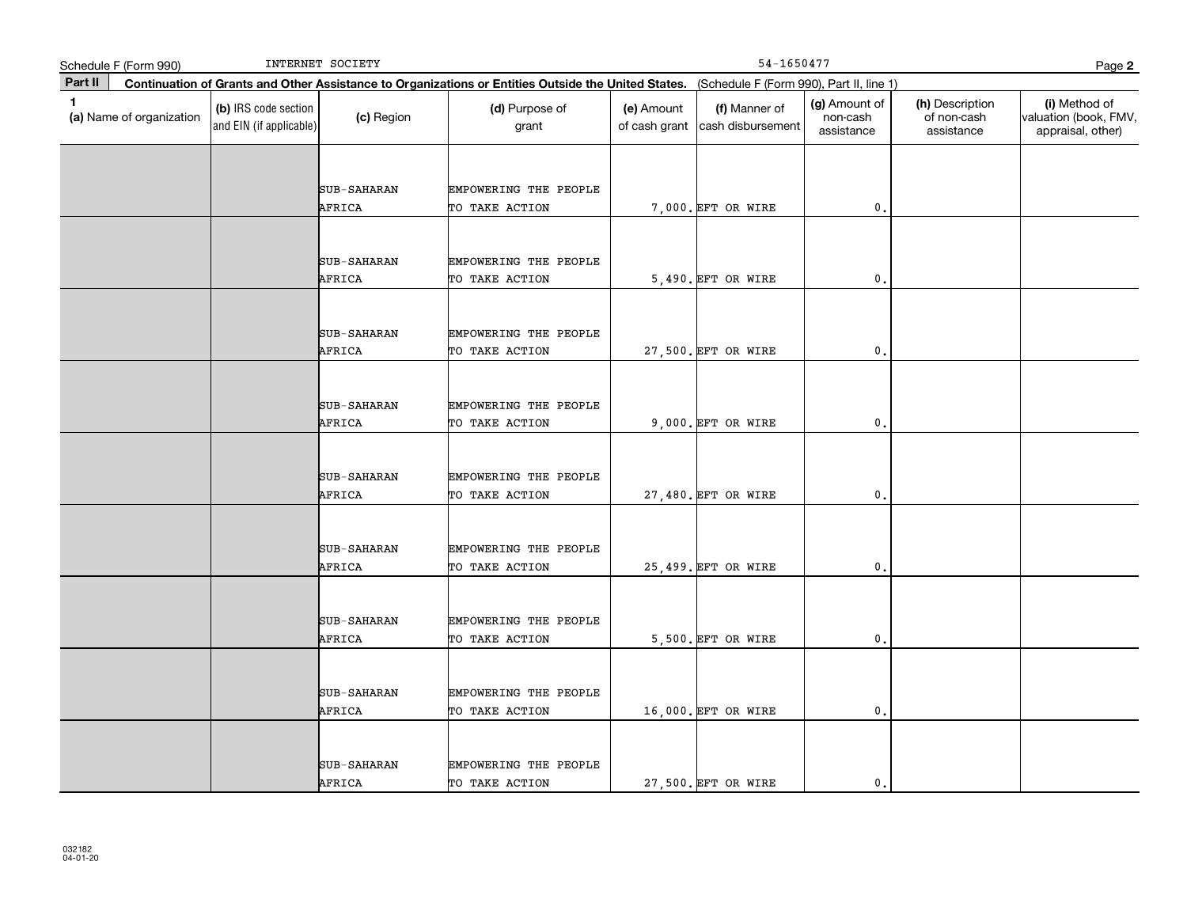Schedule F (Form 990) INTERNET SOCIETY 54-1650477

**Part II** **Continuation of Grants and Other Assistance to Organizations or Entities Outside the United States.** (Schedule F (Form 990), Part II, line 1)

| 1 (a) Name of organization | (b) IRS code section and EIN (if applicable) | (c) Region | (d) Purpose of grant | (e) Amount of cash grant | (f) Manner of cash disbursement | (g) Amount of non-cash assistance | (h) Description of non-cash assistance | (i) Method of valuation (book, FMV, appraisal, other) |
|---|---|---|---|---|---|---|---|---|
| | | SUB-SAHARAN AFRICA | EMPOWERING THE PEOPLE TO TAKE ACTION | 7,000. | EFT OR WIRE | 0. | | |
| | | SUB-SAHARAN AFRICA | EMPOWERING THE PEOPLE TO TAKE ACTION | 5,490. | EFT OR WIRE | 0. | | |
| | | SUB-SAHARAN AFRICA | EMPOWERING THE PEOPLE TO TAKE ACTION | 27,500. | EFT OR WIRE | 0. | | |
| | | SUB-SAHARAN AFRICA | EMPOWERING THE PEOPLE TO TAKE ACTION | 9,000. | EFT OR WIRE | 0. | | |
| | | SUB-SAHARAN AFRICA | EMPOWERING THE PEOPLE TO TAKE ACTION | 27,480. | EFT OR WIRE | 0. | | |
| | | SUB-SAHARAN AFRICA | EMPOWERING THE PEOPLE TO TAKE ACTION | 25,499. | EFT OR WIRE | 0. | | |
| | | SUB-SAHARAN AFRICA | EMPOWERING THE PEOPLE TO TAKE ACTION | 5,500. | EFT OR WIRE | 0. | | |
| | | SUB-SAHARAN AFRICA | EMPOWERING THE PEOPLE TO TAKE ACTION | 16,000. | EFT OR WIRE | 0. | | |
| | | SUB-SAHARAN AFRICA | EMPOWERING THE PEOPLE TO TAKE ACTION | 27,500. | EFT OR WIRE | 0. | | |

032182
04-01-20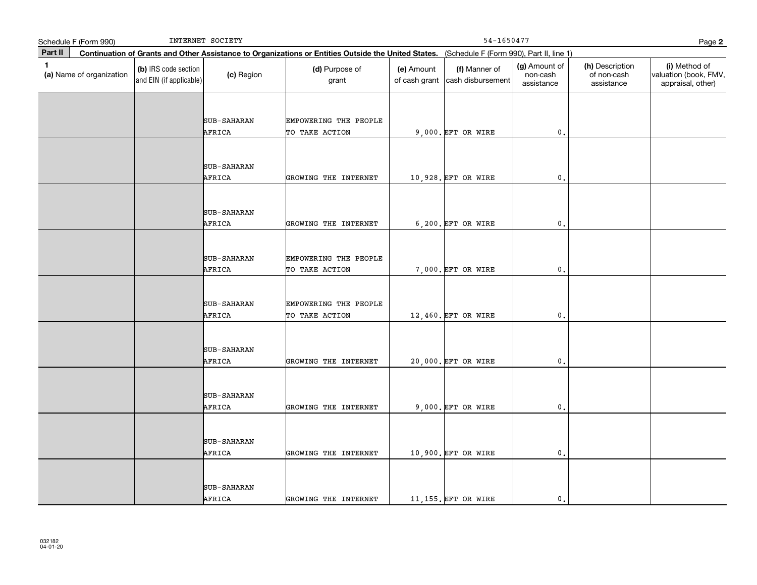Schedule F (Form 990) INTERNET SOCIETY 54-1650477

**Part II** **Continuation of Grants and Other Assistance to Organizations or Entities Outside the United States.** (Schedule F (Form 990), Part II, line 1)

| 1 (a) Name of organization | (b) IRS code section and EIN (if applicable) | (c) Region | (d) Purpose of grant | (e) Amount of cash grant | (f) Manner of cash disbursement | (g) Amount of non-cash assistance | (h) Description of non-cash assistance | (i) Method of valuation (book, FMV, appraisal, other) |
|---|---|---|---|---|---|---|---|---|
| | | SUB-SAHARAN AFRICA | EMPOWERING THE PEOPLE TO TAKE ACTION | 9,000. | EFT OR WIRE | 0. | | |
| | | SUB-SAHARAN AFRICA | GROWING THE INTERNET | 10,928. | EFT OR WIRE | 0. | | |
| | | SUB-SAHARAN AFRICA | GROWING THE INTERNET | 6,200. | EFT OR WIRE | 0. | | |
| | | SUB-SAHARAN AFRICA | EMPOWERING THE PEOPLE TO TAKE ACTION | 7,000. | EFT OR WIRE | 0. | | |
| | | SUB-SAHARAN AFRICA | EMPOWERING THE PEOPLE TO TAKE ACTION | 12,460. | EFT OR WIRE | 0. | | |
| | | SUB-SAHARAN AFRICA | GROWING THE INTERNET | 20,000. | EFT OR WIRE | 0. | | |
| | | SUB-SAHARAN AFRICA | GROWING THE INTERNET | 9,000. | EFT OR WIRE | 0. | | |
| | | SUB-SAHARAN AFRICA | GROWING THE INTERNET | 10,900. | EFT OR WIRE | 0. | | |
| | | SUB-SAHARAN AFRICA | GROWING THE INTERNET | 11,155. | EFT OR WIRE | 0. | | |

032182 04-01-20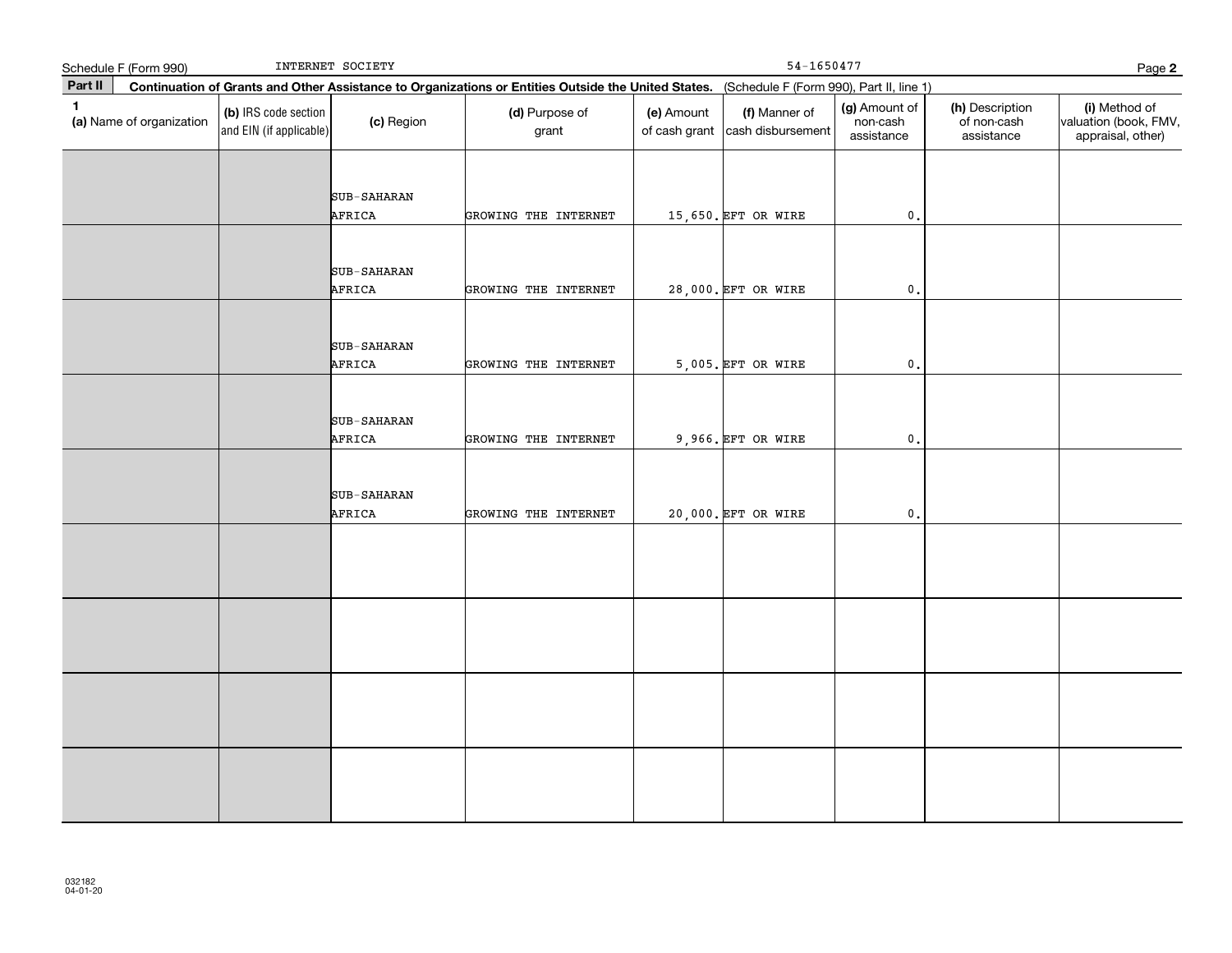Schedule F (Form 990) INTERNET SOCIETY 54-1650477

**Part II** **Continuation of Grants and Other Assistance to Organizations or Entities Outside the United States.** (Schedule F (Form 990), Part II, line 1)

| 1 (a) Name of organization | (b) IRS code section and EIN (if applicable) | (c) Region | (d) Purpose of grant | (e) Amount of cash grant | (f) Manner of cash disbursement | (g) Amount of non-cash assistance | (h) Description of non-cash assistance | (i) Method of valuation (book, FMV, appraisal, other) |
|---|---|---|---|---|---|---|---|---|
| | | SUB-SAHARAN AFRICA | GROWING THE INTERNET | 15,650. | EFT OR WIRE | 0. | | |
| | | SUB-SAHARAN AFRICA | GROWING THE INTERNET | 28,000. | EFT OR WIRE | 0. | | |
| | | SUB-SAHARAN AFRICA | GROWING THE INTERNET | 5,005. | EFT OR WIRE | 0. | | |
| | | SUB-SAHARAN AFRICA | GROWING THE INTERNET | 9,966. | EFT OR WIRE | 0. | | |
| | | SUB-SAHARAN AFRICA | GROWING THE INTERNET | 20,000. | EFT OR WIRE | 0. | | |
| | | | | | | | | |
| | | | | | | | | |
| | | | | | | | | |
| | | | | | | | | |

032182 04-01-20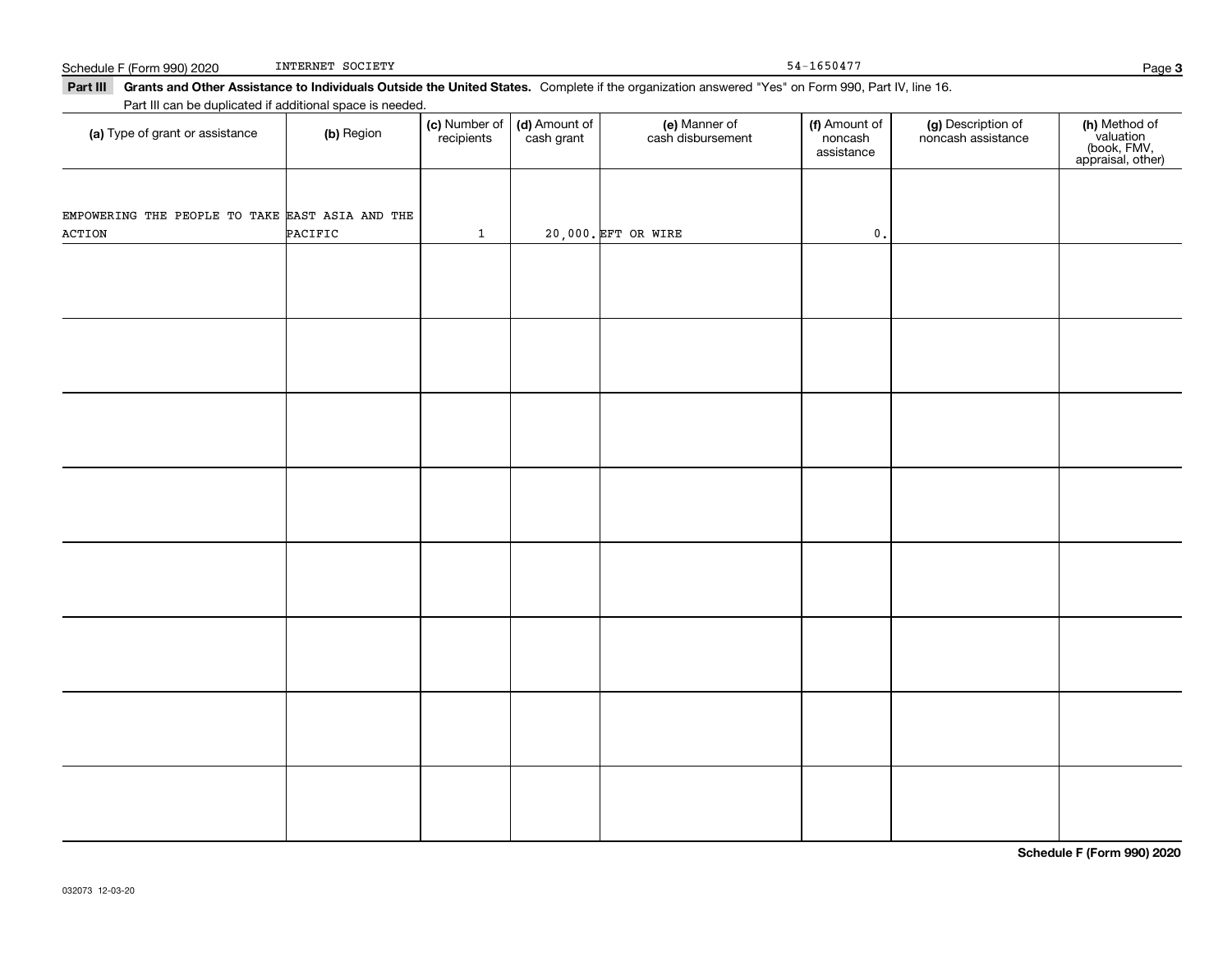Schedule F (Form 990) 2020 INTERNET SOCIETY 54-1650477

**Part III** **Grants and Other Assistance to Individuals Outside the United States.** Complete if the organization answered "Yes" on Form 990, Part IV, line 16.

Part III can be duplicated if additional space is needed.

| (a) Type of grant or assistance | (b) Region | (c) Number of recipients | (d) Amount of cash grant | (e) Manner of cash disbursement | (f) Amount of noncash assistance | (g) Description of noncash assistance | (h) Method of valuation (book, FMV, appraisal, other) |
|---|---|---|---|---|---|---|---|
| EMPOWERING THE PEOPLE TO TAKE ACTION | EAST ASIA AND THE PACIFIC | 1 | 20,000. | EFT OR WIRE | 0. | | |
| | | | | | | | |
| | | | | | | | |
| | | | | | | | |
| | | | | | | | |
| | | | | | | | |
| | | | | | | | |
| | | | | | | | |
| | | | | | | | |

**Schedule F (Form 990) 2020**

032073 12-03-20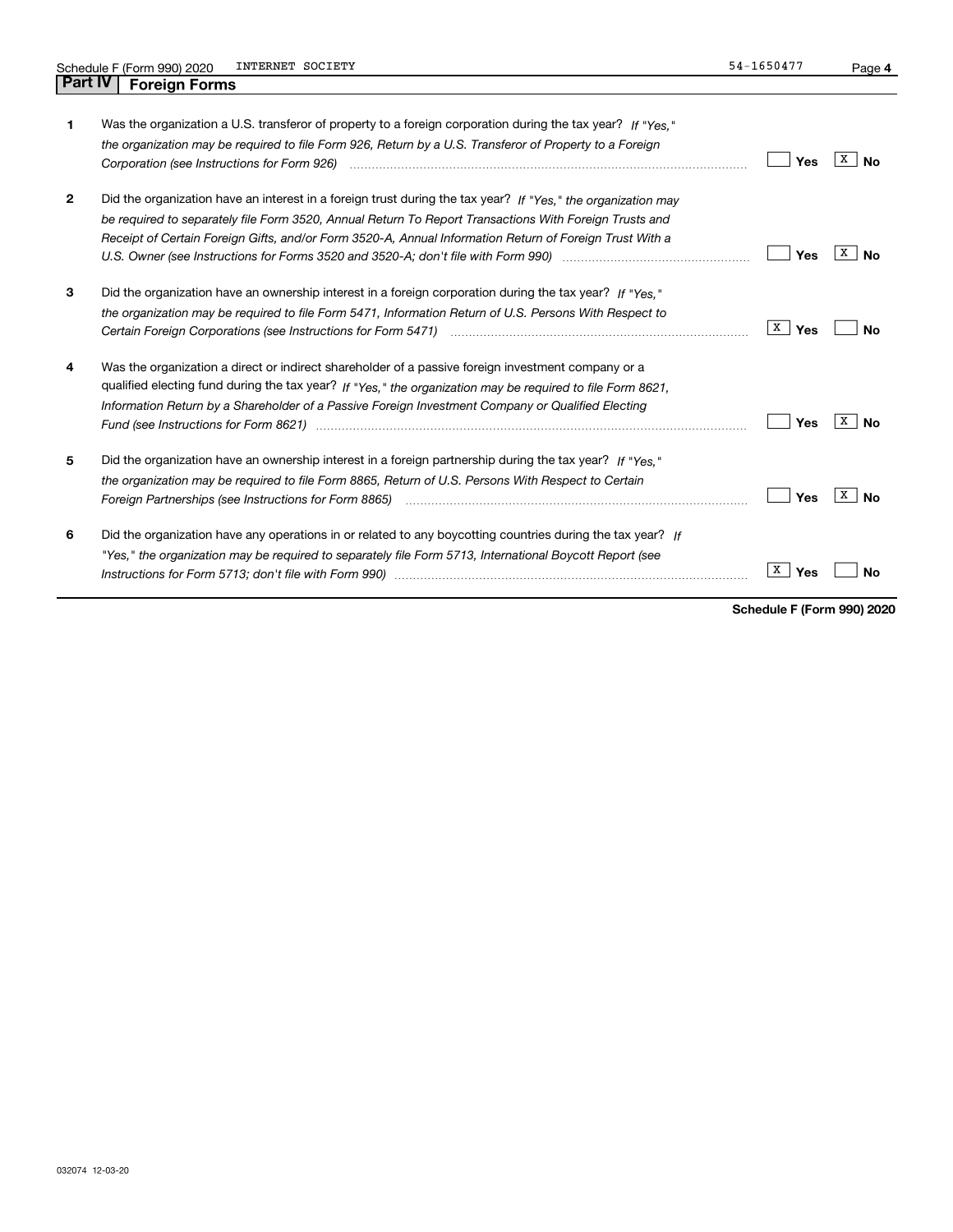## Part IV | Foreign Forms

| | | | |
|---|---|---|---|
| **1** | Was the organization a U.S. transferor of property to a foreign corporation during the tax year? *If "Yes," the organization may be required to file Form 926, Return by a U.S. Transferor of Property to a Foreign Corporation (see Instructions for Form 926)* | ☐ **Yes** | ☒ **No** |
| **2** | Did the organization have an interest in a foreign trust during the tax year? *If "Yes," the organization may be required to separately file Form 3520, Annual Return To Report Transactions With Foreign Trusts and Receipt of Certain Foreign Gifts, and/or Form 3520-A, Annual Information Return of Foreign Trust With a U.S. Owner (see Instructions for Forms 3520 and 3520-A; don't file with Form 990)* | ☐ **Yes** | ☒ **No** |
| **3** | Did the organization have an ownership interest in a foreign corporation during the tax year? *If "Yes," the organization may be required to file Form 5471, Information Return of U.S. Persons With Respect to Certain Foreign Corporations (see Instructions for Form 5471)* | ☒ **Yes** | ☐ **No** |
| **4** | Was the organization a direct or indirect shareholder of a passive foreign investment company or a qualified electing fund during the tax year? *If "Yes," the organization may be required to file Form 8621, Information Return by a Shareholder of a Passive Foreign Investment Company or Qualified Electing Fund (see Instructions for Form 8621)* | ☐ **Yes** | ☒ **No** |
| **5** | Did the organization have an ownership interest in a foreign partnership during the tax year? *If "Yes," the organization may be required to file Form 8865, Return of U.S. Persons With Respect to Certain Foreign Partnerships (see Instructions for Form 8865)* | ☐ **Yes** | ☒ **No** |
| **6** | Did the organization have any operations in or related to any boycotting countries during the tax year? *If "Yes," the organization may be required to separately file Form 5713, International Boycott Report (see Instructions for Form 5713; don't file with Form 990)* | ☒ **Yes** | ☐ **No** |

**Schedule F (Form 990) 2020**

032074 12-03-20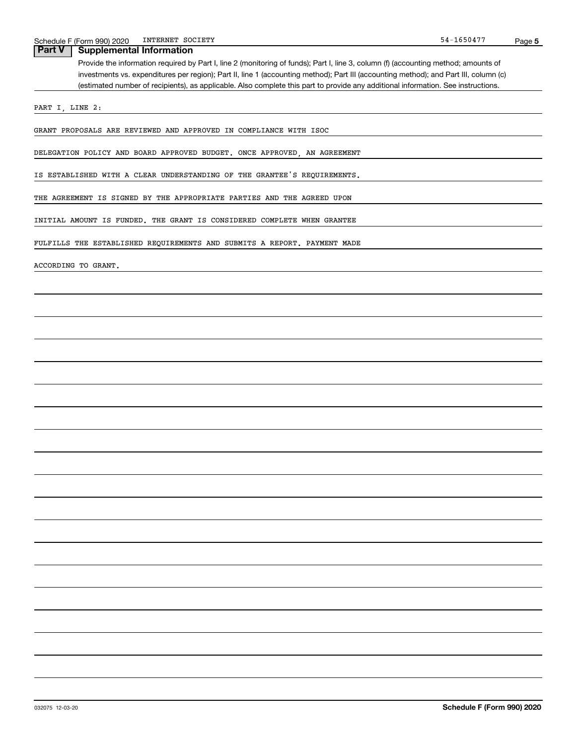Schedule F (Form 990) 2020 INTERNET SOCIETY 54-1650477

## Part V Supplemental Information

Provide the information required by Part I, line 2 (monitoring of funds); Part I, line 3, column (f) (accounting method; amounts of investments vs. expenditures per region); Part II, line 1 (accounting method); Part III (accounting method); and Part III, column (c) (estimated number of recipients), as applicable. Also complete this part to provide any additional information. See instructions.

PART I, LINE 2:

GRANT PROPOSALS ARE REVIEWED AND APPROVED IN COMPLIANCE WITH ISOC DELEGATION POLICY AND BOARD APPROVED BUDGET. ONCE APPROVED, AN AGREEMENT IS ESTABLISHED WITH A CLEAR UNDERSTANDING OF THE GRANTEE'S REQUIREMENTS. THE AGREEMENT IS SIGNED BY THE APPROPRIATE PARTIES AND THE AGREED UPON INITIAL AMOUNT IS FUNDED. THE GRANT IS CONSIDERED COMPLETE WHEN GRANTEE FULFILLS THE ESTABLISHED REQUIREMENTS AND SUBMITS A REPORT. PAYMENT MADE ACCORDING TO GRANT.

032075 12-03-20 **Schedule F (Form 990) 2020**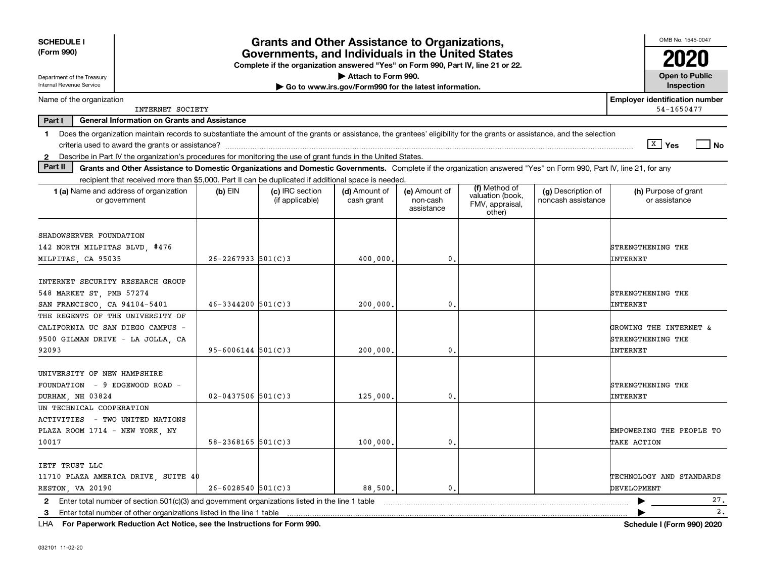**SCHEDULE I**
**(Form 990)**

Department of the Treasury
Internal Revenue Service

# Grants and Other Assistance to Organizations, Governments, and Individuals in the United States

**Complete if the organization answered "Yes" on Form 990, Part IV, line 21 or 22.**
**▶ Attach to Form 990.**
**▶ Go to www.irs.gov/Form990 for the latest information.**

OMB No. 1545-0047
**2020**
**Open to Public Inspection**

Name of the organization: INTERNET SOCIETY

**Employer identification number:** 54-1650477

**Part I — General Information on Grants and Assistance**

1 Does the organization maintain records to substantiate the amount of the grants or assistance, the grantees' eligibility for the grants or assistance, and the selection criteria used to award the grants or assistance? [X] Yes [ ] No

2 Describe in Part IV the organization's procedures for monitoring the use of grant funds in the United States.

**Part II — Grants and Other Assistance to Domestic Organizations and Domestic Governments.** Complete if the organization answered "Yes" on Form 990, Part IV, line 21, for any recipient that received more than $5,000. Part II can be duplicated if additional space is needed.

| 1 (a) Name and address of organization or government | (b) EIN | (c) IRC section (if applicable) | (d) Amount of cash grant | (e) Amount of non-cash assistance | (f) Method of valuation (book, FMV, appraisal, other) | (g) Description of noncash assistance | (h) Purpose of grant or assistance |
|---|---|---|---|---|---|---|---|
| SHADOWSERVER FOUNDATION 142 NORTH MILPITAS BLVD, #476 MILPITAS, CA 95035 | 26-2267933 | 501(C)3 | 400,000. | 0. | | | STRENGTHENING THE INTERNET |
| INTERNET SECURITY RESEARCH GROUP 548 MARKET ST, PMB 57274 SAN FRANCISCO, CA 94104-5401 | 46-3344200 | 501(C)3 | 200,000. | 0. | | | STRENGTHENING THE INTERNET |
| THE REGENTS OF THE UNIVERSITY OF CALIFORNIA UC SAN DIEGO CAMPUS - 9500 GILMAN DRIVE - LA JOLLA, CA 92093 | 95-6006144 | 501(C)3 | 200,000. | 0. | | | GROWING THE INTERNET & STRENGTHENING THE INTERNET |
| UNIVERSITY OF NEW HAMPSHIRE FOUNDATION - 9 EDGEWOOD ROAD - DURHAM, NH 03824 | 02-0437506 | 501(C)3 | 125,000. | 0. | | | STRENGTHENING THE INTERNET |
| UN TECHNICAL COOPERATION ACTIVITIES - TWO UNITED NATIONS PLAZA ROOM 1714 - NEW YORK, NY 10017 | 58-2368165 | 501(C)3 | 100,000. | 0. | | | EMPOWERING THE PEOPLE TO TAKE ACTION |
| IETF TRUST LLC 11710 PLAZA AMERICA DRIVE, SUITE 400 RESTON, VA 20190 | 26-6028540 | 501(C)3 | 88,500. | 0. | | | TECHNOLOGY AND STANDARDS DEVELOPMENT |

2 Enter total number of section 501(c)(3) and government organizations listed in the line 1 table ▶ 27.

3 Enter total number of other organizations listed in the line 1 table ▶ 2.

LHA **For Paperwork Reduction Act Notice, see the Instructions for Form 990.** **Schedule I (Form 990) 2020**

032101 11-02-20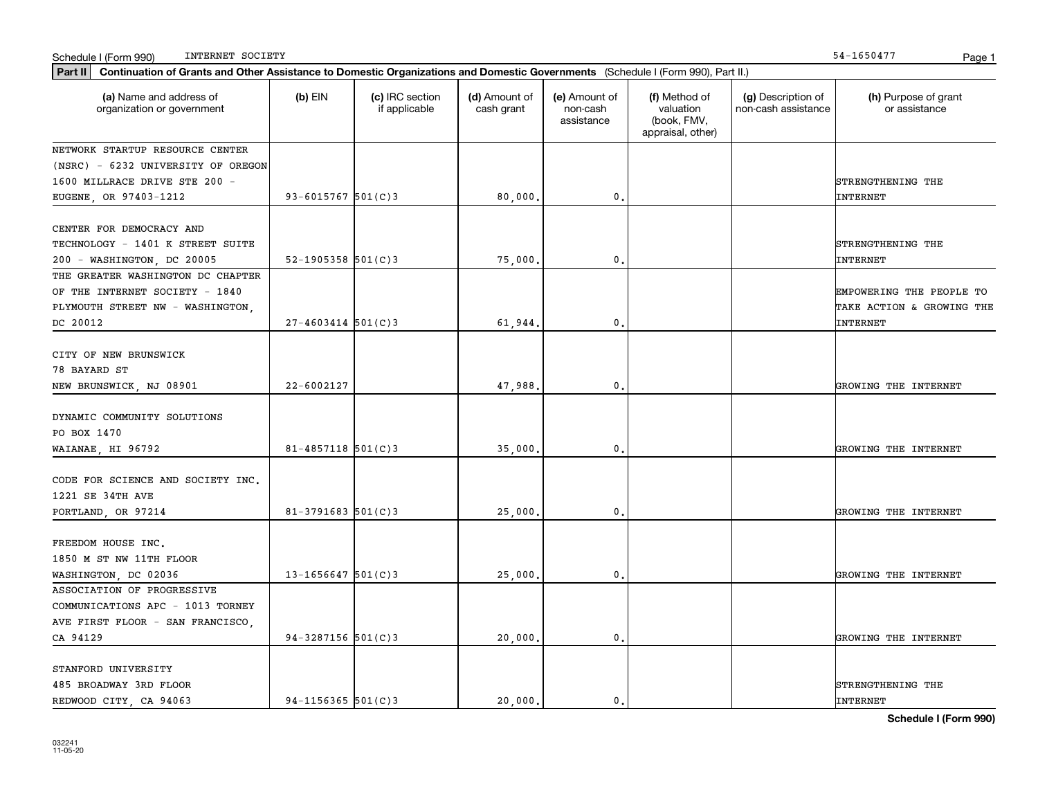Schedule I (Form 990) INTERNET SOCIETY 54-1650477

**Part II** **Continuation of Grants and Other Assistance to Domestic Organizations and Domestic Governments** (Schedule I (Form 990), Part II.)

| (a) Name and address of organization or government | (b) EIN | (c) IRC section if applicable | (d) Amount of cash grant | (e) Amount of non-cash assistance | (f) Method of valuation (book, FMV, appraisal, other) | (g) Description of non-cash assistance | (h) Purpose of grant or assistance |
|---|---|---|---|---|---|---|---|
| NETWORK STARTUP RESOURCE CENTER (NSRC) - 6232 UNIVERSITY OF OREGON 1600 MILLRACE DRIVE STE 200 - EUGENE, OR 97403-1212 | 93-6015767 | 501(C)3 | 80,000. | 0. | | | STRENGTHENING THE INTERNET |
| CENTER FOR DEMOCRACY AND TECHNOLOGY - 1401 K STREET SUITE 200 - WASHINGTON, DC 20005 | 52-1905358 | 501(C)3 | 75,000. | 0. | | | STRENGTHENING THE INTERNET |
| THE GREATER WASHINGTON DC CHAPTER OF THE INTERNET SOCIETY - 1840 PLYMOUTH STREET NW - WASHINGTON, DC 20012 | 27-4603414 | 501(C)3 | 61,944. | 0. | | | EMPOWERING THE PEOPLE TO TAKE ACTION & GROWING THE INTERNET |
| CITY OF NEW BRUNSWICK 78 BAYARD ST NEW BRUNSWICK, NJ 08901 | 22-6002127 | | 47,988. | 0. | | | GROWING THE INTERNET |
| DYNAMIC COMMUNITY SOLUTIONS PO BOX 1470 WAIANAE, HI 96792 | 81-4857118 | 501(C)3 | 35,000. | 0. | | | GROWING THE INTERNET |
| CODE FOR SCIENCE AND SOCIETY INC. 1221 SE 34TH AVE PORTLAND, OR 97214 | 81-3791683 | 501(C)3 | 25,000. | 0. | | | GROWING THE INTERNET |
| FREEDOM HOUSE INC. 1850 M ST NW 11TH FLOOR WASHINGTON, DC 02036 | 13-1656647 | 501(C)3 | 25,000. | 0. | | | GROWING THE INTERNET |
| ASSOCIATION OF PROGRESSIVE COMMUNICATIONS APC - 1013 TORNEY AVE FIRST FLOOR - SAN FRANCISCO, CA 94129 | 94-3287156 | 501(C)3 | 20,000. | 0. | | | GROWING THE INTERNET |
| STANFORD UNIVERSITY 485 BROADWAY 3RD FLOOR REDWOOD CITY, CA 94063 | 94-1156365 | 501(C)3 | 20,000. | 0. | | | STRENGTHENING THE INTERNET |

**Schedule I (Form 990)**

032241 11-05-20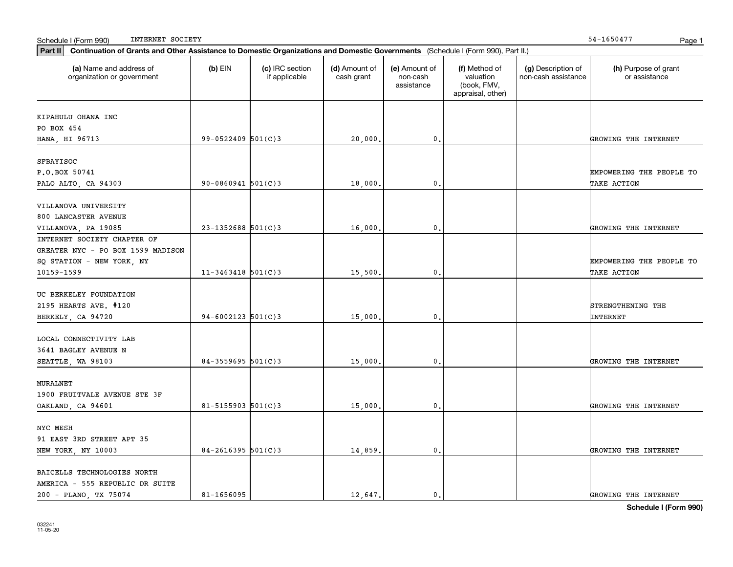Schedule I (Form 990) INTERNET SOCIETY 54-1650477

**Part II** **Continuation of Grants and Other Assistance to Domestic Organizations and Domestic Governments** (Schedule I (Form 990), Part II.)

| (a) Name and address of organization or government | (b) EIN | (c) IRC section if applicable | (d) Amount of cash grant | (e) Amount of non-cash assistance | (f) Method of valuation (book, FMV, appraisal, other) | (g) Description of non-cash assistance | (h) Purpose of grant or assistance |
|---|---|---|---|---|---|---|---|
| KIPAHULU OHANA INC<br>PO BOX 454<br>HANA, HI 96713 | 99-0522409 | 501(C)3 | 20,000. | 0. | | | GROWING THE INTERNET |
| SFBAYISOC<br>P.O.BOX 50741<br>PALO ALTO, CA 94303 | 90-0860941 | 501(C)3 | 18,000. | 0. | | | EMPOWERING THE PEOPLE TO TAKE ACTION |
| VILLANOVA UNIVERSITY<br>800 LANCASTER AVENUE<br>VILLANOVA, PA 19085 | 23-1352688 | 501(C)3 | 16,000. | 0. | | | GROWING THE INTERNET |
| INTERNET SOCIETY CHAPTER OF GREATER NYC - PO BOX 1599 MADISON SQ STATION - NEW YORK, NY 10159-1599 | 11-3463418 | 501(C)3 | 15,500. | 0. | | | EMPOWERING THE PEOPLE TO TAKE ACTION |
| UC BERKELEY FOUNDATION<br>2195 HEARTS AVE. #120<br>BERKELY, CA 94720 | 94-6002123 | 501(C)3 | 15,000. | 0. | | | STRENGTHENING THE INTERNET |
| LOCAL CONNECTIVITY LAB<br>3641 BAGLEY AVENUE N<br>SEATTLE, WA 98103 | 84-3559695 | 501(C)3 | 15,000. | 0. | | | GROWING THE INTERNET |
| MURALNET<br>1900 FRUITVALE AVENUE STE 3F<br>OAKLAND, CA 94601 | 81-5155903 | 501(C)3 | 15,000. | 0. | | | GROWING THE INTERNET |
| NYC MESH<br>91 EAST 3RD STREET APT 35<br>NEW YORK, NY 10003 | 84-2616395 | 501(C)3 | 14,859. | 0. | | | GROWING THE INTERNET |
| BAICELLS TECHNOLOGIES NORTH AMERICA - 555 REPUBLIC DR SUITE 200 - PLANO, TX 75074 | 81-1656095 | | 12,647. | 0. | | | GROWING THE INTERNET |

**Schedule I (Form 990)**

032241
11-05-20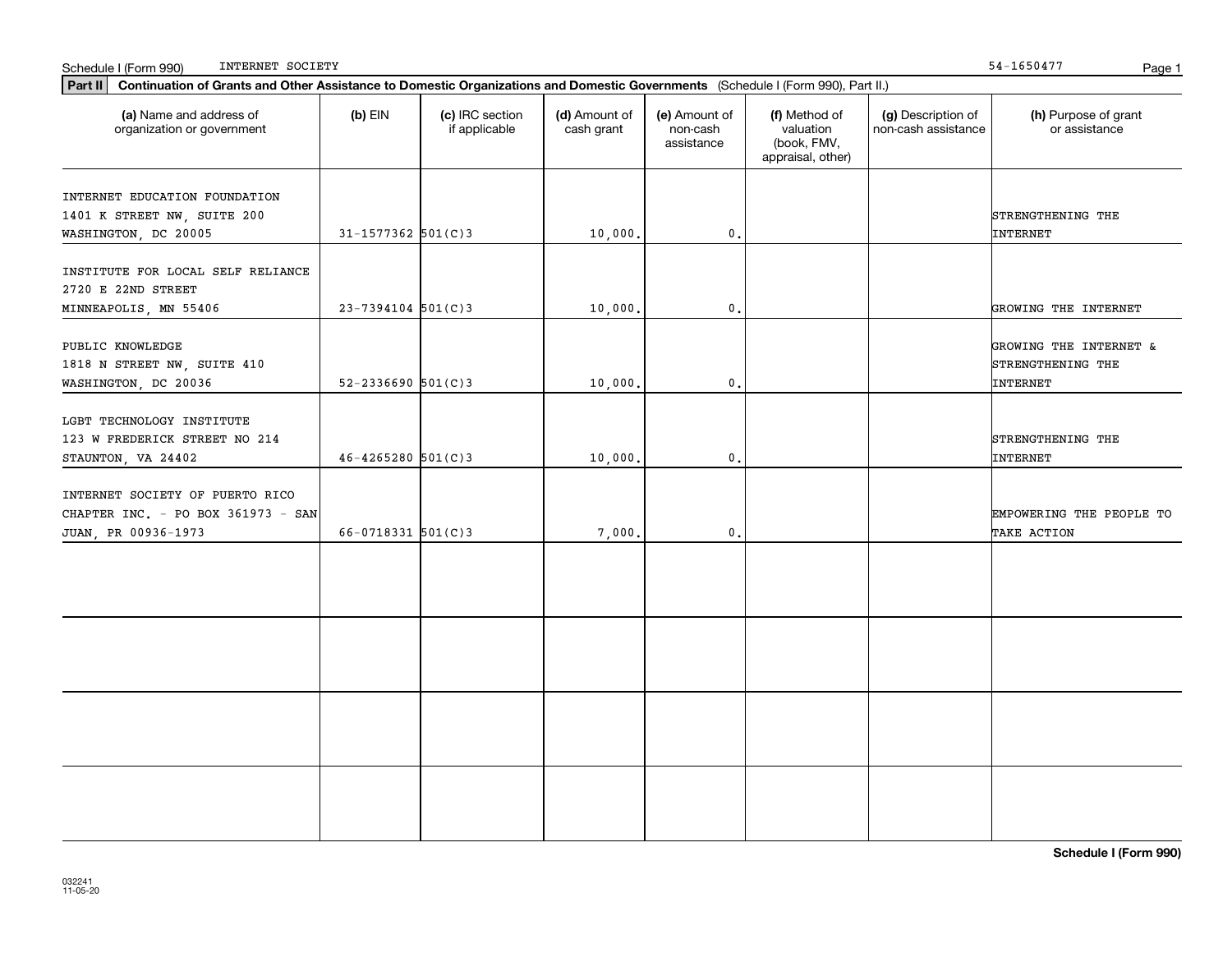Schedule I (Form 990) INTERNET SOCIETY 54-1650477

**Part II** **Continuation of Grants and Other Assistance to Domestic Organizations and Domestic Governments** (Schedule I (Form 990), Part II.)

| (a) Name and address of organization or government | (b) EIN | (c) IRC section if applicable | (d) Amount of cash grant | (e) Amount of non-cash assistance | (f) Method of valuation (book, FMV, appraisal, other) | (g) Description of non-cash assistance | (h) Purpose of grant or assistance |
|---|---|---|---|---|---|---|---|
| INTERNET EDUCATION FOUNDATION 1401 K STREET NW, SUITE 200 WASHINGTON, DC 20005 | 31-1577362 | 501(C)3 | 10,000. | 0. | | | STRENGTHENING THE INTERNET |
| INSTITUTE FOR LOCAL SELF RELIANCE 2720 E 22ND STREET MINNEAPOLIS, MN 55406 | 23-7394104 | 501(C)3 | 10,000. | 0. | | | GROWING THE INTERNET |
| PUBLIC KNOWLEDGE 1818 N STREET NW, SUITE 410 WASHINGTON, DC 20036 | 52-2336690 | 501(C)3 | 10,000. | 0. | | | GROWING THE INTERNET & STRENGTHENING THE INTERNET |
| LGBT TECHNOLOGY INSTITUTE 123 W FREDERICK STREET NO 214 STAUNTON, VA 24402 | 46-4265280 | 501(C)3 | 10,000. | 0. | | | STRENGTHENING THE INTERNET |
| INTERNET SOCIETY OF PUERTO RICO CHAPTER INC. - PO BOX 361973 - SAN JUAN, PR 00936-1973 | 66-0718331 | 501(C)3 | 7,000. | 0. | | | EMPOWERING THE PEOPLE TO TAKE ACTION |
| | | | | | | | |
| | | | | | | | |
| | | | | | | | |
| | | | | | | | |

**Schedule I (Form 990)**

032241
11-05-20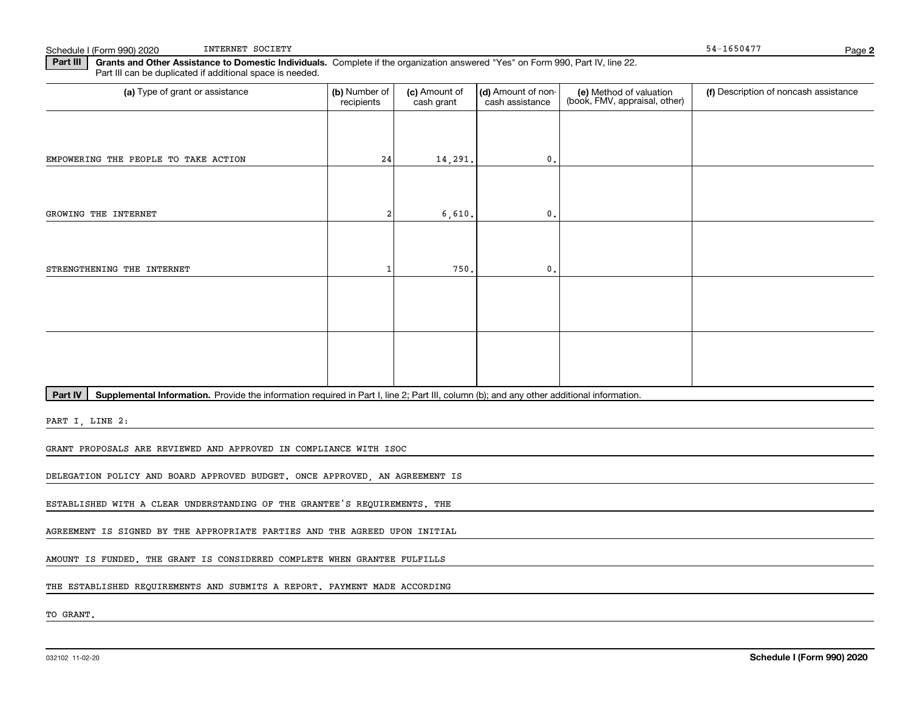**Part III** **Grants and Other Assistance to Domestic Individuals.** Complete if the organization answered "Yes" on Form 990, Part IV, line 22. Part III can be duplicated if additional space is needed.

| (a) Type of grant or assistance | (b) Number of recipients | (c) Amount of cash grant | (d) Amount of non-cash assistance | (e) Method of valuation (book, FMV, appraisal, other) | (f) Description of noncash assistance |
|---|---|---|---|---|---|
| EMPOWERING THE PEOPLE TO TAKE ACTION | 24 | 14,291. | 0. | | |
| GROWING THE INTERNET | 2 | 6,610. | 0. | | |
| STRENGTHENING THE INTERNET | 1 | 750. | 0. | | |
| | | | | | |
| | | | | | |

**Part IV** **Supplemental Information.** Provide the information required in Part I, line 2; Part III, column (b); and any other additional information.

PART I, LINE 2:

GRANT PROPOSALS ARE REVIEWED AND APPROVED IN COMPLIANCE WITH ISOC DELEGATION POLICY AND BOARD APPROVED BUDGET. ONCE APPROVED, AN AGREEMENT IS ESTABLISHED WITH A CLEAR UNDERSTANDING OF THE GRANTEE'S REQUIREMENTS. THE AGREEMENT IS SIGNED BY THE APPROPRIATE PARTIES AND THE AGREED UPON INITIAL AMOUNT IS FUNDED. THE GRANT IS CONSIDERED COMPLETE WHEN GRANTEE FULFILLS THE ESTABLISHED REQUIREMENTS AND SUBMITS A REPORT. PAYMENT MADE ACCORDING TO GRANT.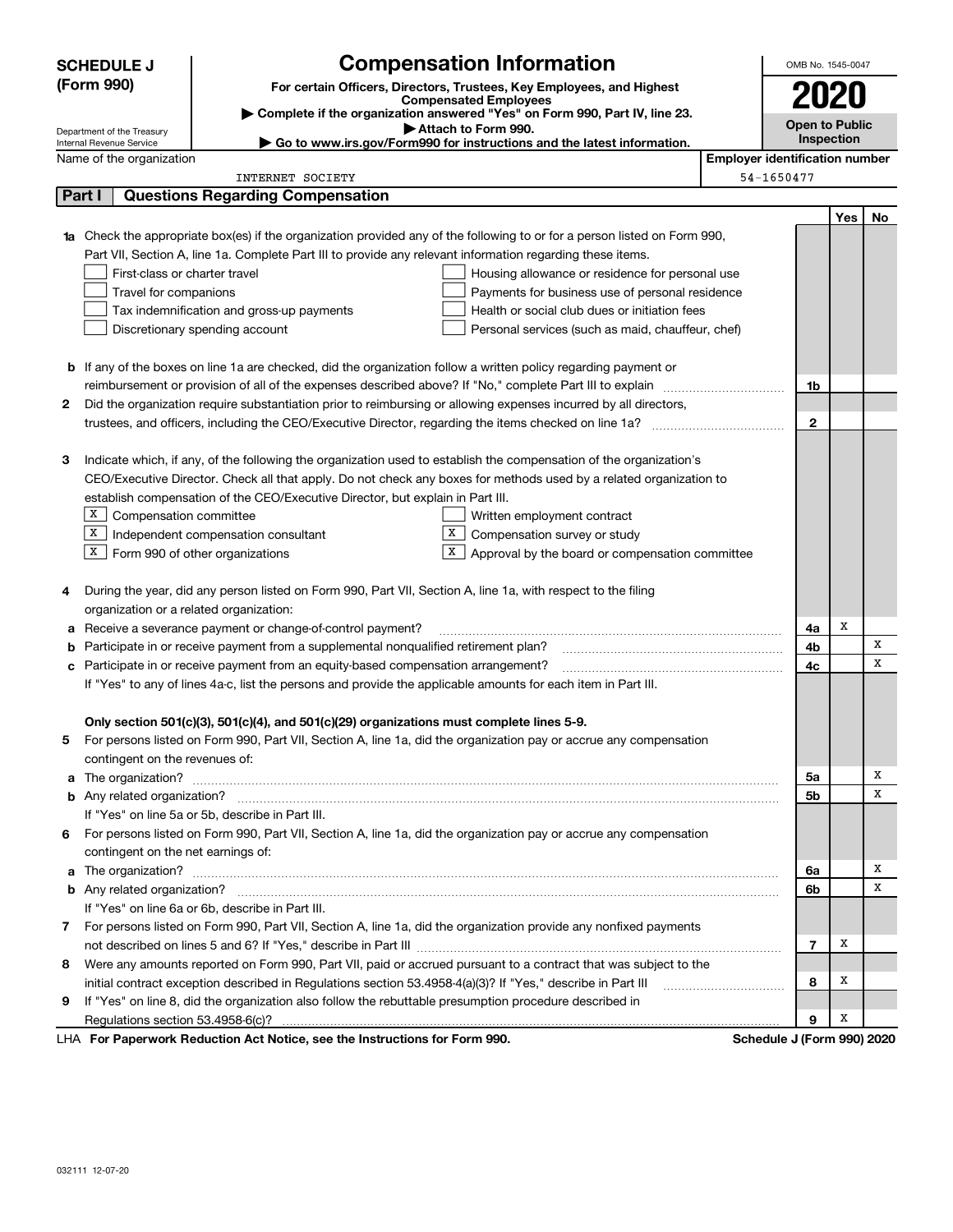**SCHEDULE J (Form 990)**

Department of the Treasury
Internal Revenue Service

# Compensation Information

**For certain Officers, Directors, Trustees, Key Employees, and Highest Compensated Employees**

▶ Complete if the organization answered "Yes" on Form 990, Part IV, line 23.

▶ Attach to Form 990.

▶ Go to www.irs.gov/Form990 for instructions and the latest information.

OMB No. 1545-0047

**2020**

**Open to Public Inspection**

Name of the organization: INTERNET SOCIETY

Employer identification number: 54-1650477

## Part I Questions Regarding Compensation

| | | | Yes | No |
|---|---|---|---|---|
| **1a** | Check the appropriate box(es) if the organization provided any of the following to or for a person listed on Form 990, Part VII, Section A, line 1a. Complete Part III to provide any relevant information regarding these items.<br>☐ First-class or charter travel ☐ Housing allowance or residence for personal use<br>☐ Travel for companions ☐ Payments for business use of personal residence<br>☐ Tax indemnification and gross-up payments ☐ Health or social club dues or initiation fees<br>☐ Discretionary spending account ☐ Personal services (such as maid, chauffeur, chef) | | | |
| **b** | If any of the boxes on line 1a are checked, did the organization follow a written policy regarding payment or reimbursement or provision of all of the expenses described above? If "No," complete Part III to explain | 1b | | |
| **2** | Did the organization require substantiation prior to reimbursing or allowing expenses incurred by all directors, trustees, and officers, including the CEO/Executive Director, regarding the items checked on line 1a? | 2 | | |
| **3** | Indicate which, if any, of the following the organization used to establish the compensation of the organization's CEO/Executive Director. Check all that apply. Do not check any boxes for methods used by a related organization to establish compensation of the CEO/Executive Director, but explain in Part III.<br>☒ Compensation committee ☐ Written employment contract<br>☒ Independent compensation consultant ☒ Compensation survey or study<br>☒ Form 990 of other organizations ☒ Approval by the board or compensation committee | | | |
| **4** | During the year, did any person listed on Form 990, Part VII, Section A, line 1a, with respect to the filing organization or a related organization: | | | |
| **a** | Receive a severance payment or change-of-control payment? | 4a | X | |
| **b** | Participate in or receive payment from a supplemental nonqualified retirement plan? | 4b | | X |
| **c** | Participate in or receive payment from an equity-based compensation arrangement? | 4c | | X |
| | If "Yes" to any of lines 4a-c, list the persons and provide the applicable amounts for each item in Part III. | | | |
| | **Only section 501(c)(3), 501(c)(4), and 501(c)(29) organizations must complete lines 5-9.** | | | |
| **5** | For persons listed on Form 990, Part VII, Section A, line 1a, did the organization pay or accrue any compensation contingent on the revenues of: | | | |
| **a** | The organization? | 5a | | X |
| **b** | Any related organization? | 5b | | X |
| | If "Yes" on line 5a or 5b, describe in Part III. | | | |
| **6** | For persons listed on Form 990, Part VII, Section A, line 1a, did the organization pay or accrue any compensation contingent on the net earnings of: | | | |
| **a** | The organization? | 6a | | X |
| **b** | Any related organization? | 6b | | X |
| | If "Yes" on line 6a or 6b, describe in Part III. | | | |
| **7** | For persons listed on Form 990, Part VII, Section A, line 1a, did the organization provide any nonfixed payments not described on lines 5 and 6? If "Yes," describe in Part III | 7 | X | |
| **8** | Were any amounts reported on Form 990, Part VII, paid or accrued pursuant to a contract that was subject to the initial contract exception described in Regulations section 53.4958-4(a)(3)? If "Yes," describe in Part III | 8 | X | |
| **9** | If "Yes" on line 8, did the organization also follow the rebuttable presumption procedure described in Regulations section 53.4958-6(c)? | 9 | X | |

LHA **For Paperwork Reduction Act Notice, see the Instructions for Form 990.** **Schedule J (Form 990) 2020**

032111 12-07-20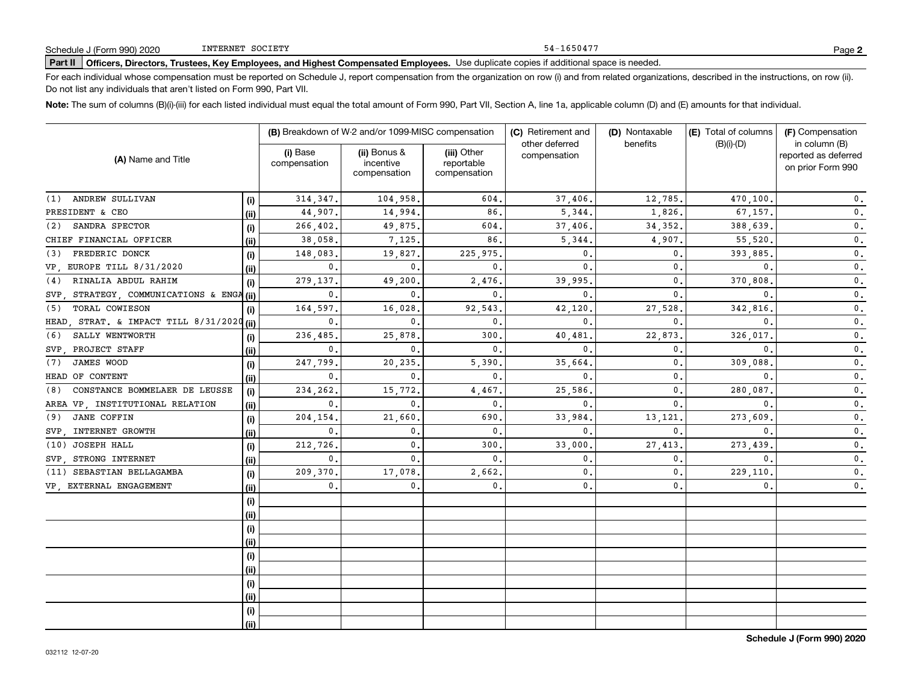Schedule J (Form 990) 2020 INTERNET SOCIETY 54-1650477

**Part II Officers, Directors, Trustees, Key Employees, and Highest Compensated Employees.** Use duplicate copies if additional space is needed.

For each individual whose compensation must be reported on Schedule J, report compensation from the organization on row (i) and from related organizations, described in the instructions, on row (ii). Do not list any individuals that aren't listed on Form 990, Part VII.

**Note:** The sum of columns (B)(i)-(iii) for each listed individual must equal the total amount of Form 990, Part VII, Section A, line 1a, applicable column (D) and (E) amounts for that individual.

| (A) Name and Title | | (B) Breakdown of W-2 and/or 1099-MISC compensation | | | (C) Retirement and other deferred compensation | (D) Nontaxable benefits | (E) Total of columns (B)(i)-(D) | (F) Compensation in column (B) reported as deferred on prior Form 990 |
|---|---|---|---|---|---|---|---|---|
| | | (i) Base compensation | (ii) Bonus & incentive compensation | (iii) Other reportable compensation | | | | |
| (1) ANDREW SULLIVAN | (i) | 314,347. | 104,958. | 604. | 37,406. | 12,785. | 470,100. | 0. |
| PRESIDENT & CEO | (ii) | 44,907. | 14,994. | 86. | 5,344. | 1,826. | 67,157. | 0. |
| (2) SANDRA SPECTOR | (i) | 266,402. | 49,875. | 604. | 37,406. | 34,352. | 388,639. | 0. |
| CHIEF FINANCIAL OFFICER | (ii) | 38,058. | 7,125. | 86. | 5,344. | 4,907. | 55,520. | 0. |
| (3) FREDERIC DONCK | (i) | 148,083. | 19,827. | 225,975. | 0. | 0. | 393,885. | 0. |
| VP, EUROPE TILL 8/31/2020 | (ii) | 0. | 0. | 0. | 0. | 0. | 0. | 0. |
| (4) RINALIA ABDUL RAHIM | (i) | 279,137. | 49,200. | 2,476. | 39,995. | 0. | 370,808. | 0. |
| SVP, STRATEGY, COMMUNICATIONS & ENGA | (ii) | 0. | 0. | 0. | 0. | 0. | 0. | 0. |
| (5) TORAL COWIESON | (i) | 164,597. | 16,028. | 92,543. | 42,120. | 27,528. | 342,816. | 0. |
| HEAD, STRAT. & IMPACT TILL 8/31/2020 | (ii) | 0. | 0. | 0. | 0. | 0. | 0. | 0. |
| (6) SALLY WENTWORTH | (i) | 236,485. | 25,878. | 300. | 40,481. | 22,873. | 326,017. | 0. |
| SVP, PROJECT STAFF | (ii) | 0. | 0. | 0. | 0. | 0. | 0. | 0. |
| (7) JAMES WOOD | (i) | 247,799. | 20,235. | 5,390. | 35,664. | 0. | 309,088. | 0. |
| HEAD OF CONTENT | (ii) | 0. | 0. | 0. | 0. | 0. | 0. | 0. |
| (8) CONSTANCE BOMMELAER DE LEUSSE | (i) | 234,262. | 15,772. | 4,467. | 25,586. | 0. | 280,087. | 0. |
| AREA VP, INSTITUTIONAL RELATION | (ii) | 0. | 0. | 0. | 0. | 0. | 0. | 0. |
| (9) JANE COFFIN | (i) | 204,154. | 21,660. | 690. | 33,984. | 13,121. | 273,609. | 0. |
| SVP, INTERNET GROWTH | (ii) | 0. | 0. | 0. | 0. | 0. | 0. | 0. |
| (10) JOSEPH HALL | (i) | 212,726. | 0. | 300. | 33,000. | 27,413. | 273,439. | 0. |
| SVP, STRONG INTERNET | (ii) | 0. | 0. | 0. | 0. | 0. | 0. | 0. |
| (11) SEBASTIAN BELLAGAMBA | (i) | 209,370. | 17,078. | 2,662. | 0. | 0. | 229,110. | 0. |
| VP, EXTERNAL ENGAGEMENT | (ii) | 0. | 0. | 0. | 0. | 0. | 0. | 0. |
| | (i) | | | | | | | |
| | (ii) | | | | | | | |
| | (i) | | | | | | | |
| | (ii) | | | | | | | |
| | (i) | | | | | | | |
| | (ii) | | | | | | | |
| | (i) | | | | | | | |
| | (ii) | | | | | | | |
| | (i) | | | | | | | |
| | (ii) | | | | | | | |

032112 12-07-20

**Schedule J (Form 990) 2020**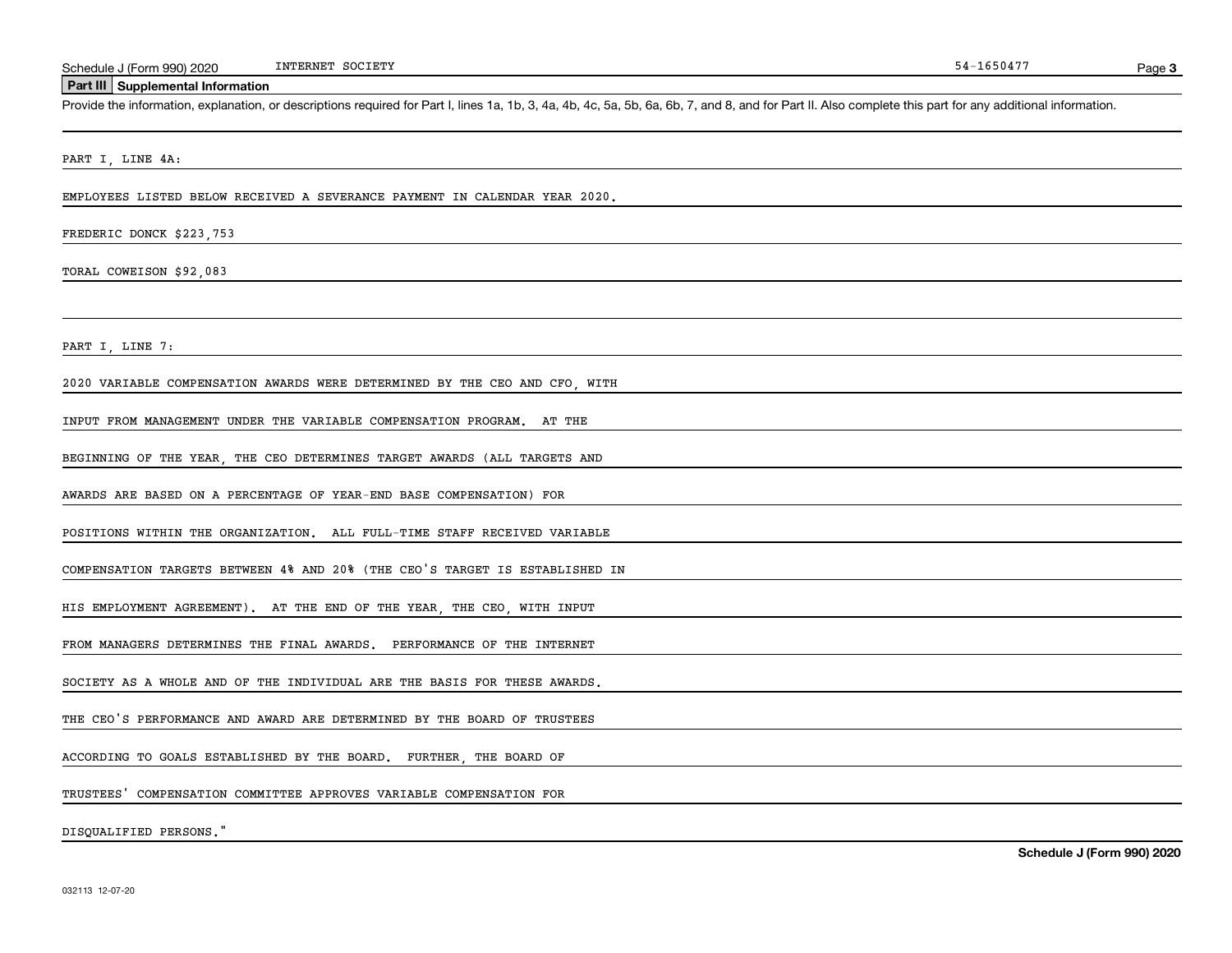## Part III Supplemental Information

Provide the information, explanation, or descriptions required for Part I, lines 1a, 1b, 3, 4a, 4b, 4c, 5a, 5b, 6a, 6b, 7, and 8, and for Part II. Also complete this part for any additional information.

PART I, LINE 4A:

EMPLOYEES LISTED BELOW RECEIVED A SEVERANCE PAYMENT IN CALENDAR YEAR 2020.

FREDERIC DONCK $223,753

TORAL COWEISON $92,083

PART I, LINE 7:

2020 VARIABLE COMPENSATION AWARDS WERE DETERMINED BY THE CEO AND CFO, WITH INPUT FROM MANAGEMENT UNDER THE VARIABLE COMPENSATION PROGRAM. AT THE BEGINNING OF THE YEAR, THE CEO DETERMINES TARGET AWARDS (ALL TARGETS AND AWARDS ARE BASED ON A PERCENTAGE OF YEAR-END BASE COMPENSATION) FOR POSITIONS WITHIN THE ORGANIZATION. ALL FULL-TIME STAFF RECEIVED VARIABLE COMPENSATION TARGETS BETWEEN 4% AND 20% (THE CEO'S TARGET IS ESTABLISHED IN HIS EMPLOYMENT AGREEMENT). AT THE END OF THE YEAR, THE CEO, WITH INPUT FROM MANAGERS DETERMINES THE FINAL AWARDS. PERFORMANCE OF THE INTERNET SOCIETY AS A WHOLE AND OF THE INDIVIDUAL ARE THE BASIS FOR THESE AWARDS. THE CEO'S PERFORMANCE AND AWARD ARE DETERMINED BY THE BOARD OF TRUSTEES ACCORDING TO GOALS ESTABLISHED BY THE BOARD. FURTHER, THE BOARD OF TRUSTEES' COMPENSATION COMMITTEE APPROVES VARIABLE COMPENSATION FOR DISQUALIFIED PERSONS."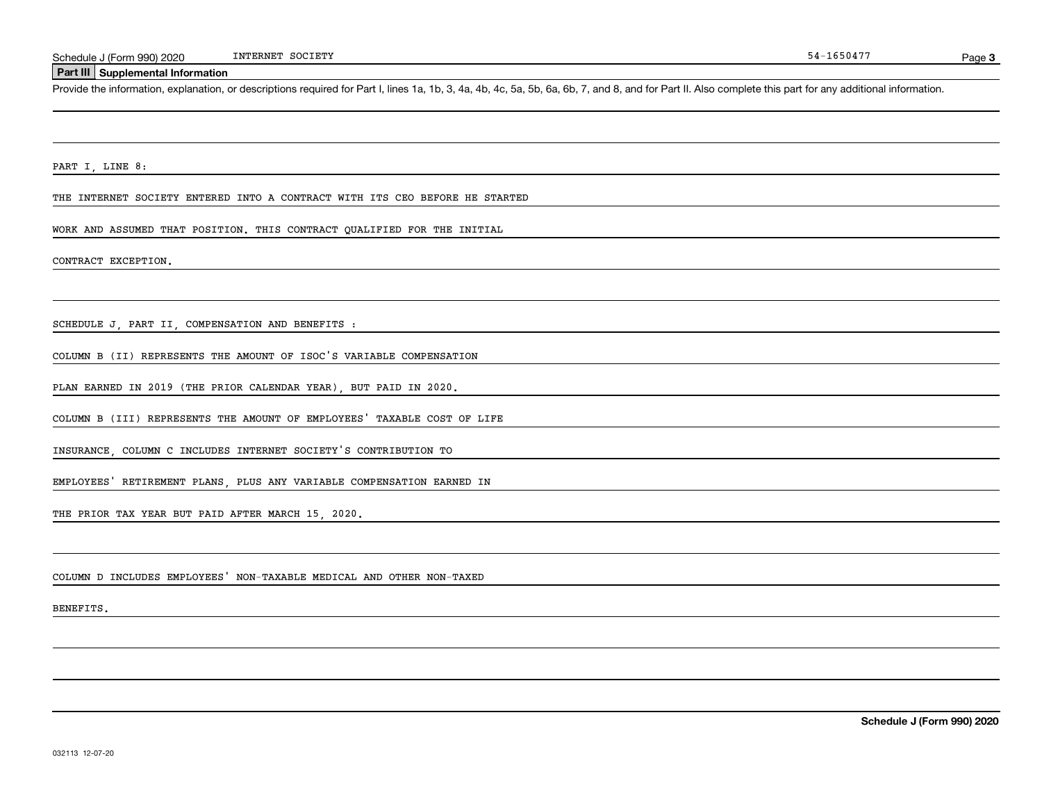## Part III Supplemental Information

Provide the information, explanation, or descriptions required for Part I, lines 1a, 1b, 3, 4a, 4b, 4c, 5a, 5b, 6a, 6b, 7, and 8, and for Part II. Also complete this part for any additional information.

PART I, LINE 8:

THE INTERNET SOCIETY ENTERED INTO A CONTRACT WITH ITS CEO BEFORE HE STARTED WORK AND ASSUMED THAT POSITION. THIS CONTRACT QUALIFIED FOR THE INITIAL CONTRACT EXCEPTION.

SCHEDULE J, PART II, COMPENSATION AND BENEFITS :

COLUMN B (II) REPRESENTS THE AMOUNT OF ISOC'S VARIABLE COMPENSATION PLAN EARNED IN 2019 (THE PRIOR CALENDAR YEAR), BUT PAID IN 2020.

COLUMN B (III) REPRESENTS THE AMOUNT OF EMPLOYEES' TAXABLE COST OF LIFE INSURANCE, COLUMN C INCLUDES INTERNET SOCIETY'S CONTRIBUTION TO EMPLOYEES' RETIREMENT PLANS, PLUS ANY VARIABLE COMPENSATION EARNED IN THE PRIOR TAX YEAR BUT PAID AFTER MARCH 15, 2020.

COLUMN D INCLUDES EMPLOYEES' NON-TAXABLE MEDICAL AND OTHER NON-TAXED BENEFITS.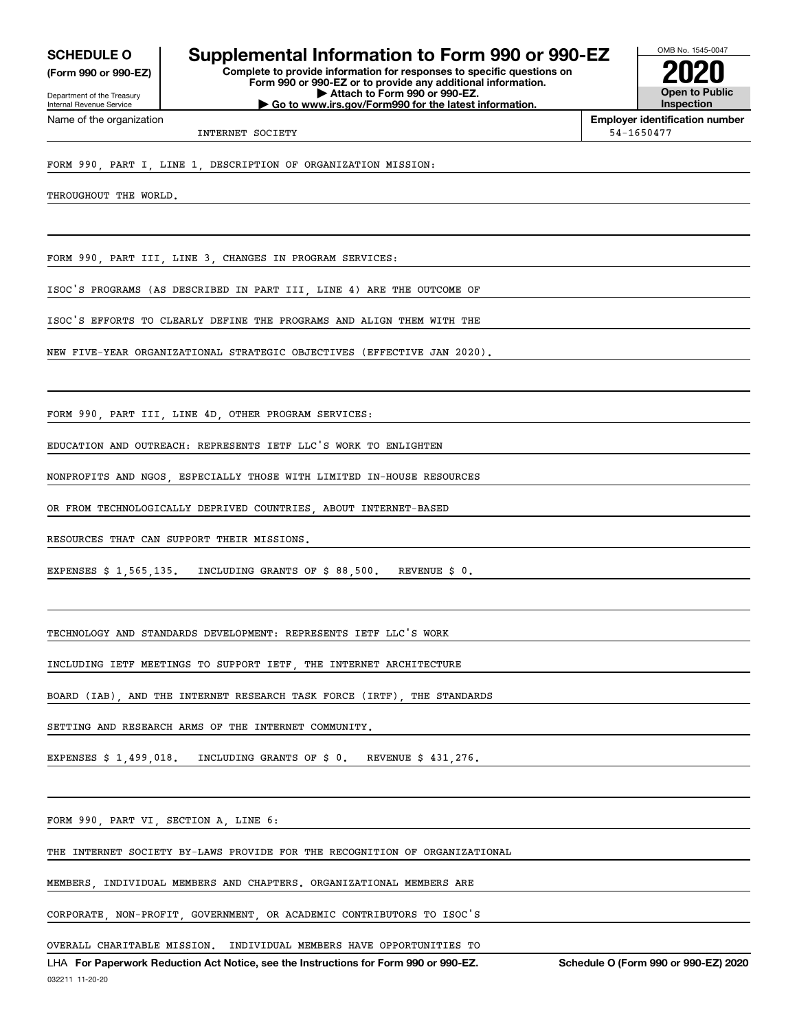**SCHEDULE O**
**(Form 990 or 990-EZ)**

Department of the Treasury
Internal Revenue Service

# Supplemental Information to Form 990 or 990-EZ

**Complete to provide information for responses to specific questions on Form 990 or 990-EZ or to provide any additional information.**
**▶ Attach to Form 990 or 990-EZ.**
**▶ Go to www.irs.gov/Form990 for the latest information.**

OMB No. 1545-0047

**2020**

**Open to Public Inspection**

Name of the organization: INTERNET SOCIETY

**Employer identification number**: 54-1650477

FORM 990, PART I, LINE 1, DESCRIPTION OF ORGANIZATION MISSION:

THROUGHOUT THE WORLD.

FORM 990, PART III, LINE 3, CHANGES IN PROGRAM SERVICES:

ISOC'S PROGRAMS (AS DESCRIBED IN PART III, LINE 4) ARE THE OUTCOME OF ISOC'S EFFORTS TO CLEARLY DEFINE THE PROGRAMS AND ALIGN THEM WITH THE NEW FIVE-YEAR ORGANIZATIONAL STRATEGIC OBJECTIVES (EFFECTIVE JAN 2020).

FORM 990, PART III, LINE 4D, OTHER PROGRAM SERVICES:

EDUCATION AND OUTREACH: REPRESENTS IETF LLC'S WORK TO ENLIGHTEN NONPROFITS AND NGOS, ESPECIALLY THOSE WITH LIMITED IN-HOUSE RESOURCES OR FROM TECHNOLOGICALLY DEPRIVED COUNTRIES, ABOUT INTERNET-BASED RESOURCES THAT CAN SUPPORT THEIR MISSIONS.

EXPENSES $ 1,565,135. INCLUDING GRANTS OF $ 88,500. REVENUE $ 0.

TECHNOLOGY AND STANDARDS DEVELOPMENT: REPRESENTS IETF LLC'S WORK INCLUDING IETF MEETINGS TO SUPPORT IETF, THE INTERNET ARCHITECTURE BOARD (IAB), AND THE INTERNET RESEARCH TASK FORCE (IRTF), THE STANDARDS SETTING AND RESEARCH ARMS OF THE INTERNET COMMUNITY.

EXPENSES $ 1,499,018. INCLUDING GRANTS OF $ 0. REVENUE $ 431,276.

FORM 990, PART VI, SECTION A, LINE 6:

THE INTERNET SOCIETY BY-LAWS PROVIDE FOR THE RECOGNITION OF ORGANIZATIONAL MEMBERS, INDIVIDUAL MEMBERS AND CHAPTERS. ORGANIZATIONAL MEMBERS ARE CORPORATE, NON-PROFIT, GOVERNMENT, OR ACADEMIC CONTRIBUTORS TO ISOC'S OVERALL CHARITABLE MISSION. INDIVIDUAL MEMBERS HAVE OPPORTUNITIES TO

LHA **For Paperwork Reduction Act Notice, see the Instructions for Form 990 or 990-EZ.** **Schedule O (Form 990 or 990-EZ) 2020**

032211 11-20-20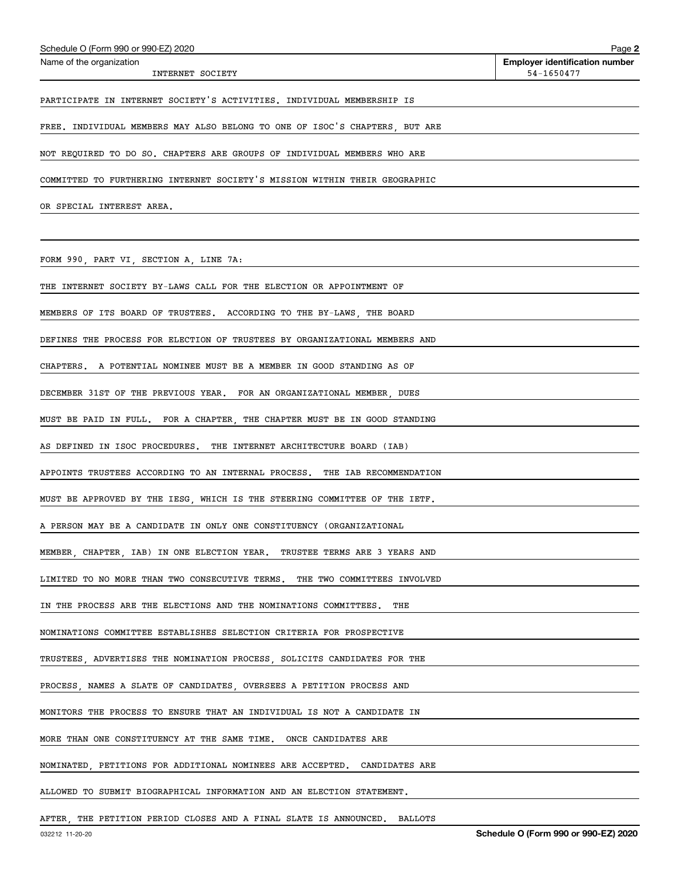Schedule O (Form 990 or 990-EZ) 2020

Name of the organization: INTERNET SOCIETY

Employer identification number: 54-1650477

PARTICIPATE IN INTERNET SOCIETY'S ACTIVITIES. INDIVIDUAL MEMBERSHIP IS FREE. INDIVIDUAL MEMBERS MAY ALSO BELONG TO ONE OF ISOC'S CHAPTERS, BUT ARE NOT REQUIRED TO DO SO. CHAPTERS ARE GROUPS OF INDIVIDUAL MEMBERS WHO ARE COMMITTED TO FURTHERING INTERNET SOCIETY'S MISSION WITHIN THEIR GEOGRAPHIC OR SPECIAL INTEREST AREA.

FORM 990, PART VI, SECTION A, LINE 7A:

THE INTERNET SOCIETY BY-LAWS CALL FOR THE ELECTION OR APPOINTMENT OF MEMBERS OF ITS BOARD OF TRUSTEES. ACCORDING TO THE BY-LAWS, THE BOARD DEFINES THE PROCESS FOR ELECTION OF TRUSTEES BY ORGANIZATIONAL MEMBERS AND CHAPTERS. A POTENTIAL NOMINEE MUST BE A MEMBER IN GOOD STANDING AS OF DECEMBER 31ST OF THE PREVIOUS YEAR. FOR AN ORGANIZATIONAL MEMBER, DUES MUST BE PAID IN FULL. FOR A CHAPTER, THE CHAPTER MUST BE IN GOOD STANDING AS DEFINED IN ISOC PROCEDURES. THE INTERNET ARCHITECTURE BOARD (IAB) APPOINTS TRUSTEES ACCORDING TO AN INTERNAL PROCESS. THE IAB RECOMMENDATION MUST BE APPROVED BY THE IESG, WHICH IS THE STEERING COMMITTEE OF THE IETF. A PERSON MAY BE A CANDIDATE IN ONLY ONE CONSTITUENCY (ORGANIZATIONAL MEMBER, CHAPTER, IAB) IN ONE ELECTION YEAR. TRUSTEE TERMS ARE 3 YEARS AND LIMITED TO NO MORE THAN TWO CONSECUTIVE TERMS. THE TWO COMMITTEES INVOLVED IN THE PROCESS ARE THE ELECTIONS AND THE NOMINATIONS COMMITTEES. THE NOMINATIONS COMMITTEE ESTABLISHES SELECTION CRITERIA FOR PROSPECTIVE TRUSTEES, ADVERTISES THE NOMINATION PROCESS, SOLICITS CANDIDATES FOR THE PROCESS, NAMES A SLATE OF CANDIDATES, OVERSEES A PETITION PROCESS AND MONITORS THE PROCESS TO ENSURE THAT AN INDIVIDUAL IS NOT A CANDIDATE IN MORE THAN ONE CONSTITUENCY AT THE SAME TIME. ONCE CANDIDATES ARE NOMINATED, PETITIONS FOR ADDITIONAL NOMINEES ARE ACCEPTED. CANDIDATES ARE ALLOWED TO SUBMIT BIOGRAPHICAL INFORMATION AND AN ELECTION STATEMENT. AFTER, THE PETITION PERIOD CLOSES AND A FINAL SLATE IS ANNOUNCED. BALLOTS

032212 11-20-20

Schedule O (Form 990 or 990-EZ) 2020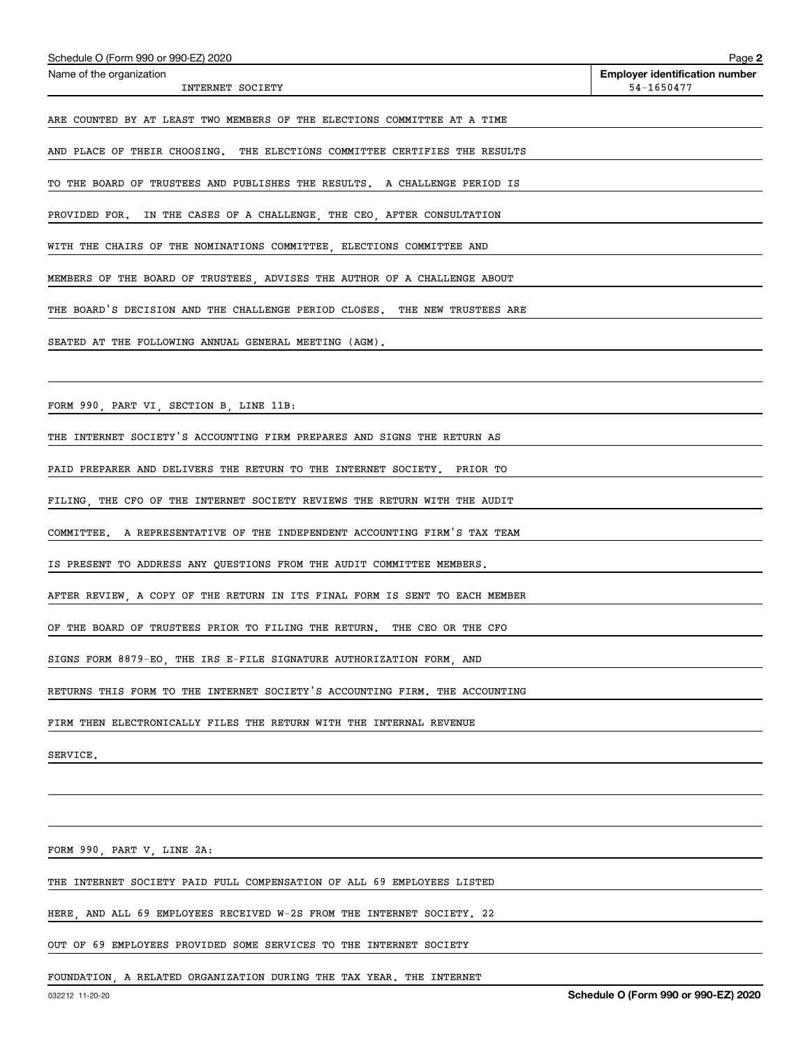Name of the organization: INTERNET SOCIETY

Employer identification number: 54-1650477

ARE COUNTED BY AT LEAST TWO MEMBERS OF THE ELECTIONS COMMITTEE AT A TIME AND PLACE OF THEIR CHOOSING. THE ELECTIONS COMMITTEE CERTIFIES THE RESULTS TO THE BOARD OF TRUSTEES AND PUBLISHES THE RESULTS. A CHALLENGE PERIOD IS PROVIDED FOR. IN THE CASES OF A CHALLENGE, THE CEO, AFTER CONSULTATION WITH THE CHAIRS OF THE NOMINATIONS COMMITTEE, ELECTIONS COMMITTEE AND MEMBERS OF THE BOARD OF TRUSTEES, ADVISES THE AUTHOR OF A CHALLENGE ABOUT THE BOARD'S DECISION AND THE CHALLENGE PERIOD CLOSES. THE NEW TRUSTEES ARE SEATED AT THE FOLLOWING ANNUAL GENERAL MEETING (AGM).

FORM 990, PART VI, SECTION B, LINE 11B:

THE INTERNET SOCIETY'S ACCOUNTING FIRM PREPARES AND SIGNS THE RETURN AS PAID PREPARER AND DELIVERS THE RETURN TO THE INTERNET SOCIETY. PRIOR TO FILING, THE CFO OF THE INTERNET SOCIETY REVIEWS THE RETURN WITH THE AUDIT COMMITTEE. A REPRESENTATIVE OF THE INDEPENDENT ACCOUNTING FIRM'S TAX TEAM IS PRESENT TO ADDRESS ANY QUESTIONS FROM THE AUDIT COMMITTEE MEMBERS. AFTER REVIEW, A COPY OF THE RETURN IN ITS FINAL FORM IS SENT TO EACH MEMBER OF THE BOARD OF TRUSTEES PRIOR TO FILING THE RETURN. THE CEO OR THE CFO SIGNS FORM 8879-EO, THE IRS E-FILE SIGNATURE AUTHORIZATION FORM, AND RETURNS THIS FORM TO THE INTERNET SOCIETY'S ACCOUNTING FIRM. THE ACCOUNTING FIRM THEN ELECTRONICALLY FILES THE RETURN WITH THE INTERNAL REVENUE SERVICE.

FORM 990, PART V, LINE 2A:

THE INTERNET SOCIETY PAID FULL COMPENSATION OF ALL 69 EMPLOYEES LISTED HERE, AND ALL 69 EMPLOYEES RECEIVED W-2S FROM THE INTERNET SOCIETY. 22 OUT OF 69 EMPLOYEES PROVIDED SOME SERVICES TO THE INTERNET SOCIETY FOUNDATION, A RELATED ORGANIZATION DURING THE TAX YEAR. THE INTERNET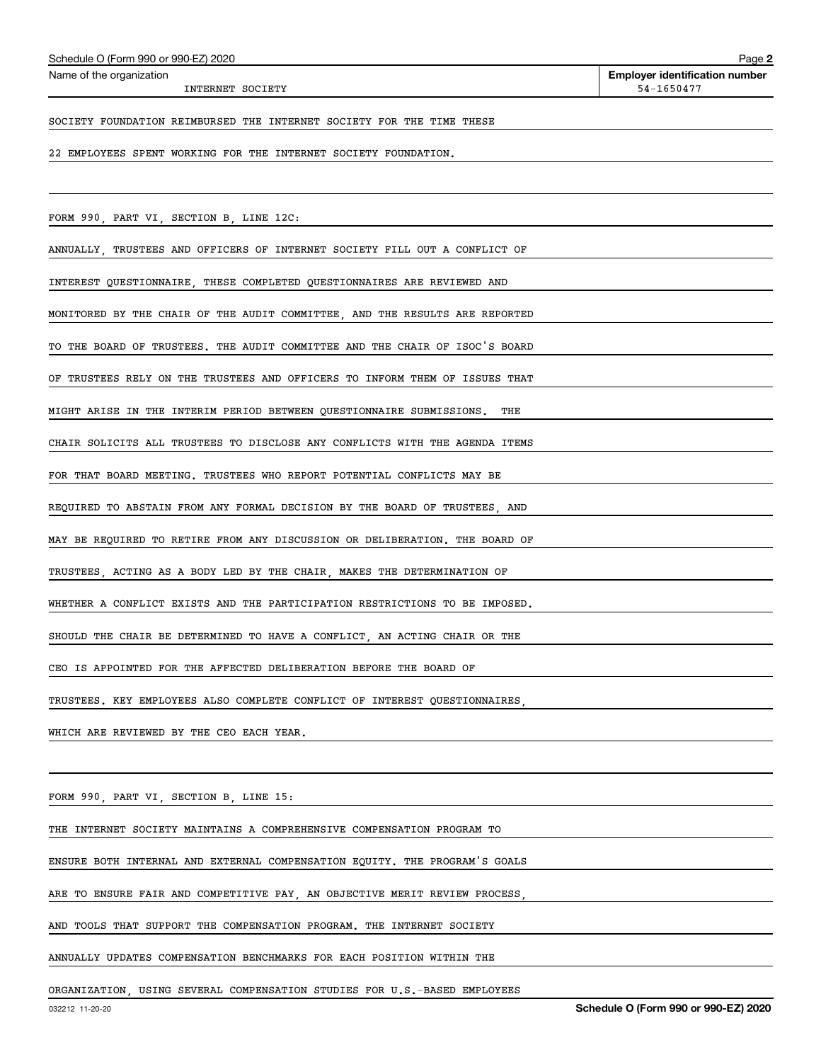Schedule O (Form 990 or 990-EZ) 2020

Name of the organization: INTERNET SOCIETY

Employer identification number: 54-1650477

SOCIETY FOUNDATION REIMBURSED THE INTERNET SOCIETY FOR THE TIME THESE 22 EMPLOYEES SPENT WORKING FOR THE INTERNET SOCIETY FOUNDATION.

FORM 990, PART VI, SECTION B, LINE 12C:

ANNUALLY, TRUSTEES AND OFFICERS OF INTERNET SOCIETY FILL OUT A CONFLICT OF INTEREST QUESTIONNAIRE, THESE COMPLETED QUESTIONNAIRES ARE REVIEWED AND MONITORED BY THE CHAIR OF THE AUDIT COMMITTEE, AND THE RESULTS ARE REPORTED TO THE BOARD OF TRUSTEES. THE AUDIT COMMITTEE AND THE CHAIR OF ISOC'S BOARD OF TRUSTEES RELY ON THE TRUSTEES AND OFFICERS TO INFORM THEM OF ISSUES THAT MIGHT ARISE IN THE INTERIM PERIOD BETWEEN QUESTIONNAIRE SUBMISSIONS. THE CHAIR SOLICITS ALL TRUSTEES TO DISCLOSE ANY CONFLICTS WITH THE AGENDA ITEMS FOR THAT BOARD MEETING. TRUSTEES WHO REPORT POTENTIAL CONFLICTS MAY BE REQUIRED TO ABSTAIN FROM ANY FORMAL DECISION BY THE BOARD OF TRUSTEES, AND MAY BE REQUIRED TO RETIRE FROM ANY DISCUSSION OR DELIBERATION. THE BOARD OF TRUSTEES, ACTING AS A BODY LED BY THE CHAIR, MAKES THE DETERMINATION OF WHETHER A CONFLICT EXISTS AND THE PARTICIPATION RESTRICTIONS TO BE IMPOSED. SHOULD THE CHAIR BE DETERMINED TO HAVE A CONFLICT, AN ACTING CHAIR OR THE CEO IS APPOINTED FOR THE AFFECTED DELIBERATION BEFORE THE BOARD OF TRUSTEES. KEY EMPLOYEES ALSO COMPLETE CONFLICT OF INTEREST QUESTIONNAIRES, WHICH ARE REVIEWED BY THE CEO EACH YEAR.

FORM 990, PART VI, SECTION B, LINE 15:

THE INTERNET SOCIETY MAINTAINS A COMPREHENSIVE COMPENSATION PROGRAM TO ENSURE BOTH INTERNAL AND EXTERNAL COMPENSATION EQUITY. THE PROGRAM'S GOALS ARE TO ENSURE FAIR AND COMPETITIVE PAY, AN OBJECTIVE MERIT REVIEW PROCESS, AND TOOLS THAT SUPPORT THE COMPENSATION PROGRAM. THE INTERNET SOCIETY ANNUALLY UPDATES COMPENSATION BENCHMARKS FOR EACH POSITION WITHIN THE ORGANIZATION, USING SEVERAL COMPENSATION STUDIES FOR U.S.-BASED EMPLOYEES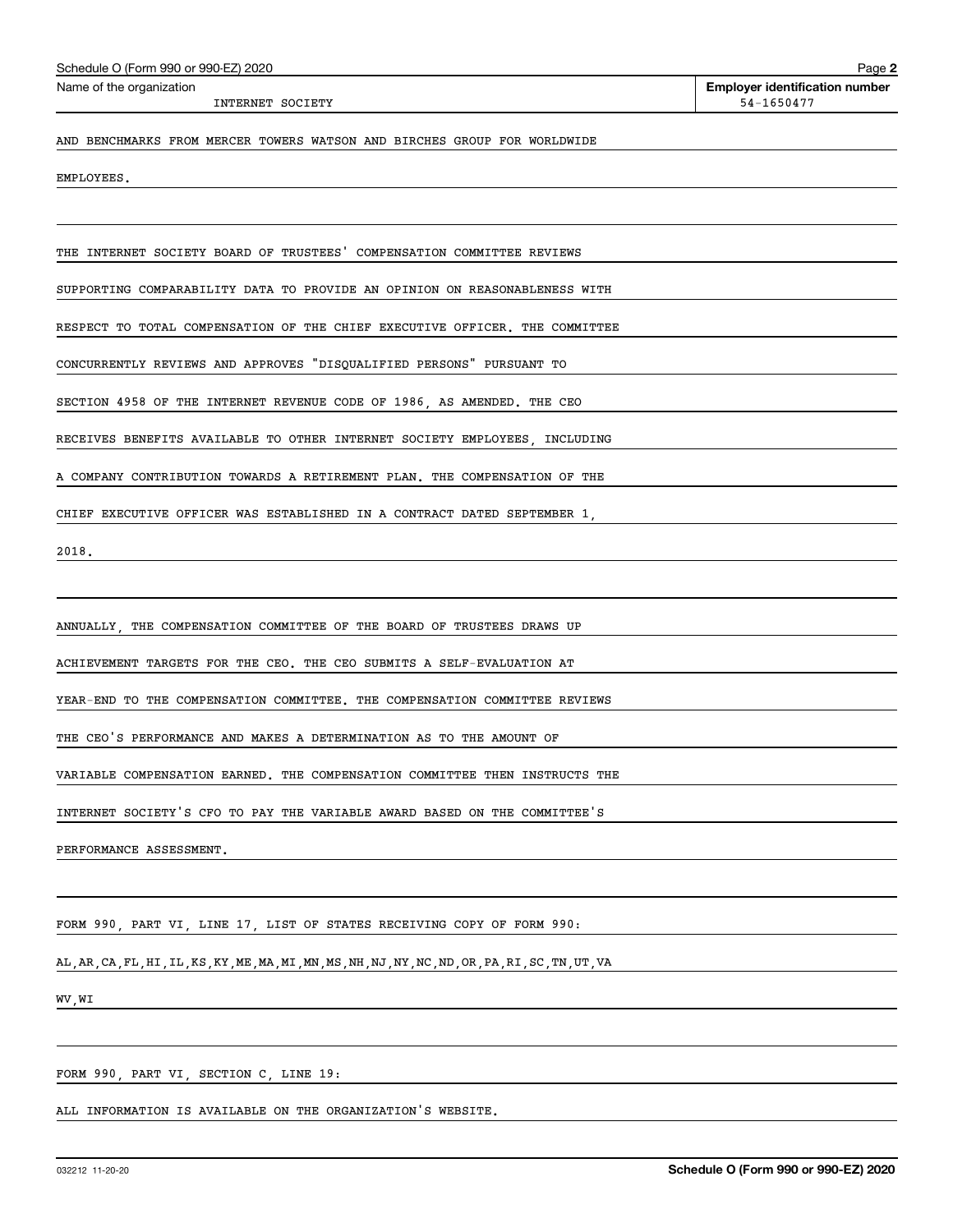Name of the organization: INTERNET SOCIETY

Employer identification number: 54-1650477

AND BENCHMARKS FROM MERCER TOWERS WATSON AND BIRCHES GROUP FOR WORLDWIDE EMPLOYEES.

THE INTERNET SOCIETY BOARD OF TRUSTEES' COMPENSATION COMMITTEE REVIEWS SUPPORTING COMPARABILITY DATA TO PROVIDE AN OPINION ON REASONABLENESS WITH RESPECT TO TOTAL COMPENSATION OF THE CHIEF EXECUTIVE OFFICER. THE COMMITTEE CONCURRENTLY REVIEWS AND APPROVES "DISQUALIFIED PERSONS" PURSUANT TO SECTION 4958 OF THE INTERNET REVENUE CODE OF 1986, AS AMENDED. THE CEO RECEIVES BENEFITS AVAILABLE TO OTHER INTERNET SOCIETY EMPLOYEES, INCLUDING A COMPANY CONTRIBUTION TOWARDS A RETIREMENT PLAN. THE COMPENSATION OF THE CHIEF EXECUTIVE OFFICER WAS ESTABLISHED IN A CONTRACT DATED SEPTEMBER 1, 2018.

ANNUALLY, THE COMPENSATION COMMITTEE OF THE BOARD OF TRUSTEES DRAWS UP ACHIEVEMENT TARGETS FOR THE CEO. THE CEO SUBMITS A SELF-EVALUATION AT YEAR-END TO THE COMPENSATION COMMITTEE. THE COMPENSATION COMMITTEE REVIEWS THE CEO'S PERFORMANCE AND MAKES A DETERMINATION AS TO THE AMOUNT OF VARIABLE COMPENSATION EARNED. THE COMPENSATION COMMITTEE THEN INSTRUCTS THE INTERNET SOCIETY'S CFO TO PAY THE VARIABLE AWARD BASED ON THE COMMITTEE'S PERFORMANCE ASSESSMENT.

FORM 990, PART VI, LINE 17, LIST OF STATES RECEIVING COPY OF FORM 990:

AL,AR,CA,FL,HI,IL,KS,KY,ME,MA,MI,MN,MS,NH,NJ,NY,NC,ND,OR,PA,RI,SC,TN,UT,VA WV,WI

FORM 990, PART VI, SECTION C, LINE 19:

ALL INFORMATION IS AVAILABLE ON THE ORGANIZATION'S WEBSITE.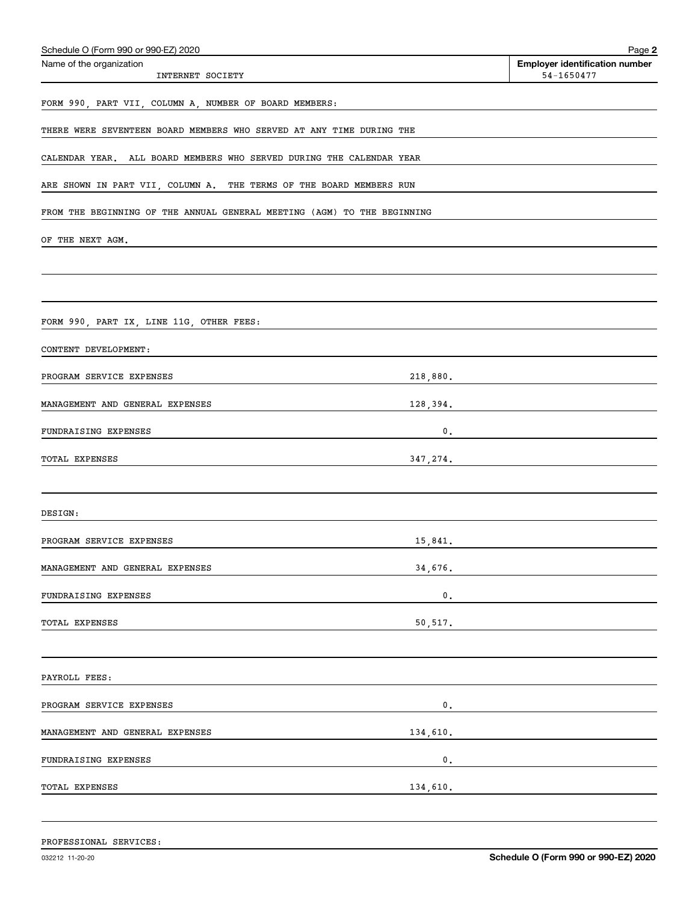Schedule O (Form 990 or 990-EZ) 2020

Name of the organization: INTERNET SOCIETY

Employer identification number: 54-1650477

FORM 990, PART VII, COLUMN A, NUMBER OF BOARD MEMBERS:

THERE WERE SEVENTEEN BOARD MEMBERS WHO SERVED AT ANY TIME DURING THE CALENDAR YEAR. ALL BOARD MEMBERS WHO SERVED DURING THE CALENDAR YEAR ARE SHOWN IN PART VII, COLUMN A. THE TERMS OF THE BOARD MEMBERS RUN FROM THE BEGINNING OF THE ANNUAL GENERAL MEETING (AGM) TO THE BEGINNING OF THE NEXT AGM.

FORM 990, PART IX, LINE 11G, OTHER FEES:

CONTENT DEVELOPMENT:

| | |
|---|---|
| PROGRAM SERVICE EXPENSES | 218,880. |
| MANAGEMENT AND GENERAL EXPENSES | 128,394. |
| FUNDRAISING EXPENSES | 0. |
| TOTAL EXPENSES | 347,274. |

DESIGN:

| | |
|---|---|
| PROGRAM SERVICE EXPENSES | 15,841. |
| MANAGEMENT AND GENERAL EXPENSES | 34,676. |
| FUNDRAISING EXPENSES | 0. |
| TOTAL EXPENSES | 50,517. |

PAYROLL FEES:

| | |
|---|---|
| PROGRAM SERVICE EXPENSES | 0. |
| MANAGEMENT AND GENERAL EXPENSES | 134,610. |
| FUNDRAISING EXPENSES | 0. |
| TOTAL EXPENSES | 134,610. |

PROFESSIONAL SERVICES:

032212 11-20-20

Schedule O (Form 990 or 990-EZ) 2020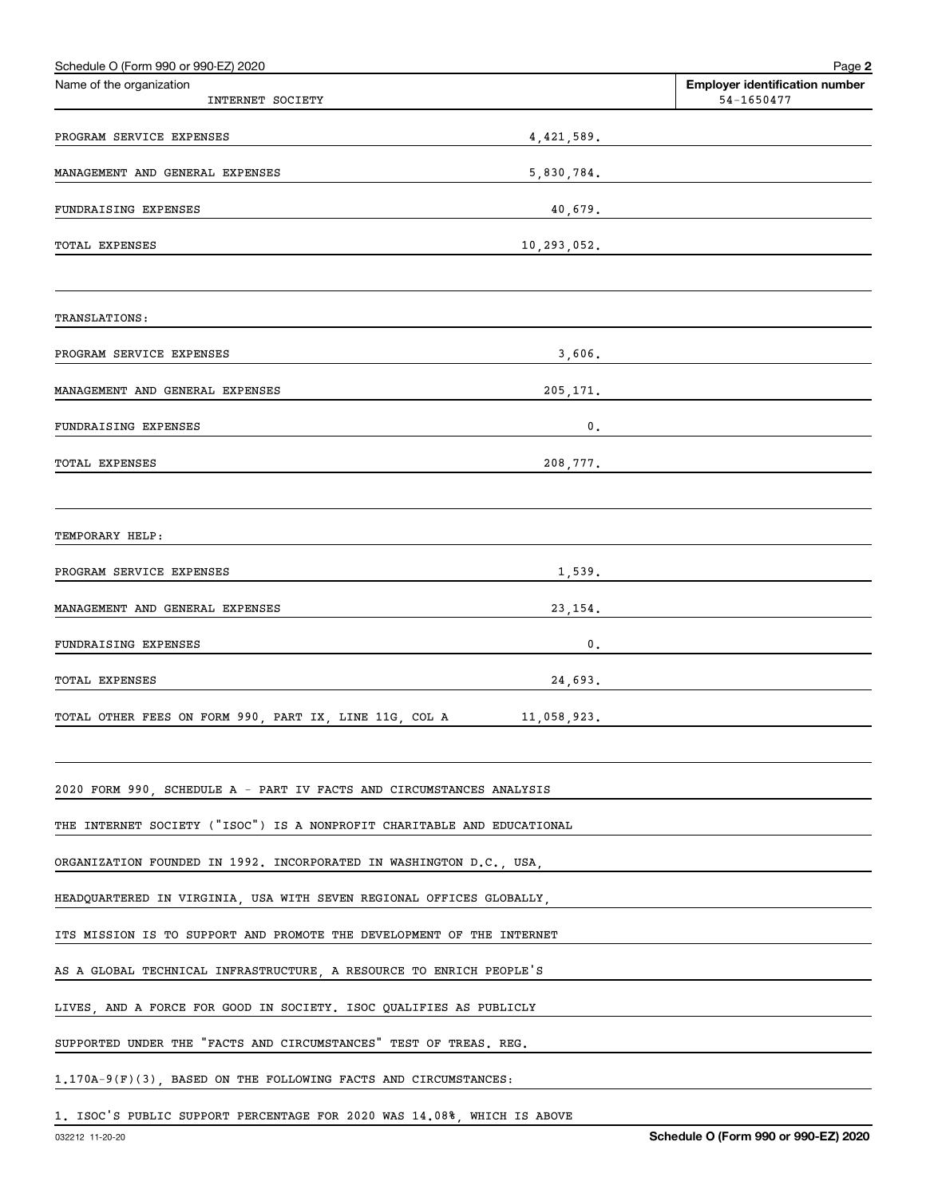Schedule O (Form 990 or 990-EZ) 2020

Name of the organization: INTERNET SOCIETY

Employer identification number: 54-1650477

| | |
|---|---|
| PROGRAM SERVICE EXPENSES | 4,421,589. |
| MANAGEMENT AND GENERAL EXPENSES | 5,830,784. |
| FUNDRAISING EXPENSES | 40,679. |
| TOTAL EXPENSES | 10,293,052. |

TRANSLATIONS:

| | |
|---|---|
| PROGRAM SERVICE EXPENSES | 3,606. |
| MANAGEMENT AND GENERAL EXPENSES | 205,171. |
| FUNDRAISING EXPENSES | 0. |
| TOTAL EXPENSES | 208,777. |

TEMPORARY HELP:

| | |
|---|---|
| PROGRAM SERVICE EXPENSES | 1,539. |
| MANAGEMENT AND GENERAL EXPENSES | 23,154. |
| FUNDRAISING EXPENSES | 0. |
| TOTAL EXPENSES | 24,693. |
| TOTAL OTHER FEES ON FORM 990, PART IX, LINE 11G, COL A | 11,058,923. |

2020 FORM 990, SCHEDULE A - PART IV FACTS AND CIRCUMSTANCES ANALYSIS

THE INTERNET SOCIETY ("ISOC") IS A NONPROFIT CHARITABLE AND EDUCATIONAL ORGANIZATION FOUNDED IN 1992. INCORPORATED IN WASHINGTON D.C., USA, HEADQUARTERED IN VIRGINIA, USA WITH SEVEN REGIONAL OFFICES GLOBALLY, ITS MISSION IS TO SUPPORT AND PROMOTE THE DEVELOPMENT OF THE INTERNET AS A GLOBAL TECHNICAL INFRASTRUCTURE, A RESOURCE TO ENRICH PEOPLE'S LIVES, AND A FORCE FOR GOOD IN SOCIETY. ISOC QUALIFIES AS PUBLICLY SUPPORTED UNDER THE "FACTS AND CIRCUMSTANCES" TEST OF TREAS. REG. 1.170A-9(F)(3), BASED ON THE FOLLOWING FACTS AND CIRCUMSTANCES:

1. ISOC'S PUBLIC SUPPORT PERCENTAGE FOR 2020 WAS 14.08%, WHICH IS ABOVE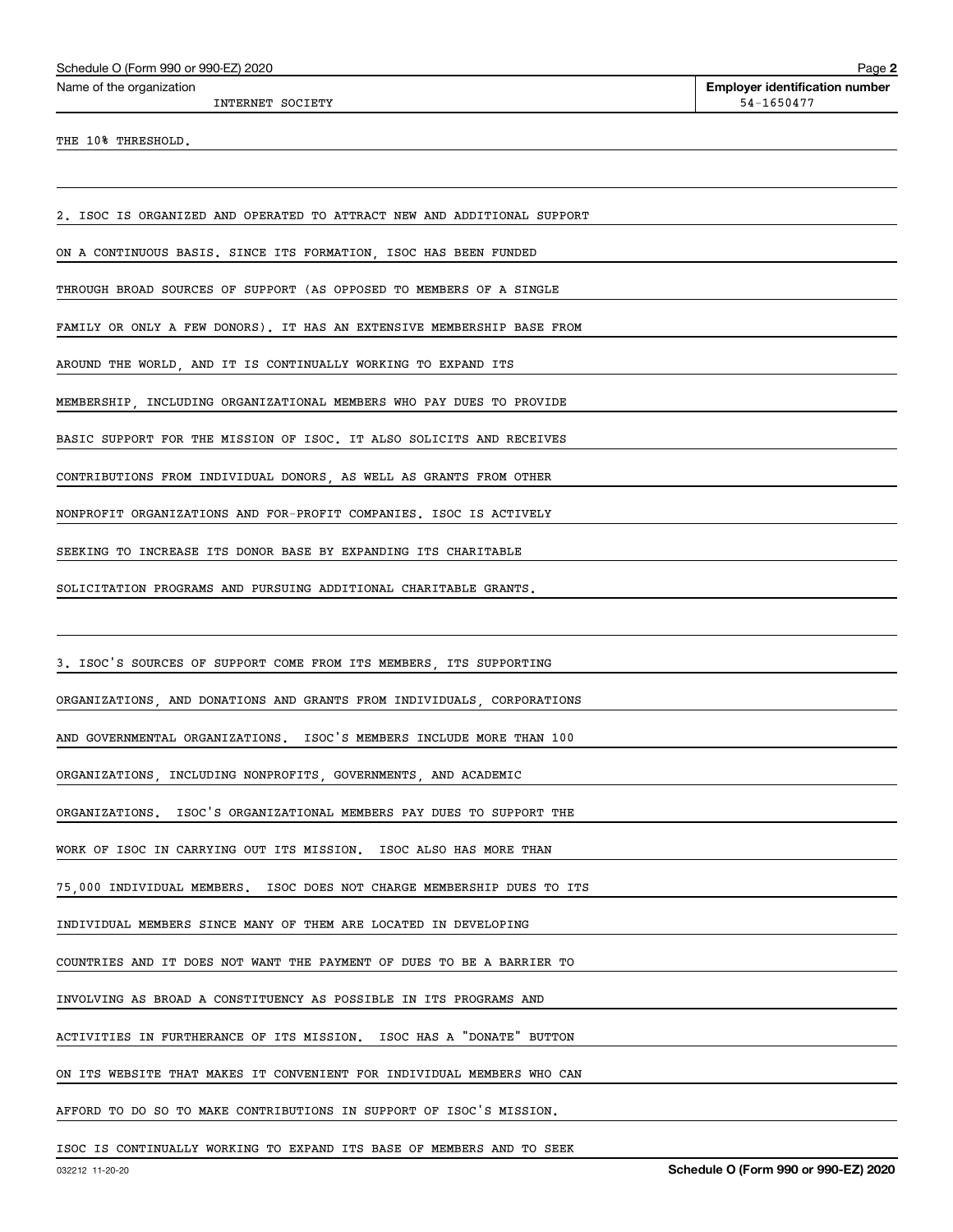Name of the organization: INTERNET SOCIETY

Employer identification number: 54-1650477

THE 10% THRESHOLD.

2. ISOC IS ORGANIZED AND OPERATED TO ATTRACT NEW AND ADDITIONAL SUPPORT ON A CONTINUOUS BASIS. SINCE ITS FORMATION, ISOC HAS BEEN FUNDED THROUGH BROAD SOURCES OF SUPPORT (AS OPPOSED TO MEMBERS OF A SINGLE FAMILY OR ONLY A FEW DONORS). IT HAS AN EXTENSIVE MEMBERSHIP BASE FROM AROUND THE WORLD, AND IT IS CONTINUALLY WORKING TO EXPAND ITS MEMBERSHIP, INCLUDING ORGANIZATIONAL MEMBERS WHO PAY DUES TO PROVIDE BASIC SUPPORT FOR THE MISSION OF ISOC. IT ALSO SOLICITS AND RECEIVES CONTRIBUTIONS FROM INDIVIDUAL DONORS, AS WELL AS GRANTS FROM OTHER NONPROFIT ORGANIZATIONS AND FOR-PROFIT COMPANIES. ISOC IS ACTIVELY SEEKING TO INCREASE ITS DONOR BASE BY EXPANDING ITS CHARITABLE SOLICITATION PROGRAMS AND PURSUING ADDITIONAL CHARITABLE GRANTS.

3. ISOC'S SOURCES OF SUPPORT COME FROM ITS MEMBERS, ITS SUPPORTING ORGANIZATIONS, AND DONATIONS AND GRANTS FROM INDIVIDUALS, CORPORATIONS AND GOVERNMENTAL ORGANIZATIONS. ISOC'S MEMBERS INCLUDE MORE THAN 100 ORGANIZATIONS, INCLUDING NONPROFITS, GOVERNMENTS, AND ACADEMIC ORGANIZATIONS. ISOC'S ORGANIZATIONAL MEMBERS PAY DUES TO SUPPORT THE WORK OF ISOC IN CARRYING OUT ITS MISSION. ISOC ALSO HAS MORE THAN 75,000 INDIVIDUAL MEMBERS. ISOC DOES NOT CHARGE MEMBERSHIP DUES TO ITS INDIVIDUAL MEMBERS SINCE MANY OF THEM ARE LOCATED IN DEVELOPING COUNTRIES AND IT DOES NOT WANT THE PAYMENT OF DUES TO BE A BARRIER TO INVOLVING AS BROAD A CONSTITUENCY AS POSSIBLE IN ITS PROGRAMS AND ACTIVITIES IN FURTHERANCE OF ITS MISSION. ISOC HAS A "DONATE" BUTTON ON ITS WEBSITE THAT MAKES IT CONVENIENT FOR INDIVIDUAL MEMBERS WHO CAN AFFORD TO DO SO TO MAKE CONTRIBUTIONS IN SUPPORT OF ISOC'S MISSION. ISOC IS CONTINUALLY WORKING TO EXPAND ITS BASE OF MEMBERS AND TO SEEK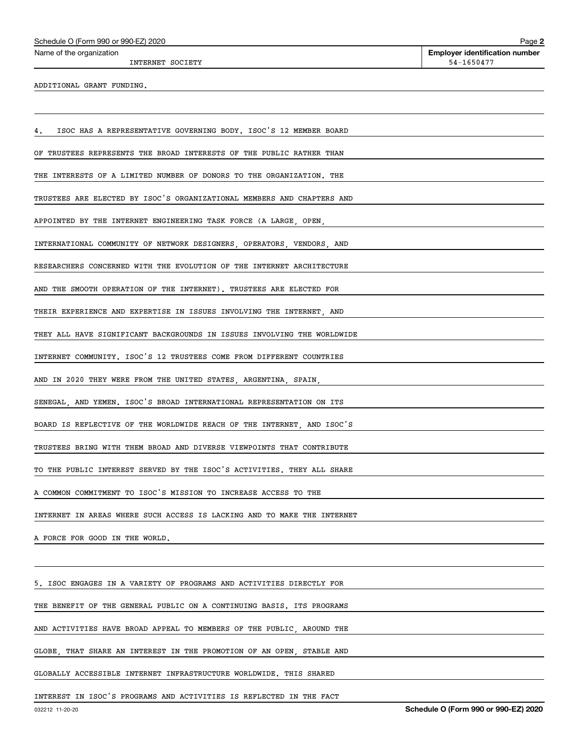Name of the organization: INTERNET SOCIETY

Employer identification number: 54-1650477

ADDITIONAL GRANT FUNDING.

4. ISOC HAS A REPRESENTATIVE GOVERNING BODY. ISOC'S 12 MEMBER BOARD OF TRUSTEES REPRESENTS THE BROAD INTERESTS OF THE PUBLIC RATHER THAN THE INTERESTS OF A LIMITED NUMBER OF DONORS TO THE ORGANIZATION. THE TRUSTEES ARE ELECTED BY ISOC'S ORGANIZATIONAL MEMBERS AND CHAPTERS AND APPOINTED BY THE INTERNET ENGINEERING TASK FORCE (A LARGE, OPEN, INTERNATIONAL COMMUNITY OF NETWORK DESIGNERS, OPERATORS, VENDORS, AND RESEARCHERS CONCERNED WITH THE EVOLUTION OF THE INTERNET ARCHITECTURE AND THE SMOOTH OPERATION OF THE INTERNET). TRUSTEES ARE ELECTED FOR THEIR EXPERIENCE AND EXPERTISE IN ISSUES INVOLVING THE INTERNET, AND THEY ALL HAVE SIGNIFICANT BACKGROUNDS IN ISSUES INVOLVING THE WORLDWIDE INTERNET COMMUNITY. ISOC'S 12 TRUSTEES COME FROM DIFFERENT COUNTRIES AND IN 2020 THEY WERE FROM THE UNITED STATES, ARGENTINA, SPAIN, SENEGAL, AND YEMEN. ISOC'S BROAD INTERNATIONAL REPRESENTATION ON ITS BOARD IS REFLECTIVE OF THE WORLDWIDE REACH OF THE INTERNET, AND ISOC'S TRUSTEES BRING WITH THEM BROAD AND DIVERSE VIEWPOINTS THAT CONTRIBUTE TO THE PUBLIC INTEREST SERVED BY THE ISOC'S ACTIVITIES. THEY ALL SHARE A COMMON COMMITMENT TO ISOC'S MISSION TO INCREASE ACCESS TO THE INTERNET IN AREAS WHERE SUCH ACCESS IS LACKING AND TO MAKE THE INTERNET A FORCE FOR GOOD IN THE WORLD.

5. ISOC ENGAGES IN A VARIETY OF PROGRAMS AND ACTIVITIES DIRECTLY FOR THE BENEFIT OF THE GENERAL PUBLIC ON A CONTINUING BASIS. ITS PROGRAMS AND ACTIVITIES HAVE BROAD APPEAL TO MEMBERS OF THE PUBLIC, AROUND THE GLOBE, THAT SHARE AN INTEREST IN THE PROMOTION OF AN OPEN, STABLE AND GLOBALLY ACCESSIBLE INTERNET INFRASTRUCTURE WORLDWIDE. THIS SHARED INTEREST IN ISOC'S PROGRAMS AND ACTIVITIES IS REFLECTED IN THE FACT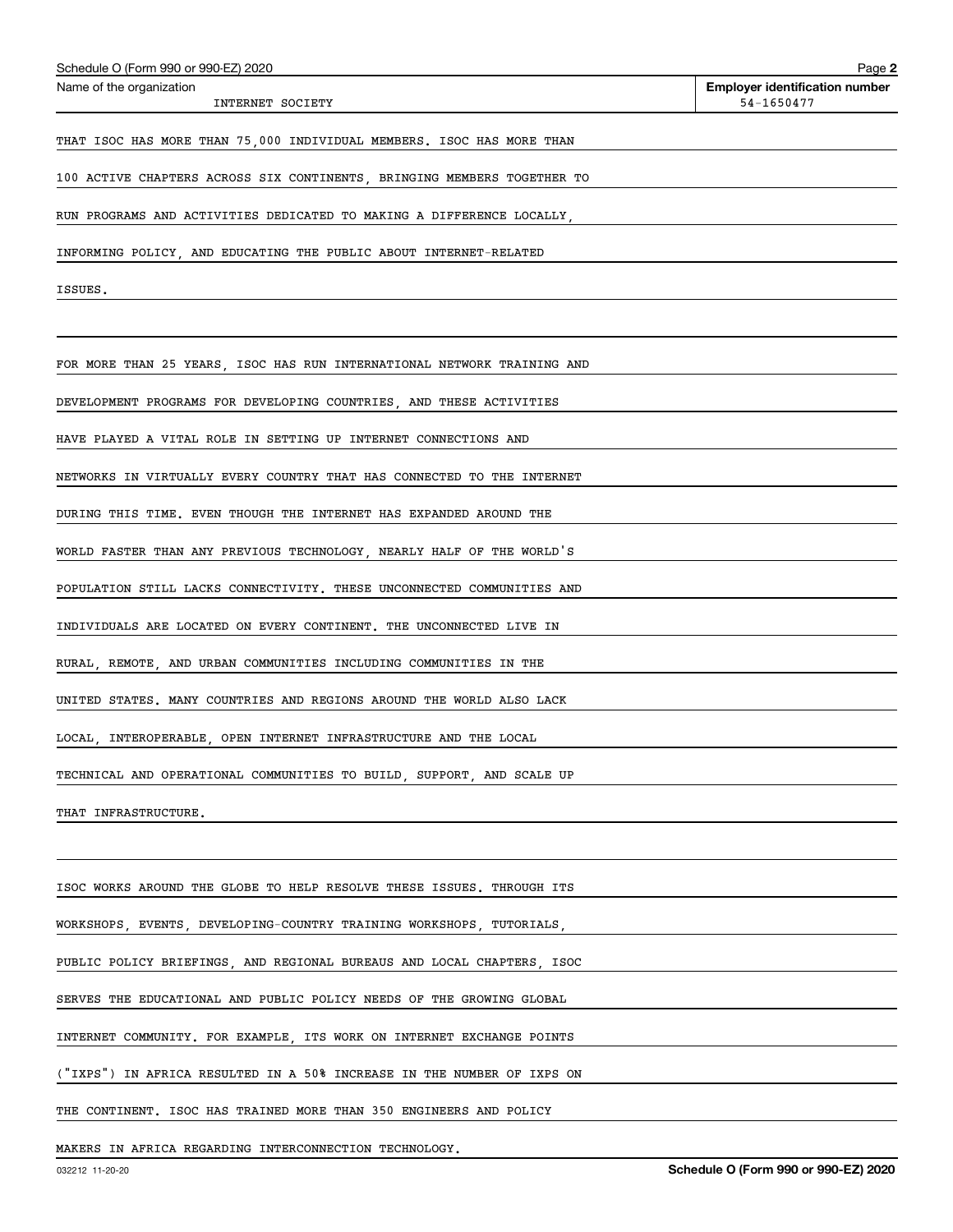Name of the organization: INTERNET SOCIETY

Employer identification number: 54-1650477

THAT ISOC HAS MORE THAN 75,000 INDIVIDUAL MEMBERS. ISOC HAS MORE THAN 100 ACTIVE CHAPTERS ACROSS SIX CONTINENTS, BRINGING MEMBERS TOGETHER TO RUN PROGRAMS AND ACTIVITIES DEDICATED TO MAKING A DIFFERENCE LOCALLY, INFORMING POLICY, AND EDUCATING THE PUBLIC ABOUT INTERNET-RELATED ISSUES.

FOR MORE THAN 25 YEARS, ISOC HAS RUN INTERNATIONAL NETWORK TRAINING AND DEVELOPMENT PROGRAMS FOR DEVELOPING COUNTRIES, AND THESE ACTIVITIES HAVE PLAYED A VITAL ROLE IN SETTING UP INTERNET CONNECTIONS AND NETWORKS IN VIRTUALLY EVERY COUNTRY THAT HAS CONNECTED TO THE INTERNET DURING THIS TIME. EVEN THOUGH THE INTERNET HAS EXPANDED AROUND THE WORLD FASTER THAN ANY PREVIOUS TECHNOLOGY, NEARLY HALF OF THE WORLD'S POPULATION STILL LACKS CONNECTIVITY. THESE UNCONNECTED COMMUNITIES AND INDIVIDUALS ARE LOCATED ON EVERY CONTINENT. THE UNCONNECTED LIVE IN RURAL, REMOTE, AND URBAN COMMUNITIES INCLUDING COMMUNITIES IN THE UNITED STATES. MANY COUNTRIES AND REGIONS AROUND THE WORLD ALSO LACK LOCAL, INTEROPERABLE, OPEN INTERNET INFRASTRUCTURE AND THE LOCAL TECHNICAL AND OPERATIONAL COMMUNITIES TO BUILD, SUPPORT, AND SCALE UP THAT INFRASTRUCTURE.

ISOC WORKS AROUND THE GLOBE TO HELP RESOLVE THESE ISSUES. THROUGH ITS WORKSHOPS, EVENTS, DEVELOPING-COUNTRY TRAINING WORKSHOPS, TUTORIALS, PUBLIC POLICY BRIEFINGS, AND REGIONAL BUREAUS AND LOCAL CHAPTERS, ISOC SERVES THE EDUCATIONAL AND PUBLIC POLICY NEEDS OF THE GROWING GLOBAL INTERNET COMMUNITY. FOR EXAMPLE, ITS WORK ON INTERNET EXCHANGE POINTS ("IXPS") IN AFRICA RESULTED IN A 50% INCREASE IN THE NUMBER OF IXPS ON THE CONTINENT. ISOC HAS TRAINED MORE THAN 350 ENGINEERS AND POLICY MAKERS IN AFRICA REGARDING INTERCONNECTION TECHNOLOGY.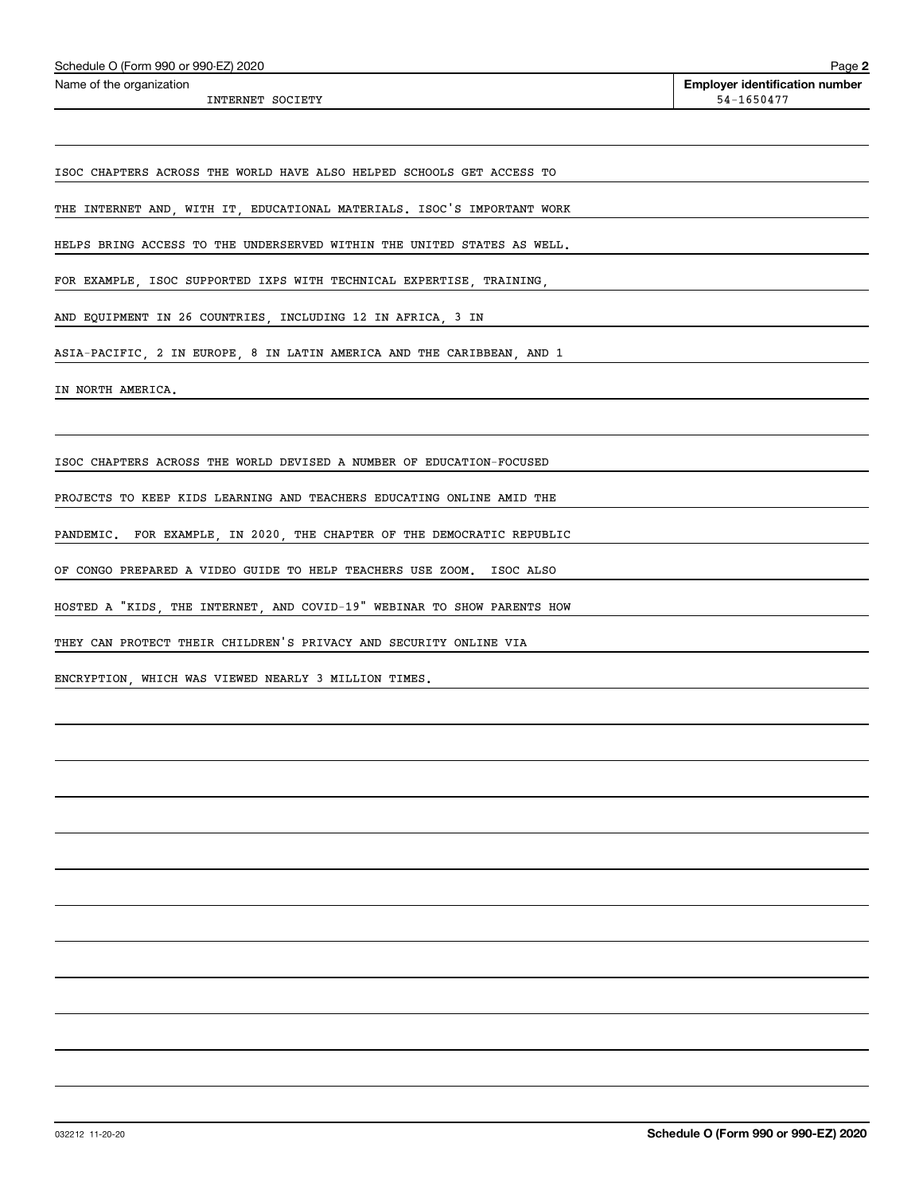Name of the organization: INTERNET SOCIETY

Employer identification number: 54-1650477

ISOC CHAPTERS ACROSS THE WORLD HAVE ALSO HELPED SCHOOLS GET ACCESS TO THE INTERNET AND, WITH IT, EDUCATIONAL MATERIALS. ISOC'S IMPORTANT WORK HELPS BRING ACCESS TO THE UNDERSERVED WITHIN THE UNITED STATES AS WELL. FOR EXAMPLE, ISOC SUPPORTED IXPS WITH TECHNICAL EXPERTISE, TRAINING, AND EQUIPMENT IN 26 COUNTRIES, INCLUDING 12 IN AFRICA, 3 IN ASIA-PACIFIC, 2 IN EUROPE, 8 IN LATIN AMERICA AND THE CARIBBEAN, AND 1 IN NORTH AMERICA.

ISOC CHAPTERS ACROSS THE WORLD DEVISED A NUMBER OF EDUCATION-FOCUSED PROJECTS TO KEEP KIDS LEARNING AND TEACHERS EDUCATING ONLINE AMID THE PANDEMIC. FOR EXAMPLE, IN 2020, THE CHAPTER OF THE DEMOCRATIC REPUBLIC OF CONGO PREPARED A VIDEO GUIDE TO HELP TEACHERS USE ZOOM. ISOC ALSO HOSTED A "KIDS, THE INTERNET, AND COVID-19" WEBINAR TO SHOW PARENTS HOW THEY CAN PROTECT THEIR CHILDREN'S PRIVACY AND SECURITY ONLINE VIA ENCRYPTION, WHICH WAS VIEWED NEARLY 3 MILLION TIMES.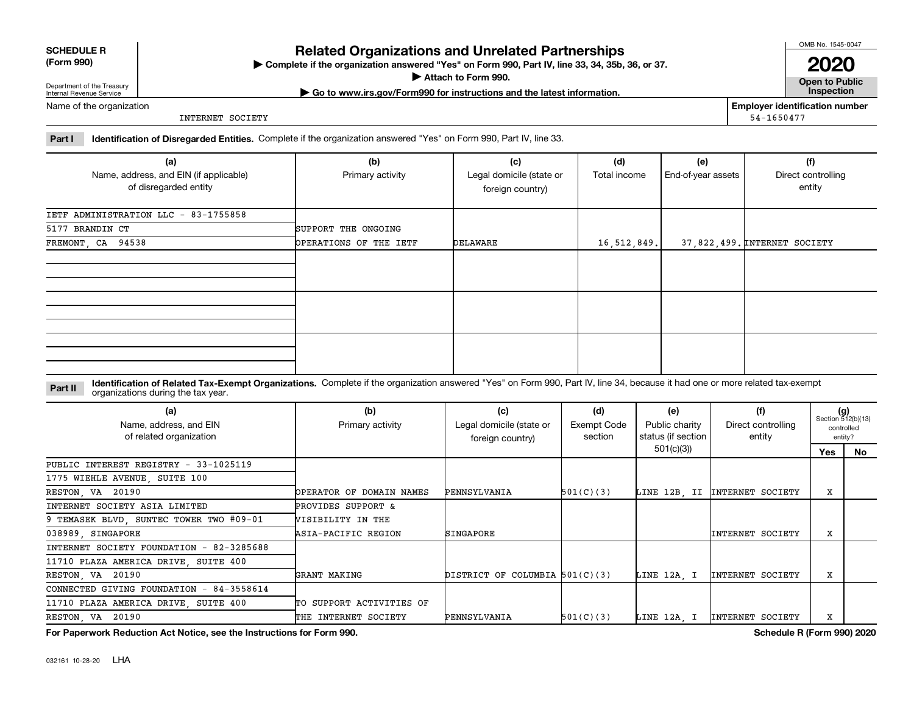**SCHEDULE R (Form 990)**

Department of the Treasury Internal Revenue Service

# Related Organizations and Unrelated Partnerships

▶ Complete if the organization answered "Yes" on Form 990, Part IV, line 33, 34, 35b, 36, or 37.

▶ Attach to Form 990.

▶ Go to www.irs.gov/Form990 for instructions and the latest information.

OMB No. 1545-0047

**2020**

**Open to Public Inspection**

Name of the organization: INTERNET SOCIETY

Employer identification number: 54-1650477

**Part I** **Identification of Disregarded Entities.** Complete if the organization answered "Yes" on Form 990, Part IV, line 33.

| (a) Name, address, and EIN (if applicable) of disregarded entity | (b) Primary activity | (c) Legal domicile (state or foreign country) | (d) Total income | (e) End-of-year assets | (f) Direct controlling entity |
|---|---|---|---|---|---|
| IETF ADMINISTRATION LLC - 83-1755858<br>5177 BRANDIN CT<br>FREMONT, CA 94538 | SUPPORT THE ONGOING OPERATIONS OF THE IETF | DELAWARE | 16,512,849. | 37,822,499. | INTERNET SOCIETY |
| | | | | | |
| | | | | | |
| | | | | | |

**Part II** **Identification of Related Tax-Exempt Organizations.** Complete if the organization answered "Yes" on Form 990, Part IV, line 34, because it had one or more related tax-exempt organizations during the tax year.

| (a) Name, address, and EIN of related organization | (b) Primary activity | (c) Legal domicile (state or foreign country) | (d) Exempt Code section | (e) Public charity status (if section 501(c)(3)) | (f) Direct controlling entity | (g) Section 512(b)(13) controlled entity? Yes | No |
|---|---|---|---|---|---|---|---|
| PUBLIC INTEREST REGISTRY - 33-1025119<br>1775 WIEHLE AVENUE, SUITE 100<br>RESTON, VA 20190 | OPERATOR OF DOMAIN NAMES | PENNSYLVANIA | 501(C)(3) | LINE 12B, II | INTERNET SOCIETY | X | |
| INTERNET SOCIETY ASIA LIMITED<br>9 TEMASEK BLVD, SUNTEC TOWER TWO #09-01<br>038989, SINGAPORE | PROVIDES SUPPORT & VISIBILITY IN THE ASIA-PACIFIC REGION | SINGAPORE | | | INTERNET SOCIETY | X | |
| INTERNET SOCIETY FOUNDATION - 82-3285688<br>11710 PLAZA AMERICA DRIVE, SUITE 400<br>RESTON, VA 20190 | GRANT MAKING | DISTRICT OF COLUMBIA | 501(C)(3) | LINE 12A, I | INTERNET SOCIETY | X | |
| CONNECTED GIVING FOUNDATION - 84-3558614<br>11710 PLAZA AMERICA DRIVE, SUITE 400<br>RESTON, VA 20190 | TO SUPPORT ACTIVITIES OF THE INTERNET SOCIETY | PENNSYLVANIA | 501(C)(3) | LINE 12A, I | INTERNET SOCIETY | X | |

**For Paperwork Reduction Act Notice, see the Instructions for Form 990.** **Schedule R (Form 990) 2020**

032161 10-28-20 LHA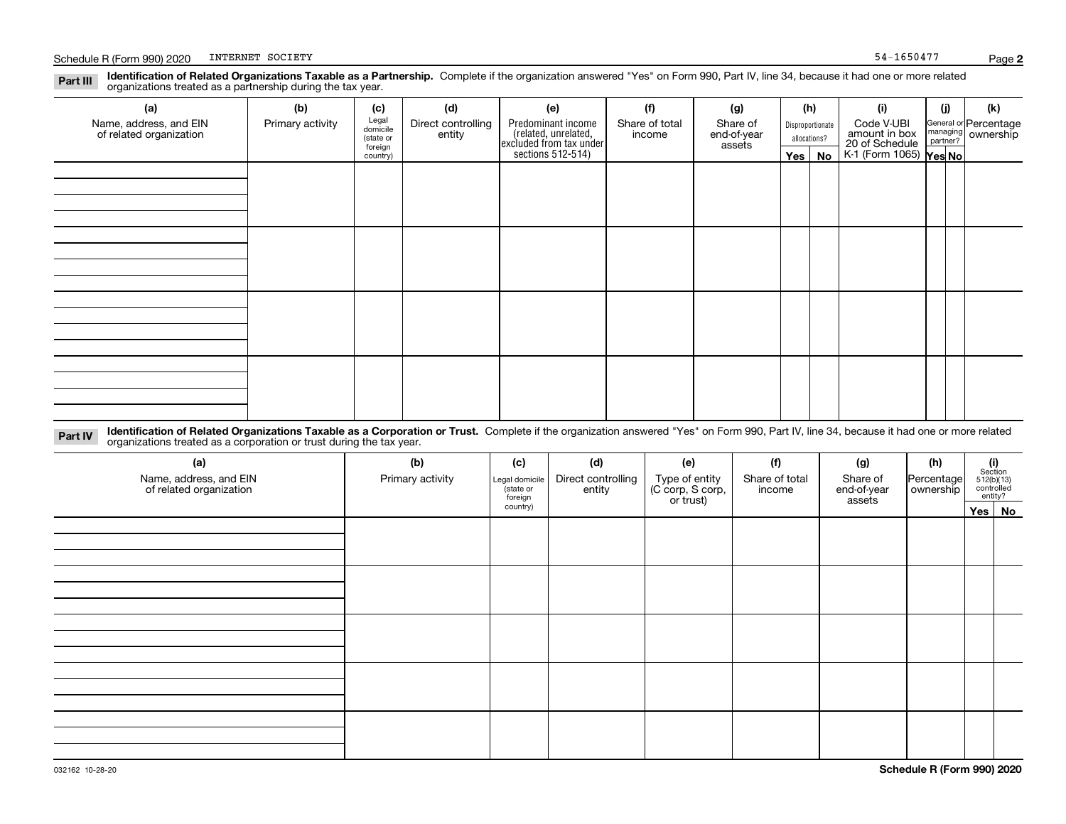Schedule R (Form 990) 2020 INTERNET SOCIETY 54-1650477

**Part III** **Identification of Related Organizations Taxable as a Partnership.** Complete if the organization answered "Yes" on Form 990, Part IV, line 34, because it had one or more related organizations treated as a partnership during the tax year.

| (a) Name, address, and EIN of related organization | (b) Primary activity | (c) Legal domicile (state or foreign country) | (d) Direct controlling entity | (e) Predominant income (related, unrelated, excluded from tax under sections 512-514) | (f) Share of total income | (g) Share of end-of-year assets | (h) Disproportionate allocations? Yes | (h) No | (i) Code V-UBI amount in box 20 of Schedule K-1 (Form 1065) | (j) General or managing partner? Yes | (j) No | (k) Percentage ownership |
|---|---|---|---|---|---|---|---|---|---|---|---|---|
| | | | | | | | | | | | | |
| | | | | | | | | | | | | |
| | | | | | | | | | | | | |
| | | | | | | | | | | | | |

**Part IV** **Identification of Related Organizations Taxable as a Corporation or Trust.** Complete if the organization answered "Yes" on Form 990, Part IV, line 34, because it had one or more related organizations treated as a corporation or trust during the tax year.

| (a) Name, address, and EIN of related organization | (b) Primary activity | (c) Legal domicile (state or foreign country) | (d) Direct controlling entity | (e) Type of entity (C corp, S corp, or trust) | (f) Share of total income | (g) Share of end-of-year assets | (h) Percentage ownership | (i) Section 512(b)(13) controlled entity? Yes | (i) No |
|---|---|---|---|---|---|---|---|---|---|
| | | | | | | | | | |
| | | | | | | | | | |
| | | | | | | | | | |
| | | | | | | | | | |
| | | | | | | | | | |

032162 10-28-20 **Schedule R (Form 990) 2020**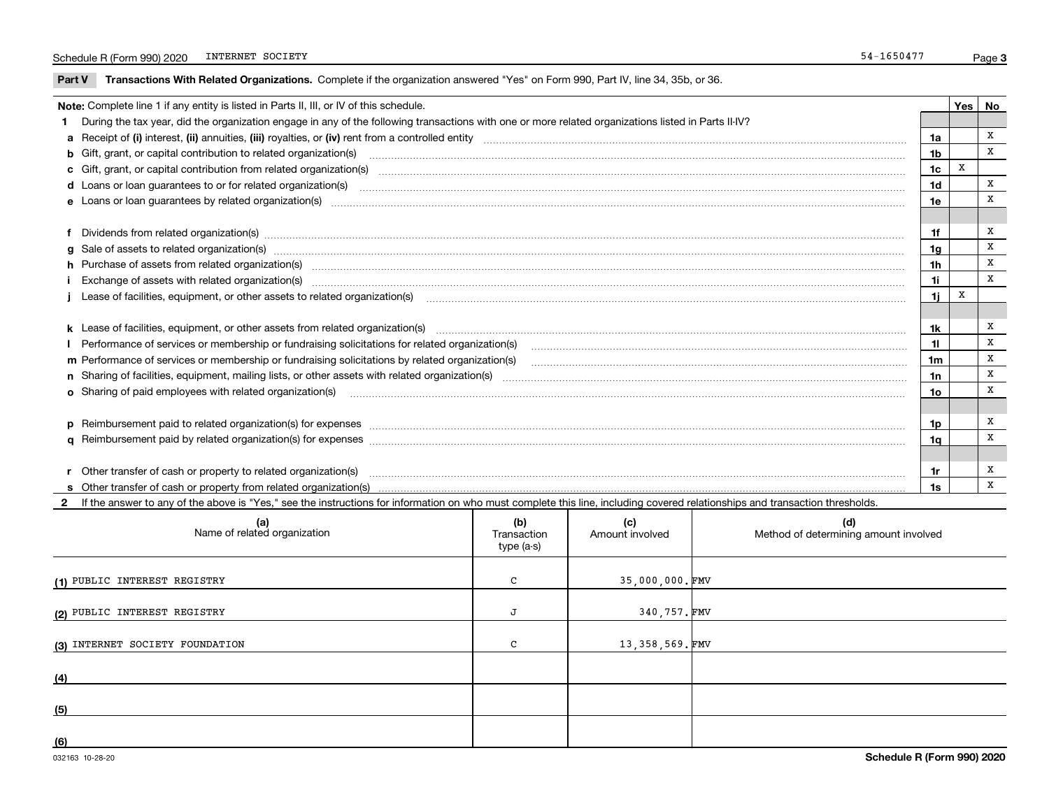Schedule R (Form 990) 2020 INTERNET SOCIETY 54-1650477

## Part V Transactions With Related Organizations.

Complete if the organization answered "Yes" on Form 990, Part IV, line 34, 35b, or 36.

**Note:** Complete line 1 if any entity is listed in Parts II, III, or IV of this schedule.

**1** During the tax year, did the organization engage in any of the following transactions with one or more related organizations listed in Parts II-IV?

| | | Line | Yes | No |
|---|---|---|---|---|
| **a** | Receipt of **(i)** interest, **(ii)** annuities, **(iii)** royalties, or **(iv)** rent from a controlled entity | 1a | | X |
| **b** | Gift, grant, or capital contribution to related organization(s) | 1b | | X |
| **c** | Gift, grant, or capital contribution from related organization(s) | 1c | X | |
| **d** | Loans or loan guarantees to or for related organization(s) | 1d | | X |
| **e** | Loans or loan guarantees by related organization(s) | 1e | | X |
| **f** | Dividends from related organization(s) | 1f | | X |
| **g** | Sale of assets to related organization(s) | 1g | | X |
| **h** | Purchase of assets from related organization(s) | 1h | | X |
| **i** | Exchange of assets with related organization(s) | 1i | | X |
| **j** | Lease of facilities, equipment, or other assets to related organization(s) | 1j | X | |
| **k** | Lease of facilities, equipment, or other assets from related organization(s) | 1k | | X |
| **l** | Performance of services or membership or fundraising solicitations for related organization(s) | 1l | | X |
| **m** | Performance of services or membership or fundraising solicitations by related organization(s) | 1m | | X |
| **n** | Sharing of facilities, equipment, mailing lists, or other assets with related organization(s) | 1n | | X |
| **o** | Sharing of paid employees with related organization(s) | 1o | | X |
| **p** | Reimbursement paid to related organization(s) for expenses | 1p | | X |
| **q** | Reimbursement paid by related organization(s) for expenses | 1q | | X |
| **r** | Other transfer of cash or property to related organization(s) | 1r | | X |
| **s** | Other transfer of cash or property from related organization(s) | 1s | | X |

**2** If the answer to any of the above is "Yes," see the instructions for information on who must complete this line, including covered relationships and transaction thresholds.

| | (a) Name of related organization | (b) Transaction type (a-s) | (c) Amount involved | (d) Method of determining amount involved |
|---|---|---|---|---|
| (1) | PUBLIC INTEREST REGISTRY | C | 35,000,000. | FMV |
| (2) | PUBLIC INTEREST REGISTRY | J | 340,757. | FMV |
| (3) | INTERNET SOCIETY FOUNDATION | C | 13,358,569. | FMV |
| (4) | | | | |
| (5) | | | | |
| (6) | | | | |

032163 10-28-20 Schedule R (Form 990) 2020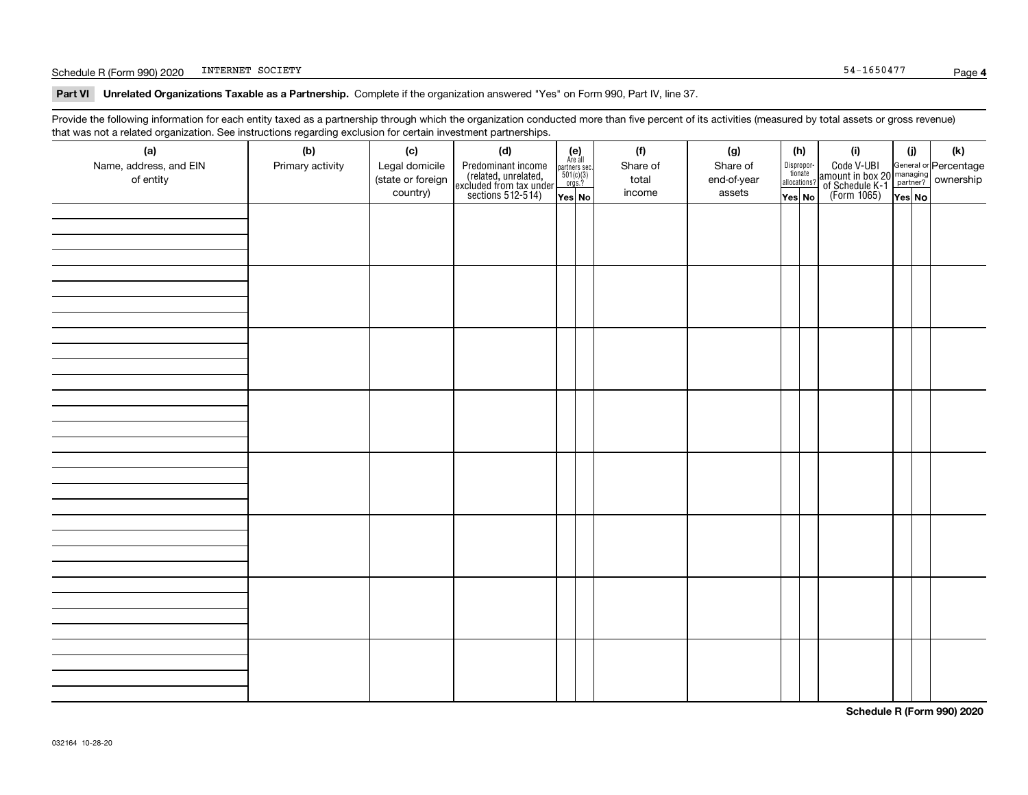Schedule R (Form 990) 2020 INTERNET SOCIETY 54-1650477

**Part VI** **Unrelated Organizations Taxable as a Partnership.** Complete if the organization answered "Yes" on Form 990, Part IV, line 37.

Provide the following information for each entity taxed as a partnership through which the organization conducted more than five percent of its activities (measured by total assets or gross revenue) that was not a related organization. See instructions regarding exclusion for certain investment partnerships.

| (a) Name, address, and EIN of entity | (b) Primary activity | (c) Legal domicile (state or foreign country) | (d) Predominant income (related, unrelated, excluded from tax under sections 512-514) | (e) Are all partners sec. 501(c)(3) orgs.? Yes | No | (f) Share of total income | (g) Share of end-of-year assets | (h) Disproportionate allocations? Yes | No | (i) Code V-UBI amount in box 20 of Schedule K-1 (Form 1065) | (j) General or managing partner? Yes | No | (k) Percentage ownership |
|---|---|---|---|---|---|---|---|---|---|---|---|---|---|
| | | | | | | | | | | | | | |
| | | | | | | | | | | | | | |
| | | | | | | | | | | | | | |
| | | | | | | | | | | | | | |
| | | | | | | | | | | | | | |
| | | | | | | | | | | | | | |
| | | | | | | | | | | | | | |
| | | | | | | | | | | | | | |

**Schedule R (Form 990) 2020**

032164 10-28-20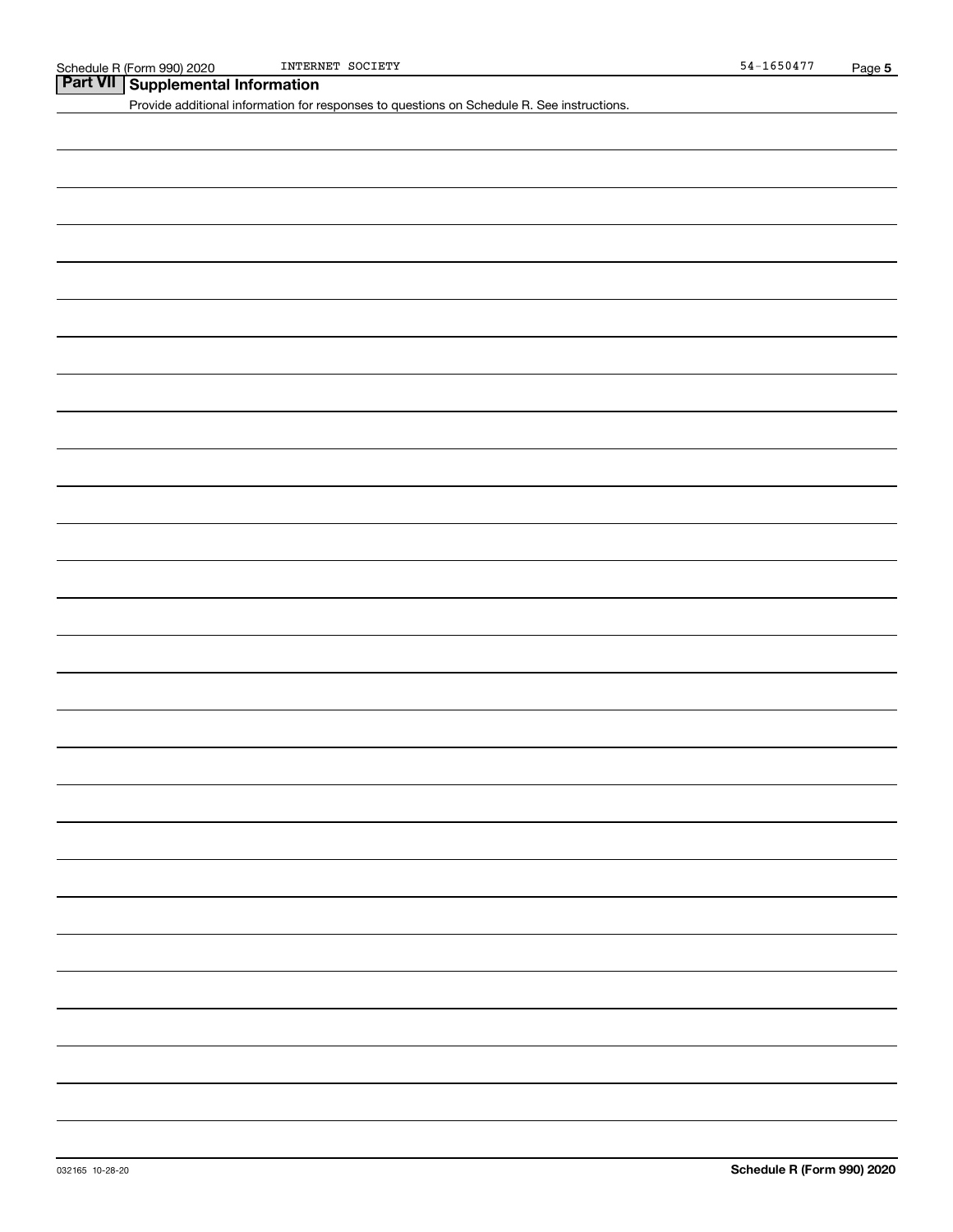Schedule R (Form 990) 2020 INTERNET SOCIETY 54-1650477

## Part VII Supplemental Information

Provide additional information for responses to questions on Schedule R. See instructions.

032165 10-28-20 **Schedule R (Form 990) 2020**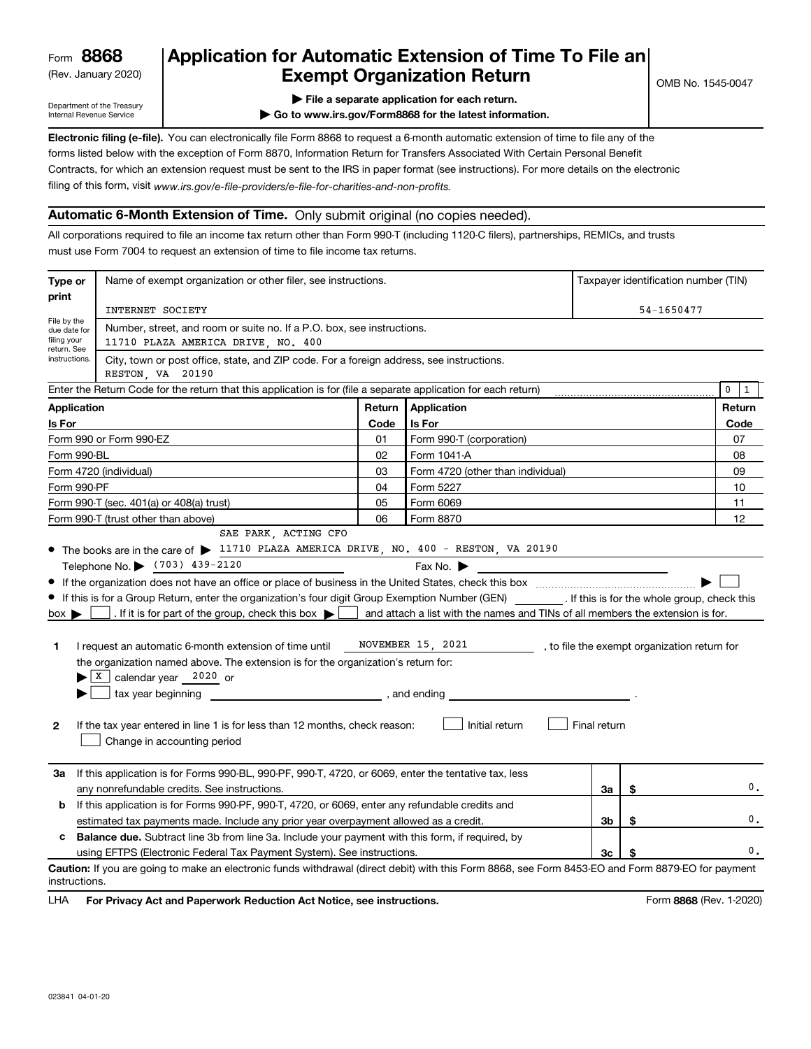Form **8868**
(Rev. January 2020)

Department of the Treasury
Internal Revenue Service

# Application for Automatic Extension of Time To File an Exempt Organization Return

OMB No. 1545-0047

▶ File a separate application for each return.
▶ Go to www.irs.gov/Form8868 for the latest information.

**Electronic filing (e-file).** You can electronically file Form 8868 to request a 6-month automatic extension of time to file any of the forms listed below with the exception of Form 8870, Information Return for Transfers Associated With Certain Personal Benefit Contracts, for which an extension request must be sent to the IRS in paper format (see instructions). For more details on the electronic filing of this form, visit *www.irs.gov/e-file-providers/e-file-for-charities-and-non-profits.*

## Automatic 6-Month Extension of Time. Only submit original (no copies needed).

All corporations required to file an income tax return other than Form 990-T (including 1120-C filers), partnerships, REMICs, and trusts must use Form 7004 to request an extension of time to file income tax returns.

| | | |
|---|---|---|
| **Type or print** | Name of exempt organization or other filer, see instructions. INTERNET SOCIETY | Taxpayer identification number (TIN) 54-1650477 |
| File by the due date for filing your return. See instructions. | Number, street, and room or suite no. If a P.O. box, see instructions. 11710 PLAZA AMERICA DRIVE, NO. 400 | |
| | City, town or post office, state, and ZIP code. For a foreign address, see instructions. RESTON, VA 20190 | |

Enter the Return Code for the return that this application is for (file a separate application for each return) ..... 0 1

| Application Is For | Return Code | Application Is For | Return Code |
|---|---|---|---|
| Form 990 or Form 990-EZ | 01 | Form 990-T (corporation) | 07 |
| Form 990-BL | 02 | Form 1041-A | 08 |
| Form 4720 (individual) | 03 | Form 4720 (other than individual) | 09 |
| Form 990-PF | 04 | Form 5227 | 10 |
| Form 990-T (sec. 401(a) or 408(a) trust) | 05 | Form 6069 | 11 |
| Form 990-T (trust other than above) | 06 | Form 8870 | 12 |

- The books are in the care of ▶ SAE PARK, ACTING CFO 11710 PLAZA AMERICA DRIVE, NO. 400 - RESTON, VA 20190
  Telephone No. ▶ (703) 439-2120 Fax No. ▶
- If the organization does not have an office or place of business in the United States, check this box ..... ▶ ☐
- If this is for a Group Return, enter the organization's four digit Group Exemption Number (GEN) ________ . If this is for the whole group, check this box ▶ ☐ . If it is for part of the group, check this box ▶ ☐ and attach a list with the names and TINs of all members the extension is for.

**1** I request an automatic 6-month extension of time until NOVEMBER 15, 2021 , to file the exempt organization return for the organization named above. The extension is for the organization's return for:
▶ ☒ calendar year 2020 or
▶ ☐ tax year beginning ______________ , and ending ______________ .

**2** If the tax year entered in line 1 is for less than 12 months, check reason: ☐ Initial return ☐ Final return
☐ Change in accounting period

| | | | | |
|---|---|---|---|---|
| **3a** | If this application is for Forms 990-BL, 990-PF, 990-T, 4720, or 6069, enter the tentative tax, less any nonrefundable credits. See instructions. | **3a** | $ | 0. |
| **b** | If this application is for Forms 990-PF, 990-T, 4720, or 6069, enter any refundable credits and estimated tax payments made. Include any prior year overpayment allowed as a credit. | **3b** | $ | 0. |
| **c** | **Balance due.** Subtract line 3b from line 3a. Include your payment with this form, if required, by using EFTPS (Electronic Federal Tax Payment System). See instructions. | **3c** | $ | 0. |

**Caution:** If you are going to make an electronic funds withdrawal (direct debit) with this Form 8868, see Form 8453-EO and Form 8879-EO for payment instructions.

LHA **For Privacy Act and Paperwork Reduction Act Notice, see instructions.** Form **8868** (Rev. 1-2020)

023841 04-01-20